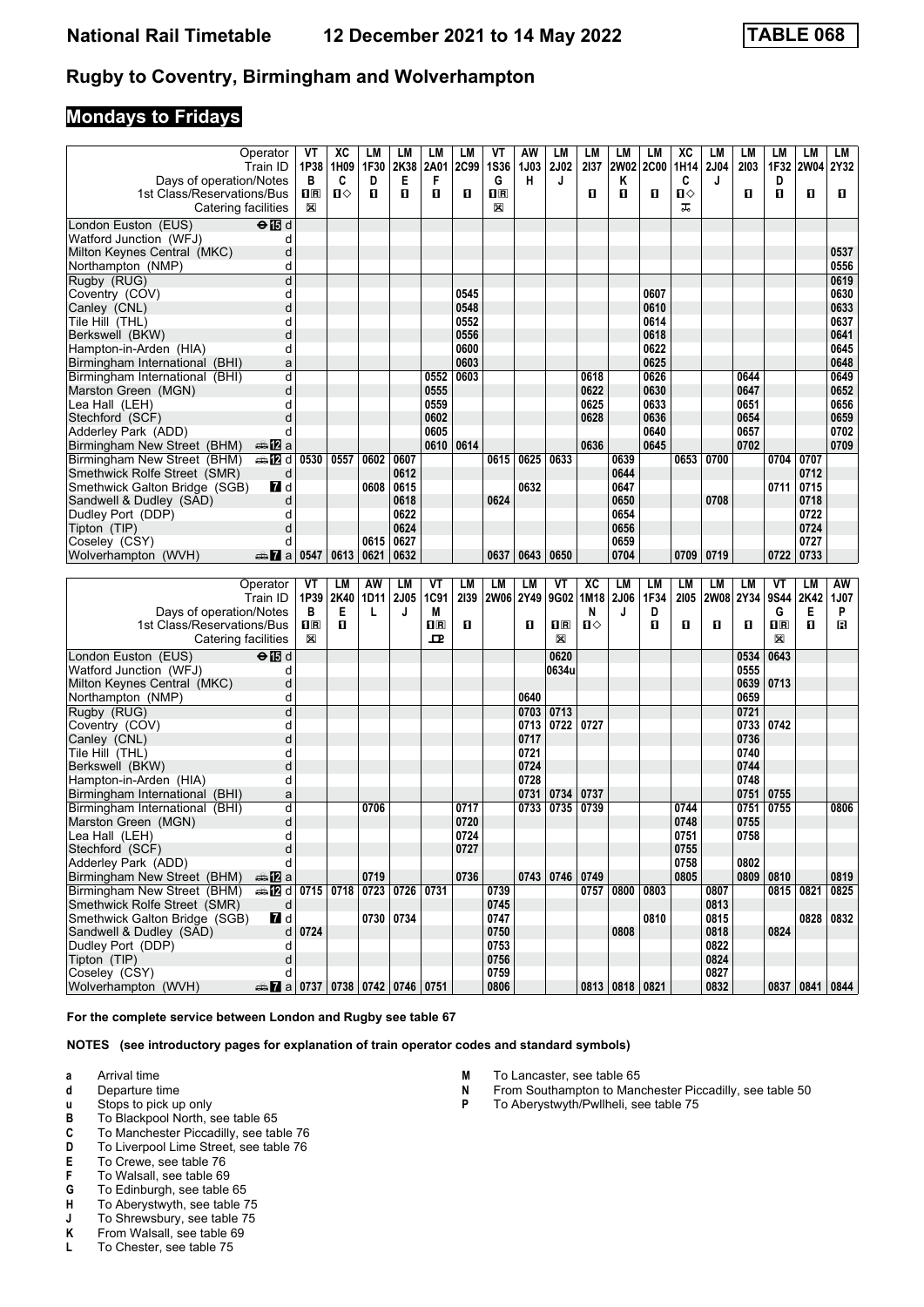# National Rail Timetable 12 December 2021 to 14 May 2022 TABLE 068

## Rugby to Coventry, Birmingham and Wolverhampton

### Mondays to Fridays

| Operator | | VT | XC | LM | LM | LM | LM | VT | AW | LM | LM | LM | LM | XC | LM | LM | LM | LM | LM |
|---|---|---|---|---|---|---|---|---|---|---|---|---|---|---|---|---|---|---|---|
| Train ID | | 1P38 | 1H09 | 1F30 | 2K38 | 2A01 | 2C99 | 1S36 | 1J03 | 2J02 | 2I37 | 2W02 | 2C00 | 1H14 | 2J04 | 2I03 | 1F32 | 2W04 | 2Y32 |
| Days of operation/Notes | | B | C | D | E | F | | G | H | J | | K | | C | J | | D | | |
| 1st Class/Reservations/Bus | | 1R | 1◇ | 1 | 1 | 1 | 1 | 1R | | | 1 | 1 | 1 | 1◇ | | 1 | 1 | 1 | 1 |
| Catering facilities | | ✕ | | | | | | ✕ | | | | | | ⛾ | | | | | |
| London Euston (EUS) | ⊖15 d | | | | | | | | | | | | | | | | | | |
| Watford Junction (WFJ) | d | | | | | | | | | | | | | | | | | | |
| Milton Keynes Central (MKC) | d | | | | | | | | | | | | | | | | | | 0537 |
| Northampton (NMP) | d | | | | | | | | | | | | | | | | | | 0556 |
| Rugby (RUG) | d | | | | | | | | | | | | | | | | | | 0619 |
| Coventry (COV) | d | | | | | | 0545 | | | | | | 0607 | | | | | | 0630 |
| Canley (CNL) | d | | | | | | 0548 | | | | | | 0610 | | | | | | 0633 |
| Tile Hill (THL) | d | | | | | | 0552 | | | | | | 0614 | | | | | | 0637 |
| Berkswell (BKW) | d | | | | | | 0556 | | | | | | 0618 | | | | | | 0641 |
| Hampton-in-Arden (HIA) | d | | | | | | 0600 | | | | | | 0622 | | | | | | 0645 |
| Birmingham International (BHI) | a | | | | | | 0603 | | | | | | 0625 | | | | | | 0648 |
| Birmingham International (BHI) | d | | | | | 0552 | 0603 | | | | 0618 | | 0626 | | | 0644 | | | 0649 |
| Marston Green (MGN) | d | | | | | 0555 | | | | | 0622 | | 0630 | | | 0647 | | | 0652 |
| Lea Hall (LEH) | d | | | | | 0559 | | | | | 0625 | | 0633 | | | 0651 | | | 0656 |
| Stechford (SCF) | d | | | | | 0602 | | | | | 0628 | | 0636 | | | 0654 | | | 0659 |
| Adderley Park (ADD) | d | | | | | 0605 | | | | | | | 0640 | | | 0657 | | | 0702 |
| Birmingham New Street (BHM) | 12 a | | | | | 0610 | 0614 | | | | 0636 | | 0645 | | | 0702 | | | 0709 |
| Birmingham New Street (BHM) | 12 d | 0530 | 0557 | 0602 | 0607 | | | 0615 | 0625 | 0633 | | 0639 | | 0653 | 0700 | | 0704 | 0707 | |
| Smethwick Rolfe Street (SMR) | d | | | | 0612 | | | | | | | 0644 | | | | | | 0712 | |
| Smethwick Galton Bridge (SGB) | 7 d | | | 0608 | 0615 | | | | 0632 | | | 0647 | | | | | 0711 | 0715 | |
| Sandwell & Dudley (SAD) | d | | | | 0618 | | | 0624 | | | | 0650 | | | 0708 | | | 0718 | |
| Dudley Port (DDP) | d | | | | 0622 | | | | | | | 0654 | | | | | | 0722 | |
| Tipton (TIP) | d | | | | 0624 | | | | | | | 0656 | | | | | | 0724 | |
| Coseley (CSY) | d | | | 0615 | 0627 | | | | | | | 0659 | | | | | | 0727 | |
| Wolverhampton (WVH) | 7 a | 0547 | 0613 | 0621 | 0632 | | | 0637 | 0643 | 0650 | | 0704 | | 0709 | 0719 | | 0722 | 0733 | |

| Operator | | VT | LM | AW | LM | VT | LM | LM | LM | VT | XC | LM | LM | LM | LM | LM | VT | LM | AW |
|---|---|---|---|---|---|---|---|---|---|---|---|---|---|---|---|---|---|---|---|
| Train ID | | 1P39 | 2K40 | 1D11 | 2J05 | 1C91 | 2I39 | 2W06 | 2Y49 | 9G02 | 1M18 | 2J06 | 1F34 | 2I05 | 2W08 | 2Y34 | 9S44 | 2K42 | 1J07 |
| Days of operation/Notes | | B | E | L | J | M | | | | | N | J | D | | | | G | E | P |
| 1st Class/Reservations/Bus | | 1R | 1 | | | 1R | 1 | | 1 | 1R | 1◇ | | 1 | 1 | 1 | 1 | 1R | 1 | R |
| Catering facilities | | ✕ | | | | ⛾ | | | | ✕ | | | | | | | ✕ | | |
| London Euston (EUS) | ⊖15 d | | | | | | | | | 0620 | | | | | | 0534 | 0643 | | |
| Watford Junction (WFJ) | d | | | | | | | | | 0634u | | | | | | 0555 | | | |
| Milton Keynes Central (MKC) | d | | | | | | | | | | | | | | | 0639 | 0713 | | |
| Northampton (NMP) | d | | | | | | | | 0640 | | | | | | | 0659 | | | |
| Rugby (RUG) | d | | | | | | | | 0703 | 0713 | | | | | | 0721 | | | |
| Coventry (COV) | d | | | | | | | | 0713 | 0722 | 0727 | | | | | 0733 | 0742 | | |
| Canley (CNL) | d | | | | | | | | 0717 | | | | | | | 0736 | | | |
| Tile Hill (THL) | d | | | | | | | | 0721 | | | | | | | 0740 | | | |
| Berkswell (BKW) | d | | | | | | | | 0724 | | | | | | | 0744 | | | |
| Hampton-in-Arden (HIA) | d | | | | | | | | 0728 | | | | | | | 0748 | | | |
| Birmingham International (BHI) | a | | | | | | | | 0731 | 0734 | 0737 | | | | | 0751 | 0755 | | |
| Birmingham International (BHI) | d | | | 0706 | | | 0717 | | 0733 | 0735 | 0739 | | | 0744 | | 0751 | 0755 | | 0806 |
| Marston Green (MGN) | d | | | | | | 0720 | | | | | | | 0748 | | 0755 | | | |
| Lea Hall (LEH) | d | | | | | | 0724 | | | | | | | 0751 | | 0758 | | | |
| Stechford (SCF) | d | | | | | | 0727 | | | | | | | 0755 | | | | | |
| Adderley Park (ADD) | d | | | | | | | | | | | | | 0758 | | 0802 | | | |
| Birmingham New Street (BHM) | 12 a | | | 0719 | | | 0736 | | 0743 | 0746 | 0749 | | | 0805 | | 0809 | 0810 | | 0819 |
| Birmingham New Street (BHM) | 12 d | 0715 | 0718 | 0723 | 0726 | 0731 | | 0739 | | | 0757 | 0800 | 0803 | | 0807 | | 0815 | 0821 | 0825 |
| Smethwick Rolfe Street (SMR) | d | | | | | | | 0745 | | | | | | | 0813 | | | | |
| Smethwick Galton Bridge (SGB) | 7 d | | | 0730 | 0734 | | | 0747 | | | | | 0810 | | 0815 | | | 0828 | 0832 |
| Sandwell & Dudley (SAD) | d | 0724 | | | | | | 0750 | | | | 0808 | | | 0818 | | 0824 | | |
| Dudley Port (DDP) | d | | | | | | | 0753 | | | | | | | 0822 | | | | |
| Tipton (TIP) | d | | | | | | | 0756 | | | | | | | 0824 | | | | |
| Coseley (CSY) | d | | | | | | | 0759 | | | | | | | 0827 | | | | |
| Wolverhampton (WVH) | 7 a | 0737 | 0738 | 0742 | 0746 | 0751 | | 0806 | | | 0813 | 0818 | 0821 | | 0832 | | 0837 | 0841 | 0844 |

**For the complete service between London and Rugby see table 67**

**NOTES (see introductory pages for explanation of train operator codes and standard symbols)**

- **a** Arrival time
- **d** Departure time
- **u** Stops to pick up only
- **B** To Blackpool North, see table 65
- **C** To Manchester Piccadilly, see table 76
- **D** To Liverpool Lime Street, see table 76
- **E** To Crewe, see table 76
- **F** To Walsall, see table 69
- **G** To Edinburgh, see table 65
- **H** To Aberystwyth, see table 75
- **J** To Shrewsbury, see table 75
- **K** From Walsall, see table 69
- **L** To Chester, see table 75
- **M** To Lancaster, see table 65
- **N** From Southampton to Manchester Piccadilly, see table 50
- **P** To Aberystwyth/Pwllheli, see table 75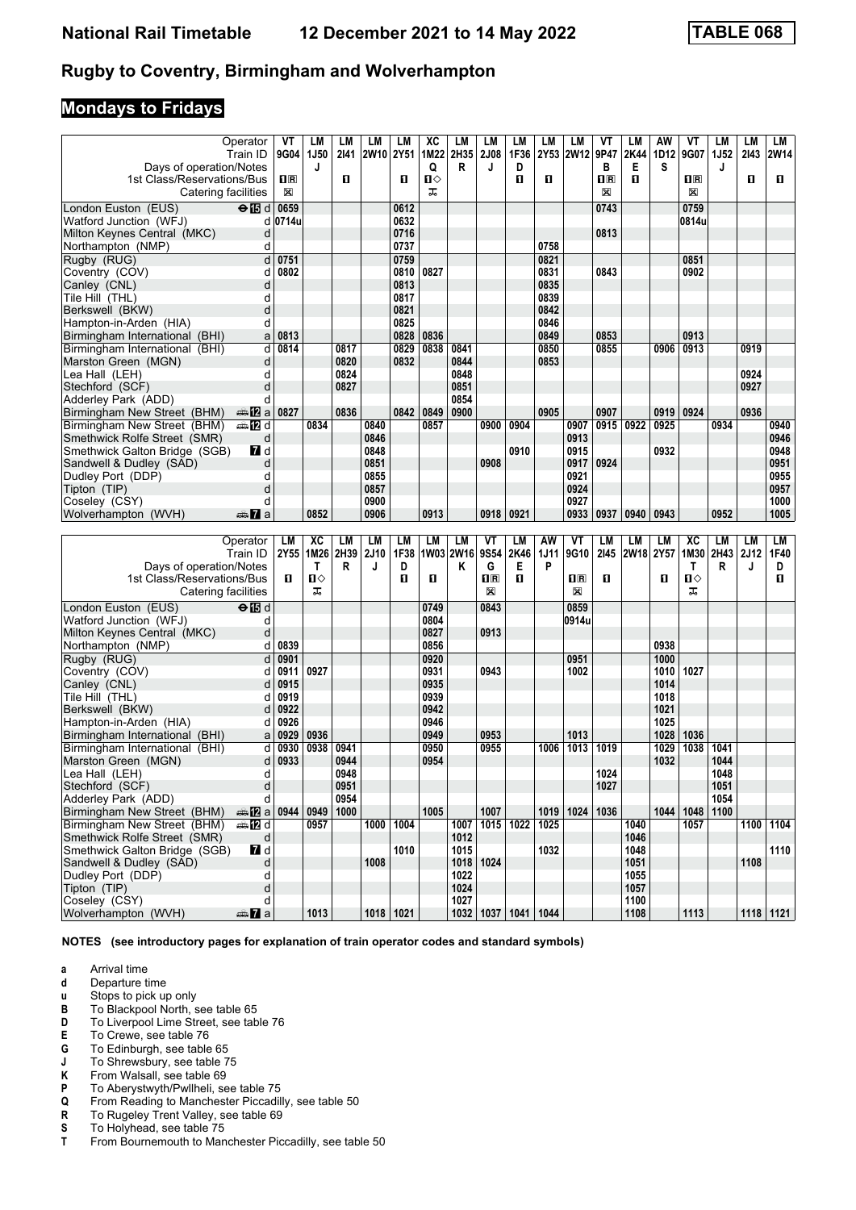# Rugby to Coventry, Birmingham and Wolverhampton

## Mondays to Fridays

| Operator | | VT | LM | LM | LM | LM | XC | LM | LM | LM | LM | LM | VT | LM | AW | VT | LM | LM | LM |
|---|---|---|---|---|---|---|---|---|---|---|---|---|---|---|---|---|---|---|---|
| Train ID | | 9G04 | 1J50 | 2I41 | 2W10 | 2Y51 | 1M22 | 2H35 | 2J08 | 1F36 | 2Y53 | 2W12 | 9P47 | 2K44 | 1D12 | 9G07 | 1J52 | 2I43 | 2W14 |
| Days of operation/Notes | | | J | | | | Q | R | J | D | | | B | E | S | | J | | |
| 1st Class/Reservations/Bus | | 1R | | 1 | | 1 | 1◇ | | | 1 | 1 | | 1R | 1 | | 1R | | 1 | 1 |
| Catering facilities | | X | | | | | ᅲ | | | | | | X | | | X | | | |
| London Euston (EUS) | ⊖ 15 d | 0659 | | | | 0612 | | | | | | | 0743 | | | 0759 | | | |
| Watford Junction (WFJ) | d | 0714u | | | | 0632 | | | | | | | | | | 0814u | | | |
| Milton Keynes Central (MKC) | d | | | | | 0716 | | | | | | | 0813 | | | | | | |
| Northampton (NMP) | d | | | | | 0737 | | | | | 0758 | | | | | | | | |
| Rugby (RUG) | d | 0751 | | | | 0759 | | | | | 0821 | | | | | 0851 | | | |
| Coventry (COV) | d | 0802 | | | | 0810 | 0827 | | | | 0831 | | 0843 | | | 0902 | | | |
| Canley (CNL) | d | | | | | 0813 | | | | | 0835 | | | | | | | | |
| Tile Hill (THL) | d | | | | | 0817 | | | | | 0839 | | | | | | | | |
| Berkswell (BKW) | d | | | | | 0821 | | | | | 0842 | | | | | | | | |
| Hampton-in-Arden (HIA) | d | | | | | 0825 | | | | | 0846 | | | | | | | | |
| Birmingham International (BHI) | a | 0813 | | | | 0828 | 0836 | | | | 0849 | | 0853 | | | 0913 | | | |
| Birmingham International (BHI) | d | 0814 | | 0817 | | 0829 | 0838 | 0841 | | | 0850 | | 0855 | | 0906 | 0913 | | 0919 | |
| Marston Green (MGN) | d | | | 0820 | | 0832 | | 0844 | | | 0853 | | | | | | | | |
| Lea Hall (LEH) | d | | | 0824 | | | | 0848 | | | | | | | | | | 0924 | |
| Stechford (SCF) | d | | | 0827 | | | | 0851 | | | | | | | | | | 0927 | |
| Adderley Park (ADD) | d | | | | | | | 0854 | | | | | | | | | | | |
| Birmingham New Street (BHM) | 🚌 12 a | 0827 | | 0836 | | 0842 | 0849 | 0900 | | | 0905 | | 0907 | | 0919 | 0924 | | 0936 | |
| Birmingham New Street (BHM) | 🚌 12 d | | 0834 | | 0840 | | 0857 | | 0900 | 0904 | | 0907 | 0915 | 0922 | 0925 | | 0934 | | 0940 |
| Smethwick Rolfe Street (SMR) | d | | | | 0846 | | | | | | | 0913 | | | | | | | 0946 |
| Smethwick Galton Bridge (SGB) | 7 d | | | | 0848 | | | | | 0910 | | 0915 | | | 0932 | | | | 0948 |
| Sandwell & Dudley (SAD) | d | | | | 0851 | | | | 0908 | | | 0917 | 0924 | | | | | | 0951 |
| Dudley Port (DDP) | d | | | | 0855 | | | | | | | 0921 | | | | | | | 0955 |
| Tipton (TIP) | d | | | | 0857 | | | | | | | 0924 | | | | | | | 0957 |
| Coseley (CSY) | d | | | | 0900 | | | | | | | 0927 | | | | | | | 1000 |
| Wolverhampton (WVH) | 🚌 7 a | | 0852 | | 0906 | | 0913 | | 0918 | 0921 | | 0933 | 0937 | 0940 | 0943 | | 0952 | | 1005 |

| Operator | | LM | XC | LM | LM | LM | LM | LM | VT | LM | AW | VT | LM | LM | LM | XC | LM | LM | LM |
|---|---|---|---|---|---|---|---|---|---|---|---|---|---|---|---|---|---|---|---|
| Train ID | | 2Y55 | 1M26 | 2H39 | 2J10 | 1F38 | 1W03 | 2W16 | 9S54 | 2K46 | 1J11 | 9G10 | 2I45 | 2W18 | 2Y57 | 1M30 | 2H43 | 2J12 | 1F40 |
| Days of operation/Notes | | | T | R | J | D | | K | G | E | P | | | | | T | R | J | D |
| 1st Class/Reservations/Bus | | 1 | 1◇ | | | 1 | 1 | | 1R | 1 | | 1R | 1 | | 1 | 1◇ | | | 1 |
| Catering facilities | | | ᅲ | | | | | | X | | | X | | | | ᅲ | | | |
| London Euston (EUS) | ⊖ 15 d | | | | | | 0749 | | 0843 | | | 0859 | | | | | | | |
| Watford Junction (WFJ) | d | | | | | | 0804 | | | | | 0914u | | | | | | | |
| Milton Keynes Central (MKC) | d | | | | | | 0827 | | 0913 | | | | | | | | | | |
| Northampton (NMP) | d | 0839 | | | | | 0856 | | | | | | | | 0938 | | | | |
| Rugby (RUG) | d | 0901 | | | | | 0920 | | | | | 0951 | | | 1000 | | | | |
| Coventry (COV) | d | 0911 | 0927 | | | | 0931 | | 0943 | | | 1002 | | | 1010 | 1027 | | | |
| Canley (CNL) | d | 0915 | | | | | 0935 | | | | | | | | 1014 | | | | |
| Tile Hill (THL) | d | 0919 | | | | | 0939 | | | | | | | | 1018 | | | | |
| Berkswell (BKW) | d | 0922 | | | | | 0942 | | | | | | | | 1021 | | | | |
| Hampton-in-Arden (HIA) | d | 0926 | | | | | 0946 | | | | | | | | 1025 | | | | |
| Birmingham International (BHI) | a | 0929 | 0936 | | | | 0949 | | 0953 | | | 1013 | | | 1028 | 1036 | | | |
| Birmingham International (BHI) | d | 0930 | 0938 | 0941 | | | 0950 | | 0955 | | 1006 | 1013 | 1019 | | 1029 | 1038 | 1041 | | |
| Marston Green (MGN) | d | 0933 | | 0944 | | | 0954 | | | | | | | | 1032 | | 1044 | | |
| Lea Hall (LEH) | d | | | 0948 | | | | | | | | | 1024 | | | | 1048 | | |
| Stechford (SCF) | d | | | 0951 | | | | | | | | | 1027 | | | | 1051 | | |
| Adderley Park (ADD) | d | | | 0954 | | | | | | | | | | | | | 1054 | | |
| Birmingham New Street (BHM) | 🚌 12 a | 0944 | 0949 | 1000 | | | 1005 | | 1007 | | 1019 | 1024 | 1036 | | 1044 | 1048 | 1100 | | |
| Birmingham New Street (BHM) | 🚌 12 d | | 0957 | | 1000 | 1004 | | 1007 | 1015 | 1022 | 1025 | | | 1040 | | 1057 | | 1100 | 1104 |
| Smethwick Rolfe Street (SMR) | d | | | | | | | 1012 | | | | | | 1046 | | | | | |
| Smethwick Galton Bridge (SGB) | 7 d | | | | | 1010 | | 1015 | | | 1032 | | | 1048 | | | | | 1110 |
| Sandwell & Dudley (SAD) | d | | | | 1008 | | | 1018 | 1024 | | | | | 1051 | | | | 1108 | |
| Dudley Port (DDP) | d | | | | | | | 1022 | | | | | | 1055 | | | | | |
| Tipton (TIP) | d | | | | | | | 1024 | | | | | | 1057 | | | | | |
| Coseley (CSY) | d | | | | | | | 1027 | | | | | | 1100 | | | | | |
| Wolverhampton (WVH) | 🚌 7 a | | 1013 | | 1018 | 1021 | | 1032 | 1037 | 1041 | 1044 | | | 1108 | | 1113 | | 1118 | 1121 |

**NOTES (see introductory pages for explanation of train operator codes and standard symbols)**

- **a** Arrival time
- **d** Departure time
- **u** Stops to pick up only
- **B** To Blackpool North, see table 65
- **D** To Liverpool Lime Street, see table 76
- **E** To Crewe, see table 76
- **G** To Edinburgh, see table 65
- **J** To Shrewsbury, see table 75
- **K** From Walsall, see table 69
- **P** To Aberystwyth/Pwllheli, see table 75
- **Q** From Reading to Manchester Piccadilly, see table 50
- **R** To Rugeley Trent Valley, see table 69
- **S** To Holyhead, see table 75
- **T** From Bournemouth to Manchester Piccadilly, see table 50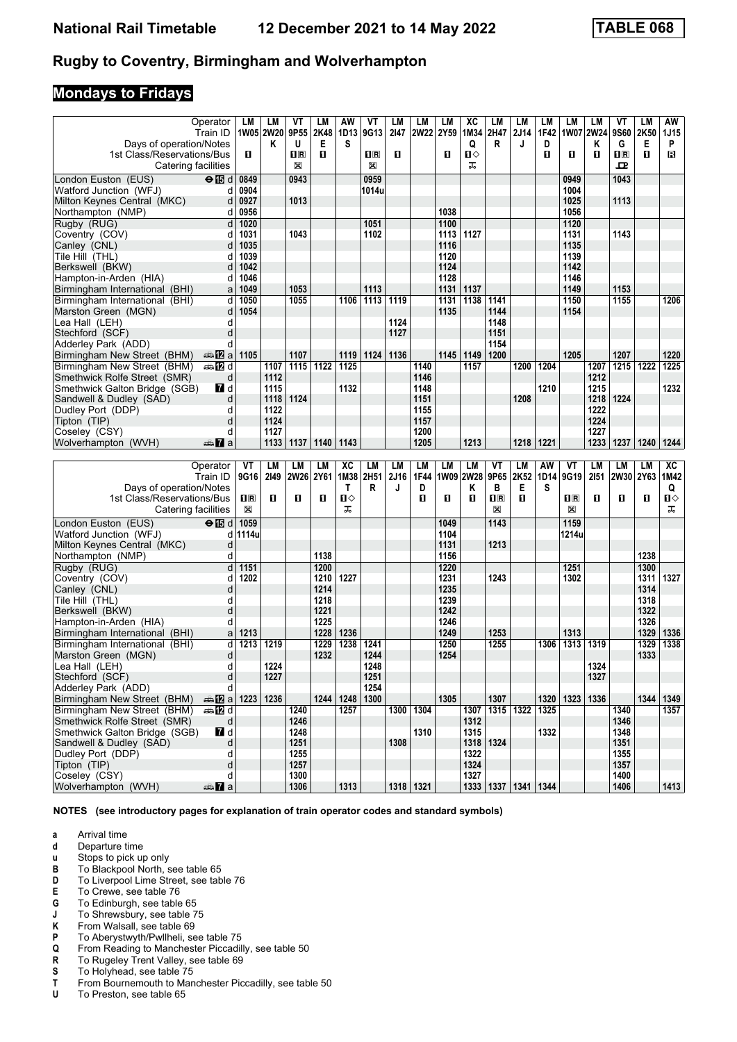# Rugby to Coventry, Birmingham and Wolverhampton

## Mondays to Fridays

| Operator | | LM | LM | VT | LM | AW | VT | LM | LM | LM | XC | LM | LM | LM | LM | LM | VT | LM | AW |
|---|---|---|---|---|---|---|---|---|---|---|---|---|---|---|---|---|---|---|---|
| Train ID | | 1W05 | 2W20 | 9P55 | 2K48 | 1D13 | 9G13 | 2I47 | 2W22 | 2Y59 | 1M34 | 2H47 | 2J14 | 1F42 | 1W07 | 2W24 | 9S60 | 2K50 | 1J15 |
| Days of operation/Notes | | | K | U | E | S | | | | | Q | R | J | D | | K | G | E | P |
| 1st Class/Reservations/Bus | | 1 | | 1R | 1 | | 1R | 1 | | 1 | 1◇ | | | 1 | 1 | 1 | 1R | 1 | R |
| Catering facilities | | | | ⊠ | | | ⊠ | | | | ⚹ | | | | | | 🍴 | | |
| London Euston (EUS) ⊖ 15 | d | 0849 | | 0943 | | | 0959 | | | | | | | | 0949 | | 1043 | | |
| Watford Junction (WFJ) | d | 0904 | | | | | 1014u | | | | | | | | 1004 | | | | |
| Milton Keynes Central (MKC) | d | 0927 | | 1013 | | | | | | | | | | | 1025 | | 1113 | | |
| Northampton (NMP) | d | 0956 | | | | | | | | 1038 | | | | | 1056 | | | | |
| Rugby (RUG) | d | 1020 | | | | | 1051 | | | 1100 | | | | | 1120 | | | | |
| Coventry (COV) | d | 1031 | | 1043 | | | 1102 | | | 1113 | 1127 | | | | 1131 | | 1143 | | |
| Canley (CNL) | d | 1035 | | | | | | | | 1116 | | | | | 1135 | | | | |
| Tile Hill (THL) | d | 1039 | | | | | | | | 1120 | | | | | 1139 | | | | |
| Berkswell (BKW) | d | 1042 | | | | | | | | 1124 | | | | | 1142 | | | | |
| Hampton-in-Arden (HIA) | d | 1046 | | | | | | | | 1128 | | | | | 1146 | | | | |
| Birmingham International (BHI) | a | 1049 | | 1053 | | | 1113 | | | 1131 | 1137 | | | | 1149 | | 1153 | | |
| Birmingham International (BHI) | d | 1050 | | 1055 | | 1106 | 1113 | 1119 | | 1131 | 1138 | 1141 | | | 1150 | | 1155 | | 1206 |
| Marston Green (MGN) | d | 1054 | | | | | | | | 1135 | | 1144 | | | 1154 | | | | |
| Lea Hall (LEH) | d | | | | | | | 1124 | | | | 1148 | | | | | | | |
| Stechford (SCF) | d | | | | | | | 1127 | | | | 1151 | | | | | | | |
| Adderley Park (ADD) | d | | | | | | | | | | | 1154 | | | | | | | |
| Birmingham New Street (BHM) 12 | a | 1105 | | 1107 | | 1119 | 1124 | 1136 | | 1145 | 1149 | 1200 | | | 1205 | | 1207 | | 1220 |
| Birmingham New Street (BHM) 12 | d | | 1107 | 1115 | 1122 | 1125 | | | 1140 | | 1157 | | 1200 | 1204 | | 1207 | 1215 | 1222 | 1225 |
| Smethwick Rolfe Street (SMR) | d | | 1112 | | | | | | 1146 | | | | | | | 1212 | | | |
| Smethwick Galton Bridge (SGB) 7 | d | | 1115 | | | 1132 | | | 1148 | | | | | 1210 | | 1215 | | | 1232 |
| Sandwell & Dudley (SAD) | d | | 1118 | 1124 | | | | | 1151 | | | | 1208 | | | 1218 | 1224 | | |
| Dudley Port (DDP) | d | | 1122 | | | | | | 1155 | | | | | | | 1222 | | | |
| Tipton (TIP) | d | | 1124 | | | | | | 1157 | | | | | | | 1224 | | | |
| Coseley (CSY) | d | | 1127 | | | | | | 1200 | | | | | | | 1227 | | | |
| Wolverhampton (WVH) 7 | a | | 1133 | 1137 | 1140 | 1143 | | | 1205 | | 1213 | | 1218 | 1221 | | 1233 | 1237 | 1240 | 1244 |

| Operator | | VT | LM | LM | LM | XC | LM | LM | LM | LM | LM | VT | LM | AW | VT | LM | LM | LM | XC |
|---|---|---|---|---|---|---|---|---|---|---|---|---|---|---|---|---|---|---|---|
| Train ID | | 9G16 | 2I49 | 2W26 | 2Y61 | 1M38 | 2H51 | 2J16 | 1F44 | 1W09 | 2W28 | 9P65 | 2K52 | 1D14 | 9G19 | 2I51 | 2W30 | 2Y63 | 1M42 |
| Days of operation/Notes | | | | | | T | R | J | D | | K | B | E | S | | | | | Q |
| 1st Class/Reservations/Bus | | 1R | 1 | 1 | 1 | 1◇ | | | 1 | 1 | 1 | 1R | 1 | | 1R | 1 | 1 | 1 | 1◇ |
| Catering facilities | | ⊠ | | | | ⚹ | | | | | | ⊠ | | | ⊠ | | | | ⚹ |
| London Euston (EUS) ⊖ 15 | d | 1059 | | | | | | | | 1049 | | 1143 | | | 1159 | | | | |
| Watford Junction (WFJ) | d | 1114u | | | | | | | | 1104 | | | | | 1214u | | | | |
| Milton Keynes Central (MKC) | d | | | | | | | | | 1131 | | 1213 | | | | | | | |
| Northampton (NMP) | d | | | | 1138 | | | | | 1156 | | | | | | | | 1238 | |
| Rugby (RUG) | d | 1151 | | | 1200 | | | | | 1220 | | | | | 1251 | | | 1300 | |
| Coventry (COV) | d | 1202 | | | 1210 | 1227 | | | | 1231 | | 1243 | | | 1302 | | | 1311 | 1327 |
| Canley (CNL) | d | | | | 1214 | | | | | 1235 | | | | | | | | 1314 | |
| Tile Hill (THL) | d | | | | 1218 | | | | | 1239 | | | | | | | | 1318 | |
| Berkswell (BKW) | d | | | | 1221 | | | | | 1242 | | | | | | | | 1322 | |
| Hampton-in-Arden (HIA) | d | | | | 1225 | | | | | 1246 | | | | | | | | 1326 | |
| Birmingham International (BHI) | a | 1213 | | | 1228 | 1236 | | | | 1249 | | 1253 | | | 1313 | | | 1329 | 1336 |
| Birmingham International (BHI) | d | 1213 | 1219 | | 1229 | 1238 | 1241 | | | 1250 | | 1255 | | 1306 | 1313 | 1319 | | 1329 | 1338 |
| Marston Green (MGN) | d | | | | 1232 | | 1244 | | | 1254 | | | | | | | | 1333 | |
| Lea Hall (LEH) | d | | 1224 | | | | 1248 | | | | | | | | | 1324 | | | |
| Stechford (SCF) | d | | 1227 | | | | 1251 | | | | | | | | | 1327 | | | |
| Adderley Park (ADD) | d | | | | | | 1254 | | | | | | | | | | | | |
| Birmingham New Street (BHM) 12 | a | 1223 | 1236 | | 1244 | 1248 | 1300 | | | 1305 | | 1307 | | 1320 | 1323 | 1336 | | 1344 | 1349 |
| Birmingham New Street (BHM) 12 | d | | | 1240 | | 1257 | | 1300 | 1304 | | 1307 | 1315 | 1322 | 1325 | | | 1340 | | 1357 |
| Smethwick Rolfe Street (SMR) | d | | | 1246 | | | | | | | 1312 | | | | | | 1346 | | |
| Smethwick Galton Bridge (SGB) 7 | d | | | 1248 | | | | | 1310 | | 1315 | | | 1332 | | | 1348 | | |
| Sandwell & Dudley (SAD) | d | | | 1251 | | | | 1308 | | | 1318 | 1324 | | | | | 1351 | | |
| Dudley Port (DDP) | d | | | 1255 | | | | | | | 1322 | | | | | | 1355 | | |
| Tipton (TIP) | d | | | 1257 | | | | | | | 1324 | | | | | | 1357 | | |
| Coseley (CSY) | d | | | 1300 | | | | | | | 1327 | | | | | | 1400 | | |
| Wolverhampton (WVH) 7 | a | | | 1306 | | 1313 | | 1318 | 1321 | | 1333 | 1337 | 1341 | 1344 | | | 1406 | | 1413 |

**NOTES (see introductory pages for explanation of train operator codes and standard symbols)**

- **a** Arrival time
- **d** Departure time
- **u** Stops to pick up only
- **B** To Blackpool North, see table 65
- **D** To Liverpool Lime Street, see table 76
- **E** To Crewe, see table 76
- **G** To Edinburgh, see table 65
- **J** To Shrewsbury, see table 75
- **K** From Walsall, see table 69
- **P** To Aberystwyth/Pwllheli, see table 75
- **Q** From Reading to Manchester Piccadilly, see table 50
- **R** To Rugeley Trent Valley, see table 69
- **S** To Holyhead, see table 75
- **T** From Bournemouth to Manchester Piccadilly, see table 50
- **U** To Preston, see table 65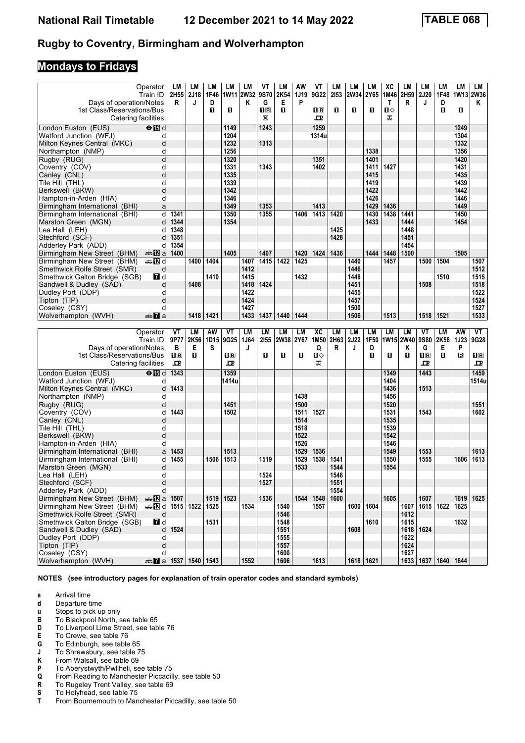# National Rail Timetable 12 December 2021 to 14 May 2022 TABLE 068

## Rugby to Coventry, Birmingham and Wolverhampton

### Mondays to Fridays

| Operator | | LM | LM | LM | LM | LM | VT | LM | AW | VT | LM | LM | LM | XC | LM | LM | LM | LM | LM |
|---|---|---|---|---|---|---|---|---|---|---|---|---|---|---|---|---|---|---|---|
| Train ID | | 2H55 | 2J18 | 1F46 | 1W11 | 2W32 | 9S70 | 2K54 | 1J19 | 9G22 | 2I53 | 2W34 | 2Y65 | 1M46 | 2H59 | 2J20 | 1F48 | 1W13 | 2W36 |
| Days of operation/Notes | | R | J | D | | K | G | E | P | | | | | T | R | J | D | | K |
| 1st Class/Reservations/Bus | | | | 1 | 1 | | 1R | 1 | | 1R | 1 | 1 | 1 | 1◇ | | | 1 | 1 | |
| Catering facilities | | | | | | | ⊠ | | | ⊡ | | | | ⊼ | | | | | |
| London Euston (EUS) | ⊖15 d | | | | 1149 | | 1243 | | | 1259 | | | | | | | | 1249 | |
| Watford Junction (WFJ) | d | | | | 1204 | | | | | 1314u | | | | | | | | 1304 | |
| Milton Keynes Central (MKC) | d | | | | 1232 | | 1313 | | | | | | | | | | | 1332 | |
| Northampton (NMP) | d | | | | 1256 | | | | | | | | 1338 | | | | | 1356 | |
| Rugby (RUG) | d | | | | 1320 | | | | | 1351 | | | 1401 | | | | | 1420 | |
| Coventry (COV) | d | | | | 1331 | | 1343 | | | 1402 | | | 1411 | 1427 | | | | 1431 | |
| Canley (CNL) | d | | | | 1335 | | | | | | | | 1415 | | | | | 1435 | |
| Tile Hill (THL) | d | | | | 1339 | | | | | | | | 1419 | | | | | 1439 | |
| Berkswell (BKW) | d | | | | 1342 | | | | | | | | 1422 | | | | | 1442 | |
| Hampton-in-Arden (HIA) | d | | | | 1346 | | | | | | | | 1426 | | | | | 1446 | |
| Birmingham International (BHI) | a | | | | 1349 | | 1353 | | | 1413 | | | 1429 | 1436 | | | | 1449 | |
| Birmingham International (BHI) | d | 1341 | | | 1350 | | 1355 | | 1406 | 1413 | 1420 | | 1430 | 1438 | 1441 | | | 1450 | |
| Marston Green (MGN) | d | 1344 | | | 1354 | | | | | | | | 1433 | | 1444 | | | 1454 | |
| Lea Hall (LEH) | d | 1348 | | | | | | | | | 1425 | | | | 1448 | | | | |
| Stechford (SCF) | d | 1351 | | | | | | | | | 1428 | | | | 1451 | | | | |
| Adderley Park (ADD) | d | 1354 | | | | | | | | | | | | | 1454 | | | | |
| Birmingham New Street (BHM) | 🚌12 a | 1400 | | | 1405 | | 1407 | | 1420 | 1424 | 1436 | | 1444 | 1448 | 1500 | | | 1505 | |
| Birmingham New Street (BHM) | 🚌12 d | | 1400 | 1404 | | 1407 | 1415 | 1422 | 1425 | | | 1440 | | 1457 | | 1500 | 1504 | | 1507 |
| Smethwick Rolfe Street (SMR) | d | | | | | 1412 | | | | | | 1446 | | | | | | | 1512 |
| Smethwick Galton Bridge (SGB) | 7 d | | | 1410 | | 1415 | | | 1432 | | | 1448 | | | | | 1510 | | 1515 |
| Sandwell & Dudley (SAD) | d | | 1408 | | | 1418 | 1424 | | | | | 1451 | | | | 1508 | | | 1518 |
| Dudley Port (DDP) | d | | | | | 1422 | | | | | | 1455 | | | | | | | 1522 |
| Tipton (TIP) | d | | | | | 1424 | | | | | | 1457 | | | | | | | 1524 |
| Coseley (CSY) | d | | | | | 1427 | | | | | | 1500 | | | | | | | 1527 |
| Wolverhampton (WVH) | 🚌7 a | | 1418 | 1421 | | 1433 | 1437 | 1440 | 1444 | | | 1506 | | 1513 | | 1518 | 1521 | | 1533 |

| Operator | | VT | LM | AW | VT | LM | LM | LM | LM | XC | LM | LM | LM | LM | LM | VT | LM | AW | VT |
|---|---|---|---|---|---|---|---|---|---|---|---|---|---|---|---|---|---|---|---|
| Train ID | | 9P77 | 2K56 | 1D15 | 9G25 | 1J64 | 2I55 | 2W38 | 2Y67 | 1M50 | 2H63 | 2J22 | 1F50 | 1W15 | 2W40 | 9S80 | 2K58 | 1J23 | 9G28 |
| Days of operation/Notes | | B | E | S | | J | | | | Q | R | J | D | | K | G | E | P | |
| 1st Class/Reservations/Bus | | 1R | 1 | | 1R | | 1 | 1 | 1 | 1◇ | | | 1 | 1 | 1 | 1R | 1 | R | 1R |
| Catering facilities | | ⊡ | | | ⊡ | | | | | ⊼ | | | | | | ⊡ | | | ⊡ |
| London Euston (EUS) | ⊖15 d | 1343 | | | 1359 | | | | | | | | | 1349 | | 1443 | | | 1459 |
| Watford Junction (WFJ) | d | | | | 1414u | | | | | | | | | 1404 | | | | | 1514u |
| Milton Keynes Central (MKC) | d | 1413 | | | | | | | | | | | | 1436 | | 1513 | | | |
| Northampton (NMP) | d | | | | | | | | 1438 | | | | | 1456 | | | | | |
| Rugby (RUG) | d | | | | 1451 | | | | 1500 | | | | | 1520 | | | | | 1551 |
| Coventry (COV) | d | 1443 | | | 1502 | | | | 1511 | 1527 | | | | 1531 | | 1543 | | | 1602 |
| Canley (CNL) | d | | | | | | | | 1514 | | | | | 1535 | | | | | |
| Tile Hill (THL) | d | | | | | | | | 1518 | | | | | 1539 | | | | | |
| Berkswell (BKW) | d | | | | | | | | 1522 | | | | | 1542 | | | | | |
| Hampton-in-Arden (HIA) | d | | | | | | | | 1526 | | | | | 1546 | | | | | |
| Birmingham International (BHI) | a | 1453 | | | 1513 | | | | 1529 | 1536 | | | | 1549 | | 1553 | | | 1613 |
| Birmingham International (BHI) | d | 1455 | | 1506 | 1513 | | 1519 | | 1529 | 1538 | 1541 | | | 1550 | | 1555 | | 1606 | 1613 |
| Marston Green (MGN) | d | | | | | | | | 1533 | | 1544 | | | 1554 | | | | | |
| Lea Hall (LEH) | d | | | | | | 1524 | | | | 1548 | | | | | | | | |
| Stechford (SCF) | d | | | | | | 1527 | | | | 1551 | | | | | | | | |
| Adderley Park (ADD) | d | | | | | | | | | | 1554 | | | | | | | | |
| Birmingham New Street (BHM) | 🚌12 a | 1507 | | 1519 | 1523 | | 1536 | | 1544 | 1548 | 1600 | | | 1605 | | 1607 | | 1619 | 1625 |
| Birmingham New Street (BHM) | 🚌12 d | 1515 | 1522 | 1525 | | 1534 | | 1540 | | 1557 | | 1600 | 1604 | | 1607 | 1615 | 1622 | 1625 | |
| Smethwick Rolfe Street (SMR) | d | | | | | | | 1546 | | | | | | | 1612 | | | | |
| Smethwick Galton Bridge (SGB) | 7 d | | | 1531 | | | | 1548 | | | | | 1610 | | 1615 | | | 1632 | |
| Sandwell & Dudley (SAD) | d | 1524 | | | | | | 1551 | | | | 1608 | | | 1618 | 1624 | | | |
| Dudley Port (DDP) | d | | | | | | | 1555 | | | | | | | 1622 | | | | |
| Tipton (TIP) | d | | | | | | | 1557 | | | | | | | 1624 | | | | |
| Coseley (CSY) | d | | | | | | | 1600 | | | | | | | 1627 | | | | |
| Wolverhampton (WVH) | 🚌7 a | 1537 | 1540 | 1543 | | 1552 | | 1606 | | 1613 | | 1618 | 1621 | | 1633 | 1637 | 1640 | 1644 | |

**NOTES (see introductory pages for explanation of train operator codes and standard symbols)**

- **a** Arrival time
- **d** Departure time
- **u** Stops to pick up only
- **B** To Blackpool North, see table 65
- **D** To Liverpool Lime Street, see table 76
- **E** To Crewe, see table 76
- **G** To Edinburgh, see table 65
- **J** To Shrewsbury, see table 75
- **K** From Walsall, see table 69
- **P** To Aberystwyth/Pwllheli, see table 75
- **Q** From Reading to Manchester Piccadilly, see table 50
- **R** To Rugeley Trent Valley, see table 69
- **S** To Holyhead, see table 75
- **T** From Bournemouth to Manchester Piccadilly, see table 50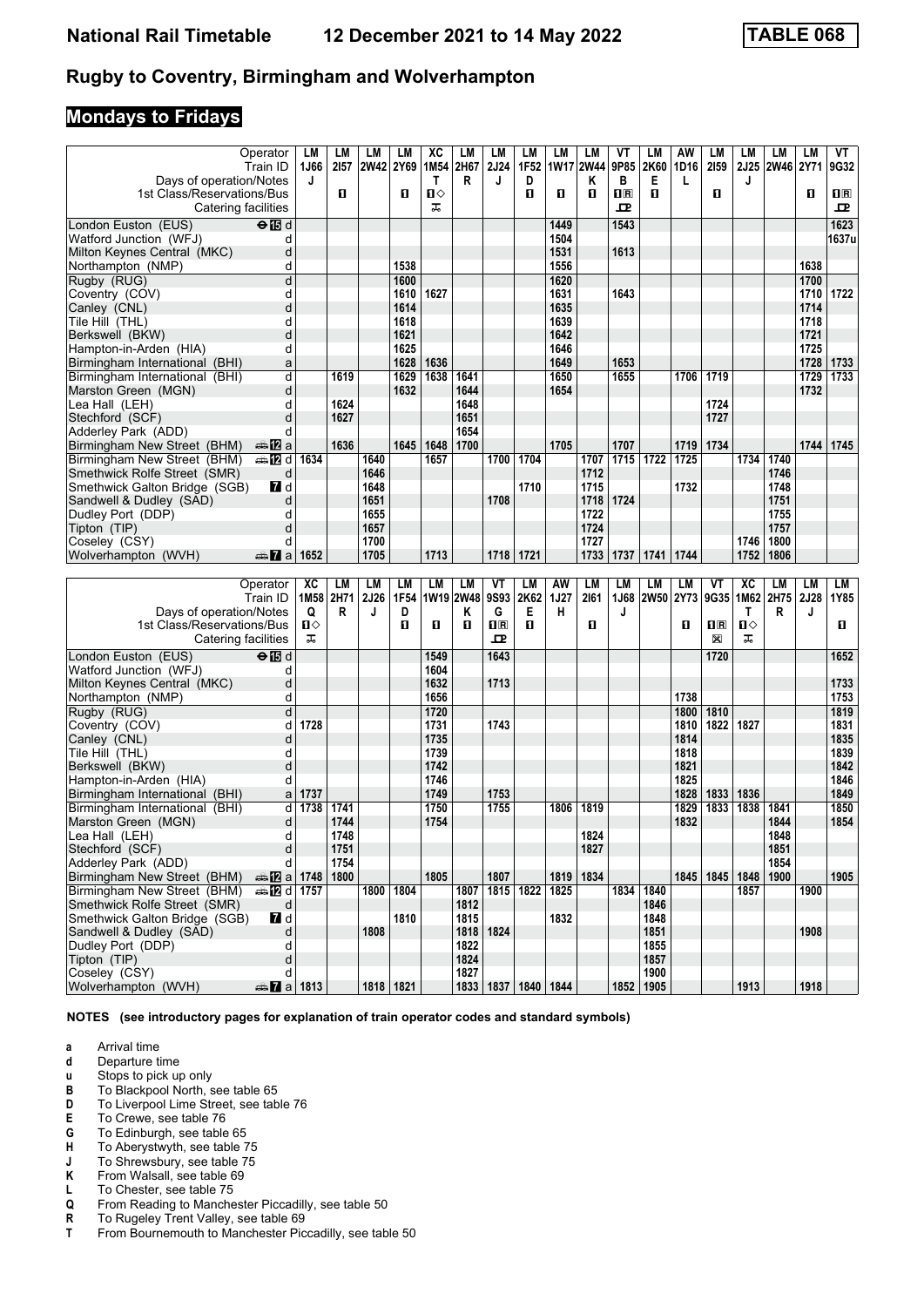# National Rail Timetable 12 December 2021 to 14 May 2022 TABLE 068

## Rugby to Coventry, Birmingham and Wolverhampton

### Mondays to Fridays

| Operator | | LM | LM | LM | LM | XC | LM | LM | LM | LM | LM | VT | LM | AW | LM | LM | LM | LM | VT |
|---|---|---|---|---|---|---|---|---|---|---|---|---|---|---|---|---|---|---|---|
| Train ID | | 1J66 | 2I57 | 2W42 | 2Y69 | 1M54 | 2H67 | 2J24 | 1F52 | 1W17 | 2W44 | 9P85 | 2K60 | 1D16 | 2I59 | 2J25 | 2W46 | 2Y71 | 9G32 |
| Days of operation/Notes | | J | | | | T | R | J | D | | K | B | E | L | | J | | | |
| 1st Class/Reservations/Bus | | | ■ | | ■ | ■◇ | | | ■ | ■ | ■ | ■R | ■ | | ■ | | | ■ | ■R |
| Catering facilities | | | | | | ⚹ | | | | | | ⚹ | | | | | | | ⚹ |
| London Euston (EUS) | ⊖ 15 d | | | | | | | | | 1449 | | 1543 | | | | | | | 1623 |
| Watford Junction (WFJ) | d | | | | | | | | | 1504 | | | | | | | | | 1637u |
| Milton Keynes Central (MKC) | d | | | | | | | | | 1531 | | 1613 | | | | | | | |
| Northampton (NMP) | d | | | | 1538 | | | | | 1556 | | | | | | | | 1638 | |
| Rugby (RUG) | d | | | | 1600 | | | | | 1620 | | | | | | | | 1700 | |
| Coventry (COV) | d | | | | 1610 | 1627 | | | | 1631 | | 1643 | | | | | | 1710 | 1722 |
| Canley (CNL) | d | | | | 1614 | | | | | 1635 | | | | | | | | 1714 | |
| Tile Hill (THL) | d | | | | 1618 | | | | | 1639 | | | | | | | | 1718 | |
| Berkswell (BKW) | d | | | | 1621 | | | | | 1642 | | | | | | | | 1721 | |
| Hampton-in-Arden (HIA) | d | | | | 1625 | | | | | 1646 | | | | | | | | 1725 | |
| Birmingham International (BHI) | a | | | | 1628 | 1636 | | | | 1649 | | 1653 | | | | | | 1728 | 1733 |
| Birmingham International (BHI) | d | | 1619 | | 1629 | 1638 | 1641 | | | 1650 | | 1655 | | 1706 | 1719 | | | 1729 | 1733 |
| Marston Green (MGN) | d | | | | 1632 | | 1644 | | | 1654 | | | | | | | | 1732 | |
| Lea Hall (LEH) | d | | 1624 | | | | 1648 | | | | | | | | 1724 | | | | |
| Stechford (SCF) | d | | 1627 | | | | 1651 | | | | | | | | 1727 | | | | |
| Adderley Park (ADD) | d | | | | | | 1654 | | | | | | | | | | | | |
| Birmingham New Street (BHM) | 12 a | | 1636 | | 1645 | 1648 | 1700 | | | 1705 | | 1707 | | 1719 | 1734 | | | 1744 | 1745 |
| Birmingham New Street (BHM) | 12 d | 1634 | | 1640 | | 1657 | | 1700 | 1704 | | 1707 | 1715 | 1722 | 1725 | | 1734 | 1740 | | |
| Smethwick Rolfe Street (SMR) | d | | | 1646 | | | | | | | 1712 | | | | | | 1746 | | |
| Smethwick Galton Bridge (SGB) | 7 d | | | 1648 | | | | | 1710 | | 1715 | | | 1732 | | | 1748 | | |
| Sandwell & Dudley (SAD) | d | | | 1651 | | | | 1708 | | | 1718 | 1724 | | | | | 1751 | | |
| Dudley Port (DDP) | d | | | 1655 | | | | | | | 1722 | | | | | | 1755 | | |
| Tipton (TIP) | d | | | 1657 | | | | | | | 1724 | | | | | | 1757 | | |
| Coseley (CSY) | d | | | 1700 | | | | | | | 1727 | | | | | 1746 | 1800 | | |
| Wolverhampton (WVH) | 7 a | 1652 | | 1705 | | 1713 | | 1718 | 1721 | | 1733 | 1737 | 1741 | 1744 | | 1752 | 1806 | | |

| Operator | | XC | LM | LM | LM | LM | LM | VT | LM | AW | LM | LM | LM | LM | VT | XC | LM | LM | LM |
|---|---|---|---|---|---|---|---|---|---|---|---|---|---|---|---|---|---|---|---|
| Train ID | | 1M58 | 2H71 | 2J26 | 1F54 | 1W19 | 2W48 | 9S93 | 2K62 | 1J27 | 2I61 | 1J68 | 2W50 | 2Y73 | 9G35 | 1M62 | 2H75 | 2J28 | 1Y85 |
| Days of operation/Notes | | Q | R | J | D | | K | G | E | H | | J | | | | T | R | J | |
| 1st Class/Reservations/Bus | | ■◇ | | | ■ | ■ | ■ | ■R | ■ | | ■ | | | ■ | ■R | ■◇ | | | ■ |
| Catering facilities | | ⚹ | | | | | | ⚹ | | | | | | | ⊠ | ⚹ | | | |
| London Euston (EUS) | ⊖ 15 d | | | | | 1549 | | 1643 | | | | | | | 1720 | | | | 1652 |
| Watford Junction (WFJ) | d | | | | | 1604 | | | | | | | | | | | | | |
| Milton Keynes Central (MKC) | d | | | | | 1632 | | 1713 | | | | | | | | | | | 1733 |
| Northampton (NMP) | d | | | | | 1656 | | | | | | | | 1738 | | | | | 1753 |
| Rugby (RUG) | d | | | | | 1720 | | | | | | | | 1800 | 1810 | | | | 1819 |
| Coventry (COV) | d | 1728 | | | | 1731 | | 1743 | | | | | | 1810 | 1822 | 1827 | | | 1831 |
| Canley (CNL) | d | | | | | 1735 | | | | | | | | 1814 | | | | | 1835 |
| Tile Hill (THL) | d | | | | | 1739 | | | | | | | | 1818 | | | | | 1839 |
| Berkswell (BKW) | d | | | | | 1742 | | | | | | | | 1821 | | | | | 1842 |
| Hampton-in-Arden (HIA) | d | | | | | 1746 | | | | | | | | 1825 | | | | | 1846 |
| Birmingham International (BHI) | a | 1737 | | | | 1749 | | 1753 | | | | | | 1828 | 1833 | 1836 | | | 1849 |
| Birmingham International (BHI) | d | 1738 | 1741 | | | 1750 | | 1755 | | 1806 | 1819 | | | 1829 | 1833 | 1838 | 1841 | | 1850 |
| Marston Green (MGN) | d | | 1744 | | | 1754 | | | | | | | | 1832 | | | 1844 | | 1854 |
| Lea Hall (LEH) | d | | 1748 | | | | | | | | 1824 | | | | | | 1848 | | |
| Stechford (SCF) | d | | 1751 | | | | | | | | 1827 | | | | | | 1851 | | |
| Adderley Park (ADD) | d | | 1754 | | | | | | | | | | | | | | 1854 | | |
| Birmingham New Street (BHM) | 12 a | 1748 | 1800 | | | 1805 | | 1807 | | 1819 | 1834 | | | 1845 | 1845 | 1848 | 1900 | | 1905 |
| Birmingham New Street (BHM) | 12 d | 1757 | | 1800 | 1804 | | 1807 | 1815 | 1822 | 1825 | | 1834 | 1840 | | | 1857 | | 1900 | |
| Smethwick Rolfe Street (SMR) | d | | | | | | 1812 | | | | | | 1846 | | | | | | |
| Smethwick Galton Bridge (SGB) | 7 d | | | | 1810 | | 1815 | | | 1832 | | | 1848 | | | | | | |
| Sandwell & Dudley (SAD) | d | | | 1808 | | | 1818 | 1824 | | | | | 1851 | | | | | 1908 | |
| Dudley Port (DDP) | d | | | | | | 1822 | | | | | | 1855 | | | | | | |
| Tipton (TIP) | d | | | | | | 1824 | | | | | | 1857 | | | | | | |
| Coseley (CSY) | d | | | | | | 1827 | | | | | | 1900 | | | | | | |
| Wolverhampton (WVH) | 7 a | 1813 | | 1818 | 1821 | | 1833 | 1837 | 1840 | 1844 | | 1852 | 1905 | | | 1913 | | 1918 | |

**NOTES (see introductory pages for explanation of train operator codes and standard symbols)**

- **a** Arrival time
- **d** Departure time
- **u** Stops to pick up only
- **B** To Blackpool North, see table 65
- **D** To Liverpool Lime Street, see table 76
- **E** To Crewe, see table 76
- **G** To Edinburgh, see table 65
- **H** To Aberystwyth, see table 75
- **J** To Shrewsbury, see table 75
- **K** From Walsall, see table 69
- **L** To Chester, see table 75
- **Q** From Reading to Manchester Piccadilly, see table 50
- **R** To Rugeley Trent Valley, see table 69
- **T** From Bournemouth to Manchester Piccadilly, see table 50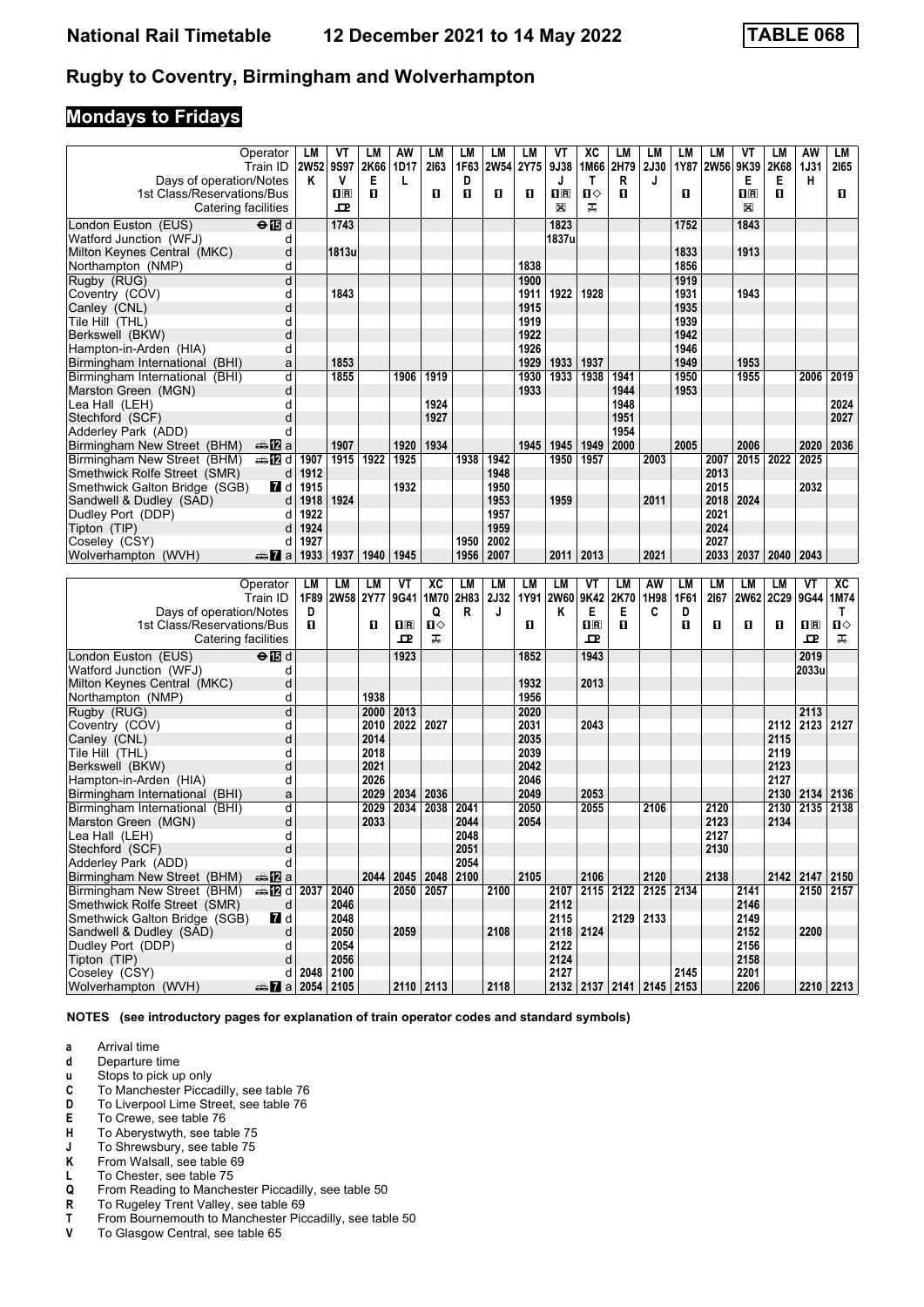# National Rail Timetable 12 December 2021 to 14 May 2022 TABLE 068

## Rugby to Coventry, Birmingham and Wolverhampton

### Mondays to Fridays

| Operator | | LM | VT | LM | AW | LM | LM | LM | LM | VT | XC | LM | LM | LM | LM | VT | LM | AW | LM |
|---|---|---|---|---|---|---|---|---|---|---|---|---|---|---|---|---|---|---|---|
| Train ID | | 2W52 | 9S97 | 2K66 | 1D17 | 2I63 | 1F63 | 2W54 | 2Y75 | 9J38 | 1M66 | 2H79 | 2J30 | 1Y87 | 2W56 | 9K39 | 2K68 | 1J31 | 2I65 |
| Days of operation/Notes | | K | V | E | L | | D | | | J | T | R | J | | | E | E | H | |
| 1st Class/Reservations/Bus | | | 1R | 1 | | 1 | 1 | 1 | 1 | 1R | 1◇ | 1 | | 1 | | 1R | 1 | | 1 |
| Catering facilities | | | ⊡ | | | | | | | ⊠ | ⊼ | | | | | ⊠ | | | |
| London Euston (EUS) | ⊖15 d | | 1743 | | | | | | | 1823 | | | | 1752 | | 1843 | | | |
| Watford Junction (WFJ) | d | | | | | | | | | 1837u | | | | | | | | | |
| Milton Keynes Central (MKC) | d | | 1813u | | | | | | | | | | | 1833 | | 1913 | | | |
| Northampton (NMP) | d | | | | | | | | 1838 | | | | | 1856 | | | | | |
| Rugby (RUG) | d | | | | | | | | 1900 | | | | | 1919 | | | | | |
| Coventry (COV) | d | | 1843 | | | | | | 1911 | 1922 | 1928 | | | 1931 | | 1943 | | | |
| Canley (CNL) | d | | | | | | | | 1915 | | | | | 1935 | | | | | |
| Tile Hill (THL) | d | | | | | | | | 1919 | | | | | 1939 | | | | | |
| Berkswell (BKW) | d | | | | | | | | 1922 | | | | | 1942 | | | | | |
| Hampton-in-Arden (HIA) | d | | | | | | | | 1926 | | | | | 1946 | | | | | |
| Birmingham International (BHI) | a | | 1853 | | | | | | 1929 | 1933 | 1937 | | | 1949 | | 1953 | | | |
| Birmingham International (BHI) | d | | 1855 | | 1906 | 1919 | | | 1930 | 1933 | 1938 | 1941 | | 1950 | | 1955 | | 2006 | 2019 |
| Marston Green (MGN) | d | | | | | | | | 1933 | | | 1944 | | 1953 | | | | | |
| Lea Hall (LEH) | d | | | | | 1924 | | | | | | 1948 | | | | | | | 2024 |
| Stechford (SCF) | d | | | | | 1927 | | | | | | 1951 | | | | | | | 2027 |
| Adderley Park (ADD) | d | | | | | | | | | | | 1954 | | | | | | | |
| Birmingham New Street (BHM) | 12 a | | 1907 | | 1920 | 1934 | | | 1945 | 1945 | 1949 | 2000 | | 2005 | | 2006 | | 2020 | 2036 |
| Birmingham New Street (BHM) | 12 d | 1907 | 1915 | 1922 | 1925 | | 1938 | 1942 | | 1950 | 1957 | | 2003 | | 2007 | 2015 | 2022 | 2025 | |
| Smethwick Rolfe Street (SMR) | d | 1912 | | | | | | 1948 | | | | | | | 2013 | | | | |
| Smethwick Galton Bridge (SGB) | 7 d | 1915 | | | 1932 | | | 1950 | | | | | | | 2015 | | | 2032 | |
| Sandwell & Dudley (SAD) | d | 1918 | 1924 | | | | | 1953 | | 1959 | | | 2011 | | 2018 | 2024 | | | |
| Dudley Port (DDP) | d | 1922 | | | | | | 1957 | | | | | | | 2021 | | | | |
| Tipton (TIP) | d | 1924 | | | | | | 1959 | | | | | | | 2024 | | | | |
| Coseley (CSY) | d | 1927 | | | | | 1950 | 2002 | | | | | | | 2027 | | | | |
| Wolverhampton (WVH) | 7 a | 1933 | 1937 | 1940 | 1945 | | 1956 | 2007 | | 2011 | 2013 | | 2021 | | 2033 | 2037 | 2040 | 2043 | |

| Operator | | LM | LM | LM | VT | XC | LM | LM | LM | LM | VT | LM | AW | LM | LM | LM | LM | VT | XC |
|---|---|---|---|---|---|---|---|---|---|---|---|---|---|---|---|---|---|---|---|
| Train ID | | 1F89 | 2W58 | 2Y77 | 9G41 | 1M70 | 2H83 | 2J32 | 1Y91 | 2W60 | 9K42 | 2K70 | 1H98 | 1F61 | 2I67 | 2W62 | 2C29 | 9G44 | 1M74 |
| Days of operation/Notes | | D | | | | Q | R | J | | K | E | E | C | D | | | | | T |
| 1st Class/Reservations/Bus | | 1 | | 1 | 1R | 1◇ | | | 1 | | 1R | 1 | | 1 | 1 | 1 | 1 | 1R | 1◇ |
| Catering facilities | | | | | ⊡ | ⊼ | | | | | ⊡ | | | | | | | ⊡ | ⊼ |
| London Euston (EUS) | ⊖15 d | | | | 1923 | | | | 1852 | | 1943 | | | | | | | 2019 | |
| Watford Junction (WFJ) | d | | | | | | | | 1932 | | | | | | | | | 2033u | |
| Milton Keynes Central (MKC) | d | | | | | | | | | | 2013 | | | | | | | | |
| Northampton (NMP) | d | | | 1938 | | | | | 1956 | | | | | | | | | | |
| Rugby (RUG) | d | | | 2000 | 2013 | | | | 2020 | | | | | | | | | 2113 | |
| Coventry (COV) | d | | | 2010 | 2022 | 2027 | | | 2031 | | 2043 | | | | | | 2112 | 2123 | 2127 |
| Canley (CNL) | d | | | 2014 | | | | | 2035 | | | | | | | | 2115 | | |
| Tile Hill (THL) | d | | | 2018 | | | | | 2039 | | | | | | | | 2119 | | |
| Berkswell (BKW) | d | | | 2021 | | | | | 2042 | | | | | | | | 2123 | | |
| Hampton-in-Arden (HIA) | d | | | 2026 | | | | | 2046 | | | | | | | | 2127 | | |
| Birmingham International (BHI) | a | | | 2029 | 2034 | 2036 | | | 2049 | | 2053 | | | | | | 2130 | 2134 | 2136 |
| Birmingham International (BHI) | d | | | 2029 | 2034 | 2038 | 2041 | | 2050 | | 2055 | | 2106 | | 2120 | | 2130 | 2135 | 2138 |
| Marston Green (MGN) | d | | | 2033 | | | 2044 | | 2054 | | | | | | 2123 | | 2134 | | |
| Lea Hall (LEH) | d | | | | | | 2048 | | | | | | | | 2127 | | | | |
| Stechford (SCF) | d | | | | | | 2051 | | | | | | | | 2130 | | | | |
| Adderley Park (ADD) | d | | | | | | 2054 | | | | | | | | | | | | |
| Birmingham New Street (BHM) | 12 a | | | 2044 | 2045 | 2048 | 2100 | | 2105 | | 2106 | | 2120 | | 2138 | | 2142 | 2147 | 2150 |
| Birmingham New Street (BHM) | 12 d | 2037 | 2040 | | 2050 | 2057 | | 2100 | | 2107 | 2115 | 2122 | 2125 | 2134 | | 2141 | | 2150 | 2157 |
| Smethwick Rolfe Street (SMR) | d | | 2046 | | | | | | | 2112 | | | | | | 2146 | | | |
| Smethwick Galton Bridge (SGB) | 7 d | | 2048 | | | | | | | 2115 | | 2129 | 2133 | | | 2149 | | | |
| Sandwell & Dudley (SAD) | d | | 2050 | | 2059 | | | 2108 | | 2118 | 2124 | | | | | 2152 | | 2200 | |
| Dudley Port (DDP) | d | | 2054 | | | | | | | 2122 | | | | | | 2156 | | | |
| Tipton (TIP) | d | | 2056 | | | | | | | 2124 | | | | | | 2158 | | | |
| Coseley (CSY) | d | 2048 | 2100 | | | | | | | 2127 | | | | 2145 | | 2201 | | | |
| Wolverhampton (WVH) | 7 a | 2054 | 2105 | | 2110 | 2113 | | 2118 | | 2132 | 2137 | 2141 | 2145 | 2153 | | 2206 | | 2210 | 2213 |

**NOTES (see introductory pages for explanation of train operator codes and standard symbols)**

- **a** Arrival time
- **d** Departure time
- **u** Stops to pick up only
- **C** To Manchester Piccadilly, see table 76
- **D** To Liverpool Lime Street, see table 76
- **E** To Crewe, see table 76
- **H** To Aberystwyth, see table 75
- **J** To Shrewsbury, see table 75
- **K** From Walsall, see table 69
- **L** To Chester, see table 75
- **Q** From Reading to Manchester Piccadilly, see table 50
- **R** To Rugeley Trent Valley, see table 69
- **T** From Bournemouth to Manchester Piccadilly, see table 50
- **V** To Glasgow Central, see table 65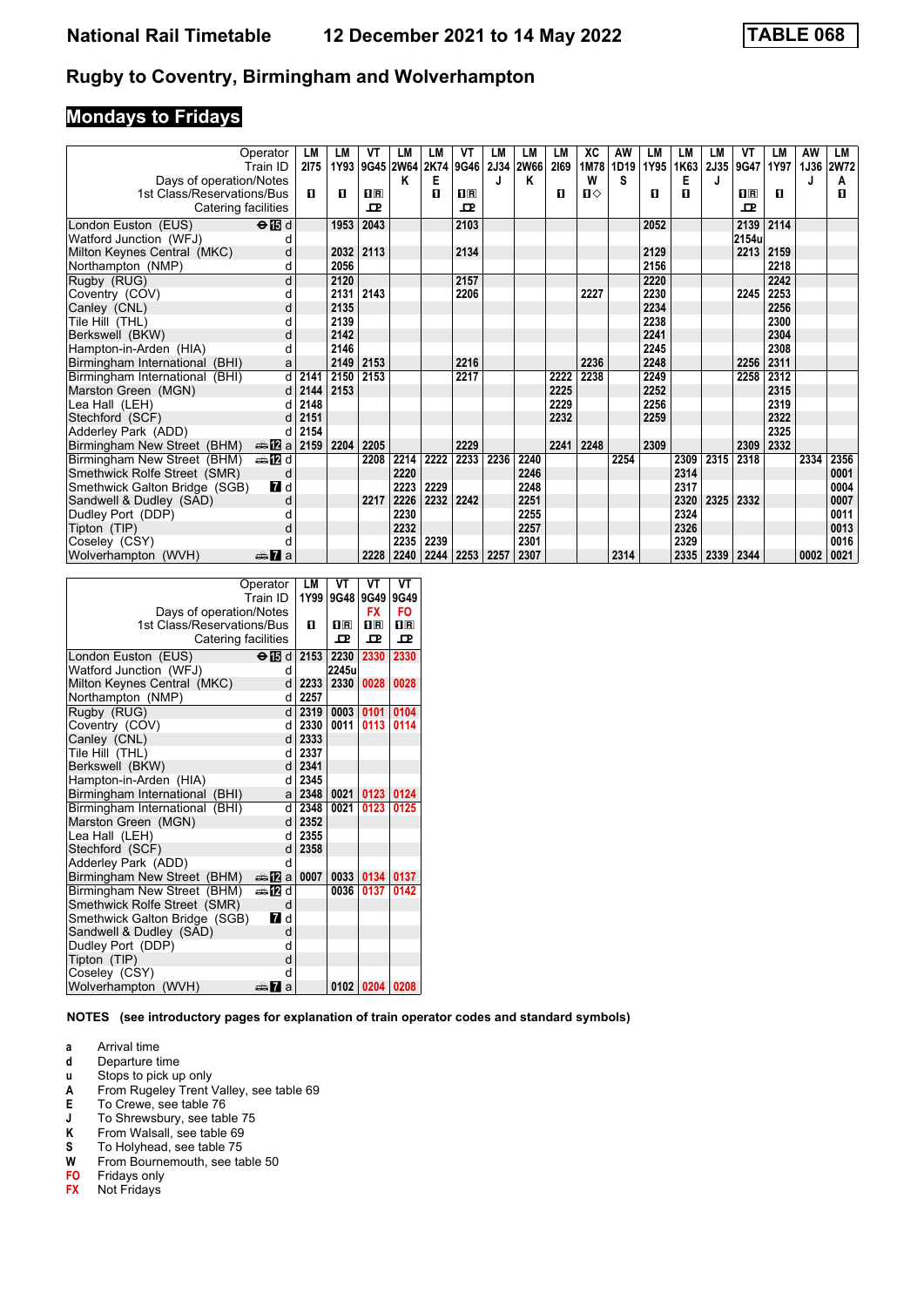# National Rail Timetable — 12 December 2021 to 14 May 2022 — TABLE 068

## Rugby to Coventry, Birmingham and Wolverhampton

### Mondays to Fridays

| Operator | | LM | LM | VT | LM | LM | VT | LM | LM | LM | XC | AW | LM | LM | LM | VT | LM | AW | LM |
|---|---|---|---|---|---|---|---|---|---|---|---|---|---|---|---|---|---|---|---|
| Train ID | | 2I75 | 1Y93 | 9G45 | 2W64 | 2K74 | 9G46 | 2J34 | 2W66 | 2I69 | 1M78 | 1D19 | 1Y95 | 1K63 | 2J35 | 9G47 | 1Y97 | 1J36 | 2W72 |
| Days of operation/Notes | | | | | K | E | | J | K | | W | S | | E | J | | | J | A |
| 1st Class/Reservations/Bus | | 1 | 1 | 1R | | 1 | 1R | | | 1 | 1◇ | | 1 | 1 | | 1R | 1 | | 1 |
| Catering facilities | | | | P | | | P | | | | | | | | | P | | | |
| London Euston (EUS) | d | | 1953 | 2043 | | | 2103 | | | | | | 2052 | | | 2139 | 2114 | | |
| Watford Junction (WFJ) | d | | | | | | | | | | | | | | | 2154u | | | |
| Milton Keynes Central (MKC) | d | | 2032 | 2113 | | | 2134 | | | | | | 2129 | | | 2213 | 2159 | | |
| Northampton (NMP) | d | | 2056 | | | | | | | | | | 2156 | | | | 2218 | | |
| Rugby (RUG) | d | | 2120 | | | | 2157 | | | | | | 2220 | | | | 2242 | | |
| Coventry (COV) | d | | 2131 | 2143 | | | 2206 | | | | 2227 | | 2230 | | | 2245 | 2253 | | |
| Canley (CNL) | d | | 2135 | | | | | | | | | | 2234 | | | | 2256 | | |
| Tile Hill (THL) | d | | 2139 | | | | | | | | | | 2238 | | | | 2300 | | |
| Berkswell (BKW) | d | | 2142 | | | | | | | | | | 2241 | | | | 2304 | | |
| Hampton-in-Arden (HIA) | d | | 2146 | | | | | | | | | | 2245 | | | | 2308 | | |
| Birmingham International (BHI) | a | | 2149 | 2153 | | | 2216 | | | | 2236 | | 2248 | | | 2256 | 2311 | | |
| Birmingham International (BHI) | d | 2141 | 2150 | 2153 | | | 2217 | | | 2222 | 2238 | | 2249 | | | 2258 | 2312 | | |
| Marston Green (MGN) | d | 2144 | 2153 | | | | | | | 2225 | | | 2252 | | | | 2315 | | |
| Lea Hall (LEH) | d | 2148 | | | | | | | | 2229 | | | 2256 | | | | 2319 | | |
| Stechford (SCF) | d | 2151 | | | | | | | | 2232 | | | 2259 | | | | 2322 | | |
| Adderley Park (ADD) | d | 2154 | | | | | | | | | | | | | | | 2325 | | |
| Birmingham New Street (BHM) | a | 2159 | 2204 | 2205 | | | 2229 | | | 2241 | 2248 | | 2309 | | | 2309 | 2332 | | |
| Birmingham New Street (BHM) | d | | | 2208 | 2214 | 2222 | 2233 | 2236 | 2240 | | | 2254 | | 2309 | 2315 | 2318 | | 2334 | 2356 |
| Smethwick Rolfe Street (SMR) | d | | | | 2220 | | | | 2246 | | | | | 2314 | | | | | 0001 |
| Smethwick Galton Bridge (SGB) | d | | | | 2223 | 2229 | | | 2248 | | | | | 2317 | | | | | 0004 |
| Sandwell & Dudley (SAD) | d | | | 2217 | 2226 | 2232 | 2242 | | 2251 | | | | | 2320 | 2325 | 2332 | | | 0007 |
| Dudley Port (DDP) | d | | | | 2230 | | | | 2255 | | | | | 2324 | | | | | 0011 |
| Tipton (TIP) | d | | | | 2232 | | | | 2257 | | | | | 2326 | | | | | 0013 |
| Coseley (CSY) | d | | | | 2235 | 2239 | | | 2301 | | | | | 2329 | | | | | 0016 |
| Wolverhampton (WVH) | a | | | 2228 | 2240 | 2244 | 2253 | 2257 | 2307 | | | 2314 | | 2335 | 2339 | 2344 | | 0002 | 0021 |

| Operator | | LM | VT | VT | VT |
|---|---|---|---|---|---|
| Train ID | | 1Y99 | 9G48 | 9G49 | 9G49 |
| Days of operation/Notes | | | | FX | FO |
| 1st Class/Reservations/Bus | | 1 | 1R | 1R | 1R |
| Catering facilities | | | P | P | P |
| London Euston (EUS) | d | 2153 | 2230 | 2330 | 2330 |
| Watford Junction (WFJ) | d | | 2245u | | |
| Milton Keynes Central (MKC) | d | 2233 | 2330 | 0028 | 0028 |
| Northampton (NMP) | d | 2257 | | | |
| Rugby (RUG) | d | 2319 | 0003 | 0101 | 0104 |
| Coventry (COV) | d | 2330 | 0011 | 0113 | 0114 |
| Canley (CNL) | d | 2333 | | | |
| Tile Hill (THL) | d | 2337 | | | |
| Berkswell (BKW) | d | 2341 | | | |
| Hampton-in-Arden (HIA) | d | 2345 | | | |
| Birmingham International (BHI) | a | 2348 | 0021 | 0123 | 0124 |
| Birmingham International (BHI) | d | 2348 | 0021 | 0123 | 0125 |
| Marston Green (MGN) | d | 2352 | | | |
| Lea Hall (LEH) | d | 2355 | | | |
| Stechford (SCF) | d | 2358 | | | |
| Adderley Park (ADD) | d | | | | |
| Birmingham New Street (BHM) | a | 0007 | 0033 | 0134 | 0137 |
| Birmingham New Street (BHM) | d | | 0036 | 0137 | 0142 |
| Smethwick Rolfe Street (SMR) | d | | | | |
| Smethwick Galton Bridge (SGB) | d | | | | |
| Sandwell & Dudley (SAD) | d | | | | |
| Dudley Port (DDP) | d | | | | |
| Tipton (TIP) | d | | | | |
| Coseley (CSY) | d | | | | |
| Wolverhampton (WVH) | a | | 0102 | 0204 | 0208 |

**NOTES (see introductory pages for explanation of train operator codes and standard symbols)**

- **a** Arrival time
- **d** Departure time
- **u** Stops to pick up only
- **A** From Rugeley Trent Valley, see table 69
- **E** To Crewe, see table 76
- **J** To Shrewsbury, see table 75
- **K** From Walsall, see table 69
- **S** To Holyhead, see table 75
- **W** From Bournemouth, see table 50
- **FO** Fridays only
- **FX** Not Fridays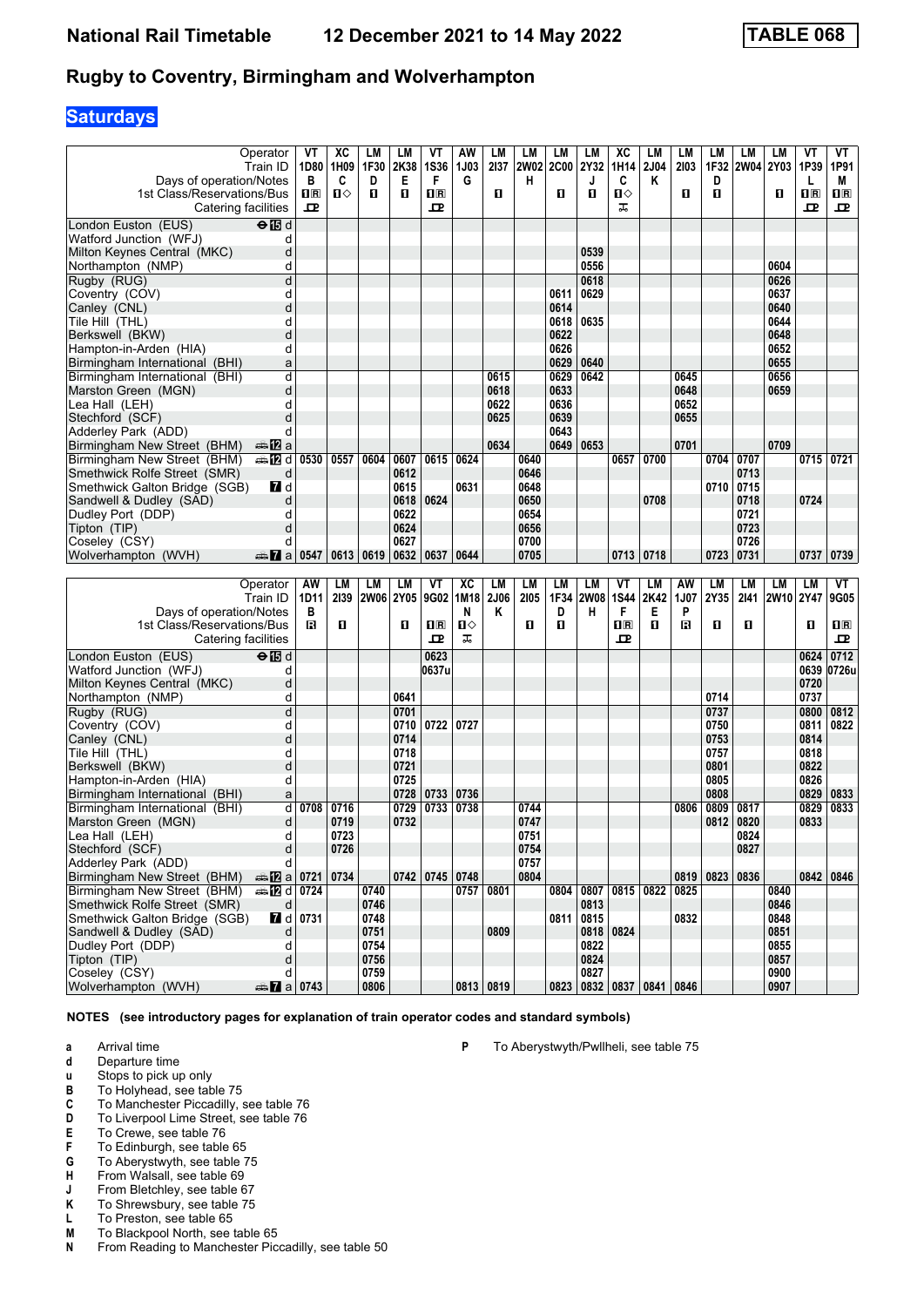# National Rail Timetable — 12 December 2021 to 14 May 2022 — TABLE 068

## Rugby to Coventry, Birmingham and Wolverhampton

### Saturdays

| Operator | | VT | XC | LM | LM | VT | AW | LM | LM | LM | LM | XC | LM | LM | LM | LM | LM | VT | VT |
|---|---|---|---|---|---|---|---|---|---|---|---|---|---|---|---|---|---|---|---|
| Train ID | | 1D80 | 1H09 | 1F30 | 2K38 | 1S36 | 1J03 | 2I37 | 2W02 | 2C00 | 2Y32 | 1H14 | 2J04 | 2I03 | 1F32 | 2W04 | 2Y03 | 1P39 | 1P91 |
| Days of operation/Notes | | B | C | D | E | F | G | | H | | J | C | K | | D | | | L | M |
| 1st Class/Reservations/Bus | | ■R | ■◇ | ■ | ■ | ■R | | ■ | | ■ | ■ | ■◇ | | ■ | ■ | | ■ | ■R | ■R |
| Catering facilities | | 🍴 | | | | 🍴 | | | | | | ☕ | | | | | | 🍴 | 🍴 |
| London Euston (EUS) ⊖ 15 | d | | | | | | | | | | | | | | | | | | |
| Watford Junction (WFJ) | d | | | | | | | | | | | | | | | | | | |
| Milton Keynes Central (MKC) | d | | | | | | | | | | 0539 | | | | | | | | |
| Northampton (NMP) | d | | | | | | | | | | 0556 | | | | | | 0604 | | |
| Rugby (RUG) | d | | | | | | | | | | 0618 | | | | | | 0626 | | |
| Coventry (COV) | d | | | | | | | | | 0611 | 0629 | | | | | | 0637 | | |
| Canley (CNL) | d | | | | | | | | | 0614 | | | | | | | 0640 | | |
| Tile Hill (THL) | d | | | | | | | | | 0618 | 0635 | | | | | | 0644 | | |
| Berkswell (BKW) | d | | | | | | | | | 0622 | | | | | | | 0648 | | |
| Hampton-in-Arden (HIA) | d | | | | | | | | | 0626 | | | | | | | 0652 | | |
| Birmingham International (BHI) | a | | | | | | | | | 0629 | 0640 | | | | | | 0655 | | |
| Birmingham International (BHI) | d | | | | | | | 0615 | | 0629 | 0642 | | | 0645 | | | 0656 | | |
| Marston Green (MGN) | d | | | | | | | 0618 | | 0633 | | | | 0648 | | | 0659 | | |
| Lea Hall (LEH) | d | | | | | | | 0622 | | 0636 | | | | 0652 | | | | | |
| Stechford (SCF) | d | | | | | | | 0625 | | 0639 | | | | 0655 | | | | | |
| Adderley Park (ADD) | d | | | | | | | | | 0643 | | | | | | | | | |
| Birmingham New Street (BHM) 🚌 12 | a | | | | | | | 0634 | | 0649 | 0653 | | | 0701 | | | 0709 | | |
| Birmingham New Street (BHM) 🚌 12 | d | 0530 | 0557 | 0604 | 0607 | 0615 | 0624 | | 0640 | | | 0657 | 0700 | | 0704 | 0707 | | 0715 | 0721 |
| Smethwick Rolfe Street (SMR) | d | | | | 0612 | | | | 0646 | | | | | | | 0713 | | | |
| Smethwick Galton Bridge (SGB) 7 | d | | | | 0615 | | 0631 | | 0648 | | | | | | 0710 | 0715 | | | |
| Sandwell & Dudley (SAD) | d | | | | 0618 | 0624 | | | 0650 | | | | 0708 | | | 0718 | | 0724 | |
| Dudley Port (DDP) | d | | | | 0622 | | | | 0654 | | | | | | | 0721 | | | |
| Tipton (TIP) | d | | | | 0624 | | | | 0656 | | | | | | | 0723 | | | |
| Coseley (CSY) | d | | | | 0627 | | | | 0700 | | | | | | | 0726 | | | |
| Wolverhampton (WVH) 🚌 7 | a | 0547 | 0613 | 0619 | 0632 | 0637 | 0644 | | 0705 | | | 0713 | 0718 | | 0723 | 0731 | | 0737 | 0739 |

| Operator | | AW | LM | LM | LM | VT | XC | LM | LM | LM | LM | VT | LM | AW | LM | LM | LM | LM | VT |
|---|---|---|---|---|---|---|---|---|---|---|---|---|---|---|---|---|---|---|---|
| Train ID | | 1D11 | 2I39 | 2W06 | 2Y05 | 9G02 | 1M18 | 2J06 | 2I05 | 1F34 | 2W08 | 1S44 | 2K42 | 1J07 | 2Y35 | 2I41 | 2W10 | 2Y47 | 9G05 |
| Days of operation/Notes | | B | | | | | N | K | | D | H | F | E | P | | | | | |
| 1st Class/Reservations/Bus | | R | ■ | | ■ | ■R | ■◇ | | ■ | ■ | | ■R | ■ | R | ■ | ■ | | ■ | ■R |
| Catering facilities | | | | | | 🍴 | ☕ | | | | | 🍴 | | | | | | | 🍴 |
| London Euston (EUS) ⊖ 15 | d | | | | | 0623 | | | | | | | | | | | | 0624 | 0712 |
| Watford Junction (WFJ) | d | | | | | 0637u | | | | | | | | | | | | 0639 | 0726u |
| Milton Keynes Central (MKC) | d | | | | | | | | | | | | | | | | | 0720 | |
| Northampton (NMP) | d | | | | 0641 | | | | | | | | | | 0714 | | | 0737 | |
| Rugby (RUG) | d | | | | 0701 | | | | | | | | | | 0737 | | | 0800 | 0812 |
| Coventry (COV) | d | | | | 0710 | 0722 | 0727 | | | | | | | | 0750 | | | 0811 | 0822 |
| Canley (CNL) | d | | | | 0714 | | | | | | | | | | 0753 | | | 0814 | |
| Tile Hill (THL) | d | | | | 0718 | | | | | | | | | | 0757 | | | 0818 | |
| Berkswell (BKW) | d | | | | 0721 | | | | | | | | | | 0801 | | | 0822 | |
| Hampton-in-Arden (HIA) | d | | | | 0725 | | | | | | | | | | 0805 | | | 0826 | |
| Birmingham International (BHI) | a | | | | 0728 | 0733 | 0736 | | | | | | | | 0808 | | | 0829 | 0833 |
| Birmingham International (BHI) | d | 0708 | 0716 | | 0729 | 0733 | 0738 | | 0744 | | | | | 0806 | 0809 | 0817 | | 0829 | 0833 |
| Marston Green (MGN) | d | | 0719 | | 0732 | | | | 0747 | | | | | | 0812 | 0820 | | 0833 | |
| Lea Hall (LEH) | d | | 0723 | | | | | | 0751 | | | | | | | 0824 | | | |
| Stechford (SCF) | d | | 0726 | | | | | | 0754 | | | | | | | 0827 | | | |
| Adderley Park (ADD) | d | | | | | | | | 0757 | | | | | | | | | | |
| Birmingham New Street (BHM) 🚌 12 | a | 0721 | 0734 | | 0742 | 0745 | 0748 | | 0804 | | | | | 0819 | 0823 | 0836 | | 0842 | 0846 |
| Birmingham New Street (BHM) 🚌 12 | d | 0724 | | 0740 | | | 0757 | 0801 | | 0804 | 0807 | 0815 | 0822 | 0825 | | | 0840 | | |
| Smethwick Rolfe Street (SMR) | d | | | 0746 | | | | | | | 0813 | | | | | | 0846 | | |
| Smethwick Galton Bridge (SGB) 7 | d | 0731 | | 0748 | | | | | | 0811 | 0815 | | | 0832 | | | 0848 | | |
| Sandwell & Dudley (SAD) | d | | | 0751 | | | | 0809 | | | 0818 | 0824 | | | | | 0851 | | |
| Dudley Port (DDP) | d | | | 0754 | | | | | | | 0822 | | | | | | 0855 | | |
| Tipton (TIP) | d | | | 0756 | | | | | | | 0824 | | | | | | 0857 | | |
| Coseley (CSY) | d | | | 0759 | | | | | | | 0827 | | | | | | 0900 | | |
| Wolverhampton (WVH) 🚌 7 | a | 0743 | | 0806 | | | 0813 | 0819 | | 0823 | 0832 | 0837 | 0841 | 0846 | | | 0907 | | |

**NOTES (see introductory pages for explanation of train operator codes and standard symbols)**

- **a** Arrival time
- **d** Departure time
- **u** Stops to pick up only
- **B** To Holyhead, see table 75
- **C** To Manchester Piccadilly, see table 76
- **D** To Liverpool Lime Street, see table 76
- **E** To Crewe, see table 76
- **F** To Edinburgh, see table 65
- **G** To Aberystwyth, see table 75
- **H** From Walsall, see table 69
- **J** From Bletchley, see table 67
- **K** To Shrewsbury, see table 75
- **L** To Preston, see table 65
- **M** To Blackpool North, see table 65
- **N** From Reading to Manchester Piccadilly, see table 50
- **P** To Aberystwyth/Pwllheli, see table 75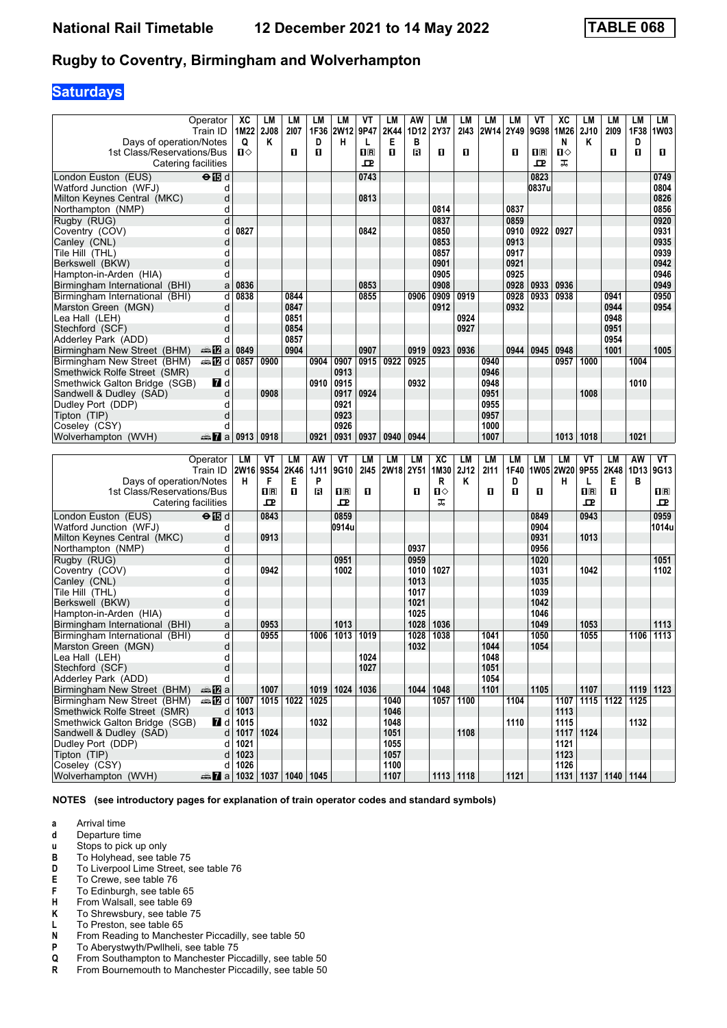# National Rail Timetable — 12 December 2021 to 14 May 2022 — TABLE 068

## Rugby to Coventry, Birmingham and Wolverhampton

### Saturdays

| Operator | | XC | LM | LM | LM | LM | VT | LM | AW | LM | LM | LM | LM | VT | XC | LM | LM | LM | LM |
|---|---|---|---|---|---|---|---|---|---|---|---|---|---|---|---|---|---|---|---|
| Train ID | | 1M22 | 2J08 | 2I07 | 1F36 | 2W12 | 9P47 | 2K44 | 1D12 | 2Y37 | 2I43 | 2W14 | 2Y49 | 9G98 | 1M26 | 2J10 | 2I09 | 1F38 | 1W03 |
| Days of operation/Notes | | Q | K | | D | H | L | E | B | | | | | | N | K | | D | |
| 1st Class/Reservations/Bus | | ■◇ | | ■ | ■ | | ■R | ■ | R | ■ | ■ | | ■ | ■R | ■◇ | | ■ | ■ | ■ |
| Catering facilities | | | | | | | 🍴 | | | | | | | 🍴 | 🛒 | | | | |
| London Euston (EUS) ⊖ 15 | d | | | | | | 0743 | | | | | | | 0823 | | | | | 0749 |
| Watford Junction (WFJ) | d | | | | | | | | | | | | | 0837u | | | | | 0804 |
| Milton Keynes Central (MKC) | d | | | | | | 0813 | | | | | | | | | | | | 0826 |
| Northampton (NMP) | d | | | | | | | | | 0814 | | | 0837 | | | | | | 0856 |
| Rugby (RUG) | d | | | | | | | | | 0837 | | | 0859 | | | | | | 0920 |
| Coventry (COV) | d | 0827 | | | | | 0842 | | | 0850 | | | 0910 | 0922 | 0927 | | | | 0931 |
| Canley (CNL) | d | | | | | | | | | 0853 | | | 0913 | | | | | | 0935 |
| Tile Hill (THL) | d | | | | | | | | | 0857 | | | 0917 | | | | | | 0939 |
| Berkswell (BKW) | d | | | | | | | | | 0901 | | | 0921 | | | | | | 0942 |
| Hampton-in-Arden (HIA) | d | | | | | | | | | 0905 | | | 0925 | | | | | | 0946 |
| Birmingham International (BHI) | a | 0836 | | | | | 0853 | | | 0908 | | | 0928 | 0933 | 0936 | | | | 0949 |
| Birmingham International (BHI) | d | 0838 | | 0844 | | | 0855 | | 0906 | 0909 | 0919 | | 0928 | 0933 | 0938 | | 0941 | | 0950 |
| Marston Green (MGN) | d | | | 0847 | | | | | | 0912 | | | 0932 | | | | 0944 | | 0954 |
| Lea Hall (LEH) | d | | | 0851 | | | | | | | 0924 | | | | | | 0948 | | |
| Stechford (SCF) | d | | | 0854 | | | | | | | 0927 | | | | | | 0951 | | |
| Adderley Park (ADD) | d | | | 0857 | | | | | | | | | | | | | 0954 | | |
| Birmingham New Street (BHM) 12 | a | 0849 | | 0904 | | | 0907 | | 0919 | 0923 | 0936 | | 0944 | 0945 | 0948 | | 1001 | | 1005 |
| Birmingham New Street (BHM) 12 | d | 0857 | 0900 | | 0904 | 0907 | 0915 | 0922 | 0925 | | | 0940 | | | 0957 | 1000 | | 1004 | |
| Smethwick Rolfe Street (SMR) | d | | | | | 0913 | | | | | | 0946 | | | | | | | |
| Smethwick Galton Bridge (SGB) 7 | d | | | | 0910 | 0915 | | | 0932 | | | 0948 | | | | | | 1010 | |
| Sandwell & Dudley (SAD) | d | | 0908 | | | 0917 | 0924 | | | | | 0951 | | | | 1008 | | | |
| Dudley Port (DDP) | d | | | | | 0921 | | | | | | 0955 | | | | | | | |
| Tipton (TIP) | d | | | | | 0923 | | | | | | 0957 | | | | | | | |
| Coseley (CSY) | d | | | | | 0926 | | | | | | 1000 | | | | | | | |
| Wolverhampton (WVH) 7 | a | 0913 | 0918 | | 0921 | 0931 | 0937 | 0940 | 0944 | | | 1007 | | | 1013 | 1018 | | 1021 | |

| Operator | | LM | VT | LM | AW | VT | LM | LM | LM | XC | LM | LM | LM | LM | LM | VT | LM | AW | VT |
|---|---|---|---|---|---|---|---|---|---|---|---|---|---|---|---|---|---|---|---|
| Train ID | | 2W16 | 9S54 | 2K46 | 1J11 | 9G10 | 2I45 | 2W18 | 2Y51 | 1M30 | 2J12 | 2I11 | 1F40 | 1W05 | 2W20 | 9P55 | 2K48 | 1D13 | 9G13 |
| Days of operation/Notes | | H | F | E | P | | | | | R | K | | D | | H | L | E | B | |
| 1st Class/Reservations/Bus | | | ■R | ■ | R | ■R | ■ | | ■ | ■◇ | | ■ | ■ | ■ | | ■R | ■ | | ■R |
| Catering facilities | | | 🍴 | | | 🍴 | | | | 🛒 | | | | | | 🍴 | | | 🍴 |
| London Euston (EUS) ⊖ 15 | d | | 0843 | | | 0859 | | | | | | | | 0849 | | 0943 | | | 0959 |
| Watford Junction (WFJ) | d | | | | | 0914u | | | | | | | | 0904 | | | | | 1014u |
| Milton Keynes Central (MKC) | d | | 0913 | | | | | | | | | | | 0931 | | 1013 | | | |
| Northampton (NMP) | d | | | | | | | | 0937 | | | | | 0956 | | | | | |
| Rugby (RUG) | d | | | | | 0951 | | | 0959 | | | | | 1020 | | | | | 1051 |
| Coventry (COV) | d | | 0942 | | | 1002 | | | 1010 | 1027 | | | | 1031 | | 1042 | | | 1102 |
| Canley (CNL) | d | | | | | | | | 1013 | | | | | 1035 | | | | | |
| Tile Hill (THL) | d | | | | | | | | 1017 | | | | | 1039 | | | | | |
| Berkswell (BKW) | d | | | | | | | | 1021 | | | | | 1042 | | | | | |
| Hampton-in-Arden (HIA) | d | | | | | | | | 1025 | | | | | 1046 | | | | | |
| Birmingham International (BHI) | a | | 0953 | | | 1013 | | | 1028 | 1036 | | | | 1049 | | 1053 | | | 1113 |
| Birmingham International (BHI) | d | | 0955 | | 1006 | 1013 | 1019 | | 1028 | 1038 | | 1041 | | 1050 | | 1055 | | 1106 | 1113 |
| Marston Green (MGN) | d | | | | | | | | 1032 | | | 1044 | | 1054 | | | | | |
| Lea Hall (LEH) | d | | | | | | 1024 | | | | | 1048 | | | | | | | |
| Stechford (SCF) | d | | | | | | 1027 | | | | | 1051 | | | | | | | |
| Adderley Park (ADD) | d | | | | | | | | | | | 1054 | | | | | | | |
| Birmingham New Street (BHM) 12 | a | | 1007 | | 1019 | 1024 | 1036 | | 1044 | 1048 | | 1101 | | 1105 | | 1107 | | 1119 | 1123 |
| Birmingham New Street (BHM) 12 | d | 1007 | 1015 | 1022 | 1025 | | | 1040 | | 1057 | 1100 | | 1104 | | 1107 | 1115 | 1122 | 1125 | |
| Smethwick Rolfe Street (SMR) | d | 1013 | | | | | | 1046 | | | | | | | 1113 | | | | |
| Smethwick Galton Bridge (SGB) 7 | d | 1015 | | | 1032 | | | 1048 | | | | | 1110 | | 1115 | | | 1132 | |
| Sandwell & Dudley (SAD) | d | 1017 | 1024 | | | | | 1051 | | | 1108 | | | | 1117 | 1124 | | | |
| Dudley Port (DDP) | d | 1021 | | | | | | 1055 | | | | | | | 1121 | | | | |
| Tipton (TIP) | d | 1023 | | | | | | 1057 | | | | | | | 1123 | | | | |
| Coseley (CSY) | d | 1026 | | | | | | 1100 | | | | | | | 1126 | | | | |
| Wolverhampton (WVH) 7 | a | 1032 | 1037 | 1040 | 1045 | | | 1107 | | 1113 | 1118 | | 1121 | | 1131 | 1137 | 1140 | 1144 | |

**NOTES (see introductory pages for explanation of train operator codes and standard symbols)**

- **a** Arrival time
- **d** Departure time
- **u** Stops to pick up only
- **B** To Holyhead, see table 75
- **D** To Liverpool Lime Street, see table 76
- **E** To Crewe, see table 76
- **F** To Edinburgh, see table 65
- **H** From Walsall, see table 69
- **K** To Shrewsbury, see table 75
- **L** To Preston, see table 65
- **N** From Reading to Manchester Piccadilly, see table 50
- **P** To Aberystwyth/Pwllheli, see table 75
- **Q** From Southampton to Manchester Piccadilly, see table 50
- **R** From Bournemouth to Manchester Piccadilly, see table 50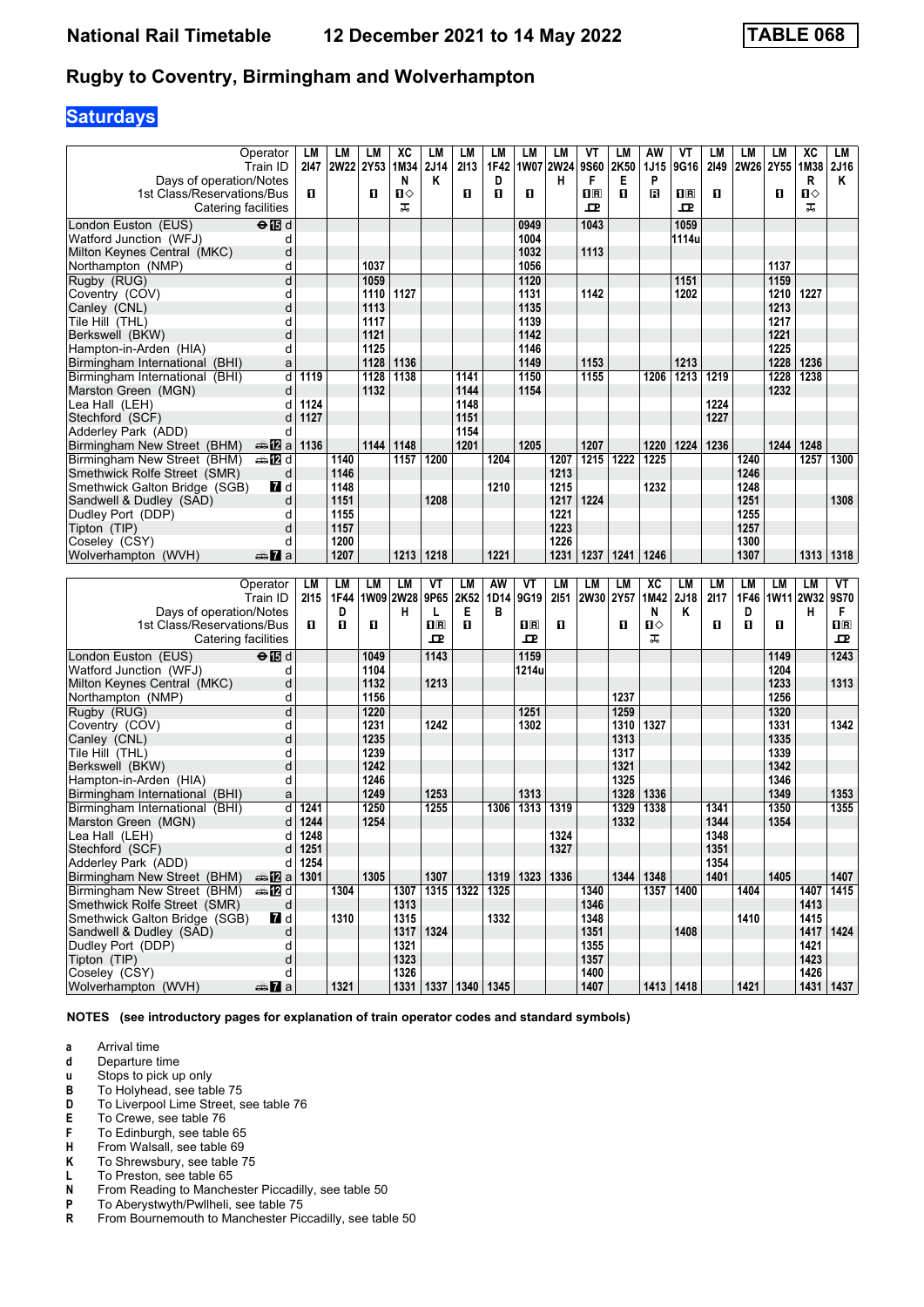# Rugby to Coventry, Birmingham and Wolverhampton

## Saturdays

| Operator | LM | LM | LM | XC | LM | LM | LM | LM | LM | VT | LM | AW | VT | LM | LM | LM | XC | LM |
|---|---|---|---|---|---|---|---|---|---|---|---|---|---|---|---|---|---|---|
| Train ID | 2I47 | 2W22 | 2Y53 | 1M34 | 2J14 | 2I13 | 1F42 | 1W07 | 2W24 | 9S60 | 2K50 | 1J15 | 9G16 | 2I49 | 2W26 | 2Y55 | 1M38 | 2J16 |
| Days of operation/Notes | | | | N | K | | D | | H | F | E | P | | | | | R | K |
| 1st Class/Reservations/Bus | 1 | | 1 | 1◇ | | 1 | 1 | 1 | | 1R | 1 | R | 1R | 1 | | 1 | 1◇ | |
| Catering facilities | | | | ⊼ | | | | | | 🍴 | | | 🍴 | | | | ⊼ | |
| London Euston (EUS) ⊖ 15 d | | | | | | | | 0949 | | 1043 | | | 1059 | | | | | |
| Watford Junction (WFJ) d | | | | | | | | 1004 | | | | | 1114u | | | | | |
| Milton Keynes Central (MKC) d | | | | | | | | 1032 | | 1113 | | | | | | | | |
| Northampton (NMP) d | | | 1037 | | | | | 1056 | | | | | | | | 1137 | | |
| Rugby (RUG) d | | | 1059 | | | | | 1120 | | | | | 1151 | | | 1159 | | |
| Coventry (COV) d | | | 1110 | 1127 | | | | 1131 | | 1142 | | | 1202 | | | 1210 | 1227 | |
| Canley (CNL) d | | | 1113 | | | | | 1135 | | | | | | | | 1213 | | |
| Tile Hill (THL) d | | | 1117 | | | | | 1139 | | | | | | | | 1217 | | |
| Berkswell (BKW) d | | | 1121 | | | | | 1142 | | | | | | | | 1221 | | |
| Hampton-in-Arden (HIA) d | | | 1125 | | | | | 1146 | | | | | | | | 1225 | | |
| Birmingham International (BHI) a | | | 1128 | 1136 | | | | 1149 | | 1153 | | | 1213 | | | 1228 | 1236 | |
| Birmingham International (BHI) d | 1119 | | 1128 | 1138 | | 1141 | | 1150 | | 1155 | | 1206 | 1213 | 1219 | | 1228 | 1238 | |
| Marston Green (MGN) d | | | 1132 | | | 1144 | | 1154 | | | | | | | | 1232 | | |
| Lea Hall (LEH) d | 1124 | | | | | 1148 | | | | | | | | 1224 | | | | |
| Stechford (SCF) d | 1127 | | | | | 1151 | | | | | | | | 1227 | | | | |
| Adderley Park (ADD) d | | | | | | 1154 | | | | | | | | | | | | |
| Birmingham New Street (BHM) 🚌 12 a | 1136 | | 1144 | 1148 | | 1201 | | 1205 | | 1207 | | 1220 | 1224 | 1236 | | 1244 | 1248 | |
| Birmingham New Street (BHM) 🚌 12 d | | 1140 | | 1157 | 1200 | | 1204 | | 1207 | 1215 | 1222 | 1225 | | | 1240 | | 1257 | 1300 |
| Smethwick Rolfe Street (SMR) d | | 1146 | | | | | | | 1213 | | | | | | 1246 | | | |
| Smethwick Galton Bridge (SGB) 7 d | | 1148 | | | | | 1210 | | 1215 | | | 1232 | | | 1248 | | | |
| Sandwell & Dudley (SAD) d | | 1151 | | | 1208 | | | | 1217 | 1224 | | | | | 1251 | | | 1308 |
| Dudley Port (DDP) d | | 1155 | | | | | | | 1221 | | | | | | 1255 | | | |
| Tipton (TIP) d | | 1157 | | | | | | | 1223 | | | | | | 1257 | | | |
| Coseley (CSY) d | | 1200 | | | | | | | 1226 | | | | | | 1300 | | | |
| Wolverhampton (WVH) 🚌 7 a | | 1207 | | 1213 | 1218 | | 1221 | | 1231 | 1237 | 1241 | 1246 | | | 1307 | | 1313 | 1318 |

| Operator | LM | LM | LM | LM | VT | LM | AW | VT | LM | LM | LM | XC | LM | LM | LM | LM | LM | VT |
|---|---|---|---|---|---|---|---|---|---|---|---|---|---|---|---|---|---|---|
| Train ID | 2I15 | 1F44 | 1W09 | 2W28 | 9P65 | 2K52 | 1D14 | 9G19 | 2I51 | 2W30 | 2Y57 | 1M42 | 2J18 | 2I17 | 1F46 | 1W11 | 2W32 | 9S70 |
| Days of operation/Notes | | D | | H | L | E | B | | | | | N | K | | D | | H | F |
| 1st Class/Reservations/Bus | 1 | 1 | 1 | | 1R | 1 | | 1R | 1 | | 1 | 1◇ | | 1 | 1 | 1 | | 1R |
| Catering facilities | | | | | 🍴 | | | 🍴 | | | | ⊼ | | | | | | 🍴 |
| London Euston (EUS) ⊖ 15 d | | | 1049 | | 1143 | | | 1159 | | | | | | | | 1149 | | 1243 |
| Watford Junction (WFJ) d | | | 1104 | | | | | 1214u | | | | | | | | 1204 | | |
| Milton Keynes Central (MKC) d | | | 1132 | | 1213 | | | | | | | | | | | 1233 | | 1313 |
| Northampton (NMP) d | | | 1156 | | | | | | | | 1237 | | | | | 1256 | | |
| Rugby (RUG) d | | | 1220 | | | | | 1251 | | | 1259 | | | | | 1320 | | |
| Coventry (COV) d | | | 1231 | | 1242 | | | 1302 | | | 1310 | 1327 | | | | 1331 | | 1342 |
| Canley (CNL) d | | | 1235 | | | | | | | | 1313 | | | | | 1335 | | |
| Tile Hill (THL) d | | | 1239 | | | | | | | | 1317 | | | | | 1339 | | |
| Berkswell (BKW) d | | | 1242 | | | | | | | | 1321 | | | | | 1342 | | |
| Hampton-in-Arden (HIA) d | | | 1246 | | | | | | | | 1325 | | | | | 1346 | | |
| Birmingham International (BHI) a | | | 1249 | | 1253 | | | 1313 | | | 1328 | 1336 | | | | 1349 | | 1353 |
| Birmingham International (BHI) d | 1241 | | 1250 | | 1255 | | 1306 | 1313 | 1319 | | 1329 | 1338 | | 1341 | | 1350 | | 1355 |
| Marston Green (MGN) d | 1244 | | 1254 | | | | | | | | 1332 | | | 1344 | | 1354 | | |
| Lea Hall (LEH) d | 1248 | | | | | | | | 1324 | | | | | 1348 | | | | |
| Stechford (SCF) d | 1251 | | | | | | | | 1327 | | | | | 1351 | | | | |
| Adderley Park (ADD) d | 1254 | | | | | | | | | | | | | 1354 | | | | |
| Birmingham New Street (BHM) 🚌 12 a | 1301 | | 1305 | | 1307 | | 1319 | 1323 | 1336 | | 1344 | 1348 | | 1401 | | 1405 | | 1407 |
| Birmingham New Street (BHM) 🚌 12 d | | 1304 | | 1307 | 1315 | 1322 | 1325 | | | 1340 | | 1357 | 1400 | | 1404 | | 1407 | 1415 |
| Smethwick Rolfe Street (SMR) d | | | | 1313 | | | | | | 1346 | | | | | | | 1413 | |
| Smethwick Galton Bridge (SGB) 7 d | | 1310 | | 1315 | | | 1332 | | | 1348 | | | | | 1410 | | 1415 | |
| Sandwell & Dudley (SAD) d | | | | 1317 | 1324 | | | | | 1351 | | | 1408 | | | | 1417 | 1424 |
| Dudley Port (DDP) d | | | | 1321 | | | | | | 1355 | | | | | | | 1421 | |
| Tipton (TIP) d | | | | 1323 | | | | | | 1357 | | | | | | | 1423 | |
| Coseley (CSY) d | | | | 1326 | | | | | | 1400 | | | | | | | 1426 | |
| Wolverhampton (WVH) 🚌 7 a | | 1321 | | 1331 | 1337 | 1340 | 1345 | | | 1407 | | 1413 | 1418 | | 1421 | | 1431 | 1437 |

**NOTES (see introductory pages for explanation of train operator codes and standard symbols)**

- **a** Arrival time
- **d** Departure time
- **u** Stops to pick up only
- **B** To Holyhead, see table 75
- **D** To Liverpool Lime Street, see table 76
- **E** To Crewe, see table 76
- **F** To Edinburgh, see table 65
- **H** From Walsall, see table 69
- **K** To Shrewsbury, see table 75
- **L** To Preston, see table 65
- **N** From Reading to Manchester Piccadilly, see table 50
- **P** To Aberystwyth/Pwllheli, see table 75
- **R** From Bournemouth to Manchester Piccadilly, see table 50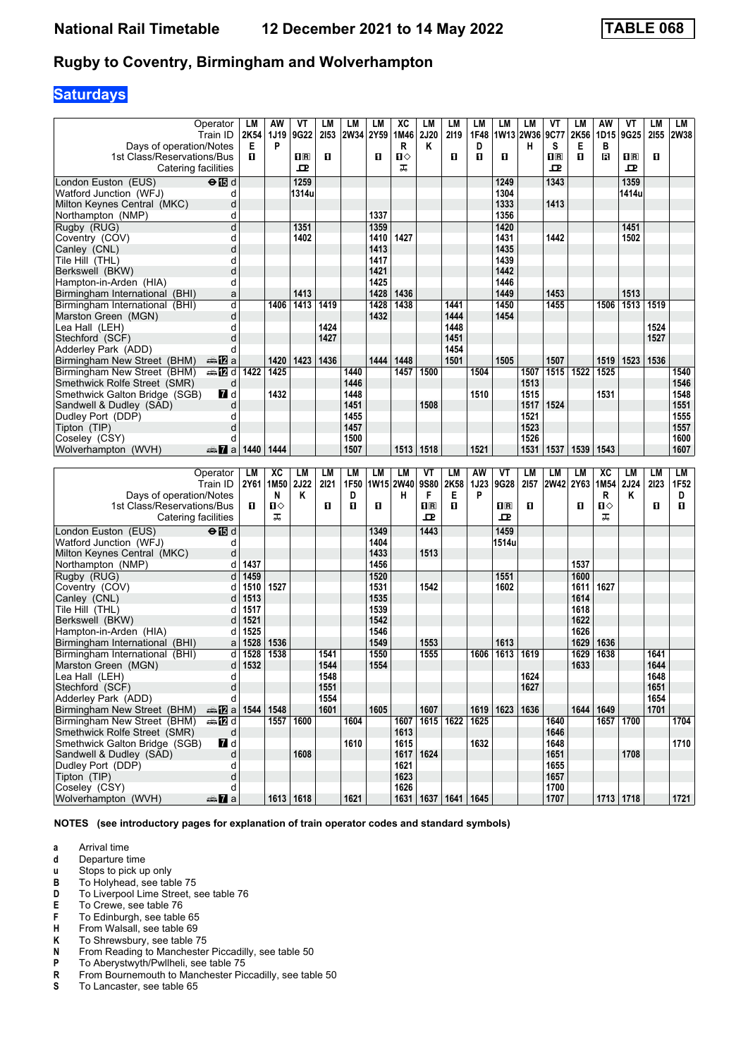# National Rail Timetable — 12 December 2021 to 14 May 2022 — TABLE 068

## Rugby to Coventry, Birmingham and Wolverhampton

### Saturdays

| Operator | | LM | AW | VT | LM | LM | LM | XC | LM | LM | LM | LM | LM | VT | LM | AW | VT | LM | LM |
|---|---|---|---|---|---|---|---|---|---|---|---|---|---|---|---|---|---|---|---|
| Train ID | | 2K54 | 1J19 | 9G22 | 2I53 | 2W34 | 2Y59 | 1M46 | 2J20 | 2I19 | 1F48 | 1W13 | 2W36 | 9C77 | 2K56 | 1D15 | 9G25 | 2I55 | 2W38 |
| Days of operation/Notes | | E | P | | | | | R | K | | D | | H | S | E | B | | | |
| 1st Class/Reservations/Bus | | 1 | | 1R | 1 | | 1 | 1◇ | | 1 | 1 | 1 | | 1R | 1 | R | 1R | 1 | |
| Catering facilities | | | | ꟼ | | | | trolley | | | | | | ꟼ | | | ꟼ | | |
| London Euston (EUS) | ⊖15 d | | | 1259 | | | | | | | | 1249 | | 1343 | | | 1359 | | |
| Watford Junction (WFJ) | d | | | 1314u | | | | | | | | 1304 | | | | | 1414u | | |
| Milton Keynes Central (MKC) | d | | | | | | | | | | | 1333 | | 1413 | | | | | |
| Northampton (NMP) | d | | | | | | 1337 | | | | | 1356 | | | | | | | |
| Rugby (RUG) | d | | | 1351 | | | 1359 | | | | | 1420 | | | | | 1451 | | |
| Coventry (COV) | d | | | 1402 | | | 1410 | 1427 | | | | 1431 | | 1442 | | | 1502 | | |
| Canley (CNL) | d | | | | | | 1413 | | | | | 1435 | | | | | | | |
| Tile Hill (THL) | d | | | | | | 1417 | | | | | 1439 | | | | | | | |
| Berkswell (BKW) | d | | | | | | 1421 | | | | | 1442 | | | | | | | |
| Hampton-in-Arden (HIA) | d | | | | | | 1425 | | | | | 1446 | | | | | | | |
| Birmingham International (BHI) | a | | | 1413 | | | 1428 | 1436 | | | | 1449 | | 1453 | | | 1513 | | |
| Birmingham International (BHI) | d | | 1406 | 1413 | 1419 | | 1428 | 1438 | | 1441 | | 1450 | | 1455 | | 1506 | 1513 | 1519 | |
| Marston Green (MGN) | d | | | | | | 1432 | | | 1444 | | 1454 | | | | | | | |
| Lea Hall (LEH) | d | | | | 1424 | | | | | 1448 | | | | | | | | 1524 | |
| Stechford (SCF) | d | | | | 1427 | | | | | 1451 | | | | | | | | 1527 | |
| Adderley Park (ADD) | d | | | | | | | | | 1454 | | | | | | | | | |
| Birmingham New Street (BHM) | 12 a | | 1420 | 1423 | 1436 | | 1444 | 1448 | | 1501 | | 1505 | | 1507 | | 1519 | 1523 | 1536 | |
| Birmingham New Street (BHM) | 12 d | 1422 | 1425 | | | 1440 | | 1457 | 1500 | | 1504 | | 1507 | 1515 | 1522 | 1525 | | | 1540 |
| Smethwick Rolfe Street (SMR) | d | | | | | 1446 | | | | | | | 1513 | | | | | | 1546 |
| Smethwick Galton Bridge (SGB) | 7 d | | 1432 | | | 1448 | | | | | 1510 | | 1515 | | | 1531 | | | 1548 |
| Sandwell & Dudley (SAD) | d | | | | | 1451 | | | 1508 | | | | 1517 | 1524 | | | | | 1551 |
| Dudley Port (DDP) | d | | | | | 1455 | | | | | | | 1521 | | | | | | 1555 |
| Tipton (TIP) | d | | | | | 1457 | | | | | | | 1523 | | | | | | 1557 |
| Coseley (CSY) | d | | | | | 1500 | | | | | | | 1526 | | | | | | 1600 |
| Wolverhampton (WVH) | 7 a | 1440 | 1444 | | | 1507 | | 1513 | 1518 | | 1521 | | 1531 | 1537 | 1539 | 1543 | | | 1607 |

| Operator | | LM | XC | LM | LM | LM | LM | LM | VT | LM | AW | VT | LM | LM | LM | XC | LM | LM | LM |
|---|---|---|---|---|---|---|---|---|---|---|---|---|---|---|---|---|---|---|---|
| Train ID | | 2Y61 | 1M50 | 2J22 | 2I21 | 1F50 | 1W15 | 2W40 | 9S80 | 2K58 | 1J23 | 9G28 | 2I57 | 2W42 | 2Y63 | 1M54 | 2J24 | 2I23 | 1F52 |
| Days of operation/Notes | | | N | K | | D | | H | F | E | P | | | | | R | K | | D |
| 1st Class/Reservations/Bus | | 1 | 1◇ | | 1 | 1 | 1 | | 1R | 1 | | 1R | 1 | | 1 | 1◇ | | 1 | 1 |
| Catering facilities | | | trolley | | | | | | ꟼ | | | ꟼ | | | | trolley | | | |
| London Euston (EUS) | ⊖15 d | | | | | | 1349 | | 1443 | | | 1459 | | | | | | | |
| Watford Junction (WFJ) | d | | | | | | 1404 | | | | | 1514u | | | | | | | |
| Milton Keynes Central (MKC) | d | | | | | | 1433 | | 1513 | | | | | | | | | | |
| Northampton (NMP) | d | 1437 | | | | | 1456 | | | | | | | | 1537 | | | | |
| Rugby (RUG) | d | 1459 | | | | | 1520 | | | | | 1551 | | | 1600 | | | | |
| Coventry (COV) | d | 1510 | 1527 | | | | 1531 | | 1542 | | | 1602 | | | 1611 | 1627 | | | |
| Canley (CNL) | d | 1513 | | | | | 1535 | | | | | | | | 1614 | | | | |
| Tile Hill (THL) | d | 1517 | | | | | 1539 | | | | | | | | 1618 | | | | |
| Berkswell (BKW) | d | 1521 | | | | | 1542 | | | | | | | | 1622 | | | | |
| Hampton-in-Arden (HIA) | d | 1525 | | | | | 1546 | | | | | | | | 1626 | | | | |
| Birmingham International (BHI) | a | 1528 | 1536 | | | | 1549 | | 1553 | | | 1613 | | | 1629 | 1636 | | | |
| Birmingham International (BHI) | d | 1528 | 1538 | | 1541 | | 1550 | | 1555 | | 1606 | 1613 | 1619 | | 1629 | 1638 | | 1641 | |
| Marston Green (MGN) | d | 1532 | | | 1544 | | 1554 | | | | | | | | 1633 | | | 1644 | |
| Lea Hall (LEH) | d | | | | 1548 | | | | | | | | 1624 | | | | | 1648 | |
| Stechford (SCF) | d | | | | 1551 | | | | | | | | 1627 | | | | | 1651 | |
| Adderley Park (ADD) | d | | | | 1554 | | | | | | | | | | | | | 1654 | |
| Birmingham New Street (BHM) | 12 a | 1544 | 1548 | | 1601 | | 1605 | | 1607 | | 1619 | 1623 | 1636 | | 1644 | 1649 | | 1701 | |
| Birmingham New Street (BHM) | 12 d | | 1557 | 1600 | | 1604 | | 1607 | 1615 | 1622 | 1625 | | | 1640 | | 1657 | 1700 | | 1704 |
| Smethwick Rolfe Street (SMR) | d | | | | | | | 1613 | | | | | | 1646 | | | | | |
| Smethwick Galton Bridge (SGB) | 7 d | | | | | 1610 | | 1615 | | | 1632 | | | 1648 | | | | | 1710 |
| Sandwell & Dudley (SAD) | d | | | 1608 | | | | 1617 | 1624 | | | | | 1651 | | | 1708 | | |
| Dudley Port (DDP) | d | | | | | | | 1621 | | | | | | 1655 | | | | | |
| Tipton (TIP) | d | | | | | | | 1623 | | | | | | 1657 | | | | | |
| Coseley (CSY) | d | | | | | | | 1626 | | | | | | 1700 | | | | | |
| Wolverhampton (WVH) | 7 a | | 1613 | 1618 | | 1621 | | 1631 | 1637 | 1641 | 1645 | | | 1707 | | 1713 | 1718 | | 1721 |

**NOTES (see introductory pages for explanation of train operator codes and standard symbols)**

- **a** Arrival time
- **d** Departure time
- **u** Stops to pick up only
- **B** To Holyhead, see table 75
- **D** To Liverpool Lime Street, see table 76
- **E** To Crewe, see table 76
- **F** To Edinburgh, see table 65
- **H** From Walsall, see table 69
- **K** To Shrewsbury, see table 75
- **N** From Reading to Manchester Piccadilly, see table 50
- **P** To Aberystwyth/Pwllheli, see table 75
- **R** From Bournemouth to Manchester Piccadilly, see table 50
- **S** To Lancaster, see table 65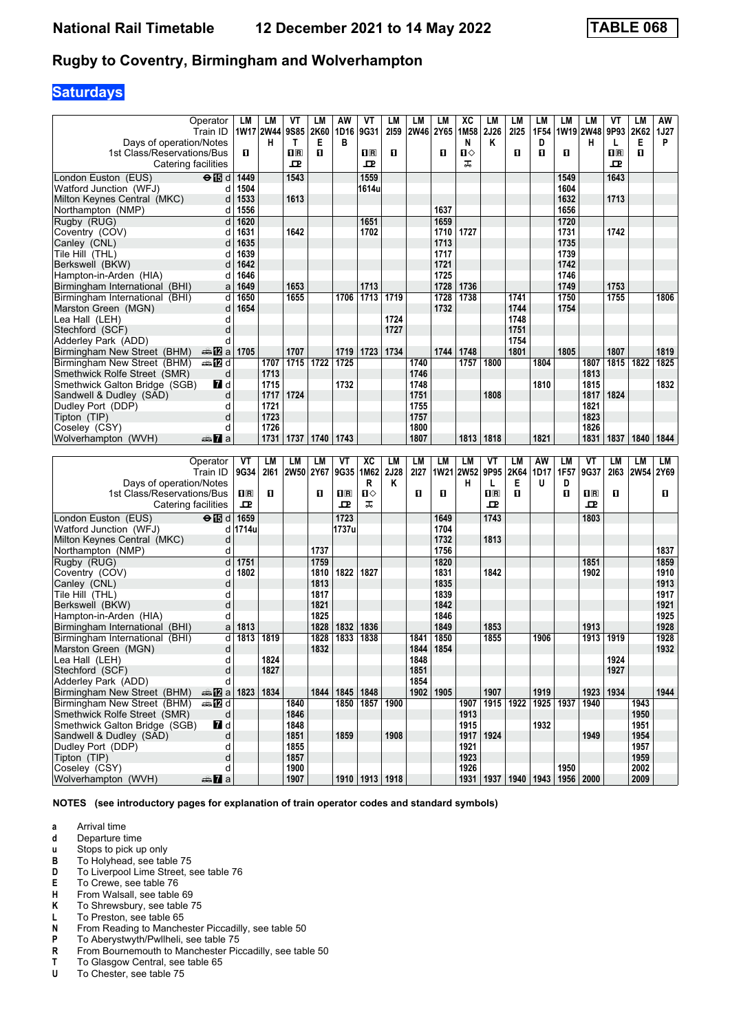# National Rail Timetable 12 December 2021 to 14 May 2022 TABLE 068

## Rugby to Coventry, Birmingham and Wolverhampton

### Saturdays

| Operator | | LM | LM | VT | LM | AW | VT | LM | LM | LM | XC | LM | LM | LM | LM | LM | VT | LM | AW |
|---|---|---|---|---|---|---|---|---|---|---|---|---|---|---|---|---|---|---|---|
| Train ID | | 1W17 | 2W44 | 9S85 | 2K60 | 1D16 | 9G31 | 2I59 | 2W46 | 2Y65 | 1M58 | 2J26 | 2I25 | 1F54 | 1W19 | 2W48 | 9P93 | 2K62 | 1J27 |
| Days of operation/Notes | | | H | T | E | B | | | | | N | K | | D | | H | L | E | P |
| 1st Class/Reservations/Bus | | 1 | | 1R | 1 | | 1R | 1 | | 1 | 1◇ | | 1 | 1 | 1 | | 1R | 1 | |
| Catering facilities | | | | ⊡ | | | ⊡ | | | | ⊼ | | | | | | ⊡ | | |
| London Euston (EUS) | ⊖15 d | 1449 | | 1543 | | | 1559 | | | | | | | | 1549 | | 1643 | | |
| Watford Junction (WFJ) | d | 1504 | | | | | 1614u | | | | | | | | 1604 | | | | |
| Milton Keynes Central (MKC) | d | 1533 | | 1613 | | | | | | | | | | | 1632 | | 1713 | | |
| Northampton (NMP) | d | 1556 | | | | | | | | 1637 | | | | | 1656 | | | | |
| Rugby (RUG) | d | 1620 | | | | | 1651 | | | 1659 | | | | | 1720 | | | | |
| Coventry (COV) | d | 1631 | | 1642 | | | 1702 | | | 1710 | 1727 | | | | 1731 | | 1742 | | |
| Canley (CNL) | d | 1635 | | | | | | | | 1713 | | | | | 1735 | | | | |
| Tile Hill (THL) | d | 1639 | | | | | | | | 1717 | | | | | 1739 | | | | |
| Berkswell (BKW) | d | 1642 | | | | | | | | 1721 | | | | | 1742 | | | | |
| Hampton-in-Arden (HIA) | d | 1646 | | | | | | | | 1725 | | | | | 1746 | | | | |
| Birmingham International (BHI) | a | 1649 | | 1653 | | | 1713 | | | 1728 | 1736 | | | | 1749 | | 1753 | | |
| Birmingham International (BHI) | d | 1650 | | 1655 | | 1706 | 1713 | 1719 | | 1728 | 1738 | | 1741 | | 1750 | | 1755 | | 1806 |
| Marston Green (MGN) | d | 1654 | | | | | | | | 1732 | | | 1744 | | 1754 | | | | |
| Lea Hall (LEH) | d | | | | | | | 1724 | | | | | 1748 | | | | | | |
| Stechford (SCF) | d | | | | | | | 1727 | | | | | 1751 | | | | | | |
| Adderley Park (ADD) | d | | | | | | | | | | | | 1754 | | | | | | |
| Birmingham New Street (BHM) | 12 a | 1705 | | 1707 | | 1719 | 1723 | 1734 | | 1744 | 1748 | | 1801 | | 1805 | | 1807 | | 1819 |
| Birmingham New Street (BHM) | 12 d | | 1707 | 1715 | 1722 | 1725 | | | 1740 | | 1757 | 1800 | | 1804 | | 1807 | 1815 | 1822 | 1825 |
| Smethwick Rolfe Street (SMR) | d | | 1713 | | | | | | 1746 | | | | | | | 1813 | | | |
| Smethwick Galton Bridge (SGB) | 7 d | | 1715 | | | 1732 | | | 1748 | | | | | 1810 | | 1815 | | | 1832 |
| Sandwell & Dudley (SAD) | d | | 1717 | 1724 | | | | | 1751 | | | 1808 | | | | 1817 | 1824 | | |
| Dudley Port (DDP) | d | | 1721 | | | | | | 1755 | | | | | | | 1821 | | | |
| Tipton (TIP) | d | | 1723 | | | | | | 1757 | | | | | | | 1823 | | | |
| Coseley (CSY) | d | | 1726 | | | | | | 1800 | | | | | | | 1826 | | | |
| Wolverhampton (WVH) | 7 a | | 1731 | 1737 | 1740 | 1743 | | | 1807 | | 1813 | 1818 | | 1821 | | 1831 | 1837 | 1840 | 1844 |

| Operator | | VT | LM | LM | LM | VT | XC | LM | LM | LM | LM | VT | LM | AW | LM | VT | LM | LM | LM |
|---|---|---|---|---|---|---|---|---|---|---|---|---|---|---|---|---|---|---|---|
| Train ID | | 9G34 | 2I61 | 2W50 | 2Y67 | 9G35 | 1M62 | 2J28 | 2I27 | 1W21 | 2W52 | 9P95 | 2K64 | 1D17 | 1F57 | 9G37 | 2I63 | 2W54 | 2Y69 |
| Days of operation/Notes | | | | | | | R | K | | | H | L | E | U | D | | | | |
| 1st Class/Reservations/Bus | | 1R | 1 | | 1 | 1R | 1◇ | | 1 | 1 | | 1R | 1 | | 1 | 1R | 1 | | 1 |
| Catering facilities | | ⊡ | | | | ⊡ | ⊼ | | | | | ⊡ | | | | ⊡ | | | |
| London Euston (EUS) | ⊖15 d | 1659 | | | | 1723 | | | | 1649 | | 1743 | | | | 1803 | | | |
| Watford Junction (WFJ) | d | 1714u | | | | 1737u | | | | 1704 | | | | | | | | | |
| Milton Keynes Central (MKC) | d | | | | | | | | | 1732 | | 1813 | | | | | | | |
| Northampton (NMP) | d | | | | 1737 | | | | | 1756 | | | | | | | | | 1837 |
| Rugby (RUG) | d | 1751 | | | 1759 | | | | | 1820 | | | | | | 1851 | | | 1859 |
| Coventry (COV) | d | 1802 | | | 1810 | 1822 | 1827 | | | 1831 | | 1842 | | | | 1902 | | | 1910 |
| Canley (CNL) | d | | | | 1813 | | | | | 1835 | | | | | | | | | 1913 |
| Tile Hill (THL) | d | | | | 1817 | | | | | 1839 | | | | | | | | | 1917 |
| Berkswell (BKW) | d | | | | 1821 | | | | | 1842 | | | | | | | | | 1921 |
| Hampton-in-Arden (HIA) | d | | | | 1825 | | | | | 1846 | | | | | | | | | 1925 |
| Birmingham International (BHI) | a | 1813 | | | 1828 | 1832 | 1836 | | | 1849 | | 1853 | | | | 1913 | | | 1928 |
| Birmingham International (BHI) | d | 1813 | 1819 | | 1828 | 1833 | 1838 | | 1841 | 1850 | | 1855 | | 1906 | | 1913 | 1919 | | 1928 |
| Marston Green (MGN) | d | | | | 1832 | | | | 1844 | 1854 | | | | | | | | | 1932 |
| Lea Hall (LEH) | d | | 1824 | | | | | | 1848 | | | | | | | | 1924 | | |
| Stechford (SCF) | d | | 1827 | | | | | | 1851 | | | | | | | | 1927 | | |
| Adderley Park (ADD) | d | | | | | | | | 1854 | | | | | | | | | | |
| Birmingham New Street (BHM) | 12 a | 1823 | 1834 | | 1844 | 1845 | 1848 | | 1902 | 1905 | | 1907 | | 1919 | | 1923 | 1934 | | 1944 |
| Birmingham New Street (BHM) | 12 d | | | 1840 | | 1850 | 1857 | 1900 | | | 1907 | 1915 | 1922 | 1925 | 1937 | 1940 | | 1943 | |
| Smethwick Rolfe Street (SMR) | d | | | 1846 | | | | | | | 1913 | | | | | | | 1950 | |
| Smethwick Galton Bridge (SGB) | 7 d | | | 1848 | | | | | | | 1915 | | | 1932 | | | | 1951 | |
| Sandwell & Dudley (SAD) | d | | | 1851 | | 1859 | | 1908 | | | 1917 | 1924 | | | | 1949 | | 1954 | |
| Dudley Port (DDP) | d | | | 1855 | | | | | | | 1921 | | | | | | | 1957 | |
| Tipton (TIP) | d | | | 1857 | | | | | | | 1923 | | | | | | | 1959 | |
| Coseley (CSY) | d | | | 1900 | | | | | | | 1926 | | | | 1950 | | | 2002 | |
| Wolverhampton (WVH) | 7 a | | | 1907 | | 1910 | 1913 | 1918 | | | 1931 | 1937 | 1940 | 1943 | 1956 | 2000 | | 2009 | |

**NOTES (see introductory pages for explanation of train operator codes and standard symbols)**

- **a** Arrival time
- **d** Departure time
- **u** Stops to pick up only
- **B** To Holyhead, see table 75
- **D** To Liverpool Lime Street, see table 76
- **E** To Crewe, see table 76
- **H** From Walsall, see table 69
- **K** To Shrewsbury, see table 75
- **L** To Preston, see table 65
- **N** From Reading to Manchester Piccadilly, see table 50
- **P** To Aberystwyth/Pwllheli, see table 75
- **R** From Bournemouth to Manchester Piccadilly, see table 50
- **T** To Glasgow Central, see table 65
- **U** To Chester, see table 75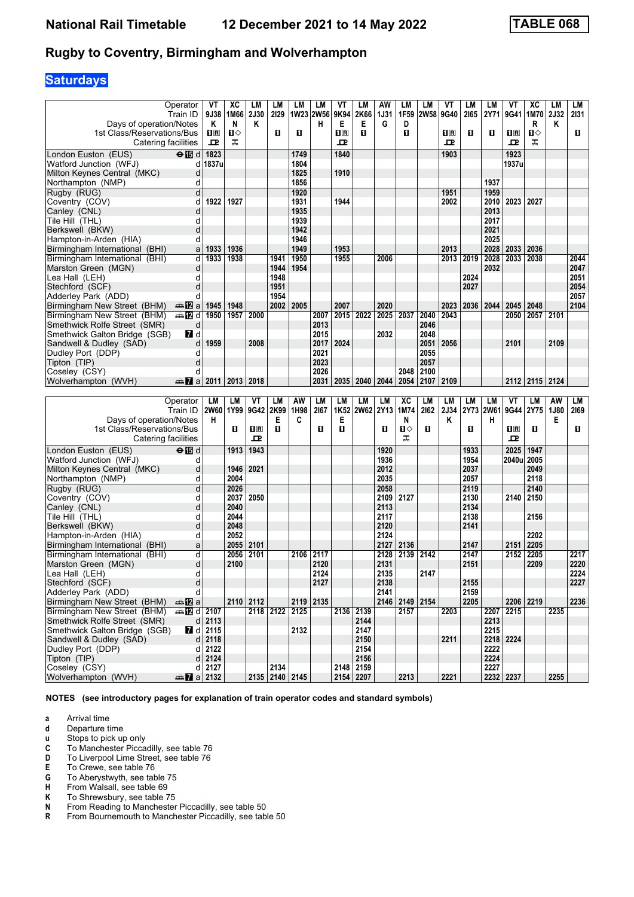# National Rail Timetable — 12 December 2021 to 14 May 2022 — TABLE 068

## Rugby to Coventry, Birmingham and Wolverhampton

### Saturdays

| Operator | | VT | XC | LM | LM | LM | LM | VT | LM | AW | LM | LM | VT | LM | LM | VT | XC | LM | LM |
|---|---|---|---|---|---|---|---|---|---|---|---|---|---|---|---|---|---|---|---|
| Train ID | | 9J38 | 1M66 | 2J30 | 2I29 | 1W23 | 2W56 | 9K94 | 2K66 | 1J31 | 1F59 | 2W58 | 9G40 | 2I65 | 2Y71 | 9G41 | 1M70 | 2J32 | 2I31 |
| Days of operation/Notes | | K | N | K | | | H | E | E | G | D | | | | | | R | K | |
| 1st Class/Reservations/Bus | | ■R | ■◇ | | ■ | ■ | | ■R | ■ | | ■ | | ■R | ■ | ■ | ■R | ■◇ | | ■ |
| Catering facilities | | ⊡ | ⊼ | | | | | ⊡ | | | | | ⊡ | | | ⊡ | ⊼ | | |
| London Euston (EUS) ⊖ 15 | d | 1823 | | | | 1749 | | 1840 | | | | | 1903 | | | 1923 | | | |
| Watford Junction (WFJ) | d | 1837u | | | | 1804 | | | | | | | | | | 1937u | | | |
| Milton Keynes Central (MKC) | d | | | | | 1825 | | 1910 | | | | | | | | | | | |
| Northampton (NMP) | d | | | | | 1856 | | | | | | | | | 1937 | | | | |
| Rugby (RUG) | d | | | | | 1920 | | | | | | | 1951 | | 1959 | | | | |
| Coventry (COV) | d | 1922 | 1927 | | | 1931 | | 1944 | | | | | 2002 | | 2010 | 2023 | 2027 | | |
| Canley (CNL) | d | | | | | 1935 | | | | | | | | | 2013 | | | | |
| Tile Hill (THL) | d | | | | | 1939 | | | | | | | | | 2017 | | | | |
| Berkswell (BKW) | d | | | | | 1942 | | | | | | | | | 2021 | | | | |
| Hampton-in-Arden (HIA) | d | | | | | 1946 | | | | | | | | | 2025 | | | | |
| Birmingham International (BHI) | a | 1933 | 1936 | | | 1949 | | 1953 | | | | | 2013 | | 2028 | 2033 | 2036 | | |
| Birmingham International (BHI) | d | 1933 | 1938 | | 1941 | 1950 | | 1955 | | 2006 | | | 2013 | 2019 | 2028 | 2033 | 2038 | | 2044 |
| Marston Green (MGN) | d | | | | 1944 | 1954 | | | | | | | | | 2032 | | | | 2047 |
| Lea Hall (LEH) | d | | | | 1948 | | | | | | | | | 2024 | | | | | 2051 |
| Stechford (SCF) | d | | | | 1951 | | | | | | | | | 2027 | | | | | 2054 |
| Adderley Park (ADD) | d | | | | 1954 | | | | | | | | | | | | | | 2057 |
| Birmingham New Street (BHM) 12 | a | 1945 | 1948 | | 2002 | 2005 | | 2007 | | 2020 | | | 2023 | 2036 | 2044 | 2045 | 2048 | | 2104 |
| Birmingham New Street (BHM) 12 | d | 1950 | 1957 | 2000 | | | 2007 | 2015 | 2022 | 2025 | 2037 | 2040 | 2043 | | | 2050 | 2057 | 2101 | |
| Smethwick Rolfe Street (SMR) | d | | | | | | 2013 | | | | | 2046 | | | | | | | |
| Smethwick Galton Bridge (SGB) 7 | d | | | | | | 2015 | | | 2032 | | 2048 | | | | | | | |
| Sandwell & Dudley (SAD) | d | 1959 | | 2008 | | | 2017 | 2024 | | | | 2051 | 2056 | | | 2101 | | 2109 | |
| Dudley Port (DDP) | d | | | | | | 2021 | | | | | 2055 | | | | | | | |
| Tipton (TIP) | d | | | | | | 2023 | | | | | 2057 | | | | | | | |
| Coseley (CSY) | d | | | | | | 2026 | | | | 2048 | 2100 | | | | | | | |
| Wolverhampton (WVH) 7 | a | 2011 | 2013 | 2018 | | | 2031 | 2035 | 2040 | 2044 | 2054 | 2107 | 2109 | | | 2112 | 2115 | 2124 | |

| Operator | | LM | LM | VT | LM | AW | LM | LM | LM | LM | XC | LM | LM | LM | LM | VT | LM | AW | LM |
|---|---|---|---|---|---|---|---|---|---|---|---|---|---|---|---|---|---|---|---|
| Train ID | | 2W60 | 1Y99 | 9G42 | 2K99 | 1H98 | 2I67 | 1K52 | 2W62 | 2Y13 | 1M74 | 2I62 | 2J34 | 2Y73 | 2W61 | 9G44 | 2Y75 | 1J80 | 2I69 |
| Days of operation/Notes | | H | | | E | C | | E | | | N | | K | | H | | | E | |
| 1st Class/Reservations/Bus | | | ■ | ■R | ■ | | ■ | ■ | | ■ | ■◇ | ■ | | ■ | | ■R | ■ | | ■ |
| Catering facilities | | | | ⊡ | | | | | | | ⊼ | | | | | ⊡ | | | |
| London Euston (EUS) ⊖ 15 | d | | 1913 | 1943 | | | | | | 1920 | | | | 1933 | | 2025 | 1947 | | |
| Watford Junction (WFJ) | d | | | | | | | | | 1936 | | | | 1954 | | 2040u | 2005 | | |
| Milton Keynes Central (MKC) | d | | 1946 | 2021 | | | | | | 2012 | | | | 2037 | | | 2049 | | |
| Northampton (NMP) | d | | 2004 | | | | | | | 2035 | | | | 2057 | | | 2118 | | |
| Rugby (RUG) | d | | 2026 | | | | | | | 2058 | | | | 2119 | | | 2140 | | |
| Coventry (COV) | d | | 2037 | 2050 | | | | | | 2109 | 2127 | | | 2130 | | 2140 | 2150 | | |
| Canley (CNL) | d | | 2040 | | | | | | | 2113 | | | | 2134 | | | | | |
| Tile Hill (THL) | d | | 2044 | | | | | | | 2117 | | | | 2138 | | | 2156 | | |
| Berkswell (BKW) | d | | 2048 | | | | | | | 2120 | | | | 2141 | | | | | |
| Hampton-in-Arden (HIA) | d | | 2052 | | | | | | | 2124 | | | | | | | 2202 | | |
| Birmingham International (BHI) | a | | 2055 | 2101 | | | | | | 2127 | 2136 | | | 2147 | | 2151 | 2205 | | |
| Birmingham International (BHI) | d | | 2056 | 2101 | | 2106 | 2117 | | | 2128 | 2139 | 2142 | | 2147 | | 2152 | 2205 | | 2217 |
| Marston Green (MGN) | d | | 2100 | | | | 2120 | | | 2131 | | | | 2151 | | | 2209 | | 2220 |
| Lea Hall (LEH) | d | | | | | | 2124 | | | 2135 | | 2147 | | | | | | | 2224 |
| Stechford (SCF) | d | | | | | | 2127 | | | 2138 | | | | 2155 | | | | | 2227 |
| Adderley Park (ADD) | d | | | | | | | | | 2141 | | | | 2159 | | | | | |
| Birmingham New Street (BHM) 12 | a | | 2110 | 2112 | | 2119 | 2135 | | | 2146 | 2149 | 2154 | | 2205 | | 2206 | 2219 | | 2236 |
| Birmingham New Street (BHM) 12 | d | 2107 | | 2118 | 2122 | 2125 | | 2136 | 2139 | | 2157 | | 2203 | | 2207 | 2215 | | 2235 | |
| Smethwick Rolfe Street (SMR) | d | 2113 | | | | | | | 2144 | | | | | | 2213 | | | | |
| Smethwick Galton Bridge (SGB) 7 | d | 2115 | | | | 2132 | | | 2147 | | | | | | 2215 | | | | |
| Sandwell & Dudley (SAD) | d | 2118 | | | | | | | 2150 | | | | 2211 | | 2218 | 2224 | | | |
| Dudley Port (DDP) | d | 2122 | | | | | | | 2154 | | | | | | 2222 | | | | |
| Tipton (TIP) | d | 2124 | | | | | | | 2156 | | | | | | 2224 | | | | |
| Coseley (CSY) | d | 2127 | | | 2134 | | | 2148 | 2159 | | | | | | 2227 | | | | |
| Wolverhampton (WVH) 7 | a | 2132 | | 2135 | 2140 | 2145 | | 2154 | 2207 | | 2213 | | 2221 | | 2232 | 2237 | | 2255 | |

**NOTES (see introductory pages for explanation of train operator codes and standard symbols)**

- **a** Arrival time
- **d** Departure time
- **u** Stops to pick up only
- **C** To Manchester Piccadilly, see table 76
- **D** To Liverpool Lime Street, see table 76
- **E** To Crewe, see table 76
- **G** To Aberystwyth, see table 75
- **H** From Walsall, see table 69
- **K** To Shrewsbury, see table 75
- **N** From Reading to Manchester Piccadilly, see table 50
- **R** From Bournemouth to Manchester Piccadilly, see table 50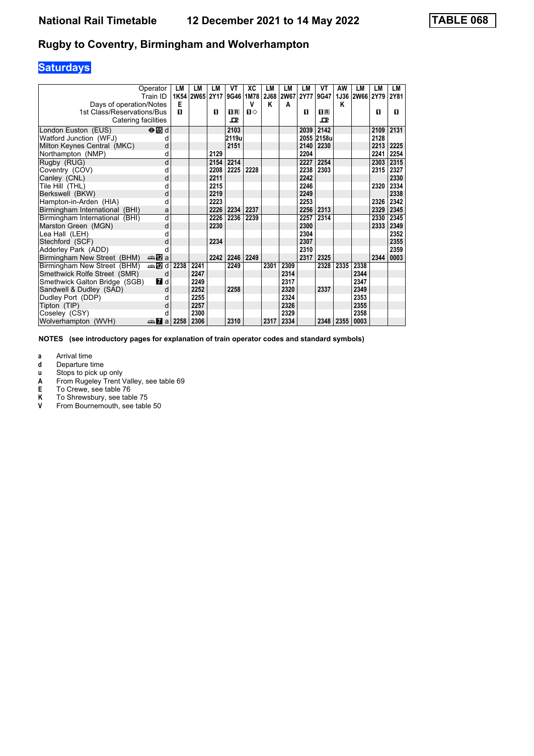# Rugby to Coventry, Birmingham and Wolverhampton

National Rail Timetable 12 December 2021 to 14 May 2022 — TABLE 068

## Saturdays

| Operator | | LM | LM | LM | VT | XC | LM | LM | LM | VT | AW | LM | LM | LM |
|---|---|---|---|---|---|---|---|---|---|---|---|---|---|---|
| Train ID | | 1K54 | 2W65 | 2Y17 | 9G46 | 1M78 | 2J68 | 2W67 | 2Y77 | 9G47 | 1J36 | 2W66 | 2Y79 | 2Y81 |
| Days of operation/Notes | | E | | | | V | K | A | | | K | | | |
| 1st Class/Reservations/Bus | | 1 | | 1 | 1R | 1◇ | | | 1 | 1R | | | 1 | 1 |
| Catering facilities | | | | | ⊡ | | | | | ⊡ | | | | |
| London Euston (EUS) | ⊖15 d | | | | 2103 | | | | 2039 | 2142 | | | 2109 | 2131 |
| Watford Junction (WFJ) | d | | | | 2119u | | | | 2055 | 2158u | | | 2128 | |
| Milton Keynes Central (MKC) | d | | | | 2151 | | | | 2140 | 2230 | | | 2213 | 2225 |
| Northampton (NMP) | d | | | 2129 | | | | | 2204 | | | | 2241 | 2254 |
| Rugby (RUG) | d | | | 2154 | 2214 | | | | 2227 | 2254 | | | 2303 | 2315 |
| Coventry (COV) | d | | | 2208 | 2225 | 2228 | | | 2238 | 2303 | | | 2315 | 2327 |
| Canley (CNL) | d | | | 2211 | | | | | 2242 | | | | | 2330 |
| Tile Hill (THL) | d | | | 2215 | | | | | 2246 | | | | 2320 | 2334 |
| Berkswell (BKW) | d | | | 2219 | | | | | 2249 | | | | | 2338 |
| Hampton-in-Arden (HIA) | d | | | 2223 | | | | | 2253 | | | | 2326 | 2342 |
| Birmingham International (BHI) | a | | | 2226 | 2234 | 2237 | | | 2256 | 2313 | | | 2329 | 2345 |
| Birmingham International (BHI) | d | | | 2226 | 2236 | 2239 | | | 2257 | 2314 | | | 2330 | 2345 |
| Marston Green (MGN) | d | | | 2230 | | | | | 2300 | | | | 2333 | 2349 |
| Lea Hall (LEH) | d | | | | | | | | 2304 | | | | | 2352 |
| Stechford (SCF) | d | | | 2234 | | | | | 2307 | | | | | 2355 |
| Adderley Park (ADD) | d | | | | | | | | 2310 | | | | | 2359 |
| Birmingham New Street (BHM) | 🚌12 a | | | 2242 | 2246 | 2249 | | | 2317 | 2325 | | | 2344 | 0003 |
| Birmingham New Street (BHM) | 🚌12 d | 2238 | 2241 | | 2249 | | 2301 | 2309 | | 2328 | 2335 | 2338 | | |
| Smethwick Rolfe Street (SMR) | d | | 2247 | | | | | 2314 | | | | 2344 | | |
| Smethwick Galton Bridge (SGB) | 7 d | | 2249 | | | | | 2317 | | | | 2347 | | |
| Sandwell & Dudley (SAD) | d | | 2252 | | 2258 | | | 2320 | | 2337 | | 2349 | | |
| Dudley Port (DDP) | d | | 2255 | | | | | 2324 | | | | 2353 | | |
| Tipton (TIP) | d | | 2257 | | | | | 2326 | | | | 2355 | | |
| Coseley (CSY) | d | | 2300 | | | | | 2329 | | | | 2358 | | |
| Wolverhampton (WVH) | 🚌7 a | 2258 | 2306 | | 2310 | | 2317 | 2334 | | 2348 | 2355 | 0003 | | |

**NOTES (see introductory pages for explanation of train operator codes and standard symbols)**

- **a** Arrival time
- **d** Departure time
- **u** Stops to pick up only
- **A** From Rugeley Trent Valley, see table 69
- **E** To Crewe, see table 76
- **K** To Shrewsbury, see table 75
- **V** From Bournemouth, see table 50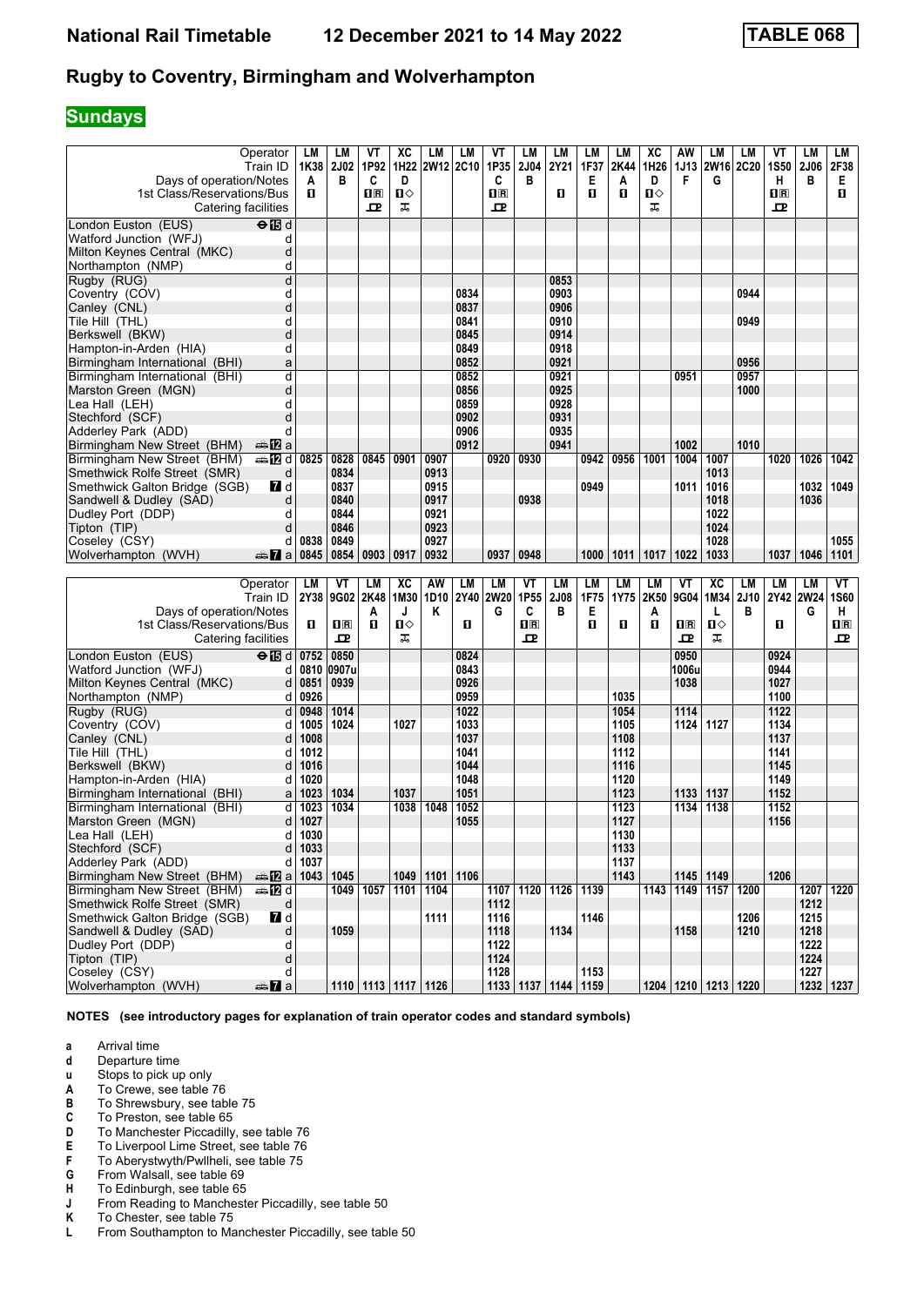# Rugby to Coventry, Birmingham and Wolverhampton

## Sundays

| Operator | | LM | LM | VT | XC | LM | LM | VT | LM | LM | LM | LM | XC | AW | LM | LM | VT | LM | LM |
|---|---|---|---|---|---|---|---|---|---|---|---|---|---|---|---|---|---|---|---|
| Train ID | | 1K38 | 2J02 | 1P92 | 1H22 | 2W12 | 2C10 | 1P35 | 2J04 | 2Y21 | 1F37 | 2K44 | 1H26 | 1J13 | 2W16 | 2C20 | 1S50 | 2J06 | 2F38 |
| Days of operation/Notes | | A | B | C | D | | | C | B | | E | A | D | F | G | | H | B | E |
| 1st Class/Reservations/Bus | | 1 | | 1R | 1◇ | | | 1R | | 1 | 1 | 1 | 1◇ | | | | 1R | | 1 |
| Catering facilities | | | | P | T | | | P | | | | | T | | | | P | | |
| London Euston (EUS) | d | | | | | | | | | | | | | | | | | | |
| Watford Junction (WFJ) | d | | | | | | | | | | | | | | | | | | |
| Milton Keynes Central (MKC) | d | | | | | | | | | | | | | | | | | | |
| Northampton (NMP) | d | | | | | | | | | | | | | | | | | | |
| Rugby (RUG) | d | | | | | | | | | 0853 | | | | | | | | | |
| Coventry (COV) | d | | | | | | 0834 | | | 0903 | | | | | | 0944 | | | |
| Canley (CNL) | d | | | | | | 0837 | | | 0906 | | | | | | | | | |
| Tile Hill (THL) | d | | | | | | 0841 | | | 0910 | | | | | | 0949 | | | |
| Berkswell (BKW) | d | | | | | | 0845 | | | 0914 | | | | | | | | | |
| Hampton-in-Arden (HIA) | d | | | | | | 0849 | | | 0918 | | | | | | | | | |
| Birmingham International (BHI) | a | | | | | | 0852 | | | 0921 | | | | | | 0956 | | | |
| Birmingham International (BHI) | d | | | | | | 0852 | | | 0921 | | | | 0951 | | 0957 | | | |
| Marston Green (MGN) | d | | | | | | 0856 | | | 0925 | | | | | | 1000 | | | |
| Lea Hall (LEH) | d | | | | | | 0859 | | | 0928 | | | | | | | | | |
| Stechford (SCF) | d | | | | | | 0902 | | | 0931 | | | | | | | | | |
| Adderley Park (ADD) | d | | | | | | 0906 | | | 0935 | | | | | | | | | |
| Birmingham New Street (BHM) | a | | | | | | 0912 | | | 0941 | | | | 1002 | | 1010 | | | |
| Birmingham New Street (BHM) | d | 0825 | 0828 | 0845 | 0901 | 0907 | | 0920 | 0930 | | 0942 | 0956 | 1001 | 1004 | 1007 | | 1020 | 1026 | 1042 |
| Smethwick Rolfe Street (SMR) | d | | 0834 | | | 0913 | | | | | | | | | 1013 | | | | |
| Smethwick Galton Bridge (SGB) | d | | 0837 | | | 0915 | | | | | 0949 | | | 1011 | 1016 | | | 1032 | 1049 |
| Sandwell & Dudley (SAD) | d | | 0840 | | | 0917 | | | 0938 | | | | | | 1018 | | | 1036 | |
| Dudley Port (DDP) | d | | 0844 | | | 0921 | | | | | | | | | 1022 | | | | |
| Tipton (TIP) | d | | 0846 | | | 0923 | | | | | | | | | 1024 | | | | |
| Coseley (CSY) | d | 0838 | 0849 | | | 0927 | | | | | | | | | 1028 | | | | 1055 |
| Wolverhampton (WVH) | a | 0845 | 0854 | 0903 | 0917 | 0932 | | 0937 | 0948 | | 1000 | 1011 | 1017 | 1022 | 1033 | | 1037 | 1046 | 1101 |

| Operator | | LM | VT | LM | XC | AW | LM | LM | VT | LM | LM | LM | LM | VT | XC | LM | LM | LM | VT |
|---|---|---|---|---|---|---|---|---|---|---|---|---|---|---|---|---|---|---|---|
| Train ID | | 2Y38 | 9G02 | 2K48 | 1M30 | 1D10 | 2Y40 | 2W20 | 1P55 | 2J08 | 1F75 | 1Y75 | 2K50 | 9G04 | 1M34 | 2J10 | 2Y42 | 2W24 | 1S60 |
| Days of operation/Notes | | | | A | J | K | | G | C | B | E | | A | | L | B | | G | H |
| 1st Class/Reservations/Bus | | 1 | 1R | 1 | 1◇ | | 1 | | 1R | | 1 | 1 | 1 | 1R | 1◇ | | 1 | | 1R |
| Catering facilities | | | P | | T | | | | P | | | | | P | T | | | | P |
| London Euston (EUS) | d | 0752 | 0850 | | | | 0824 | | | | | | | 0950 | | | 0924 | | |
| Watford Junction (WFJ) | d | 0810 | 0907u | | | | 0843 | | | | | | | 1006u | | | 0944 | | |
| Milton Keynes Central (MKC) | d | 0851 | 0939 | | | | 0926 | | | | | | | 1038 | | | 1027 | | |
| Northampton (NMP) | d | 0926 | | | | | 0959 | | | | | 1035 | | | | | 1100 | | |
| Rugby (RUG) | d | 0948 | 1014 | | | | 1022 | | | | | 1054 | | 1114 | | | 1122 | | |
| Coventry (COV) | d | 1005 | 1024 | | 1027 | | 1033 | | | | | 1105 | | 1124 | 1127 | | 1134 | | |
| Canley (CNL) | d | 1008 | | | | | 1037 | | | | | 1108 | | | | | 1137 | | |
| Tile Hill (THL) | d | 1012 | | | | | 1041 | | | | | 1112 | | | | | 1141 | | |
| Berkswell (BKW) | d | 1016 | | | | | 1044 | | | | | 1116 | | | | | 1145 | | |
| Hampton-in-Arden (HIA) | d | 1020 | | | | | 1048 | | | | | 1120 | | | | | 1149 | | |
| Birmingham International (BHI) | a | 1023 | 1034 | | 1037 | | 1051 | | | | | 1123 | | 1133 | 1137 | | 1152 | | |
| Birmingham International (BHI) | d | 1023 | 1034 | | 1038 | 1048 | 1052 | | | | | 1123 | | 1134 | 1138 | | 1152 | | |
| Marston Green (MGN) | d | 1027 | | | | | 1055 | | | | | 1127 | | | | | 1156 | | |
| Lea Hall (LEH) | d | 1030 | | | | | | | | | | 1130 | | | | | | | |
| Stechford (SCF) | d | 1033 | | | | | | | | | | 1133 | | | | | | | |
| Adderley Park (ADD) | d | 1037 | | | | | | | | | | 1137 | | | | | | | |
| Birmingham New Street (BHM) | a | 1043 | 1045 | | 1049 | 1101 | 1106 | | | | | 1143 | | 1145 | 1149 | | 1206 | | |
| Birmingham New Street (BHM) | d | | 1049 | 1057 | 1101 | 1104 | | 1107 | 1120 | 1126 | 1139 | | 1143 | 1149 | 1157 | 1200 | | 1207 | 1220 |
| Smethwick Rolfe Street (SMR) | d | | | | | | | 1112 | | | | | | | | | | 1212 | |
| Smethwick Galton Bridge (SGB) | d | | | | | 1111 | | 1116 | | | 1146 | | | | | 1206 | | 1215 | |
| Sandwell & Dudley (SAD) | d | | 1059 | | | | | 1118 | | 1134 | | | | 1158 | | 1210 | | 1218 | |
| Dudley Port (DDP) | d | | | | | | | 1122 | | | | | | | | | | 1222 | |
| Tipton (TIP) | d | | | | | | | 1124 | | | | | | | | | | 1224 | |
| Coseley (CSY) | d | | | | | | | 1128 | | | 1153 | | | | | | | 1227 | |
| Wolverhampton (WVH) | a | | 1110 | 1113 | 1117 | 1126 | | 1133 | 1137 | 1144 | 1159 | | 1204 | 1210 | 1213 | 1220 | | 1232 | 1237 |

**NOTES (see introductory pages for explanation of train operator codes and standard symbols)**

- **a** Arrival time
- **d** Departure time
- **u** Stops to pick up only
- **A** To Crewe, see table 76
- **B** To Shrewsbury, see table 75
- **C** To Preston, see table 65
- **D** To Manchester Piccadilly, see table 76
- **E** To Liverpool Lime Street, see table 76
- **F** To Aberystwyth/Pwllheli, see table 75
- **G** From Walsall, see table 69
- **H** To Edinburgh, see table 65
- **J** From Reading to Manchester Piccadilly, see table 50
- **K** To Chester, see table 75
- **L** From Southampton to Manchester Piccadilly, see table 50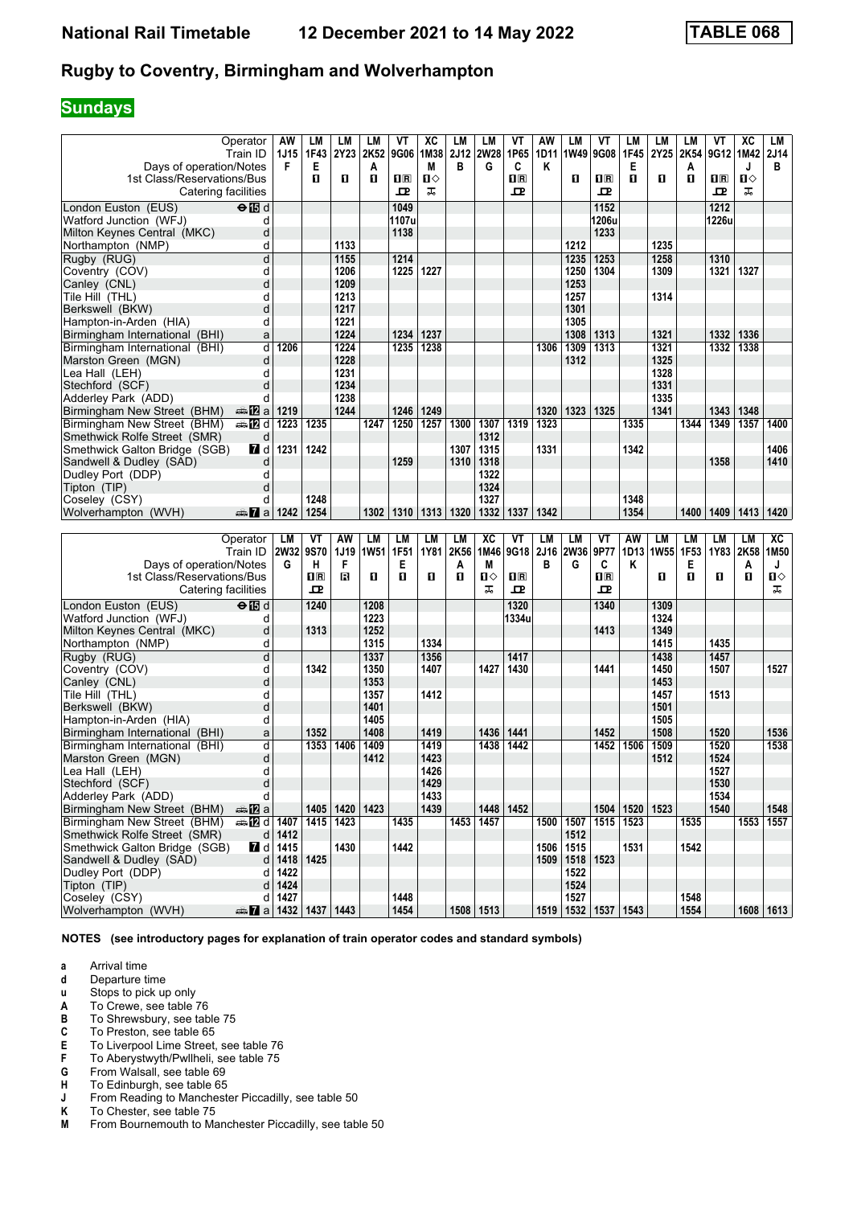# Rugby to Coventry, Birmingham and Wolverhampton

## Sundays

| Operator | | AW | LM | LM | LM | VT | XC | LM | LM | VT | AW | LM | VT | LM | LM | LM | VT | XC | LM |
|---|---|---|---|---|---|---|---|---|---|---|---|---|---|---|---|---|---|---|---|
| Train ID | | 1J15 | 1F43 | 2Y23 | 2K52 | 9G06 | 1M38 | 2J12 | 2W28 | 1P65 | 1D11 | 1W49 | 9G08 | 1F45 | 2Y25 | 2K54 | 9G12 | 1M42 | 2J14 |
| Days of operation/Notes | | F | E | | A | | M | B | G | C | K | | | E | | A | | J | B |
| 1st Class/Reservations/Bus | | | 1 | 1 | 1 | 1R | 1◇ | | | 1R | | 1 | 1R | 1 | 1 | 1 | 1R | 1◇ | |
| Catering facilities | | | | | | 🍴 | 🛒 | | | 🍴 | | | 🍴 | | | | 🍴 | 🛒 | |
| London Euston (EUS) | ⊖ 15 d | | | | | 1049 | | | | | | | 1152 | | | | 1212 | | |
| Watford Junction (WFJ) | d | | | | | 1107u | | | | | | | 1206u | | | | 1226u | | |
| Milton Keynes Central (MKC) | d | | | | | 1138 | | | | | | | 1233 | | | | | | |
| Northampton (NMP) | d | | | 1133 | | | | | | | | 1212 | | | 1235 | | | | |
| Rugby (RUG) | d | | | 1155 | | 1214 | | | | | | 1235 | 1253 | | 1258 | | 1310 | | |
| Coventry (COV) | d | | | 1206 | | 1225 | 1227 | | | | | 1250 | 1304 | | 1309 | | 1321 | 1327 | |
| Canley (CNL) | d | | | 1209 | | | | | | | | 1253 | | | | | | | |
| Tile Hill (THL) | d | | | 1213 | | | | | | | | 1257 | | | 1314 | | | | |
| Berkswell (BKW) | d | | | 1217 | | | | | | | | 1301 | | | | | | | |
| Hampton-in-Arden (HIA) | d | | | 1221 | | | | | | | | 1305 | | | | | | | |
| Birmingham International (BHI) | a | | | 1224 | | 1234 | 1237 | | | | | 1308 | 1313 | | 1321 | | 1332 | 1336 | |
| Birmingham International (BHI) | d | 1206 | | 1224 | | 1235 | 1238 | | | | 1306 | 1309 | 1313 | | 1321 | | 1332 | 1338 | |
| Marston Green (MGN) | d | | | 1228 | | | | | | | | 1312 | | | 1325 | | | | |
| Lea Hall (LEH) | d | | | 1231 | | | | | | | | | | | 1328 | | | | |
| Stechford (SCF) | d | | | 1234 | | | | | | | | | | | 1331 | | | | |
| Adderley Park (ADD) | d | | | 1238 | | | | | | | | | | | 1335 | | | | |
| Birmingham New Street (BHM) | 🚌 12 a | 1219 | | 1244 | | 1246 | 1249 | | | | 1320 | 1323 | 1325 | | 1341 | | 1343 | 1348 | |
| Birmingham New Street (BHM) | 🚌 12 d | 1223 | 1235 | | 1247 | 1250 | 1257 | 1300 | 1307 | 1319 | 1323 | | | 1335 | | 1344 | 1349 | 1357 | 1400 |
| Smethwick Rolfe Street (SMR) | d | | | | | | | | 1312 | | | | | | | | | | |
| Smethwick Galton Bridge (SGB) | 7 d | 1231 | 1242 | | | | | 1307 | 1315 | | 1331 | | | 1342 | | | | | 1406 |
| Sandwell & Dudley (SAD) | d | | | | | 1259 | | 1310 | 1318 | | | | | | | | 1358 | | 1410 |
| Dudley Port (DDP) | d | | | | | | | | 1322 | | | | | | | | | | |
| Tipton (TIP) | d | | | | | | | | 1324 | | | | | | | | | | |
| Coseley (CSY) | d | | 1248 | | | | | | 1327 | | | | | 1348 | | | | | |
| Wolverhampton (WVH) | 🚌 7 a | 1242 | 1254 | | 1302 | 1310 | 1313 | 1320 | 1332 | 1337 | 1342 | | | 1354 | | 1400 | 1409 | 1413 | 1420 |

| Operator | | LM | VT | AW | LM | LM | LM | LM | XC | VT | LM | LM | VT | AW | LM | LM | LM | LM | XC |
|---|---|---|---|---|---|---|---|---|---|---|---|---|---|---|---|---|---|---|---|
| Train ID | | 2W32 | 9S70 | 1J19 | 1W51 | 1F51 | 1Y81 | 2K56 | 1M46 | 9G18 | 2J16 | 2W36 | 9P77 | 1D13 | 1W55 | 1F53 | 1Y83 | 2K58 | 1M50 |
| Days of operation/Notes | | G | H | F | | E | | A | M | | B | G | C | K | | E | | A | J |
| 1st Class/Reservations/Bus | | | 1R | R | 1 | 1 | 1 | 1 | 1◇ | 1R | | | 1R | | 1 | 1 | 1 | 1 | 1◇ |
| Catering facilities | | | 🍴 | | | | | | 🛒 | 🍴 | | | 🍴 | | | | | | 🛒 |
| London Euston (EUS) | ⊖ 15 d | | 1240 | | 1208 | | | | | 1320 | | | 1340 | | 1309 | | | | |
| Watford Junction (WFJ) | d | | | | 1223 | | | | | 1334u | | | | | 1324 | | | | |
| Milton Keynes Central (MKC) | d | | 1313 | | 1252 | | | | | | | | 1413 | | 1349 | | | | |
| Northampton (NMP) | d | | | | 1315 | | 1334 | | | | | | | | 1415 | | 1435 | | |
| Rugby (RUG) | d | | | | 1337 | | 1356 | | | 1417 | | | | | 1438 | | 1457 | | |
| Coventry (COV) | d | | 1342 | | 1350 | | 1407 | | 1427 | 1430 | | | 1441 | | 1450 | | 1507 | | 1527 |
| Canley (CNL) | d | | | | 1353 | | | | | | | | | | 1453 | | | | |
| Tile Hill (THL) | d | | | | 1357 | | 1412 | | | | | | | | 1457 | | 1513 | | |
| Berkswell (BKW) | d | | | | 1401 | | | | | | | | | | 1501 | | | | |
| Hampton-in-Arden (HIA) | d | | | | 1405 | | | | | | | | | | 1505 | | | | |
| Birmingham International (BHI) | a | | 1352 | | 1408 | | 1419 | | 1436 | 1441 | | | 1452 | | 1508 | | 1520 | | 1536 |
| Birmingham International (BHI) | d | | 1353 | 1406 | 1409 | | 1419 | | 1438 | 1442 | | | 1452 | 1506 | 1509 | | 1520 | | 1538 |
| Marston Green (MGN) | d | | | | 1412 | | 1423 | | | | | | | | 1512 | | 1524 | | |
| Lea Hall (LEH) | d | | | | | | 1426 | | | | | | | | | | 1527 | | |
| Stechford (SCF) | d | | | | | | 1429 | | | | | | | | | | 1530 | | |
| Adderley Park (ADD) | d | | | | | | 1433 | | | | | | | | | | 1534 | | |
| Birmingham New Street (BHM) | 🚌 12 a | | 1405 | 1420 | 1423 | | 1439 | | 1448 | 1452 | | | 1504 | 1520 | 1523 | | 1540 | | 1548 |
| Birmingham New Street (BHM) | 🚌 12 d | 1407 | 1415 | 1423 | | 1435 | | 1453 | 1457 | | 1500 | 1507 | 1515 | 1523 | | 1535 | | 1553 | 1557 |
| Smethwick Rolfe Street (SMR) | d | 1412 | | | | | | | | | | 1512 | | | | | | | |
| Smethwick Galton Bridge (SGB) | 7 d | 1415 | | 1430 | | 1442 | | | | | 1506 | 1515 | | 1531 | | 1542 | | | |
| Sandwell & Dudley (SAD) | d | 1418 | 1425 | | | | | | | | 1509 | 1518 | 1523 | | | | | | |
| Dudley Port (DDP) | d | 1422 | | | | | | | | | | 1522 | | | | | | | |
| Tipton (TIP) | d | 1424 | | | | | | | | | | 1524 | | | | | | | |
| Coseley (CSY) | d | 1427 | | | | 1448 | | | | | | 1527 | | | | 1548 | | | |
| Wolverhampton (WVH) | 🚌 7 a | 1432 | 1437 | 1443 | | 1454 | | 1508 | 1513 | | 1519 | 1532 | 1537 | 1543 | | 1554 | | 1608 | 1613 |

**NOTES (see introductory pages for explanation of train operator codes and standard symbols)**

- **a** Arrival time
- **d** Departure time
- **u** Stops to pick up only
- **A** To Crewe, see table 76
- **B** To Shrewsbury, see table 75
- **C** To Preston, see table 65
- **E** To Liverpool Lime Street, see table 76
- **F** To Aberystwyth/Pwllheli, see table 75
- **G** From Walsall, see table 69
- **H** To Edinburgh, see table 65
- **J** From Reading to Manchester Piccadilly, see table 50
- **K** To Chester, see table 75
- **M** From Bournemouth to Manchester Piccadilly, see table 50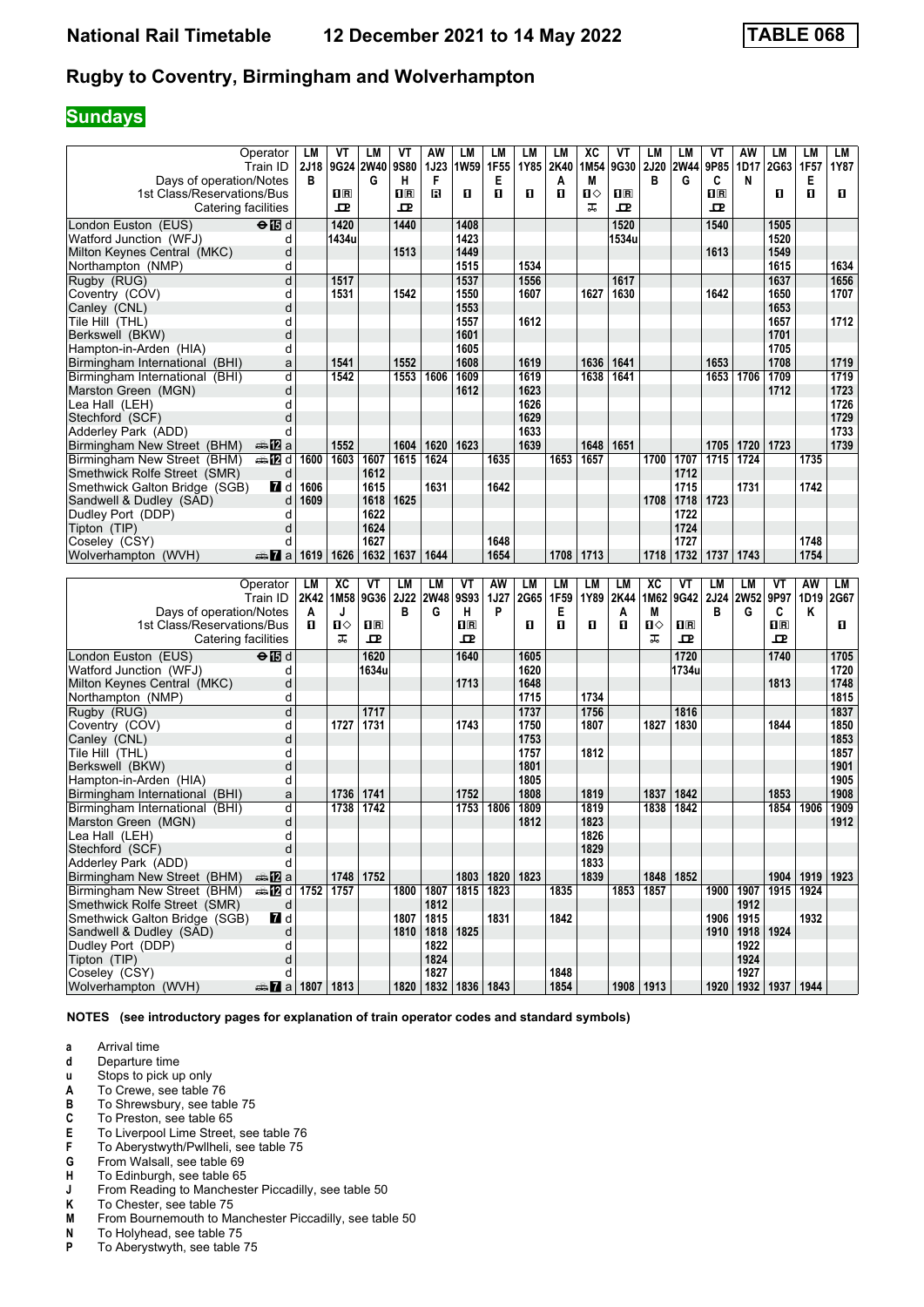# National Rail Timetable 12 December 2021 to 14 May 2022 TABLE 068

## Rugby to Coventry, Birmingham and Wolverhampton

### Sundays

| Operator | | LM | VT | LM | VT | AW | LM | LM | LM | LM | XC | VT | LM | LM | VT | AW | LM | LM | LM |
|---|---|---|---|---|---|---|---|---|---|---|---|---|---|---|---|---|---|---|---|
| Train ID | | 2J18 | 9G24 | 2W40 | 9S80 | 1J23 | 1W59 | 1F55 | 1Y85 | 2K40 | 1M54 | 9G30 | 2J20 | 2W44 | 9P85 | 1D17 | 2G63 | 1F57 | 1Y87 |
| Days of operation/Notes | | B | | G | H | F | | E | | A | M | | B | G | C | N | | E | |
| 1st Class/Reservations/Bus | | | 1R | | 1R | R | 1 | 1 | 1 | 1 | 1◇ | 1R | | | 1R | | 1 | 1 | 1 |
| Catering facilities | | | ꟼ | | ꟼ | | | | | | ᚁ | ꟼ | | | ꟼ | | | | |
| London Euston (EUS) | ⊖15 d | | 1420 | | 1440 | | 1408 | | | | | 1520 | | | 1540 | | 1505 | | |
| Watford Junction (WFJ) | d | | 1434u | | | | 1423 | | | | | 1534u | | | | | 1520 | | |
| Milton Keynes Central (MKC) | d | | | | 1513 | | 1449 | | | | | | | | 1613 | | 1549 | | |
| Northampton (NMP) | d | | | | | | 1515 | | 1534 | | | | | | | | 1615 | | 1634 |
| Rugby (RUG) | d | | 1517 | | | | 1537 | | 1556 | | | 1617 | | | | | 1637 | | 1656 |
| Coventry (COV) | d | | 1531 | | 1542 | | 1550 | | 1607 | | 1627 | 1630 | | | 1642 | | 1650 | | 1707 |
| Canley (CNL) | d | | | | | | 1553 | | | | | | | | | | 1653 | | |
| Tile Hill (THL) | d | | | | | | 1557 | | 1612 | | | | | | | | 1657 | | 1712 |
| Berkswell (BKW) | d | | | | | | 1601 | | | | | | | | | | 1701 | | |
| Hampton-in-Arden (HIA) | d | | | | | | 1605 | | | | | | | | | | 1705 | | |
| Birmingham International (BHI) | a | | 1541 | | 1552 | | 1608 | | 1619 | | 1636 | 1641 | | | 1653 | | 1708 | | 1719 |
| Birmingham International (BHI) | d | | 1542 | | 1553 | 1606 | 1609 | | 1619 | | 1638 | 1641 | | | 1653 | 1706 | 1709 | | 1719 |
| Marston Green (MGN) | d | | | | | | 1612 | | 1623 | | | | | | | | 1712 | | 1723 |
| Lea Hall (LEH) | d | | | | | | | | 1626 | | | | | | | | | | 1726 |
| Stechford (SCF) | d | | | | | | | | 1629 | | | | | | | | | | 1729 |
| Adderley Park (ADD) | d | | | | | | | | 1633 | | | | | | | | | | 1733 |
| Birmingham New Street (BHM) | 12 a | | 1552 | | 1604 | 1620 | 1623 | | 1639 | | 1648 | 1651 | | | 1705 | 1720 | 1723 | | 1739 |
| Birmingham New Street (BHM) | 12 d | 1600 | 1603 | 1607 | 1615 | 1624 | | 1635 | | 1653 | 1657 | | 1700 | 1707 | 1715 | 1724 | | 1735 | |
| Smethwick Rolfe Street (SMR) | d | | | 1612 | | | | | | | | | | 1712 | | | | | |
| Smethwick Galton Bridge (SGB) | 7 d | 1606 | | 1615 | | 1631 | | 1642 | | | | | | 1715 | | 1731 | | 1742 | |
| Sandwell & Dudley (SAD) | d | 1609 | | 1618 | 1625 | | | | | | | | 1708 | 1718 | 1723 | | | | |
| Dudley Port (DDP) | d | | | 1622 | | | | | | | | | | 1722 | | | | | |
| Tipton (TIP) | d | | | 1624 | | | | | | | | | | 1724 | | | | | |
| Coseley (CSY) | d | | | 1627 | | | | 1648 | | | | | | 1727 | | | | 1748 | |
| Wolverhampton (WVH) | 7 a | 1619 | 1626 | 1632 | 1637 | 1644 | | 1654 | | 1708 | 1713 | | 1718 | 1732 | 1737 | 1743 | | 1754 | |

| Operator | | LM | XC | VT | LM | LM | VT | AW | LM | LM | LM | LM | XC | VT | LM | LM | VT | AW | LM |
|---|---|---|---|---|---|---|---|---|---|---|---|---|---|---|---|---|---|---|---|
| Train ID | | 2K42 | 1M58 | 9G36 | 2J22 | 2W48 | 9S93 | 1J27 | 2G65 | 1F59 | 1Y89 | 2K44 | 1M62 | 9G42 | 2J24 | 2W52 | 9P97 | 1D19 | 2G67 |
| Days of operation/Notes | | A | J | | B | G | H | P | | E | | A | M | | B | G | C | K | |
| 1st Class/Reservations/Bus | | 1 | 1◇ | 1R | | | 1R | | 1 | 1 | 1 | 1 | 1◇ | 1R | | | 1R | | 1 |
| Catering facilities | | | ᚁ | ꟼ | | | ꟼ | | | | | | ᚁ | ꟼ | | | ꟼ | | |
| London Euston (EUS) | ⊖15 d | | | 1620 | | | 1640 | | 1605 | | | | | 1720 | | | 1740 | | 1705 |
| Watford Junction (WFJ) | d | | | 1634u | | | | | 1620 | | | | | 1734u | | | | | 1720 |
| Milton Keynes Central (MKC) | d | | | | | | 1713 | | 1648 | | | | | | | | 1813 | | 1748 |
| Northampton (NMP) | d | | | | | | | | 1715 | | 1734 | | | | | | | | 1815 |
| Rugby (RUG) | d | | | 1717 | | | | | 1737 | | 1756 | | | 1816 | | | | | 1837 |
| Coventry (COV) | d | | 1727 | 1731 | | | 1743 | | 1750 | | 1807 | | 1827 | 1830 | | | 1844 | | 1850 |
| Canley (CNL) | d | | | | | | | | 1753 | | | | | | | | | | 1853 |
| Tile Hill (THL) | d | | | | | | | | 1757 | | 1812 | | | | | | | | 1857 |
| Berkswell (BKW) | d | | | | | | | | 1801 | | | | | | | | | | 1901 |
| Hampton-in-Arden (HIA) | d | | | | | | | | 1805 | | | | | | | | | | 1905 |
| Birmingham International (BHI) | a | | 1736 | 1741 | | | 1752 | | 1808 | | 1819 | | 1837 | 1842 | | | 1853 | | 1908 |
| Birmingham International (BHI) | d | | 1738 | 1742 | | | 1753 | 1806 | 1809 | | 1819 | | 1838 | 1842 | | | 1854 | 1906 | 1909 |
| Marston Green (MGN) | d | | | | | | | | 1812 | | 1823 | | | | | | | | 1912 |
| Lea Hall (LEH) | d | | | | | | | | | | 1826 | | | | | | | | |
| Stechford (SCF) | d | | | | | | | | | | 1829 | | | | | | | | |
| Adderley Park (ADD) | d | | | | | | | | | | 1833 | | | | | | | | |
| Birmingham New Street (BHM) | 12 a | | 1748 | 1752 | | | 1803 | 1820 | 1823 | | 1839 | | 1848 | 1852 | | | 1904 | 1919 | 1923 |
| Birmingham New Street (BHM) | 12 d | 1752 | 1757 | | 1800 | 1807 | 1815 | 1823 | | 1835 | | 1853 | 1857 | | 1900 | 1907 | 1915 | 1924 | |
| Smethwick Rolfe Street (SMR) | d | | | | | 1812 | | | | | | | | | | 1912 | | | |
| Smethwick Galton Bridge (SGB) | 7 d | | | | 1807 | 1815 | | 1831 | | 1842 | | | | | 1906 | 1915 | | 1932 | |
| Sandwell & Dudley (SAD) | d | | | | 1810 | 1818 | 1825 | | | | | | | | 1910 | 1918 | 1924 | | |
| Dudley Port (DDP) | d | | | | | 1822 | | | | | | | | | | 1922 | | | |
| Tipton (TIP) | d | | | | | 1824 | | | | | | | | | | 1924 | | | |
| Coseley (CSY) | d | | | | | 1827 | | | | 1848 | | | | | | 1927 | | | |
| Wolverhampton (WVH) | 7 a | 1807 | 1813 | | 1820 | 1832 | 1836 | 1843 | | 1854 | | 1908 | 1913 | | 1920 | 1932 | 1937 | 1944 | |

**NOTES (see introductory pages for explanation of train operator codes and standard symbols)**

- **a** Arrival time
- **d** Departure time
- **u** Stops to pick up only
- **A** To Crewe, see table 76
- **B** To Shrewsbury, see table 75
- **C** To Preston, see table 65
- **E** To Liverpool Lime Street, see table 76
- **F** To Aberystwyth/Pwllheli, see table 75
- **G** From Walsall, see table 69
- **H** To Edinburgh, see table 65
- **J** From Reading to Manchester Piccadilly, see table 50
- **K** To Chester, see table 75
- **M** From Bournemouth to Manchester Piccadilly, see table 50
- **N** To Holyhead, see table 75
- **P** To Aberystwyth, see table 75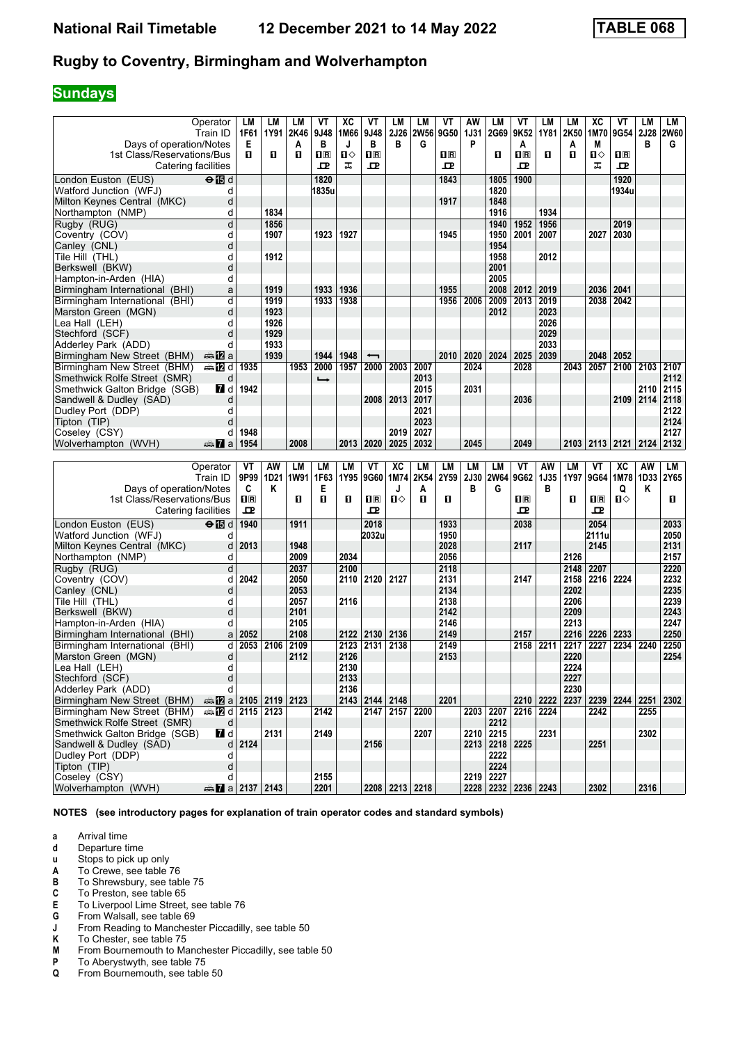# National Rail Timetable 12 December 2021 to 14 May 2022 TABLE 068

## Rugby to Coventry, Birmingham and Wolverhampton

### Sundays

| Operator | | LM | LM | LM | VT | XC | VT | LM | LM | VT | AW | LM | VT | LM | LM | XC | VT | LM | LM |
|---|---|---|---|---|---|---|---|---|---|---|---|---|---|---|---|---|---|---|---|
| Train ID | | 1F61 | 1Y91 | 2K46 | 9J48 | 1M66 | 9J48 | 2J26 | 2W56 | 9G50 | 1J31 | 2G69 | 9K52 | 1Y81 | 2K50 | 1M70 | 9G54 | 2J28 | 2W60 |
| Days of operation/Notes | | E | | A | B | J | B | B | G | | P | | A | | A | M | | B | G |
| 1st Class/Reservations/Bus | | 1 | 1 | 1 | 1R | 1◇ | 1R | | | 1R | | 1 | 1R | 1 | 1 | 1◇ | 1R | | |
| Catering facilities | | | | | ⊡ | ⚲ | ⊡ | | | ⊡ | | | ⊡ | | | ⚲ | ⊡ | | |
| London Euston (EUS) ⊖15 | d | | | | 1820 | | | | | 1843 | | 1805 | 1900 | | | | 1920 | | |
| Watford Junction (WFJ) | d | | | | 1835u | | | | | | | 1820 | | | | | 1934u | | |
| Milton Keynes Central (MKC) | d | | | | | | | | | 1917 | | 1848 | | | | | | | |
| Northampton (NMP) | d | | 1834 | | | | | | | | | 1916 | | 1934 | | | | | |
| Rugby (RUG) | d | | 1856 | | | | | | | | | 1940 | 1952 | 1956 | | | 2019 | | |
| Coventry (COV) | d | | 1907 | | 1923 | 1927 | | | | 1945 | | 1950 | 2001 | 2007 | | 2027 | 2030 | | |
| Canley (CNL) | d | | | | | | | | | | | 1954 | | | | | | | |
| Tile Hill (THL) | d | | 1912 | | | | | | | | | 1958 | | 2012 | | | | | |
| Berkswell (BKW) | d | | | | | | | | | | | 2001 | | | | | | | |
| Hampton-in-Arden (HIA) | d | | | | | | | | | | | 2005 | | | | | | | |
| Birmingham International (BHI) | a | | 1919 | | 1933 | 1936 | | | | 1955 | | 2008 | 2012 | 2019 | | 2036 | 2041 | | |
| Birmingham International (BHI) | d | | 1919 | | 1933 | 1938 | | | | 1956 | 2006 | 2009 | 2013 | 2019 | | 2038 | 2042 | | |
| Marston Green (MGN) | d | | 1923 | | | | | | | | | 2012 | | 2023 | | | | | |
| Lea Hall (LEH) | d | | 1926 | | | | | | | | | | | 2026 | | | | | |
| Stechford (SCF) | d | | 1929 | | | | | | | | | | | 2029 | | | | | |
| Adderley Park (ADD) | d | | 1933 | | | | | | | | | | | 2033 | | | | | |
| Birmingham New Street (BHM) 12 | a | | 1939 | | 1944 | 1948 | ← | | | 2010 | 2020 | 2024 | 2025 | 2039 | | 2048 | 2052 | | |
| Birmingham New Street (BHM) 12 | d | 1935 | | 1953 | 2000 | 1957 | 2000 | 2003 | 2007 | | 2024 | | 2028 | | 2043 | 2057 | 2100 | 2103 | 2107 |
| Smethwick Rolfe Street (SMR) | d | | | | | | | | 2013 | | | | | | | | | | 2112 |
| Smethwick Galton Bridge (SGB) 7 | d | 1942 | | | → | | | | 2015 | | 2031 | | | | | | | 2110 | 2115 |
| Sandwell & Dudley (SAD) | d | | | | | | 2008 | 2013 | 2017 | | | | 2036 | | | | 2109 | 2114 | 2118 |
| Dudley Port (DDP) | d | | | | | | | | 2021 | | | | | | | | | | 2122 |
| Tipton (TIP) | d | | | | | | | | 2023 | | | | | | | | | | 2124 |
| Coseley (CSY) | d | 1948 | | | | | | 2019 | 2027 | | | | | | | | | | 2127 |
| Wolverhampton (WVH) 7 | a | 1954 | | 2008 | | 2013 | 2020 | 2025 | 2032 | | 2045 | | 2049 | | 2103 | 2113 | 2121 | 2124 | 2132 |

| Operator | | VT | AW | LM | LM | LM | VT | XC | LM | LM | LM | LM | VT | AW | LM | VT | XC | AW | LM |
|---|---|---|---|---|---|---|---|---|---|---|---|---|---|---|---|---|---|---|---|
| Train ID | | 9P99 | 1D21 | 1W91 | 1F63 | 1Y95 | 9G60 | 1M74 | 2K54 | 2Y59 | 2J30 | 2W64 | 9G62 | 1J35 | 1Y97 | 9G64 | 1M78 | 1D33 | 2Y65 |
| Days of operation/Notes | | C | K | | E | | | J | A | | B | G | | B | | | Q | K | |
| 1st Class/Reservations/Bus | | 1R | | 1 | 1 | 1 | 1R | 1◇ | 1 | 1 | | | 1R | | 1 | 1R | 1◇ | | 1 |
| Catering facilities | | ⊡ | | | | | ⊡ | | | | | | ⊡ | | | ⊡ | | | |
| London Euston (EUS) ⊖15 | d | 1940 | | 1911 | | | 2018 | | | 1933 | | | 2038 | | | 2054 | | | 2033 |
| Watford Junction (WFJ) | d | | | | | | 2032u | | | 1950 | | | | | | 2111u | | | 2050 |
| Milton Keynes Central (MKC) | d | 2013 | | 1948 | | | | | | 2028 | | | 2117 | | | 2145 | | | 2131 |
| Northampton (NMP) | d | | | 2009 | | 2034 | | | | 2056 | | | | | 2126 | | | | 2157 |
| Rugby (RUG) | d | | | 2037 | | 2100 | | | | 2118 | | | | | 2148 | 2207 | | | 2220 |
| Coventry (COV) | d | 2042 | | 2050 | | 2110 | 2120 | 2127 | | 2131 | | | 2147 | | 2158 | 2216 | 2224 | | 2232 |
| Canley (CNL) | d | | | 2053 | | | | | | 2134 | | | | | 2202 | | | | 2235 |
| Tile Hill (THL) | d | | | 2057 | | 2116 | | | | 2138 | | | | | 2206 | | | | 2239 |
| Berkswell (BKW) | d | | | 2101 | | | | | | 2142 | | | | | 2209 | | | | 2243 |
| Hampton-in-Arden (HIA) | d | | | 2105 | | | | | | 2146 | | | | | 2213 | | | | 2247 |
| Birmingham International (BHI) | a | 2052 | | 2108 | | 2122 | 2130 | 2136 | | 2149 | | | 2157 | | 2216 | 2226 | 2233 | | 2250 |
| Birmingham International (BHI) | d | 2053 | 2106 | 2109 | | 2123 | 2131 | 2138 | | 2149 | | | 2158 | 2211 | 2217 | 2227 | 2234 | 2240 | 2250 |
| Marston Green (MGN) | d | | | 2112 | | 2126 | | | | 2153 | | | | | 2220 | | | | 2254 |
| Lea Hall (LEH) | d | | | | | 2130 | | | | | | | | | 2224 | | | | |
| Stechford (SCF) | d | | | | | 2133 | | | | | | | | | 2227 | | | | |
| Adderley Park (ADD) | d | | | | | 2136 | | | | | | | | | 2230 | | | | |
| Birmingham New Street (BHM) 12 | a | 2105 | 2119 | 2123 | | 2143 | 2144 | 2148 | | 2201 | | | 2210 | 2222 | 2237 | 2239 | 2244 | 2251 | 2302 |
| Birmingham New Street (BHM) 12 | d | 2115 | 2123 | | 2142 | | 2147 | 2157 | 2200 | | 2203 | 2207 | 2216 | 2224 | | 2242 | | 2255 | |
| Smethwick Rolfe Street (SMR) | d | | | | | | | | | | | 2212 | | | | | | | |
| Smethwick Galton Bridge (SGB) 7 | d | | 2131 | | 2149 | | | | 2207 | | 2210 | 2215 | | 2231 | | | | 2302 | |
| Sandwell & Dudley (SAD) | d | 2124 | | | | | 2156 | | | | 2213 | 2218 | 2225 | | | 2251 | | | |
| Dudley Port (DDP) | d | | | | | | | | | | | 2222 | | | | | | | |
| Tipton (TIP) | d | | | | | | | | | | | 2224 | | | | | | | |
| Coseley (CSY) | d | | | | 2155 | | | | | | 2219 | 2227 | | | | | | | |
| Wolverhampton (WVH) 7 | a | 2137 | 2143 | | 2201 | | 2208 | 2213 | 2218 | | 2228 | 2232 | 2236 | 2243 | | 2302 | | 2316 | |

**NOTES (see introductory pages for explanation of train operator codes and standard symbols)**

- **a** Arrival time
- **d** Departure time
- **u** Stops to pick up only
- **A** To Crewe, see table 76
- **B** To Shrewsbury, see table 75
- **C** To Preston, see table 65
- **E** To Liverpool Lime Street, see table 76
- **G** From Walsall, see table 69
- **J** From Reading to Manchester Piccadilly, see table 50
- **K** To Chester, see table 75
- **M** From Bournemouth to Manchester Piccadilly, see table 50
- **P** To Aberystwyth, see table 75
- **Q** From Bournemouth, see table 50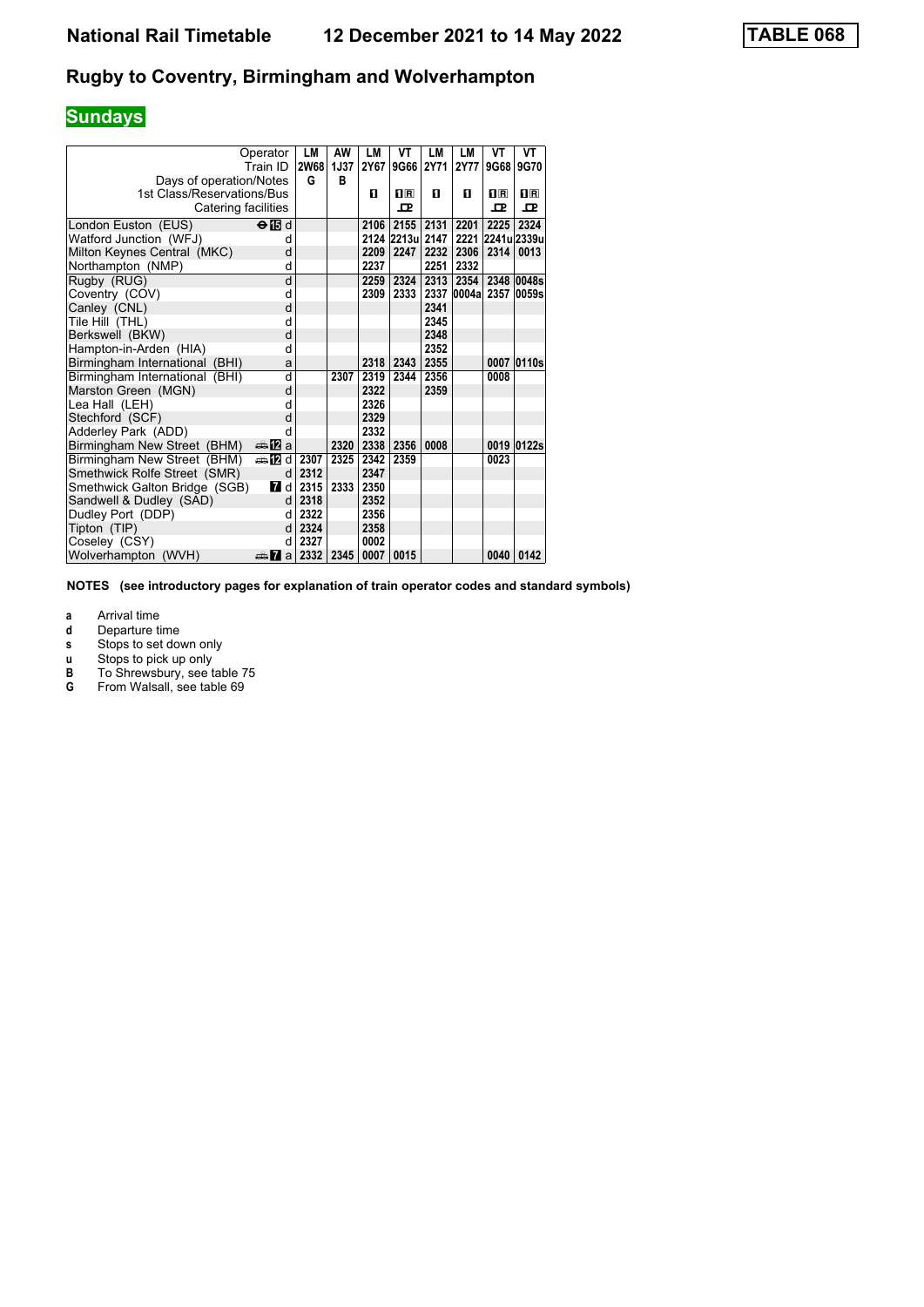# National Rail Timetable 12 December 2021 to 14 May 2022 TABLE 068

## Rugby to Coventry, Birmingham and Wolverhampton

### Sundays

| Operator | | LM | AW | LM | VT | LM | LM | VT | VT |
|---|---|---|---|---|---|---|---|---|---|
| Train ID | | 2W68 | 1J37 | 2Y67 | 9G66 | 2Y71 | 2Y77 | 9G68 | 9G70 |
| Days of operation/Notes | | G | B | | | | | | |
| 1st Class/Reservations/Bus | | | | 1 | 1R | 1 | 1 | 1R | 1R |
| Catering facilities | | | | | ⊡ | | | ⊡ | ⊡ |
| London Euston (EUS) | ⊖15 d | | | 2106 | 2155 | 2131 | 2201 | 2225 | 2324 |
| Watford Junction (WFJ) | d | | | 2124 | 2213u | 2147 | 2221 | 2241u | 2339u |
| Milton Keynes Central (MKC) | d | | | 2209 | 2247 | 2232 | 2306 | 2314 | 0013 |
| Northampton (NMP) | d | | | 2237 | | 2251 | 2332 | | |
| Rugby (RUG) | d | | | 2259 | 2324 | 2313 | 2354 | 2348 | 0048s |
| Coventry (COV) | d | | | 2309 | 2333 | 2337 | 0004a | 2357 | 0059s |
| Canley (CNL) | d | | | | | 2341 | | | |
| Tile Hill (THL) | d | | | | | 2345 | | | |
| Berkswell (BKW) | d | | | | | 2348 | | | |
| Hampton-in-Arden (HIA) | d | | | | | 2352 | | | |
| Birmingham International (BHI) | a | | | 2318 | 2343 | 2355 | | 0007 | 0110s |
| Birmingham International (BHI) | d | | 2307 | 2319 | 2344 | 2356 | | 0008 | |
| Marston Green (MGN) | d | | | 2322 | | 2359 | | | |
| Lea Hall (LEH) | d | | | 2326 | | | | | |
| Stechford (SCF) | d | | | 2329 | | | | | |
| Adderley Park (ADD) | d | | | 2332 | | | | | |
| Birmingham New Street (BHM) | 🚌12 a | | 2320 | 2338 | 2356 | 0008 | | 0019 | 0122s |
| Birmingham New Street (BHM) | 🚌12 d | 2307 | 2325 | 2342 | 2359 | | | 0023 | |
| Smethwick Rolfe Street (SMR) | d | 2312 | | 2347 | | | | | |
| Smethwick Galton Bridge (SGB) | 7 d | 2315 | 2333 | 2350 | | | | | |
| Sandwell & Dudley (SAD) | d | 2318 | | 2352 | | | | | |
| Dudley Port (DDP) | d | 2322 | | 2356 | | | | | |
| Tipton (TIP) | d | 2324 | | 2358 | | | | | |
| Coseley (CSY) | d | 2327 | | 0002 | | | | | |
| Wolverhampton (WVH) | 🚌7 a | 2332 | 2345 | 0007 | 0015 | | | 0040 | 0142 |

**NOTES (see introductory pages for explanation of train operator codes and standard symbols)**

- **a** Arrival time
- **d** Departure time
- **s** Stops to set down only
- **u** Stops to pick up only
- **B** To Shrewsbury, see table 75
- **G** From Walsall, see table 69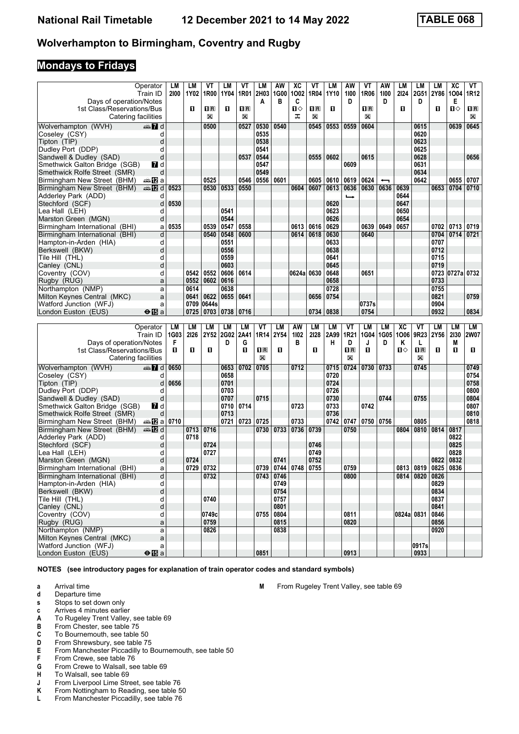# Wolverhampton to Birmingham, Coventry and Rugby

## Mondays to Fridays

| Operator | | LM | LM | VT | LM | VT | LM | AW | XC | VT | LM | AW | VT | AW | LM | LM | LM | XC | VT |
|---|---|---|---|---|---|---|---|---|---|---|---|---|---|---|---|---|---|---|---|
| Train ID | | 2I00 | 1Y02 | 1R00 | 1Y04 | 1R01 | 2H03 | 1G00 | 1O02 | 1R04 | 1Y10 | 1I00 | 1R06 | 1I00 | 2I24 | 2G51 | 2Y86 | 1O04 | 1R12 |
| Days of operation/Notes | | | | | | | A | B | C | | | D | | D | | D | | E | |
| 1st Class/Reservations/Bus | | | ■ | ■R | ■ | ■R | | | ■◇ | ■R | ■ | | ■R | | ■ | | ■ | ■◇ | ■R |
| Catering facilities | | | | ⊠ | | ⊠ | | | ⚌ | ⊠ | | | ⊠ | | | | | | ⊠ |
| Wolverhampton (WVH) | d | | | 0500 | | 0527 | 0530 | 0540 | | 0545 | 0553 | 0559 | 0604 | | | 0615 | | 0639 | 0645 |
| Coseley (CSY) | d | | | | | | 0535 | | | | | | | | | 0620 | | | |
| Tipton (TIP) | d | | | | | | 0538 | | | | | | | | | 0623 | | | |
| Dudley Port (DDP) | d | | | | | | 0541 | | | | | | | | | 0625 | | | |
| Sandwell & Dudley (SAD) | d | | | | | 0537 | 0544 | | | 0555 | 0602 | | 0615 | | | 0628 | | | 0656 |
| Smethwick Galton Bridge (SGB) | d | | | | | | 0547 | | | | | 0609 | | | | 0631 | | | |
| Smethwick Rolfe Street (SMR) | d | | | | | | 0549 | | | | | | | | | 0634 | | | |
| Birmingham New Street (BHM) | a | | | 0525 | | 0546 | 0556 | 0601 | | 0605 | 0610 | 0619 | 0624 | ← | | 0642 | | 0655 | 0707 |
| Birmingham New Street (BHM) | d | 0523 | | 0530 | 0533 | 0550 | | | 0604 | 0607 | 0613 | 0636 | 0630 | 0636 | 0639 | | 0653 | 0704 | 0710 |
| Adderley Park (ADD) | d | | | | | | | | | | | ↳ | | | 0644 | | | | |
| Stechford (SCF) | d | 0530 | | | | | | | | | 0620 | | | | 0647 | | | | |
| Lea Hall (LEH) | d | | | | 0541 | | | | | | 0623 | | | | 0650 | | | | |
| Marston Green (MGN) | d | | | | 0544 | | | | | | 0626 | | | | 0654 | | | | |
| Birmingham International (BHI) | a | 0535 | | 0539 | 0547 | 0558 | | | 0613 | 0616 | 0629 | | 0639 | 0649 | 0657 | | 0702 | 0713 | 0719 |
| Birmingham International (BHI) | d | | | 0540 | 0548 | 0600 | | | 0614 | 0618 | 0630 | | 0640 | | | | 0704 | 0714 | 0721 |
| Hampton-in-Arden (HIA) | d | | | | 0551 | | | | | | 0633 | | | | | | 0707 | | |
| Berkswell (BKW) | d | | | | 0556 | | | | | | 0638 | | | | | | 0712 | | |
| Tile Hill (THL) | d | | | | 0559 | | | | | | 0641 | | | | | | 0715 | | |
| Canley (CNL) | d | | | | 0603 | | | | | | 0645 | | | | | | 0719 | | |
| Coventry (COV) | d | | 0542 | 0552 | 0606 | 0614 | | | 0624a | 0630 | 0648 | | 0651 | | | | 0723 | 0727a | 0732 |
| Rugby (RUG) | a | | 0552 | 0602 | 0616 | | | | | | 0658 | | | | | | 0733 | | |
| Northampton (NMP) | a | | 0614 | | 0638 | | | | | | 0728 | | | | | | 0755 | | |
| Milton Keynes Central (MKC) | a | | 0641 | 0622 | 0655 | 0641 | | | | 0656 | 0754 | | | | | | 0821 | | 0759 |
| Watford Junction (WFJ) | a | | 0709 | 0644s | | | | | | | | | 0737s | | | | 0904 | | |
| London Euston (EUS) | a | | 0725 | 0703 | 0738 | 0716 | | | | 0734 | 0838 | | 0754 | | | | 0932 | | 0834 |

| Operator | | LM | LM | LM | LM | LM | VT | LM | AW | LM | LM | VT | LM | LM | XC | VT | LM | LM | LM |
|---|---|---|---|---|---|---|---|---|---|---|---|---|---|---|---|---|---|---|---|
| Train ID | | 1G03 | 2I26 | 2Y52 | 2G02 | 2A41 | 1R14 | 2Y54 | 1I02 | 2I28 | 2A99 | 1R21 | 1G04 | 1G05 | 1O06 | 9R23 | 2Y56 | 2I30 | 2W07 |
| Days of operation/Notes | | F | | | D | G | | | B | | H | D | J | D | K | L | | M | |
| 1st Class/Reservations/Bus | | ■ | ■ | ■ | | ■ | ■R | ■ | | ■ | | ■R | ■ | | ■◇ | ■R | ■ | ■ | ■ |
| Catering facilities | | | | | | | ⊠ | | | | | ⊠ | | | | ⊠ | | | |
| Wolverhampton (WVH) | d | 0650 | | | 0653 | 0702 | 0705 | | 0712 | | 0715 | 0724 | 0730 | 0733 | | 0745 | | | 0749 |
| Coseley (CSY) | d | | | | 0658 | | | | | | 0720 | | | | | | | | 0754 |
| Tipton (TIP) | d | 0656 | | | 0701 | | | | | | 0724 | | | | | | | | 0758 |
| Dudley Port (DDP) | d | | | | 0703 | | | | | | 0726 | | | | | | | | 0800 |
| Sandwell & Dudley (SAD) | d | | | | 0707 | | 0715 | | | | 0730 | | | 0744 | | 0755 | | | 0804 |
| Smethwick Galton Bridge (SGB) | d | | | | 0710 | 0714 | | | 0723 | | 0733 | | 0742 | | | | | | 0807 |
| Smethwick Rolfe Street (SMR) | d | | | | 0713 | | | | | | 0736 | | | | | | | | 0810 |
| Birmingham New Street (BHM) | a | 0710 | | | 0721 | 0723 | 0725 | | 0733 | | 0742 | 0747 | 0750 | 0756 | | 0805 | | | 0818 |
| Birmingham New Street (BHM) | d | | 0713 | 0716 | | | 0730 | 0733 | 0736 | 0739 | | 0750 | | | 0804 | 0810 | 0814 | 0817 | |
| Adderley Park (ADD) | d | | 0718 | | | | | | | | | | | | | | | 0822 | |
| Stechford (SCF) | d | | | 0724 | | | | | | 0746 | | | | | | | | 0825 | |
| Lea Hall (LEH) | d | | | 0727 | | | | | | 0749 | | | | | | | | 0828 | |
| Marston Green (MGN) | d | | 0724 | | | | | 0741 | | 0752 | | | | | | | 0822 | 0832 | |
| Birmingham International (BHI) | a | | 0729 | 0732 | | | 0739 | 0744 | 0748 | 0755 | | 0759 | | | 0813 | 0819 | 0825 | 0836 | |
| Birmingham International (BHI) | d | | | 0732 | | | 0743 | 0746 | | | | 0800 | | | 0814 | 0820 | 0826 | | |
| Hampton-in-Arden (HIA) | d | | | | | | | 0749 | | | | | | | | | 0829 | | |
| Berkswell (BKW) | d | | | | | | | 0754 | | | | | | | | | 0834 | | |
| Tile Hill (THL) | d | | | 0740 | | | | 0757 | | | | | | | | | 0837 | | |
| Canley (CNL) | d | | | | | | | 0801 | | | | | | | | | 0841 | | |
| Coventry (COV) | d | | | 0749c | | | 0755 | 0804 | | | | 0811 | | | 0824a | 0831 | 0846 | | |
| Rugby (RUG) | a | | | 0759 | | | | 0815 | | | | 0820 | | | | | 0856 | | |
| Northampton (NMP) | a | | | 0826 | | | | 0838 | | | | | | | | | 0920 | | |
| Milton Keynes Central (MKC) | a | | | | | | | | | | | | | | | | | | |
| Watford Junction (WFJ) | a | | | | | | | | | | | | | | | 0917s | | | |
| London Euston (EUS) | a | | | | | | 0851 | | | | | 0913 | | | | 0933 | | | |

**NOTES (see introductory pages for explanation of train operator codes and standard symbols)**

- **a** Arrival time
- **d** Departure time
- **s** Stops to set down only
- **c** Arrives 4 minutes earlier
- **A** To Rugeley Trent Valley, see table 69
- **B** From Chester, see table 75
- **C** To Bournemouth, see table 50
- **D** From Shrewsbury, see table 75
- **E** From Manchester Piccadilly to Bournemouth, see table 50
- **F** From Crewe, see table 76
- **G** From Crewe to Walsall, see table 69
- **H** To Walsall, see table 69
- **J** From Liverpool Lime Street, see table 76
- **K** From Nottingham to Reading, see table 50
- **L** From Manchester Piccadilly, see table 76
- **M** From Rugeley Trent Valley, see table 69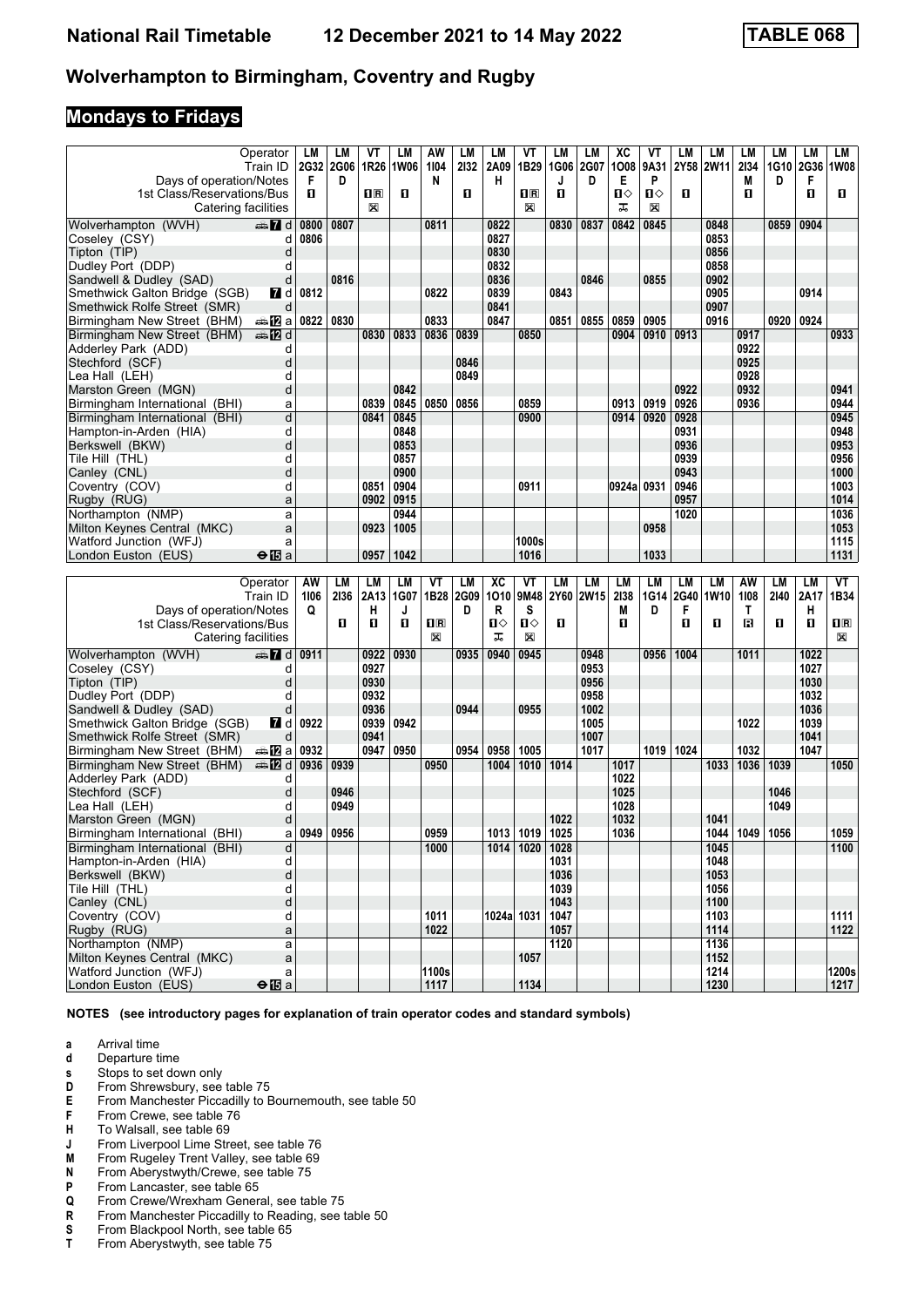# Wolverhampton to Birmingham, Coventry and Rugby

**TABLE 068**

## Mondays to Fridays

| Operator | LM | LM | VT | LM | AW | LM | LM | VT | LM | LM | XC | VT | LM | LM | LM | LM | LM | LM |
|---|---|---|---|---|---|---|---|---|---|---|---|---|---|---|---|---|---|---|
| Train ID | 2G32 | 2G06 | 1R26 | 1W06 | 1I04 | 2I32 | 2A09 | 1B29 | 1G06 | 2G07 | 1O08 | 9A31 | 2Y58 | 2W11 | 2I34 | 1G10 | 2G36 | 1W08 |
| Days of operation/Notes | F | D | | | N | | H | | J | D | E | P | | | M | D | F | |
| 1st Class/Reservations/Bus | 1 | | 1R | 1 | | 1 | | 1R | 1 | | 1◇ | 1◇ | 1 | | 1 | | 1 | 1 |
| Catering facilities | | | ⊠ | | | | | ⊠ | | | ⊼ | ⊠ | | | | | | |
| Wolverhampton (WVH) d | 0800 | 0807 | | | 0811 | | 0822 | | 0830 | 0837 | 0842 | 0845 | | 0848 | | 0859 | 0904 | |
| Coseley (CSY) d | 0806 | | | | | | 0827 | | | | | | | 0853 | | | | |
| Tipton (TIP) d | | | | | | | 0830 | | | | | | | 0856 | | | | |
| Dudley Port (DDP) d | | | | | | | 0832 | | | | | | | 0858 | | | | |
| Sandwell & Dudley (SAD) d | | 0816 | | | | | 0836 | | | 0846 | | 0855 | | 0902 | | | | |
| Smethwick Galton Bridge (SGB) d | 0812 | | | | 0822 | | 0839 | | 0843 | | | | | 0905 | | | 0914 | |
| Smethwick Rolfe Street (SMR) d | | | | | | | 0841 | | | | | | | 0907 | | | | |
| Birmingham New Street (BHM) a | 0822 | 0830 | | | 0833 | | 0847 | | 0851 | 0855 | 0859 | 0905 | | 0916 | | 0920 | 0924 | |
| Birmingham New Street (BHM) d | | | 0830 | 0833 | 0836 | 0839 | | 0850 | | | 0904 | 0910 | 0913 | | 0917 | | | 0933 |
| Adderley Park (ADD) d | | | | | | | | | | | | | | | 0922 | | | |
| Stechford (SCF) d | | | | | | 0846 | | | | | | | | | 0925 | | | |
| Lea Hall (LEH) d | | | | | | 0849 | | | | | | | | | 0928 | | | |
| Marston Green (MGN) d | | | | 0842 | | | | | | | | | 0922 | | 0932 | | | 0941 |
| Birmingham International (BHI) a | | | 0839 | 0845 | 0850 | 0856 | | 0859 | | | 0913 | 0919 | 0926 | | 0936 | | | 0944 |
| Birmingham International (BHI) d | | | 0841 | 0845 | | | | 0900 | | | 0914 | 0920 | 0928 | | | | | 0945 |
| Hampton-in-Arden (HIA) d | | | | 0848 | | | | | | | | | 0931 | | | | | 0948 |
| Berkswell (BKW) d | | | | 0853 | | | | | | | | | 0936 | | | | | 0953 |
| Tile Hill (THL) d | | | | 0857 | | | | | | | | | 0939 | | | | | 0956 |
| Canley (CNL) d | | | | 0900 | | | | | | | | | 0943 | | | | | 1000 |
| Coventry (COV) d | | | 0851 | 0904 | | | | 0911 | | | 0924a | 0931 | 0946 | | | | | 1003 |
| Rugby (RUG) a | | | 0902 | 0915 | | | | | | | | | 0957 | | | | | 1014 |
| Northampton (NMP) a | | | | 0944 | | | | | | | | | 1020 | | | | | 1036 |
| Milton Keynes Central (MKC) a | | | 0923 | 1005 | | | | | | | | 0958 | | | | | | 1053 |
| Watford Junction (WFJ) a | | | | | | | | 1000s | | | | | | | | | | 1115 |
| London Euston (EUS) a | | | 0957 | 1042 | | | | 1016 | | | | 1033 | | | | | | 1131 |

| Operator | AW | LM | LM | LM | VT | LM | XC | VT | LM | LM | LM | LM | LM | LM | AW | LM | LM | VT |
|---|---|---|---|---|---|---|---|---|---|---|---|---|---|---|---|---|---|---|
| Train ID | 1I06 | 2I36 | 2A13 | 1G07 | 1B28 | 2G09 | 1O10 | 9M48 | 2Y60 | 2W15 | 2I38 | 1G14 | 2G40 | 1W10 | 1I08 | 2I40 | 2A17 | 1B34 |
| Days of operation/Notes | Q | | H | J | | D | R | S | | | M | D | F | | T | | H | |
| 1st Class/Reservations/Bus | | 1 | 1 | 1 | 1R | | 1◇ | 1◇ | 1 | | 1 | | 1 | 1 | R | 1 | 1 | 1R |
| Catering facilities | | | | | ⊠ | | ⊼ | ⊠ | | | | | | | | | | ⊠ |
| Wolverhampton (WVH) d | 0911 | | 0922 | 0930 | | 0935 | 0940 | 0945 | | 0948 | | 0956 | 1004 | | 1011 | | 1022 | |
| Coseley (CSY) d | | | 0927 | | | | | | | 0953 | | | | | | | 1027 | |
| Tipton (TIP) d | | | 0930 | | | | | | | 0956 | | | | | | | 1030 | |
| Dudley Port (DDP) d | | | 0932 | | | | | | | 0958 | | | | | | | 1032 | |
| Sandwell & Dudley (SAD) d | | | 0936 | | | 0944 | | 0955 | | 1002 | | | | | | | 1036 | |
| Smethwick Galton Bridge (SGB) d | 0922 | | 0939 | 0942 | | | | | | 1005 | | | | | 1022 | | 1039 | |
| Smethwick Rolfe Street (SMR) d | | | 0941 | | | | | | | 1007 | | | | | | | 1041 | |
| Birmingham New Street (BHM) a | 0932 | | 0947 | 0950 | | 0954 | 0958 | 1005 | | 1017 | | 1019 | 1024 | | 1032 | | 1047 | |
| Birmingham New Street (BHM) d | 0936 | 0939 | | | 0950 | | 1004 | 1010 | 1014 | | 1017 | | | 1033 | 1036 | 1039 | | 1050 |
| Adderley Park (ADD) d | | | | | | | | | | | 1022 | | | | | | | |
| Stechford (SCF) d | | 0946 | | | | | | | | | 1025 | | | | | 1046 | | |
| Lea Hall (LEH) d | | 0949 | | | | | | | | | 1028 | | | | | 1049 | | |
| Marston Green (MGN) d | | | | | | | | | 1022 | | 1032 | | | 1041 | | | | |
| Birmingham International (BHI) a | 0949 | 0956 | | | 0959 | | 1013 | 1019 | 1025 | | 1036 | | | 1044 | 1049 | 1056 | | 1059 |
| Birmingham International (BHI) d | | | | | 1000 | | 1014 | 1020 | 1028 | | | | | 1045 | | | | 1100 |
| Hampton-in-Arden (HIA) d | | | | | | | | | 1031 | | | | | 1048 | | | | |
| Berkswell (BKW) d | | | | | | | | | 1036 | | | | | 1053 | | | | |
| Tile Hill (THL) d | | | | | | | | | 1039 | | | | | 1056 | | | | |
| Canley (CNL) d | | | | | | | | | 1043 | | | | | 1100 | | | | |
| Coventry (COV) d | | | | | 1011 | | 1024a | 1031 | 1047 | | | | | 1103 | | | | 1111 |
| Rugby (RUG) a | | | | | 1022 | | | | 1057 | | | | | 1114 | | | | 1122 |
| Northampton (NMP) a | | | | | | | | | 1120 | | | | | 1136 | | | | |
| Milton Keynes Central (MKC) a | | | | | | | | 1057 | | | | | | 1152 | | | | |
| Watford Junction (WFJ) a | | | | | 1100s | | | | | | | | | 1214 | | | | 1200s |
| London Euston (EUS) a | | | | | 1117 | | | 1134 | | | | | | 1230 | | | | 1217 |

**NOTES (see introductory pages for explanation of train operator codes and standard symbols)**

- **a** Arrival time
- **d** Departure time
- **s** Stops to set down only
- **D** From Shrewsbury, see table 75
- **E** From Manchester Piccadilly to Bournemouth, see table 50
- **F** From Crewe, see table 76
- **H** To Walsall, see table 69
- **J** From Liverpool Lime Street, see table 76
- **M** From Rugeley Trent Valley, see table 69
- **N** From Aberystwyth/Crewe, see table 75
- **P** From Lancaster, see table 65
- **Q** From Crewe/Wrexham General, see table 75
- **R** From Manchester Piccadilly to Reading, see table 50
- **S** From Blackpool North, see table 65
- **T** From Aberystwyth, see table 75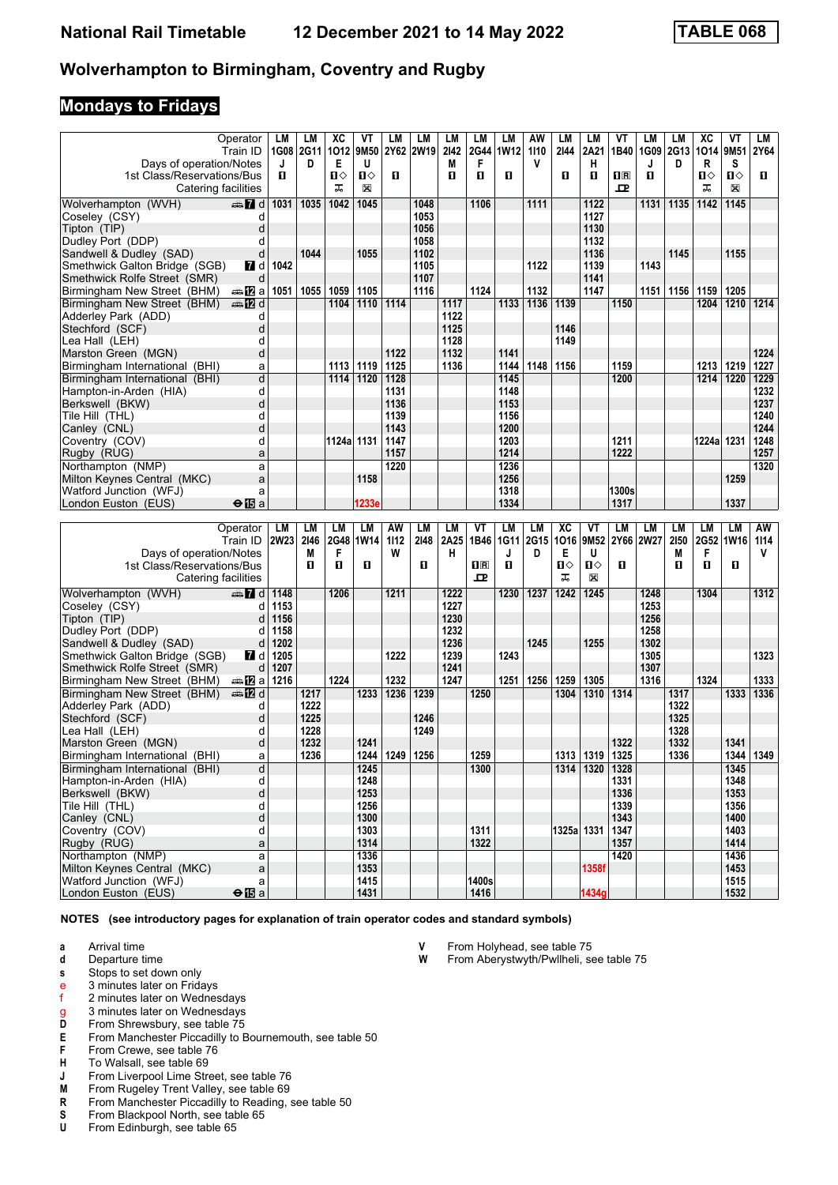# National Rail Timetable — 12 December 2021 to 14 May 2022 — TABLE 068

## Wolverhampton to Birmingham, Coventry and Rugby

## Mondays to Fridays

| Operator | | LM | LM | XC | VT | LM | LM | LM | LM | LM | AW | LM | LM | VT | LM | LM | XC | VT | LM |
|---|---|---|---|---|---|---|---|---|---|---|---|---|---|---|---|---|---|---|---|
| Train ID | | 1G08 | 2G11 | 1O12 | 9M50 | 2Y62 | 2W19 | 2I42 | 2G44 | 1W12 | 1I10 | 2I44 | 2A21 | 1B40 | 1G09 | 2G13 | 1O14 | 9M51 | 2Y64 |
| Days of operation/Notes | | J | D | E | U | | | M | F | | V | | H | | J | D | R | S | |
| 1st Class/Reservations/Bus | | ■ | | ■◇ | ■◇ | ■ | | ■ | ■ | ■ | | ■ | ■ | ■R | ■ | | ■◇ | ■◇ | ■ |
| Catering facilities | | | | ⚌ | ⊠ | | | | | | | | | ⊡ | | | ⚌ | ⊠ | |
| Wolverhampton (WVH) | 🚌 7 d | 1031 | 1035 | 1042 | 1045 | | 1048 | | 1106 | | 1111 | | 1122 | | 1131 | 1135 | 1142 | 1145 | |
| Coseley (CSY) | d | | | | | | 1053 | | | | | | 1127 | | | | | | |
| Tipton (TIP) | d | | | | | | 1056 | | | | | | 1130 | | | | | | |
| Dudley Port (DDP) | d | | | | | | 1058 | | | | | | 1132 | | | | | | |
| Sandwell & Dudley (SAD) | d | | 1044 | | 1055 | | 1102 | | | | | | 1136 | | | 1145 | | 1155 | |
| Smethwick Galton Bridge (SGB) | 7 d | 1042 | | | | | 1105 | | | | 1122 | | 1139 | | 1143 | | | | |
| Smethwick Rolfe Street (SMR) | d | | | | | | 1107 | | | | | | 1141 | | | | | | |
| Birmingham New Street (BHM) | 🚌 12 a | 1051 | 1055 | 1059 | 1105 | | 1116 | | 1124 | | 1132 | | 1147 | | 1151 | 1156 | 1159 | 1205 | |
| Birmingham New Street (BHM) | 🚌 12 d | | | 1104 | 1110 | 1114 | | 1117 | | 1133 | 1136 | 1139 | | 1150 | | | 1204 | 1210 | 1214 |
| Adderley Park (ADD) | d | | | | | | | 1122 | | | | | | | | | | | |
| Stechford (SCF) | d | | | | | | | 1125 | | | | 1146 | | | | | | | |
| Lea Hall (LEH) | d | | | | | | | 1128 | | | | 1149 | | | | | | | |
| Marston Green (MGN) | d | | | | | 1122 | | 1132 | | 1141 | | | | | | | | | 1224 |
| Birmingham International (BHI) | a | | | 1113 | 1119 | 1125 | | 1136 | | 1144 | 1148 | 1156 | | 1159 | | | 1213 | 1219 | 1227 |
| Birmingham International (BHI) | d | | | 1114 | 1120 | 1128 | | | | 1145 | | | | 1200 | | | 1214 | 1220 | 1229 |
| Hampton-in-Arden (HIA) | d | | | | | 1131 | | | | 1148 | | | | | | | | | 1232 |
| Berkswell (BKW) | d | | | | | 1136 | | | | 1153 | | | | | | | | | 1237 |
| Tile Hill (THL) | d | | | | | 1139 | | | | 1156 | | | | | | | | | 1240 |
| Canley (CNL) | d | | | | | 1143 | | | | 1200 | | | | | | | | | 1244 |
| Coventry (COV) | d | | | 1124a | 1131 | 1147 | | | | 1203 | | | | 1211 | | | 1224a | 1231 | 1248 |
| Rugby (RUG) | a | | | | | 1157 | | | | 1214 | | | | 1222 | | | | | 1257 |
| Northampton (NMP) | a | | | | | 1220 | | | | 1236 | | | | | | | | | 1320 |
| Milton Keynes Central (MKC) | a | | | | 1158 | | | | | 1256 | | | | | | | | 1259 | |
| Watford Junction (WFJ) | a | | | | | | | | | 1318 | | | | 1300s | | | | | |
| London Euston (EUS) | ⊖ 15 a | | | | 1233e | | | | | 1334 | | | | 1317 | | | | 1337 | |

| Operator | | LM | LM | LM | LM | AW | LM | LM | VT | LM | LM | XC | VT | LM | LM | LM | LM | LM | AW |
|---|---|---|---|---|---|---|---|---|---|---|---|---|---|---|---|---|---|---|---|
| Train ID | | 2W23 | 2I46 | 2G48 | 1W14 | 1I12 | 2I48 | 2A25 | 1B46 | 1G11 | 2G15 | 1O16 | 9M52 | 2Y66 | 2W27 | 2I50 | 2G52 | 1W16 | 1I14 |
| Days of operation/Notes | | | M | F | | W | | H | | J | D | E | U | | | M | F | | V |
| 1st Class/Reservations/Bus | | | ■ | ■ | ■ | | ■ | | ■R | ■ | | ■◇ | ■◇ | ■ | | ■ | ■ | ■ | |
| Catering facilities | | | | | | | | | ⊡ | | | ⚌ | ⊠ | | | | | | |
| Wolverhampton (WVH) | 🚌 7 d | 1148 | | 1206 | | 1211 | | 1222 | | 1230 | 1237 | 1242 | 1245 | | 1248 | | 1304 | | 1312 |
| Coseley (CSY) | d | 1153 | | | | | | 1227 | | | | | | | 1253 | | | | |
| Tipton (TIP) | d | 1156 | | | | | | 1230 | | | | | | | 1256 | | | | |
| Dudley Port (DDP) | d | 1158 | | | | | | 1232 | | | | | | | 1258 | | | | |
| Sandwell & Dudley (SAD) | d | 1202 | | | | | | 1236 | | | 1245 | | 1255 | | 1302 | | | | |
| Smethwick Galton Bridge (SGB) | 7 d | 1205 | | | | 1222 | | 1239 | | 1243 | | | | | 1305 | | | | 1323 |
| Smethwick Rolfe Street (SMR) | d | 1207 | | | | | | 1241 | | | | | | | 1307 | | | | |
| Birmingham New Street (BHM) | 🚌 12 a | 1216 | | 1224 | | 1232 | | 1247 | | 1251 | 1256 | 1259 | 1305 | | 1316 | | 1324 | | 1333 |
| Birmingham New Street (BHM) | 🚌 12 d | | 1217 | | 1233 | 1236 | 1239 | | 1250 | | | 1304 | 1310 | 1314 | | 1317 | | 1333 | 1336 |
| Adderley Park (ADD) | d | | 1222 | | | | | | | | | | | | | 1322 | | | |
| Stechford (SCF) | d | | 1225 | | | | 1246 | | | | | | | | | 1325 | | | |
| Lea Hall (LEH) | d | | 1228 | | | | 1249 | | | | | | | | | 1328 | | | |
| Marston Green (MGN) | d | | 1232 | | 1241 | | | | | | | | | 1322 | | 1332 | | 1341 | |
| Birmingham International (BHI) | a | | 1236 | | 1244 | 1249 | 1256 | | 1259 | | | 1313 | 1319 | 1325 | | 1336 | | 1344 | 1349 |
| Birmingham International (BHI) | d | | | | 1245 | | | | 1300 | | | 1314 | 1320 | 1328 | | | | 1345 | |
| Hampton-in-Arden (HIA) | d | | | | 1248 | | | | | | | | | 1331 | | | | 1348 | |
| Berkswell (BKW) | d | | | | 1253 | | | | | | | | | 1336 | | | | 1353 | |
| Tile Hill (THL) | d | | | | 1256 | | | | | | | | | 1339 | | | | 1356 | |
| Canley (CNL) | d | | | | 1300 | | | | | | | | | 1343 | | | | 1400 | |
| Coventry (COV) | d | | | | 1303 | | | | 1311 | | | 1325a | 1331 | 1347 | | | | 1403 | |
| Rugby (RUG) | a | | | | 1314 | | | | 1322 | | | | | 1357 | | | | 1414 | |
| Northampton (NMP) | a | | | | 1336 | | | | | | | | | 1420 | | | | 1436 | |
| Milton Keynes Central (MKC) | a | | | | 1353 | | | | | | | | 1358f | | | | | 1453 | |
| Watford Junction (WFJ) | a | | | | 1415 | | | | 1400s | | | | | | | | | 1515 | |
| London Euston (EUS) | ⊖ 15 a | | | | 1431 | | | | 1416 | | | | 1434g | | | | | 1532 | |

**NOTES (see introductory pages for explanation of train operator codes and standard symbols)**

- **a** Arrival time
- **d** Departure time
- **s** Stops to set down only
- **e** 3 minutes later on Fridays
- **f** 2 minutes later on Wednesdays
- **g** 3 minutes later on Wednesdays
- **D** From Shrewsbury, see table 75
- **E** From Manchester Piccadilly to Bournemouth, see table 50
- **F** From Crewe, see table 76
- **H** To Walsall, see table 69
- **J** From Liverpool Lime Street, see table 76
- **M** From Rugeley Trent Valley, see table 69
- **R** From Manchester Piccadilly to Reading, see table 50
- **S** From Blackpool North, see table 65
- **U** From Edinburgh, see table 65
- **V** From Holyhead, see table 75
- **W** From Aberystwyth/Pwllheli, see table 75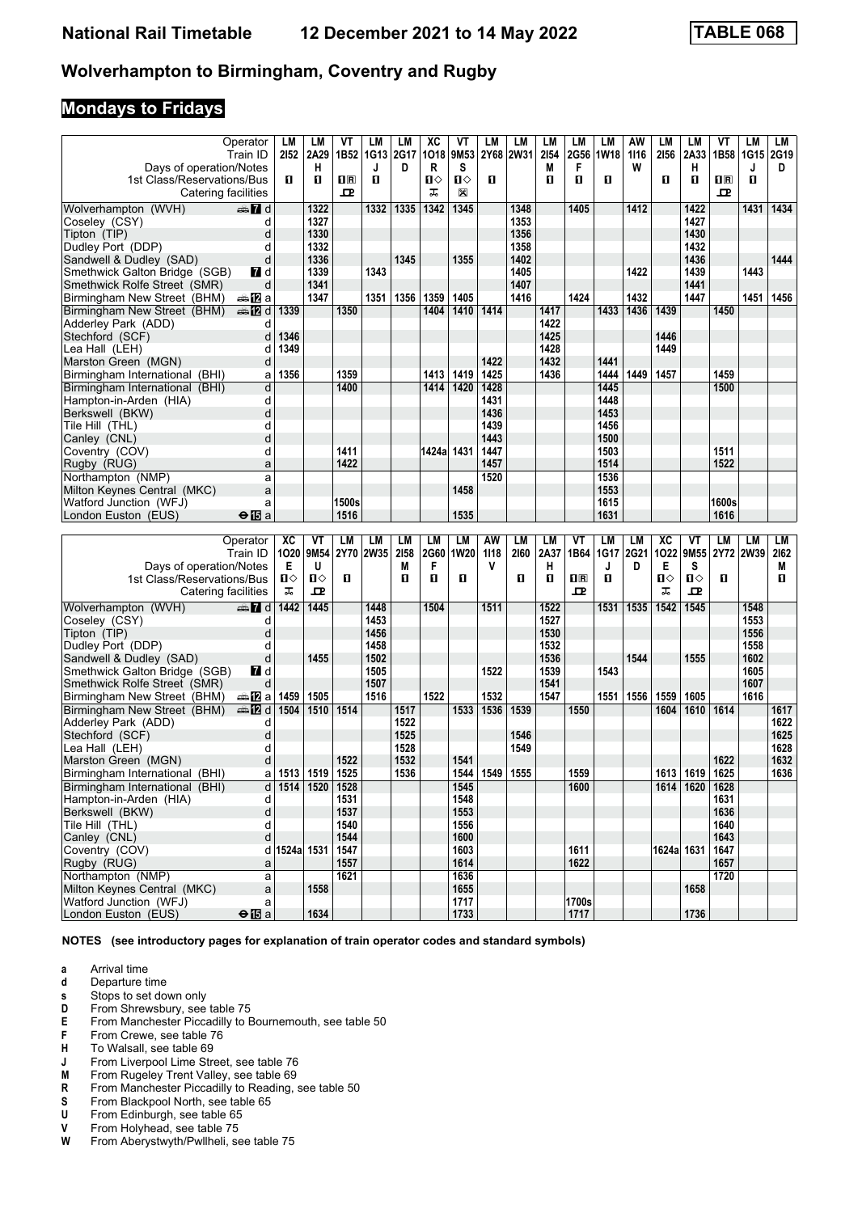# National Rail Timetable 12 December 2021 to 14 May 2022 TABLE 068

## Wolverhampton to Birmingham, Coventry and Rugby

## Mondays to Fridays

| Operator | | LM | LM | VT | LM | LM | XC | VT | LM | LM | LM | LM | LM | AW | LM | LM | VT | LM | LM |
|---|---|---|---|---|---|---|---|---|---|---|---|---|---|---|---|---|---|---|---|
| Train ID | | 2I52 | 2A29 | 1B52 | 1G13 | 2G17 | 1O18 | 9M53 | 2Y68 | 2W31 | 2I54 | 2G56 | 1W18 | 1I16 | 2I56 | 2A33 | 1B58 | 1G15 | 2G19 |
| Days of operation/Notes | | | H | | J | D | R | S | | | M | F | | W | | H | | J | D |
| 1st Class/Reservations/Bus | | 1 | 1 | 1R | 1 | | 1◇ | 1◇ | 1 | | 1 | 1 | 1 | | 1 | 1 | 1R | 1 | |
| Catering facilities | | | | ⊞ | | | ⊼ | ⊠ | | | | | | | | | ⊞ | | |
| Wolverhampton (WVH) | 7 d | | 1322 | | 1332 | 1335 | 1342 | 1345 | | 1348 | | 1405 | | 1412 | | 1422 | | 1431 | 1434 |
| Coseley (CSY) | d | | 1327 | | | | | | | 1353 | | | | | | 1427 | | | |
| Tipton (TIP) | d | | 1330 | | | | | | | 1356 | | | | | | 1430 | | | |
| Dudley Port (DDP) | d | | 1332 | | | | | | | 1358 | | | | | | 1432 | | | |
| Sandwell & Dudley (SAD) | d | | 1336 | | | 1345 | | 1355 | | 1402 | | | | | | 1436 | | | 1444 |
| Smethwick Galton Bridge (SGB) | 7 d | | 1339 | | 1343 | | | | | 1405 | | | | 1422 | | 1439 | | 1443 | |
| Smethwick Rolfe Street (SMR) | d | | 1341 | | | | | | | 1407 | | | | | | 1441 | | | |
| Birmingham New Street (BHM) | 12 a | | 1347 | | 1351 | 1356 | 1359 | 1405 | | 1416 | | 1424 | | 1432 | | 1447 | | 1451 | 1456 |
| Birmingham New Street (BHM) | 12 d | 1339 | | 1350 | | | 1404 | 1410 | 1414 | | 1417 | | 1433 | 1436 | 1439 | | 1450 | | |
| Adderley Park (ADD) | d | | | | | | | | | | 1422 | | | | | | | | |
| Stechford (SCF) | d | 1346 | | | | | | | | | 1425 | | | | 1446 | | | | |
| Lea Hall (LEH) | d | 1349 | | | | | | | | | 1428 | | | | 1449 | | | | |
| Marston Green (MGN) | d | | | | | | | | 1422 | | 1432 | | 1441 | | | | | | |
| Birmingham International (BHI) | a | 1356 | | 1359 | | | 1413 | 1419 | 1425 | | 1436 | | 1444 | 1449 | 1457 | | 1459 | | |
| Birmingham International (BHI) | d | | | 1400 | | | 1414 | 1420 | 1428 | | | | 1445 | | | | 1500 | | |
| Hampton-in-Arden (HIA) | d | | | | | | | | 1431 | | | | 1448 | | | | | | |
| Berkswell (BKW) | d | | | | | | | | 1436 | | | | 1453 | | | | | | |
| Tile Hill (THL) | d | | | | | | | | 1439 | | | | 1456 | | | | | | |
| Canley (CNL) | d | | | | | | | | 1443 | | | | 1500 | | | | | | |
| Coventry (COV) | d | | | 1411 | | | 1424a | 1431 | 1447 | | | | 1503 | | | | 1511 | | |
| Rugby (RUG) | a | | | 1422 | | | | | 1457 | | | | 1514 | | | | 1522 | | |
| Northampton (NMP) | a | | | | | | | | 1520 | | | | 1536 | | | | | | |
| Milton Keynes Central (MKC) | a | | | | | | | 1458 | | | | | 1553 | | | | | | |
| Watford Junction (WFJ) | a | | | 1500s | | | | | | | | | 1615 | | | | 1600s | | |
| London Euston (EUS) | ⊖15 a | | | 1516 | | | | 1535 | | | | | 1631 | | | | 1616 | | |

| Operator | | XC | VT | LM | LM | LM | LM | LM | AW | LM | LM | VT | LM | LM | XC | VT | LM | LM | LM |
|---|---|---|---|---|---|---|---|---|---|---|---|---|---|---|---|---|---|---|---|
| Train ID | | 1O20 | 9M54 | 2Y70 | 2W35 | 2I58 | 2G60 | 1W20 | 1I18 | 2I60 | 2A37 | 1B64 | 1G17 | 2G21 | 1O22 | 9M55 | 2Y72 | 2W39 | 2I62 |
| Days of operation/Notes | | E | U | | | M | F | | V | | H | | J | D | E | S | | | M |
| 1st Class/Reservations/Bus | | 1◇ | 1◇ | 1 | | 1 | 1 | 1 | | 1 | 1 | 1R | 1 | | 1◇ | 1◇ | 1 | | 1 |
| Catering facilities | | ⊼ | ⊞ | | | | | | | | | ⊞ | | | ⊼ | ⊞ | | | |
| Wolverhampton (WVH) | 7 d | 1442 | 1445 | | 1448 | | 1504 | | 1511 | | 1522 | | 1531 | 1535 | 1542 | 1545 | | 1548 | |
| Coseley (CSY) | d | | | | 1453 | | | | | | 1527 | | | | | | | 1553 | |
| Tipton (TIP) | d | | | | 1456 | | | | | | 1530 | | | | | | | 1556 | |
| Dudley Port (DDP) | d | | | | 1458 | | | | | | 1532 | | | | | | | 1558 | |
| Sandwell & Dudley (SAD) | d | | 1455 | | 1502 | | | | | | 1536 | | | 1544 | | 1555 | | 1602 | |
| Smethwick Galton Bridge (SGB) | 7 d | | | | 1505 | | | | 1522 | | 1539 | | 1543 | | | | | 1605 | |
| Smethwick Rolfe Street (SMR) | d | | | | 1507 | | | | | | 1541 | | | | | | | 1607 | |
| Birmingham New Street (BHM) | 12 a | 1459 | 1505 | | 1516 | | 1522 | | 1532 | | 1547 | | 1551 | 1556 | 1559 | 1605 | | 1616 | |
| Birmingham New Street (BHM) | 12 d | 1504 | 1510 | 1514 | | 1517 | | 1533 | 1536 | 1539 | | 1550 | | | 1604 | 1610 | 1614 | | 1617 |
| Adderley Park (ADD) | d | | | | | 1522 | | | | | | | | | | | | | 1622 |
| Stechford (SCF) | d | | | | | 1525 | | | | 1546 | | | | | | | | | 1625 |
| Lea Hall (LEH) | d | | | | | 1528 | | | | 1549 | | | | | | | | | 1628 |
| Marston Green (MGN) | d | | | 1522 | | 1532 | | 1541 | | | | | | | | | 1622 | | 1632 |
| Birmingham International (BHI) | a | 1513 | 1519 | 1525 | | 1536 | | 1544 | 1549 | 1555 | | 1559 | | | 1613 | 1619 | 1625 | | 1636 |
| Birmingham International (BHI) | d | 1514 | 1520 | 1528 | | | | 1545 | | | | 1600 | | | 1614 | 1620 | 1628 | | |
| Hampton-in-Arden (HIA) | d | | | 1531 | | | | 1548 | | | | | | | | | 1631 | | |
| Berkswell (BKW) | d | | | 1537 | | | | 1553 | | | | | | | | | 1636 | | |
| Tile Hill (THL) | d | | | 1540 | | | | 1556 | | | | | | | | | 1640 | | |
| Canley (CNL) | d | | | 1544 | | | | 1600 | | | | | | | | | 1643 | | |
| Coventry (COV) | d | 1524a | 1531 | 1547 | | | | 1603 | | | | 1611 | | | 1624a | 1631 | 1647 | | |
| Rugby (RUG) | a | | | 1557 | | | | 1614 | | | | 1622 | | | | | 1657 | | |
| Northampton (NMP) | a | | | 1621 | | | | 1636 | | | | | | | | | 1720 | | |
| Milton Keynes Central (MKC) | a | | 1558 | | | | | 1655 | | | | | | | | 1658 | | | |
| Watford Junction (WFJ) | a | | | | | | | 1717 | | | | 1700s | | | | | | | |
| London Euston (EUS) | ⊖15 a | | 1634 | | | | | 1733 | | | | 1717 | | | | 1736 | | | |

**NOTES (see introductory pages for explanation of train operator codes and standard symbols)**

- **a** Arrival time
- **d** Departure time
- **s** Stops to set down only
- **D** From Shrewsbury, see table 75
- **E** From Manchester Piccadilly to Bournemouth, see table 50
- **F** From Crewe, see table 76
- **H** To Walsall, see table 69
- **J** From Liverpool Lime Street, see table 76
- **M** From Rugeley Trent Valley, see table 69
- **R** From Manchester Piccadilly to Reading, see table 50
- **S** From Blackpool North, see table 65
- **U** From Edinburgh, see table 65
- **V** From Holyhead, see table 75
- **W** From Aberystwyth/Pwllheli, see table 75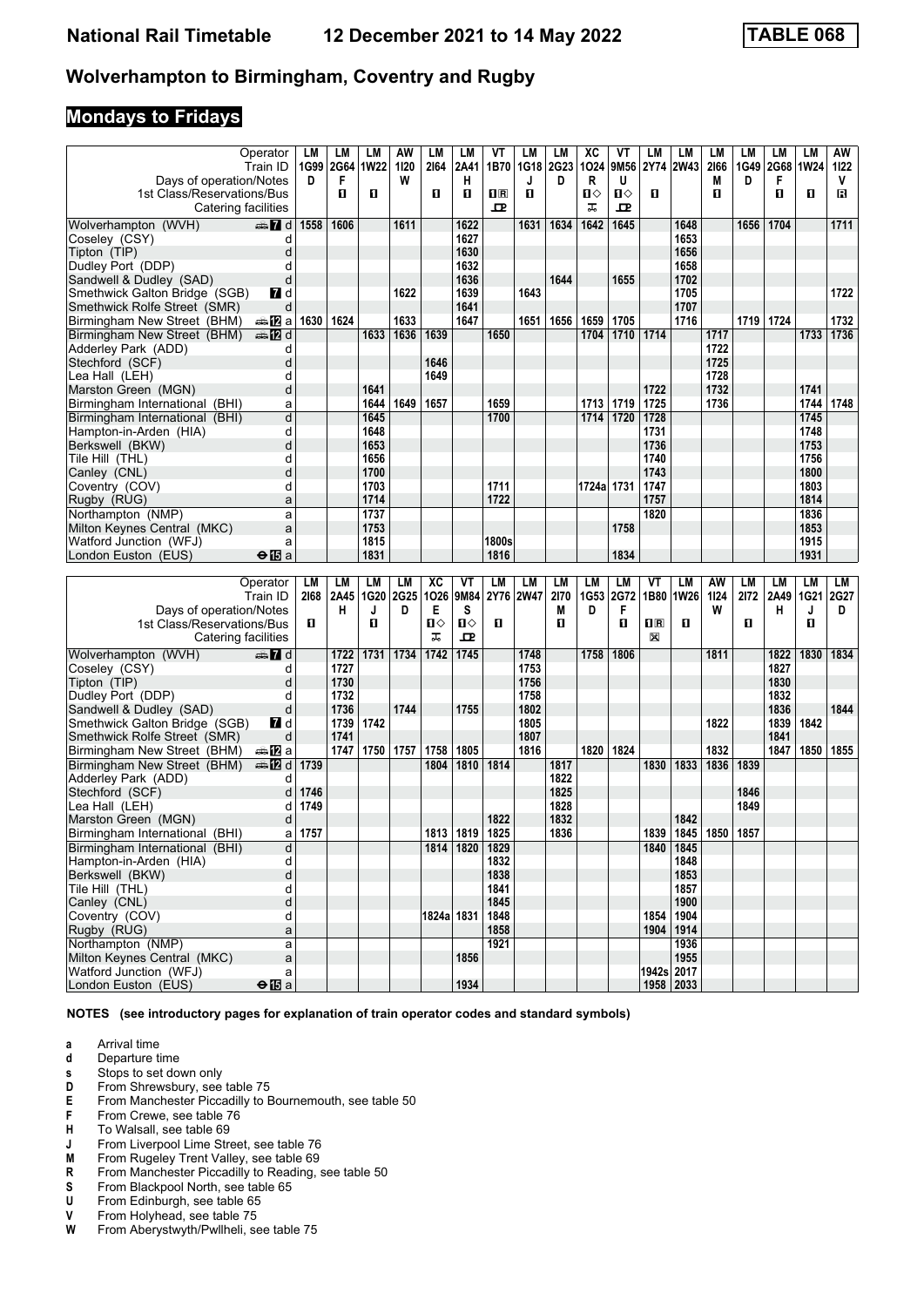# National Rail Timetable 12 December 2021 to 14 May 2022 TABLE 068

## Wolverhampton to Birmingham, Coventry and Rugby

### Mondays to Fridays

| Operator | | LM | LM | LM | AW | LM | LM | VT | LM | LM | XC | VT | LM | LM | LM | LM | LM | LM | AW |
|---|---|---|---|---|---|---|---|---|---|---|---|---|---|---|---|---|---|---|---|
| Train ID | | 1G99 | 2G64 | 1W22 | 1I20 | 2I64 | 2A41 | 1B70 | 1G18 | 2G23 | 1O24 | 9M56 | 2Y74 | 2W43 | 2I66 | 1G49 | 2G68 | 1W24 | 1I22 |
| Days of operation/Notes | | D | F | | W | | H | | J | D | R | U | | | M | D | F | | V |
| 1st Class/Reservations/Bus | | | 1 | 1 | | 1 | 1 | 1R | 1 | | 1◇ | 1◇ | 1 | | 1 | | 1 | 1 | R |
| Catering facilities | | | | | | | | ⊡ | | | ⊼ | ⊡ | | | | | | | |
| Wolverhampton (WVH) | 7 d | 1558 | 1606 | | 1611 | | 1622 | | 1631 | 1634 | 1642 | 1645 | | 1648 | | 1656 | 1704 | | 1711 |
| Coseley (CSY) | d | | | | | | 1627 | | | | | | | 1653 | | | | | |
| Tipton (TIP) | d | | | | | | 1630 | | | | | | | 1656 | | | | | |
| Dudley Port (DDP) | d | | | | | | 1632 | | | | | | | 1658 | | | | | |
| Sandwell & Dudley (SAD) | d | | | | | | 1636 | | | 1644 | | 1655 | | 1702 | | | | | |
| Smethwick Galton Bridge (SGB) | 7 d | | | | 1622 | | 1639 | | 1643 | | | | | 1705 | | | | | 1722 |
| Smethwick Rolfe Street (SMR) | d | | | | | | 1641 | | | | | | | 1707 | | | | | |
| Birmingham New Street (BHM) | 12 a | 1630 | 1624 | | 1633 | | 1647 | | 1651 | 1656 | 1659 | 1705 | | 1716 | | 1719 | 1724 | | 1732 |
| Birmingham New Street (BHM) | 12 d | | | 1633 | 1636 | 1639 | | 1650 | | | 1704 | 1710 | 1714 | | 1717 | | | 1733 | 1736 |
| Adderley Park (ADD) | d | | | | | | | | | | | | | | 1722 | | | | |
| Stechford (SCF) | d | | | | | 1646 | | | | | | | | | 1725 | | | | |
| Lea Hall (LEH) | d | | | | | 1649 | | | | | | | | | 1728 | | | | |
| Marston Green (MGN) | d | | | 1641 | | | | | | | | | 1722 | | 1732 | | | 1741 | |
| Birmingham International (BHI) | a | | | 1644 | 1649 | 1657 | | 1659 | | | 1713 | 1719 | 1725 | | 1736 | | | 1744 | 1748 |
| Birmingham International (BHI) | d | | | 1645 | | | | 1700 | | | 1714 | 1720 | 1728 | | | | | 1745 | |
| Hampton-in-Arden (HIA) | d | | | 1648 | | | | | | | | | 1731 | | | | | 1748 | |
| Berkswell (BKW) | d | | | 1653 | | | | | | | | | 1736 | | | | | 1753 | |
| Tile Hill (THL) | d | | | 1656 | | | | | | | | | 1740 | | | | | 1756 | |
| Canley (CNL) | d | | | 1700 | | | | | | | | | 1743 | | | | | 1800 | |
| Coventry (COV) | d | | | 1703 | | | | 1711 | | | 1724a | 1731 | 1747 | | | | | 1803 | |
| Rugby (RUG) | a | | | 1714 | | | | 1722 | | | | | 1757 | | | | | 1814 | |
| Northampton (NMP) | a | | | 1737 | | | | | | | | | 1820 | | | | | 1836 | |
| Milton Keynes Central (MKC) | a | | | 1753 | | | | | | | | 1758 | | | | | | 1853 | |
| Watford Junction (WFJ) | a | | | 1815 | | | | 1800s | | | | | | | | | | 1915 | |
| London Euston (EUS) | ⊖15 a | | | 1831 | | | | 1816 | | | | 1834 | | | | | | 1931 | |

| Operator | | LM | LM | LM | LM | XC | VT | LM | LM | LM | LM | LM | VT | LM | AW | LM | LM | LM | LM |
|---|---|---|---|---|---|---|---|---|---|---|---|---|---|---|---|---|---|---|---|
| Train ID | | 2I68 | 2A45 | 1G20 | 2G25 | 1O26 | 9M84 | 2Y76 | 2W47 | 2I70 | 1G53 | 2G72 | 1B80 | 1W26 | 1I24 | 2I72 | 2A49 | 1G21 | 2G27 |
| Days of operation/Notes | | | H | J | D | E | S | | | M | D | F | | | W | | H | J | D |
| 1st Class/Reservations/Bus | | 1 | | 1 | | 1◇ | 1◇ | 1 | | 1 | | 1 | 1R | 1 | | 1 | | 1 | |
| Catering facilities | | | | | | ⊼ | ⊡ | | | | | | ⊠ | | | | | | |
| Wolverhampton (WVH) | 7 d | | 1722 | 1731 | 1734 | 1742 | 1745 | | 1748 | | 1758 | 1806 | | | 1811 | | 1822 | 1830 | 1834 |
| Coseley (CSY) | d | | 1727 | | | | | | 1753 | | | | | | | | 1827 | | |
| Tipton (TIP) | d | | 1730 | | | | | | 1756 | | | | | | | | 1830 | | |
| Dudley Port (DDP) | d | | 1732 | | | | | | 1758 | | | | | | | | 1832 | | |
| Sandwell & Dudley (SAD) | d | | 1736 | | 1744 | | 1755 | | 1802 | | | | | | | | 1836 | | 1844 |
| Smethwick Galton Bridge (SGB) | 7 d | | 1739 | 1742 | | | | | 1805 | | | | | | 1822 | | 1839 | 1842 | |
| Smethwick Rolfe Street (SMR) | d | | 1741 | | | | | | 1807 | | | | | | | | 1841 | | |
| Birmingham New Street (BHM) | 12 a | | 1747 | 1750 | 1757 | 1758 | 1805 | | 1816 | | 1820 | 1824 | | | 1832 | | 1847 | 1850 | 1855 |
| Birmingham New Street (BHM) | 12 d | 1739 | | | | 1804 | 1810 | 1814 | | 1817 | | | 1830 | 1833 | 1836 | 1839 | | | |
| Adderley Park (ADD) | d | | | | | | | | | 1822 | | | | | | | | | |
| Stechford (SCF) | d | 1746 | | | | | | | | 1825 | | | | | | 1846 | | | |
| Lea Hall (LEH) | d | 1749 | | | | | | | | 1828 | | | | | | 1849 | | | |
| Marston Green (MGN) | d | | | | | | | 1822 | | 1832 | | | | 1842 | | | | | |
| Birmingham International (BHI) | a | 1757 | | | | 1813 | 1819 | 1825 | | 1836 | | | 1839 | 1845 | 1850 | 1857 | | | |
| Birmingham International (BHI) | d | | | | | 1814 | 1820 | 1829 | | | | | 1840 | 1845 | | | | | |
| Hampton-in-Arden (HIA) | d | | | | | | | 1832 | | | | | | 1848 | | | | | |
| Berkswell (BKW) | d | | | | | | | 1838 | | | | | | 1853 | | | | | |
| Tile Hill (THL) | d | | | | | | | 1841 | | | | | | 1857 | | | | | |
| Canley (CNL) | d | | | | | | | 1845 | | | | | | 1900 | | | | | |
| Coventry (COV) | d | | | | | 1824a | 1831 | 1848 | | | | | 1854 | 1904 | | | | | |
| Rugby (RUG) | a | | | | | | | 1858 | | | | | 1904 | 1914 | | | | | |
| Northampton (NMP) | a | | | | | | | 1921 | | | | | | 1936 | | | | | |
| Milton Keynes Central (MKC) | a | | | | | | 1856 | | | | | | | 1955 | | | | | |
| Watford Junction (WFJ) | a | | | | | | | | | | | | 1942s | 2017 | | | | | |
| London Euston (EUS) | ⊖15 a | | | | | | 1934 | | | | | | 1958 | 2033 | | | | | |

**NOTES (see introductory pages for explanation of train operator codes and standard symbols)**

- **a** Arrival time
- **d** Departure time
- **s** Stops to set down only
- **D** From Shrewsbury, see table 75
- **E** From Manchester Piccadilly to Bournemouth, see table 50
- **F** From Crewe, see table 76
- **H** To Walsall, see table 69
- **J** From Liverpool Lime Street, see table 76
- **M** From Rugeley Trent Valley, see table 69
- **R** From Manchester Piccadilly to Reading, see table 50
- **S** From Blackpool North, see table 65
- **U** From Edinburgh, see table 65
- **V** From Holyhead, see table 75
- **W** From Aberystwyth/Pwllheli, see table 75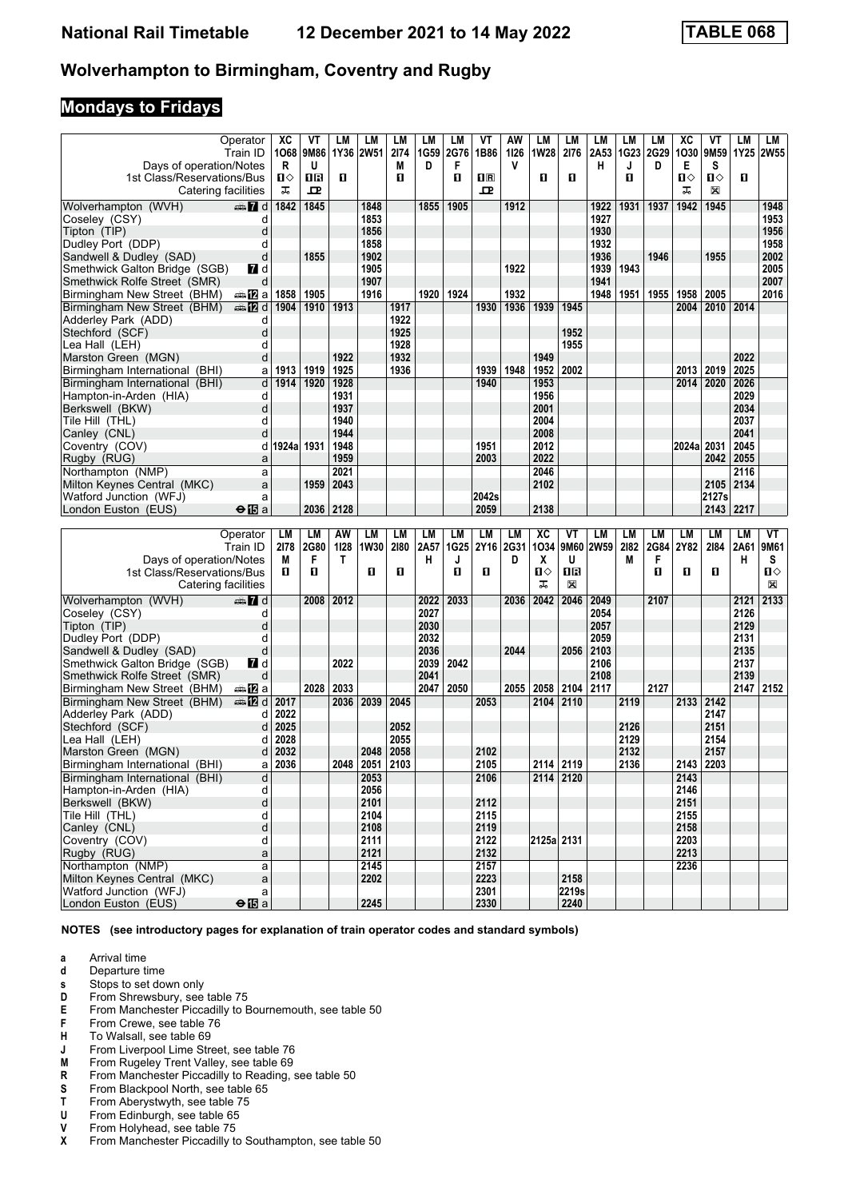# National Rail Timetable — 12 December 2021 to 14 May 2022 — TABLE 068

## Wolverhampton to Birmingham, Coventry and Rugby

### Mondays to Fridays

| Operator | | XC | VT | LM | LM | LM | LM | LM | VT | AW | LM | LM | LM | LM | LM | XC | VT | LM | LM |
|---|---|---|---|---|---|---|---|---|---|---|---|---|---|---|---|---|---|---|---|
| Train ID | | 1O68 | 9M86 | 1Y36 | 2W51 | 2I74 | 1G59 | 2G76 | 1B86 | 1I26 | 1W28 | 2I76 | 2A53 | 1G23 | 2G29 | 1O30 | 9M59 | 1Y25 | 2W55 |
| Days of operation/Notes | | R | U | | | M | D | F | | V | | | H | J | D | E | S | | |
| 1st Class/Reservations/Bus | | 1◇ | 1R | 1 | | 1 | | 1 | 1R | | 1 | 1 | | 1 | | 1◇ | 1◇ | 1 | |
| Catering facilities | | ⚹ | ⊡ | | | | | | ⊡ | | | | | | | ⚹ | ⊠ | | |
| Wolverhampton (WVH) | 7 d | 1842 | 1845 | | 1848 | | 1855 | 1905 | | 1912 | | | 1922 | 1931 | 1937 | 1942 | 1945 | | 1948 |
| Coseley (CSY) | d | | | | 1853 | | | | | | | | 1927 | | | | | | 1953 |
| Tipton (TIP) | d | | | | 1856 | | | | | | | | 1930 | | | | | | 1956 |
| Dudley Port (DDP) | d | | | | 1858 | | | | | | | | 1932 | | | | | | 1958 |
| Sandwell & Dudley (SAD) | d | | 1855 | | 1902 | | | | | | | | 1936 | | 1946 | | 1955 | | 2002 |
| Smethwick Galton Bridge (SGB) | 7 d | | | | 1905 | | | | | 1922 | | | 1939 | 1943 | | | | | 2005 |
| Smethwick Rolfe Street (SMR) | d | | | | 1907 | | | | | | | | 1941 | | | | | | 2007 |
| Birmingham New Street (BHM) | 12 a | 1858 | 1905 | | 1916 | | 1920 | 1924 | | 1932 | | | 1948 | 1951 | 1955 | 1958 | 2005 | | 2016 |
| Birmingham New Street (BHM) | 12 d | 1904 | 1910 | 1913 | | 1917 | | | 1930 | 1936 | 1939 | 1945 | | | | 2004 | 2010 | 2014 | |
| Adderley Park (ADD) | d | | | | | 1922 | | | | | | | | | | | | | |
| Stechford (SCF) | d | | | | | 1925 | | | | | | 1952 | | | | | | | |
| Lea Hall (LEH) | d | | | | | 1928 | | | | | | 1955 | | | | | | | |
| Marston Green (MGN) | d | | | 1922 | | 1932 | | | | | 1949 | | | | | | | 2022 | |
| Birmingham International (BHI) | a | 1913 | 1919 | 1925 | | 1936 | | | 1939 | 1948 | 1952 | 2002 | | | | 2013 | 2019 | 2025 | |
| Birmingham International (BHI) | d | 1914 | 1920 | 1928 | | | | | 1940 | | 1953 | | | | | 2014 | 2020 | 2026 | |
| Hampton-in-Arden (HIA) | d | | | 1931 | | | | | | | 1956 | | | | | | | 2029 | |
| Berkswell (BKW) | d | | | 1937 | | | | | | | 2001 | | | | | | | 2034 | |
| Tile Hill (THL) | d | | | 1940 | | | | | | | 2004 | | | | | | | 2037 | |
| Canley (CNL) | d | | | 1944 | | | | | | | 2008 | | | | | | | 2041 | |
| Coventry (COV) | d | 1924a | 1931 | 1948 | | | | | 1951 | | 2012 | | | | | 2024a | 2031 | 2045 | |
| Rugby (RUG) | a | | | 1959 | | | | | 2003 | | 2022 | | | | | | 2042 | 2055 | |
| Northampton (NMP) | a | | | 2021 | | | | | | | 2046 | | | | | | | 2116 | |
| Milton Keynes Central (MKC) | a | | 1959 | 2043 | | | | | | | 2102 | | | | | | 2105 | 2134 | |
| Watford Junction (WFJ) | a | | | | | | | | 2042s | | | | | | | | 2127s | | |
| London Euston (EUS) | 15 a | | 2036 | 2128 | | | | | 2059 | | 2138 | | | | | | 2143 | 2217 | |

| Operator | | LM | LM | AW | LM | LM | LM | LM | LM | LM | XC | VT | LM | LM | LM | LM | LM | LM | VT |
|---|---|---|---|---|---|---|---|---|---|---|---|---|---|---|---|---|---|---|---|
| Train ID | | 2I78 | 2G80 | 1I28 | 1W30 | 2I80 | 2A57 | 1G25 | 2Y16 | 2G31 | 1O34 | 9M60 | 2W59 | 2I82 | 2G84 | 2Y82 | 2I84 | 2A61 | 9M61 |
| Days of operation/Notes | | M | F | T | | | H | J | | D | X | U | | M | F | | | H | S |
| 1st Class/Reservations/Bus | | 1 | 1 | | 1 | 1 | | 1 | 1 | | 1◇ | 1R | | | 1 | 1 | 1 | | 1◇ |
| Catering facilities | | | | | | | | | | | ⚹ | ⊠ | | | | | | | ⊠ |
| Wolverhampton (WVH) | 7 d | | 2008 | 2012 | | | 2022 | 2033 | | 2036 | 2042 | 2046 | 2049 | | 2107 | | | 2121 | 2133 |
| Coseley (CSY) | d | | | | | | 2027 | | | | | | 2054 | | | | | 2126 | |
| Tipton (TIP) | d | | | | | | 2030 | | | | | | 2057 | | | | | 2129 | |
| Dudley Port (DDP) | d | | | | | | 2032 | | | | | | 2059 | | | | | 2131 | |
| Sandwell & Dudley (SAD) | d | | | | | | 2036 | | | 2044 | | 2056 | 2103 | | | | | 2135 | |
| Smethwick Galton Bridge (SGB) | 7 d | | | 2022 | | | 2039 | 2042 | | | | | 2106 | | | | | 2137 | |
| Smethwick Rolfe Street (SMR) | d | | | | | | 2041 | | | | | | 2108 | | | | | 2139 | |
| Birmingham New Street (BHM) | 12 a | | 2028 | 2033 | | | 2047 | 2050 | | 2055 | 2058 | 2104 | 2117 | | 2127 | | | 2147 | 2152 |
| Birmingham New Street (BHM) | 12 d | 2017 | | 2036 | 2039 | 2045 | | | 2053 | | 2104 | 2110 | | 2119 | | 2133 | 2142 | | |
| Adderley Park (ADD) | d | 2022 | | | | | | | | | | | | | | | 2147 | | |
| Stechford (SCF) | d | 2025 | | | | 2052 | | | | | | | | 2126 | | | 2151 | | |
| Lea Hall (LEH) | d | 2028 | | | | 2055 | | | | | | | | 2129 | | | 2154 | | |
| Marston Green (MGN) | d | 2032 | | | 2048 | 2058 | | | 2102 | | | | | 2132 | | | 2157 | | |
| Birmingham International (BHI) | a | 2036 | | 2048 | 2051 | 2103 | | | 2105 | | 2114 | 2119 | | 2136 | | 2143 | 2203 | | |
| Birmingham International (BHI) | d | | | | 2053 | | | | 2106 | | 2114 | 2120 | | | | 2143 | | | |
| Hampton-in-Arden (HIA) | d | | | | 2056 | | | | | | | | | | | 2146 | | | |
| Berkswell (BKW) | d | | | | 2101 | | | | 2112 | | | | | | | 2151 | | | |
| Tile Hill (THL) | d | | | | 2104 | | | | 2115 | | | | | | | 2155 | | | |
| Canley (CNL) | d | | | | 2108 | | | | 2119 | | | | | | | 2158 | | | |
| Coventry (COV) | d | | | | 2111 | | | | 2122 | | 2125a | 2131 | | | | 2203 | | | |
| Rugby (RUG) | a | | | | 2121 | | | | 2132 | | | | | | | 2213 | | | |
| Northampton (NMP) | a | | | | 2145 | | | | 2157 | | | | | | | 2236 | | | |
| Milton Keynes Central (MKC) | a | | | | 2202 | | | | 2223 | | | 2158 | | | | | | | |
| Watford Junction (WFJ) | a | | | | | | | | 2301 | | | 2219s | | | | | | | |
| London Euston (EUS) | 15 a | | | | 2245 | | | | 2330 | | | 2240 | | | | | | | |

**NOTES (see introductory pages for explanation of train operator codes and standard symbols)**

- **a** Arrival time
- **d** Departure time
- **s** Stops to set down only
- **D** From Shrewsbury, see table 75
- **E** From Manchester Piccadilly to Bournemouth, see table 50
- **F** From Crewe, see table 76
- **H** To Walsall, see table 69
- **J** From Liverpool Lime Street, see table 76
- **M** From Rugeley Trent Valley, see table 69
- **R** From Manchester Piccadilly to Reading, see table 50
- **S** From Blackpool North, see table 65
- **T** From Aberystwyth, see table 75
- **U** From Edinburgh, see table 65
- **V** From Holyhead, see table 75
- **X** From Manchester Piccadilly to Southampton, see table 50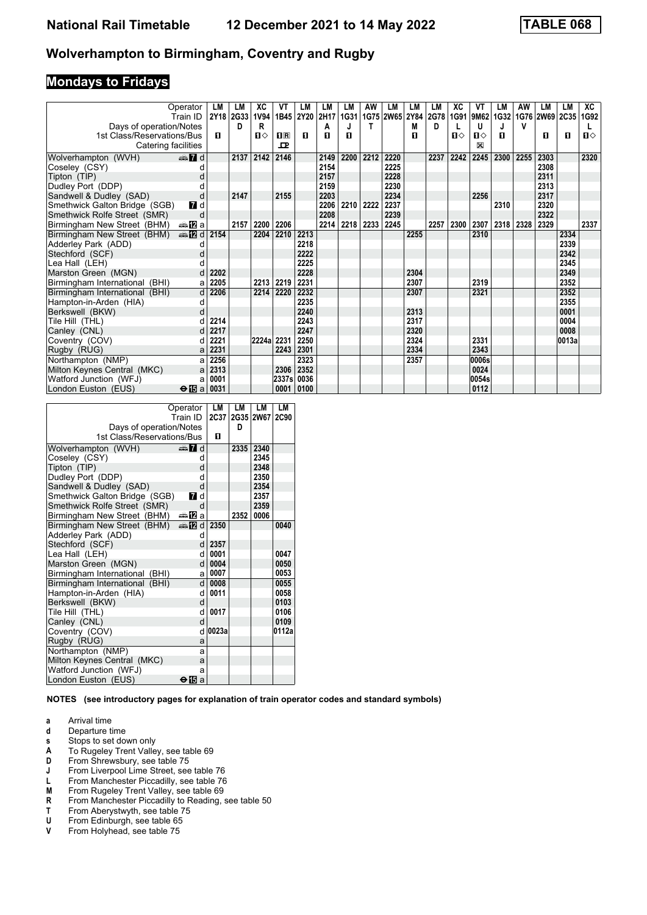# National Rail Timetable 12 December 2021 to 14 May 2022 TABLE 068

## Wolverhampton to Birmingham, Coventry and Rugby

### Mondays to Fridays

| Operator | | LM | LM | XC | VT | LM | LM | LM | AW | LM | LM | LM | XC | VT | LM | AW | LM | LM | XC |
|---|---|---|---|---|---|---|---|---|---|---|---|---|---|---|---|---|---|---|---|
| Train ID | | 2Y18 | 2G33 | 1V94 | 1B45 | 2Y20 | 2H17 | 1G31 | 1G75 | 2W65 | 2Y84 | 2G78 | 1G91 | 9M62 | 1G32 | 1G76 | 2W69 | 2C35 | 1G92 |
| Days of operation/Notes | | | D | R | | | A | J | T | | M | D | L | U | J | V | | | L |
| 1st Class/Reservations/Bus | | 1 | | 1◇ | 1R | 1 | 1 | 1 | | | 1 | | 1◇ | 1◇ | 1 | | 1 | 1 | 1◇ |
| Catering facilities | | | | | ⊐ | | | | | | | | | ⊠ | | | | | |
| Wolverhampton (WVH) | 7 d | | 2137 | 2142 | 2146 | | 2149 | 2200 | 2212 | 2220 | | 2237 | 2242 | 2245 | 2300 | 2255 | 2303 | | 2320 |
| Coseley (CSY) | d | | | | | | 2154 | | | 2225 | | | | | | | 2308 | | |
| Tipton (TIP) | d | | | | | | 2157 | | | 2228 | | | | | | | 2311 | | |
| Dudley Port (DDP) | d | | | | | | 2159 | | | 2230 | | | | | | | 2313 | | |
| Sandwell & Dudley (SAD) | d | | 2147 | | 2155 | | 2203 | | | 2234 | | | | 2256 | | | 2317 | | |
| Smethwick Galton Bridge (SGB) | 7 d | | | | | | 2206 | 2210 | 2222 | 2237 | | | | | 2310 | | 2320 | | |
| Smethwick Rolfe Street (SMR) | d | | | | | | 2208 | | | 2239 | | | | | | | 2322 | | |
| Birmingham New Street (BHM) | 12 a | | 2157 | 2200 | 2206 | | 2214 | 2218 | 2233 | 2245 | | 2257 | 2300 | 2307 | 2318 | 2328 | 2329 | | 2337 |
| Birmingham New Street (BHM) | 12 d | 2154 | | 2204 | 2210 | 2213 | | | | | 2255 | | | 2310 | | | | 2334 | |
| Adderley Park (ADD) | d | | | | | 2218 | | | | | | | | | | | | 2339 | |
| Stechford (SCF) | d | | | | | 2222 | | | | | | | | | | | | 2342 | |
| Lea Hall (LEH) | d | | | | | 2225 | | | | | | | | | | | | 2345 | |
| Marston Green (MGN) | d | 2202 | | | | 2228 | | | | | 2304 | | | | | | | 2349 | |
| Birmingham International (BHI) | a | 2205 | | 2213 | 2219 | 2231 | | | | | 2307 | | | 2319 | | | | 2352 | |
| Birmingham International (BHI) | d | 2206 | | 2214 | 2220 | 2232 | | | | | 2307 | | | 2321 | | | | 2352 | |
| Hampton-in-Arden (HIA) | d | | | | | 2235 | | | | | | | | | | | | 2355 | |
| Berkswell (BKW) | d | | | | | 2240 | | | | | 2313 | | | | | | | 0001 | |
| Tile Hill (THL) | d | 2214 | | | | 2243 | | | | | 2317 | | | | | | | 0004 | |
| Canley (CNL) | d | 2217 | | | | 2247 | | | | | 2320 | | | | | | | 0008 | |
| Coventry (COV) | d | 2221 | | 2224a | 2231 | 2250 | | | | | 2324 | | | 2331 | | | | 0013a | |
| Rugby (RUG) | a | 2231 | | | 2243 | 2301 | | | | | 2334 | | | 2343 | | | | | |
| Northampton (NMP) | a | 2256 | | | | 2323 | | | | | 2357 | | | 0006s | | | | | |
| Milton Keynes Central (MKC) | a | 2313 | | | 2306 | 2352 | | | | | | | | 0024 | | | | | |
| Watford Junction (WFJ) | a | 0001 | | | 2337s | 0036 | | | | | | | | 0054s | | | | | |
| London Euston (EUS) | 15 a | 0031 | | | 0001 | 0100 | | | | | | | | 0112 | | | | | |

| Operator | | LM | LM | LM | LM |
|---|---|---|---|---|---|
| Train ID | | 2C37 | 2G35 | 2W67 | 2C90 |
| Days of operation/Notes | | | D | | |
| 1st Class/Reservations/Bus | | 1 | | | |
| Wolverhampton (WVH) | 7 d | | 2335 | 2340 | |
| Coseley (CSY) | d | | | 2345 | |
| Tipton (TIP) | d | | | 2348 | |
| Dudley Port (DDP) | d | | | 2350 | |
| Sandwell & Dudley (SAD) | d | | | 2354 | |
| Smethwick Galton Bridge (SGB) | 7 d | | | 2357 | |
| Smethwick Rolfe Street (SMR) | d | | | 2359 | |
| Birmingham New Street (BHM) | 12 a | | 2352 | 0006 | |
| Birmingham New Street (BHM) | 12 d | 2350 | | | 0040 |
| Adderley Park (ADD) | d | | | | |
| Stechford (SCF) | d | 2357 | | | |
| Lea Hall (LEH) | d | 0001 | | | 0047 |
| Marston Green (MGN) | d | 0004 | | | 0050 |
| Birmingham International (BHI) | a | 0007 | | | 0053 |
| Birmingham International (BHI) | d | 0008 | | | 0055 |
| Hampton-in-Arden (HIA) | d | 0011 | | | 0058 |
| Berkswell (BKW) | d | | | | 0103 |
| Tile Hill (THL) | d | 0017 | | | 0106 |
| Canley (CNL) | d | | | | 0109 |
| Coventry (COV) | d | 0023a | | | 0112a |
| Rugby (RUG) | a | | | | |
| Northampton (NMP) | a | | | | |
| Milton Keynes Central (MKC) | a | | | | |
| Watford Junction (WFJ) | a | | | | |
| London Euston (EUS) | 15 a | | | | |

**NOTES (see introductory pages for explanation of train operator codes and standard symbols)**

- **a** Arrival time
- **d** Departure time
- **s** Stops to set down only
- **A** To Rugeley Trent Valley, see table 69
- **D** From Shrewsbury, see table 75
- **J** From Liverpool Lime Street, see table 76
- **L** From Manchester Piccadilly, see table 76
- **M** From Rugeley Trent Valley, see table 69
- **R** From Manchester Piccadilly to Reading, see table 50
- **T** From Aberystwyth, see table 75
- **U** From Edinburgh, see table 65
- **V** From Holyhead, see table 75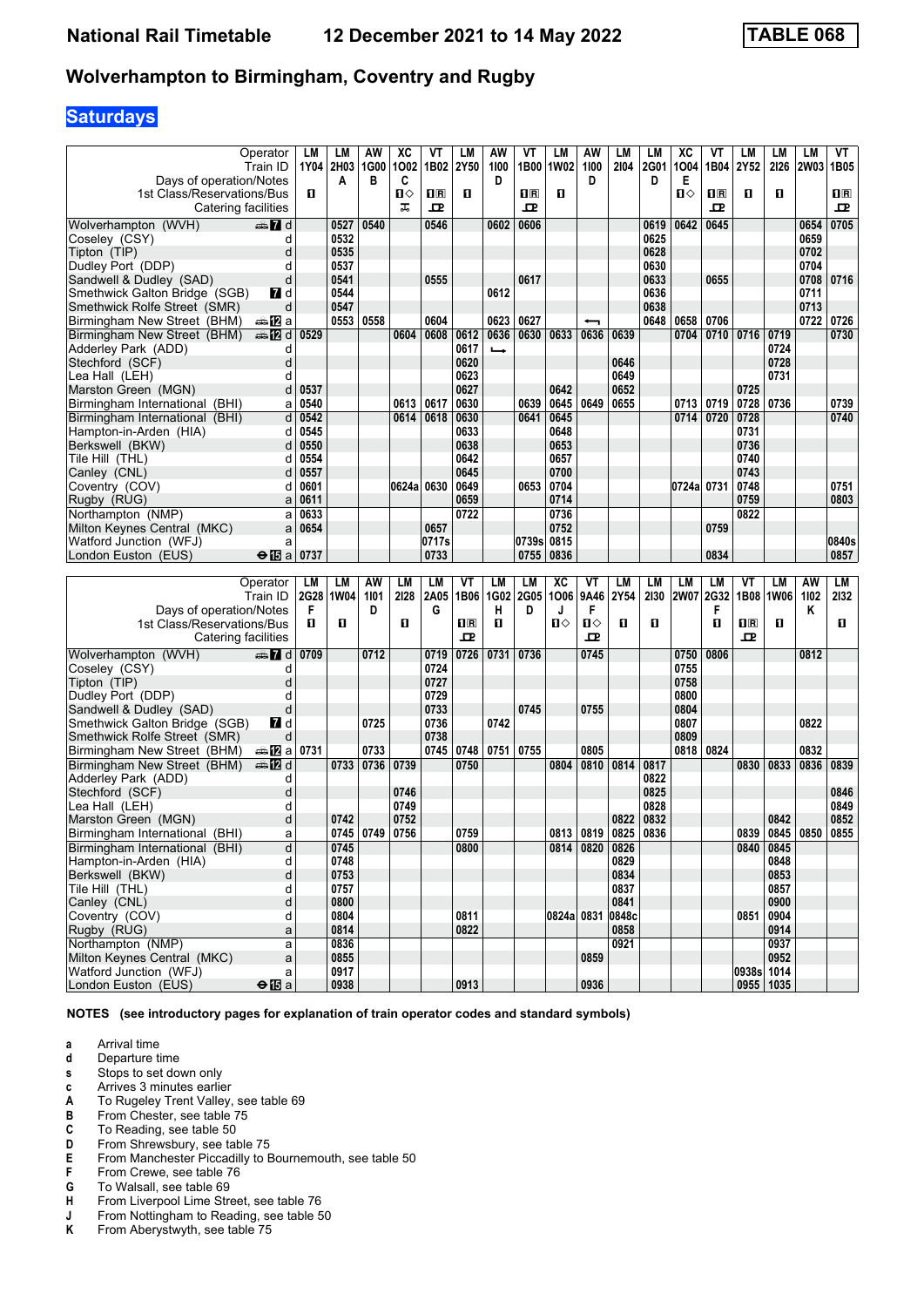# National Rail Timetable 12 December 2021 to 14 May 2022 — TABLE 068

## Wolverhampton to Birmingham, Coventry and Rugby

### Saturdays

| Operator | | LM | LM | AW | XC | VT | LM | AW | VT | LM | AW | LM | LM | XC | VT | LM | LM | LM | VT |
|---|---|---|---|---|---|---|---|---|---|---|---|---|---|---|---|---|---|---|---|
| Train ID | | 1Y04 | 2H03 | 1G00 | 1O02 | 1B02 | 2Y50 | 1I00 | 1B00 | 1W02 | 1I00 | 2I04 | 2G01 | 1O04 | 1B04 | 2Y52 | 2I26 | 2W03 | 1B05 |
| Days of operation/Notes | | | A | B | C | | | D | | | D | | D | E | | | | | |
| 1st Class/Reservations/Bus | | ■ | | | ■◇ | ■R | ■ | | ■R | ■ | | | | ■◇ | ■R | ■ | ■ | | ■R |
| Catering facilities | | | | | 🛒 | 🍴 | | | 🍴 | | | | | | 🍴 | | | | 🍴 |
| Wolverhampton (WVH) | 🚌 7 d | | 0527 | 0540 | | 0546 | | 0602 | 0606 | | | | 0619 | 0642 | 0645 | | | 0654 | 0705 |
| Coseley (CSY) | d | | 0532 | | | | | | | | | | 0625 | | | | | 0659 | |
| Tipton (TIP) | d | | 0535 | | | | | | | | | | 0628 | | | | | 0702 | |
| Dudley Port (DDP) | d | | 0537 | | | | | | | | | | 0630 | | | | | 0704 | |
| Sandwell & Dudley (SAD) | d | | 0541 | | | 0555 | | | 0617 | | | | 0633 | | 0655 | | | 0708 | 0716 |
| Smethwick Galton Bridge (SGB) | 7 d | | 0544 | | | | | 0612 | | | | | 0636 | | | | | 0711 | |
| Smethwick Rolfe Street (SMR) | d | | 0547 | | | | | | | | | | 0638 | | | | | 0713 | |
| Birmingham New Street (BHM) | 🚌 12 a | | 0553 | 0558 | | 0604 | | 0623 | 0627 | | ← | | 0648 | 0658 | 0706 | | | 0722 | 0726 |
| Birmingham New Street (BHM) | 🚌 12 d | 0529 | | | 0604 | 0608 | 0612 | 0636 | 0630 | 0633 | 0636 | 0639 | | 0704 | 0710 | 0716 | 0719 | | 0730 |
| Adderley Park (ADD) | d | | | | | | 0617 | ↳ | | | | | | | | | 0724 | | |
| Stechford (SCF) | d | | | | | | 0620 | | | | | 0646 | | | | | 0728 | | |
| Lea Hall (LEH) | d | | | | | | 0623 | | | | | 0649 | | | | | 0731 | | |
| Marston Green (MGN) | d | 0537 | | | | | 0627 | | | 0642 | | 0652 | | | | 0725 | | | |
| Birmingham International (BHI) | a | 0540 | | | 0613 | 0617 | 0630 | | 0639 | 0645 | 0649 | 0655 | | 0713 | 0719 | 0728 | 0736 | | 0739 |
| Birmingham International (BHI) | d | 0542 | | | 0614 | 0618 | 0630 | | 0641 | 0645 | | | | 0714 | 0720 | 0728 | | | 0740 |
| Hampton-in-Arden (HIA) | d | 0545 | | | | | 0633 | | | 0648 | | | | | | 0731 | | | |
| Berkswell (BKW) | d | 0550 | | | | | 0638 | | | 0653 | | | | | | 0736 | | | |
| Tile Hill (THL) | d | 0554 | | | | | 0642 | | | 0657 | | | | | | 0740 | | | |
| Canley (CNL) | d | 0557 | | | | | 0645 | | | 0700 | | | | | | 0743 | | | |
| Coventry (COV) | d | 0601 | | | 0624a | 0630 | 0649 | | 0653 | 0704 | | | | 0724a | 0731 | 0748 | | | 0751 |
| Rugby (RUG) | a | 0611 | | | | | 0659 | | | 0714 | | | | | | 0759 | | | 0803 |
| Northampton (NMP) | a | 0633 | | | | | 0722 | | | 0736 | | | | | | 0822 | | | |
| Milton Keynes Central (MKC) | a | 0654 | | | | 0657 | | | | 0752 | | | | | 0759 | | | | |
| Watford Junction (WFJ) | a | | | | | 0717s | | | 0739s | 0815 | | | | | | | | | 0840s |
| London Euston (EUS) | ⊖ 15 a | 0737 | | | | 0733 | | | 0755 | 0836 | | | | | 0834 | | | | 0857 |

| Operator | | LM | LM | AW | LM | LM | VT | LM | LM | XC | VT | LM | LM | LM | LM | VT | LM | AW | LM |
|---|---|---|---|---|---|---|---|---|---|---|---|---|---|---|---|---|---|---|---|
| Train ID | | 2G28 | 1W04 | 1I01 | 2I28 | 2A05 | 1B06 | 1G02 | 2G05 | 1O06 | 9A46 | 2Y54 | 2I30 | 2W07 | 2G32 | 1B08 | 1W06 | 1I02 | 2I32 |
| Days of operation/Notes | | F | | D | | G | | H | D | J | F | | | | F | | | K | |
| 1st Class/Reservations/Bus | | ■ | ■ | | ■ | | ■R | ■ | | ■◇ | ■◇ | ■ | ■ | | ■ | ■R | ■ | | ■ |
| Catering facilities | | | | | | | 🍴 | | | | 🍴 | | | | | 🍴 | | | |
| Wolverhampton (WVH) | 🚌 7 d | 0709 | | 0712 | | 0719 | 0726 | 0731 | 0736 | | 0745 | | | 0750 | 0806 | | | 0812 | |
| Coseley (CSY) | d | | | | | 0724 | | | | | | | | 0755 | | | | | |
| Tipton (TIP) | d | | | | | 0727 | | | | | | | | 0758 | | | | | |
| Dudley Port (DDP) | d | | | | | 0729 | | | | | | | | 0800 | | | | | |
| Sandwell & Dudley (SAD) | d | | | | | 0733 | | | 0745 | | 0755 | | | 0804 | | | | | |
| Smethwick Galton Bridge (SGB) | 7 d | | | 0725 | | 0736 | | 0742 | | | | | | 0807 | | | | 0822 | |
| Smethwick Rolfe Street (SMR) | d | | | | | 0738 | | | | | | | | 0809 | | | | | |
| Birmingham New Street (BHM) | 🚌 12 a | 0731 | | 0733 | | 0745 | 0748 | 0751 | 0755 | | 0805 | | | 0818 | 0824 | | | 0832 | |
| Birmingham New Street (BHM) | 🚌 12 d | | 0733 | 0736 | 0739 | | 0750 | | | 0804 | 0810 | 0814 | 0817 | | | 0830 | 0833 | 0836 | 0839 |
| Adderley Park (ADD) | d | | | | | | | | | | | | 0822 | | | | | | |
| Stechford (SCF) | d | | | | 0746 | | | | | | | | 0825 | | | | | | 0846 |
| Lea Hall (LEH) | d | | | | 0749 | | | | | | | | 0828 | | | | | | 0849 |
| Marston Green (MGN) | d | | 0742 | | 0752 | | | | | | | 0822 | 0832 | | | | 0842 | | 0852 |
| Birmingham International (BHI) | a | | 0745 | 0749 | 0756 | | 0759 | | | 0813 | 0819 | 0825 | 0836 | | | 0839 | 0845 | 0850 | 0855 |
| Birmingham International (BHI) | d | | 0745 | | | | 0800 | | | 0814 | 0820 | 0826 | | | | 0840 | 0845 | | |
| Hampton-in-Arden (HIA) | d | | 0748 | | | | | | | | | 0829 | | | | | 0848 | | |
| Berkswell (BKW) | d | | 0753 | | | | | | | | | 0834 | | | | | 0853 | | |
| Tile Hill (THL) | d | | 0757 | | | | | | | | | 0837 | | | | | 0857 | | |
| Canley (CNL) | d | | 0800 | | | | | | | | | 0841 | | | | | 0900 | | |
| Coventry (COV) | d | | 0804 | | | | 0811 | | | 0824a | 0831 | 0848c | | | | 0851 | 0904 | | |
| Rugby (RUG) | a | | 0814 | | | | 0822 | | | | | 0858 | | | | | 0914 | | |
| Northampton (NMP) | a | | 0836 | | | | | | | | | 0921 | | | | | 0937 | | |
| Milton Keynes Central (MKC) | a | | 0855 | | | | | | | | 0859 | | | | | | 0952 | | |
| Watford Junction (WFJ) | a | | 0917 | | | | | | | | | | | | | 0938s | 1014 | | |
| London Euston (EUS) | ⊖ 15 a | | 0938 | | | | 0913 | | | | 0936 | | | | | 0955 | 1035 | | |

**NOTES (see introductory pages for explanation of train operator codes and standard symbols)**

- **a** Arrival time
- **d** Departure time
- **s** Stops to set down only
- **c** Arrives 3 minutes earlier
- **A** To Rugeley Trent Valley, see table 69
- **B** From Chester, see table 75
- **C** To Reading, see table 50
- **D** From Shrewsbury, see table 75
- **E** From Manchester Piccadilly to Bournemouth, see table 50
- **F** From Crewe, see table 76
- **G** To Walsall, see table 69
- **H** From Liverpool Lime Street, see table 76
- **J** From Nottingham to Reading, see table 50
- **K** From Aberystwyth, see table 75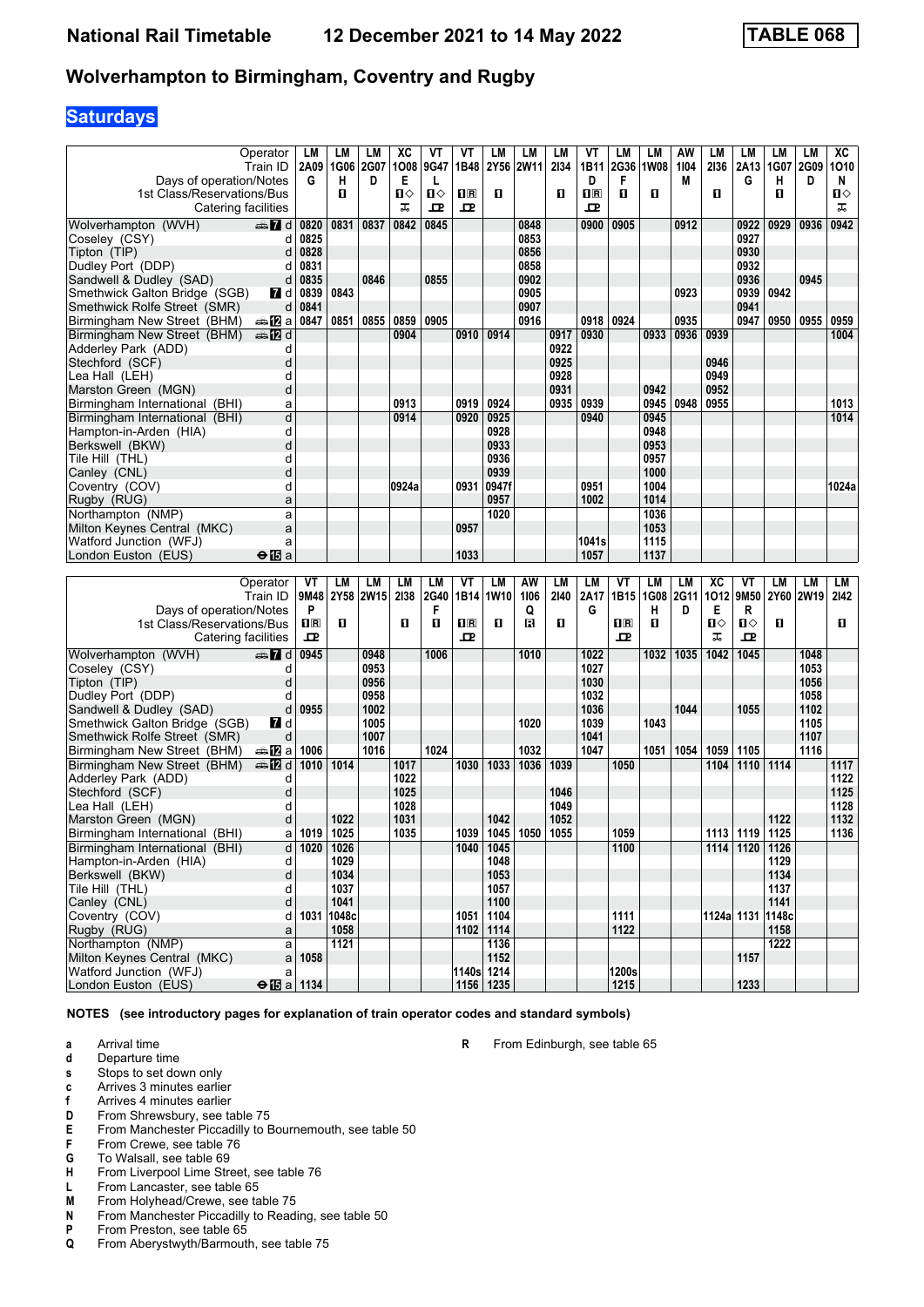# National Rail Timetable    12 December 2021 to 14 May 2022    TABLE 068

## Wolverhampton to Birmingham, Coventry and Rugby

### Saturdays

| Operator | | LM | LM | LM | XC | VT | VT | LM | LM | LM | VT | LM | LM | AW | LM | LM | LM | LM | XC |
|---|---|---|---|---|---|---|---|---|---|---|---|---|---|---|---|---|---|---|---|
| Train ID | | 2A09 | 1G06 | 2G07 | 1O08 | 9G47 | 1B48 | 2Y56 | 2W11 | 2I34 | 1B11 | 2G36 | 1W08 | 1I04 | 2I36 | 2A13 | 1G07 | 2G09 | 1O10 |
| Days of operation/Notes | | G | H | D | E | L | | | | | D | F | | M | | G | H | D | N |
| 1st Class/Reservations/Bus | | | 1 | | 1◇ | 1◇ | 1R | 1 | | 1 | 1R | 1 | 1 | | 1 | | 1 | | 1◇ |
| Catering facilities | | | | | ⊼ | ⊡ | ⊡ | | | | ⊡ | | | | | | | | ⊼ |
| Wolverhampton (WVH) | 7 d | 0820 | 0831 | 0837 | 0842 | 0845 | | | 0848 | | 0900 | 0905 | | 0912 | | 0922 | 0929 | 0936 | 0942 |
| Coseley (CSY) | d | 0825 | | | | | | | 0853 | | | | | | | 0927 | | | |
| Tipton (TIP) | d | 0828 | | | | | | | 0856 | | | | | | | 0930 | | | |
| Dudley Port (DDP) | d | 0831 | | | | | | | 0858 | | | | | | | 0932 | | | |
| Sandwell & Dudley (SAD) | d | 0835 | | 0846 | | 0855 | | | 0902 | | | | | | | 0936 | | 0945 | |
| Smethwick Galton Bridge (SGB) | 7 d | 0839 | 0843 | | | | | | 0905 | | | | | 0923 | | 0939 | 0942 | | |
| Smethwick Rolfe Street (SMR) | d | 0841 | | | | | | | 0907 | | | | | | | 0941 | | | |
| Birmingham New Street (BHM) | 12 a | 0847 | 0851 | 0855 | 0859 | 0905 | | | 0916 | | 0918 | 0924 | | 0935 | | 0947 | 0950 | 0955 | 0959 |
| Birmingham New Street (BHM) | 12 d | | | | 0904 | | 0910 | 0914 | | 0917 | 0930 | | 0933 | 0936 | 0939 | | | | 1004 |
| Adderley Park (ADD) | d | | | | | | | | | 0922 | | | | | | | | | |
| Stechford (SCF) | d | | | | | | | | | 0925 | | | | | 0946 | | | | |
| Lea Hall (LEH) | d | | | | | | | | | 0928 | | | | | 0949 | | | | |
| Marston Green (MGN) | d | | | | | | | | | 0931 | | | 0942 | | 0952 | | | | |
| Birmingham International (BHI) | a | | | | 0913 | | 0919 | 0924 | | 0935 | 0939 | | 0945 | 0948 | 0955 | | | | 1013 |
| Birmingham International (BHI) | d | | | | 0914 | | 0920 | 0925 | | | 0940 | | 0945 | | | | | | 1014 |
| Hampton-in-Arden (HIA) | d | | | | | | | 0928 | | | | | 0948 | | | | | | |
| Berkswell (BKW) | d | | | | | | | 0933 | | | | | 0953 | | | | | | |
| Tile Hill (THL) | d | | | | | | | 0936 | | | | | 0957 | | | | | | |
| Canley (CNL) | d | | | | | | | 0939 | | | | | 1000 | | | | | | |
| Coventry (COV) | d | | | | 0924a | | 0931 | 0947f | | | 0951 | | 1004 | | | | | | 1024a |
| Rugby (RUG) | a | | | | | | | 0957 | | | 1002 | | 1014 | | | | | | |
| Northampton (NMP) | a | | | | | | | 1020 | | | | | 1036 | | | | | | |
| Milton Keynes Central (MKC) | a | | | | | | 0957 | | | | | | 1053 | | | | | | |
| Watford Junction (WFJ) | a | | | | | | | | | | 1041s | | 1115 | | | | | | |
| London Euston (EUS) | ⊖15 a | | | | | | 1033 | | | | 1057 | | 1137 | | | | | | |

| Operator | | VT | LM | LM | LM | LM | VT | LM | AW | LM | LM | VT | LM | LM | XC | VT | LM | LM | LM |
|---|---|---|---|---|---|---|---|---|---|---|---|---|---|---|---|---|---|---|---|
| Train ID | | 9M48 | 2Y58 | 2W15 | 2I38 | 2G40 | 1B14 | 1W10 | 1I06 | 2I40 | 2A17 | 1B15 | 1G08 | 2G11 | 1O12 | 9M50 | 2Y60 | 2W19 | 2I42 |
| Days of operation/Notes | | P | | | | F | | | Q | | G | | H | D | E | R | | | |
| 1st Class/Reservations/Bus | | 1R | 1 | | 1 | 1 | 1R | 1 | R | 1 | | 1R | 1 | | 1◇ | 1◇ | 1 | | 1 |
| Catering facilities | | ⊡ | | | | | ⊡ | | | | | ⊡ | | | ⊼ | ⊡ | | | |
| Wolverhampton (WVH) | 7 d | 0945 | | 0948 | | 1006 | | | 1010 | | 1022 | | 1032 | 1035 | 1042 | 1045 | | 1048 | |
| Coseley (CSY) | d | | | 0953 | | | | | | | 1027 | | | | | | | 1053 | |
| Tipton (TIP) | d | | | 0956 | | | | | | | 1030 | | | | | | | 1056 | |
| Dudley Port (DDP) | d | | | 0958 | | | | | | | 1032 | | | | | | | 1058 | |
| Sandwell & Dudley (SAD) | d | 0955 | | 1002 | | | | | | | 1036 | | | 1044 | | 1055 | | 1102 | |
| Smethwick Galton Bridge (SGB) | 7 d | | | 1005 | | | | | 1020 | | 1039 | | 1043 | | | | | 1105 | |
| Smethwick Rolfe Street (SMR) | d | | | 1007 | | | | | | | 1041 | | | | | | | 1107 | |
| Birmingham New Street (BHM) | 12 a | 1006 | | 1016 | | 1024 | | | 1032 | | 1047 | | 1051 | 1054 | 1059 | 1105 | | 1116 | |
| Birmingham New Street (BHM) | 12 d | 1010 | 1014 | | 1017 | | 1030 | 1033 | 1036 | 1039 | | 1050 | | | 1104 | 1110 | 1114 | | 1117 |
| Adderley Park (ADD) | d | | | | 1022 | | | | | | | | | | | | | | 1122 |
| Stechford (SCF) | d | | | | 1025 | | | | | 1046 | | | | | | | | | 1125 |
| Lea Hall (LEH) | d | | | | 1028 | | | | | 1049 | | | | | | | | | 1128 |
| Marston Green (MGN) | d | | 1022 | | 1031 | | | 1042 | | 1052 | | | | | | | 1122 | | 1132 |
| Birmingham International (BHI) | a | 1019 | 1025 | | 1035 | | 1039 | 1045 | 1050 | 1055 | | 1059 | | | 1113 | 1119 | 1125 | | 1136 |
| Birmingham International (BHI) | d | 1020 | 1026 | | | | 1040 | 1045 | | | | 1100 | | | 1114 | 1120 | 1126 | | |
| Hampton-in-Arden (HIA) | d | | 1029 | | | | | 1048 | | | | | | | | | 1129 | | |
| Berkswell (BKW) | d | | 1034 | | | | | 1053 | | | | | | | | | 1134 | | |
| Tile Hill (THL) | d | | 1037 | | | | | 1057 | | | | | | | | | 1137 | | |
| Canley (CNL) | d | | 1041 | | | | | 1100 | | | | | | | | | 1141 | | |
| Coventry (COV) | d | 1031 | 1048c | | | | 1051 | 1104 | | | | 1111 | | | 1124a | 1131 | 1148c | | |
| Rugby (RUG) | a | | 1058 | | | | 1102 | 1114 | | | | 1122 | | | | | 1158 | | |
| Northampton (NMP) | a | | 1121 | | | | | 1136 | | | | | | | | | 1222 | | |
| Milton Keynes Central (MKC) | a | 1058 | | | | | | 1152 | | | | | | | | 1157 | | | |
| Watford Junction (WFJ) | a | | | | | | 1140s | 1214 | | | | 1200s | | | | | | | |
| London Euston (EUS) | ⊖15 a | 1134 | | | | | 1156 | 1235 | | | | 1215 | | | | 1233 | | | |

**NOTES (see introductory pages for explanation of train operator codes and standard symbols)**

- **a** Arrival time
- **d** Departure time
- **s** Stops to set down only
- **c** Arrives 3 minutes earlier
- **f** Arrives 4 minutes earlier
- **D** From Shrewsbury, see table 75
- **E** From Manchester Piccadilly to Bournemouth, see table 50
- **F** From Crewe, see table 76
- **G** To Walsall, see table 69
- **H** From Liverpool Lime Street, see table 76
- **L** From Lancaster, see table 65
- **M** From Holyhead/Crewe, see table 75
- **N** From Manchester Piccadilly to Reading, see table 50
- **P** From Preston, see table 65
- **Q** From Aberystwyth/Barmouth, see table 75
- **R** From Edinburgh, see table 65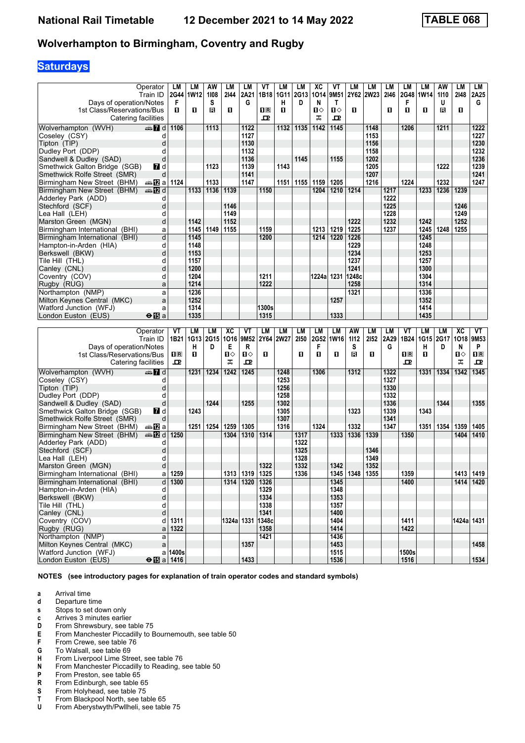# National Rail Timetable 12 December 2021 to 14 May 2022 TABLE 068

## Wolverhampton to Birmingham, Coventry and Rugby

**Saturdays**

| Operator | LM | LM | AW | LM | LM | VT | LM | LM | XC | VT | LM | LM | LM | LM | LM | AW | LM | LM |
|---|---|---|---|---|---|---|---|---|---|---|---|---|---|---|---|---|---|---|
| Train ID | 2G44 | 1W12 | 1I08 | 2I44 | 2A21 | 1B18 | 1G11 | 2G13 | 1O14 | 9M51 | 2Y62 | 2W23 | 2I46 | 2G48 | 1W14 | 1I10 | 2I48 | 2A25 |
| Days of operation/Notes | F | | S | | G | | H | D | N | T | | | | F | | U | | G |
| 1st Class/Reservations/Bus | 1 | 1 | R | 1 | | 1R | 1 | | 1◇ | 1◇ | 1 | | 1 | 1 | 1 | R | 1 | |
| Catering facilities | | | | | | buffet | | | trolley | buffet | | | | | | | | |
| Wolverhampton (WVH) d | 1106 | | 1113 | | 1122 | | 1132 | 1135 | 1142 | 1145 | | 1148 | | 1206 | | 1211 | | 1222 |
| Coseley (CSY) d | | | | | 1127 | | | | | | | 1153 | | | | | | 1227 |
| Tipton (TIP) d | | | | | 1130 | | | | | | | 1156 | | | | | | 1230 |
| Dudley Port (DDP) d | | | | | 1132 | | | | | | | 1158 | | | | | | 1232 |
| Sandwell & Dudley (SAD) d | | | | | 1136 | | | 1145 | | 1155 | | 1202 | | | | | | 1236 |
| Smethwick Galton Bridge (SGB) d | | | 1123 | | 1139 | | 1143 | | | | | 1205 | | | | 1222 | | 1239 |
| Smethwick Rolfe Street (SMR) d | | | | | 1141 | | | | | | | 1207 | | | | | | 1241 |
| Birmingham New Street (BHM) a | 1124 | | 1133 | | 1147 | | 1151 | 1155 | 1159 | 1205 | | 1216 | | 1224 | | 1232 | | 1247 |
| Birmingham New Street (BHM) d | | 1133 | 1136 | 1139 | | 1150 | | | 1204 | 1210 | 1214 | | 1217 | | 1233 | 1236 | 1239 | |
| Adderley Park (ADD) d | | | | | | | | | | | | | 1222 | | | | | |
| Stechford (SCF) d | | | | 1146 | | | | | | | | | 1225 | | | | 1246 | |
| Lea Hall (LEH) d | | | | 1149 | | | | | | | | | 1228 | | | | 1249 | |
| Marston Green (MGN) d | | 1142 | | 1152 | | | | | | | 1222 | | 1232 | | 1242 | | 1252 | |
| Birmingham International (BHI) a | | 1145 | 1149 | 1155 | | 1159 | | | 1213 | 1219 | 1225 | | 1237 | | 1245 | 1248 | 1255 | |
| Birmingham International (BHI) d | | 1145 | | | | 1200 | | | 1214 | 1220 | 1226 | | | | 1245 | | | |
| Hampton-in-Arden (HIA) d | | 1148 | | | | | | | | | 1229 | | | | 1248 | | | |
| Berkswell (BKW) d | | 1153 | | | | | | | | | 1234 | | | | 1253 | | | |
| Tile Hill (THL) d | | 1157 | | | | | | | | | 1237 | | | | 1257 | | | |
| Canley (CNL) d | | 1200 | | | | | | | | | 1241 | | | | 1300 | | | |
| Coventry (COV) d | | 1204 | | | | 1211 | | | 1224a | 1231 | 1248c | | | | 1304 | | | |
| Rugby (RUG) a | | 1214 | | | | 1222 | | | | | 1258 | | | | 1314 | | | |
| Northampton (NMP) a | | 1236 | | | | | | | | | 1321 | | | | 1336 | | | |
| Milton Keynes Central (MKC) a | | 1252 | | | | | | | | 1257 | | | | | 1352 | | | |
| Watford Junction (WFJ) a | | 1314 | | | | 1300s | | | | | | | | | 1414 | | | |
| London Euston (EUS) a | | 1335 | | | | 1315 | | | | 1333 | | | | | 1435 | | | |

| Operator | VT | LM | LM | XC | VT | LM | LM | LM | LM | LM | AW | LM | LM | VT | LM | LM | XC | VT |
|---|---|---|---|---|---|---|---|---|---|---|---|---|---|---|---|---|---|---|
| Train ID | 1B21 | 1G13 | 2G15 | 1O16 | 9M52 | 2Y64 | 2W27 | 2I50 | 2G52 | 1W16 | 1I12 | 2I52 | 2A29 | 1B24 | 1G15 | 2G17 | 1O18 | 9M53 |
| Days of operation/Notes | | H | D | E | R | | | | F | | S | | G | | H | D | N | P |
| 1st Class/Reservations/Bus | 1R | 1 | | 1◇ | 1◇ | 1 | | 1 | 1 | 1 | R | 1 | | 1R | 1 | | 1◇ | 1R |
| Catering facilities | buffet | | | trolley | buffet | | | | | | | | | buffet | | | trolley | buffet |
| Wolverhampton (WVH) d | | 1231 | 1234 | 1242 | 1245 | | 1248 | | 1306 | | 1312 | | 1322 | | 1331 | 1334 | 1342 | 1345 |
| Coseley (CSY) d | | | | | | | 1253 | | | | | | 1327 | | | | | |
| Tipton (TIP) d | | | | | | | 1256 | | | | | | 1330 | | | | | |
| Dudley Port (DDP) d | | | | | | | 1258 | | | | | | 1332 | | | | | |
| Sandwell & Dudley (SAD) d | | | 1244 | | 1255 | | 1302 | | | | | | 1336 | | | 1344 | | 1355 |
| Smethwick Galton Bridge (SGB) d | | 1243 | | | | | 1305 | | | | 1323 | | 1339 | | 1343 | | | |
| Smethwick Rolfe Street (SMR) d | | | | | | | 1307 | | | | | | 1341 | | | | | |
| Birmingham New Street (BHM) a | | 1251 | 1254 | 1259 | 1305 | | 1316 | | 1324 | | 1332 | | 1347 | | 1351 | 1354 | 1359 | 1405 |
| Birmingham New Street (BHM) d | 1250 | | | 1304 | 1310 | 1314 | | 1317 | | 1333 | 1336 | 1339 | | 1350 | | | 1404 | 1410 |
| Adderley Park (ADD) d | | | | | | | | 1322 | | | | | | | | | | |
| Stechford (SCF) d | | | | | | | | 1325 | | | | 1346 | | | | | | |
| Lea Hall (LEH) d | | | | | | | | 1328 | | | | 1349 | | | | | | |
| Marston Green (MGN) d | | | | | | 1322 | | 1332 | | 1342 | | 1352 | | | | | | |
| Birmingham International (BHI) a | 1259 | | | 1313 | 1319 | 1325 | | 1336 | | 1345 | 1348 | 1355 | | 1359 | | | 1413 | 1419 |
| Birmingham International (BHI) d | 1300 | | | 1314 | 1320 | 1326 | | | | 1345 | | | | 1400 | | | 1414 | 1420 |
| Hampton-in-Arden (HIA) d | | | | | | 1329 | | | | 1348 | | | | | | | | |
| Berkswell (BKW) d | | | | | | 1334 | | | | 1353 | | | | | | | | |
| Tile Hill (THL) d | | | | | | 1338 | | | | 1357 | | | | | | | | |
| Canley (CNL) d | | | | | | 1341 | | | | 1400 | | | | | | | | |
| Coventry (COV) d | 1311 | | | 1324a | 1331 | 1348c | | | | 1404 | | | | 1411 | | | 1424a | 1431 |
| Rugby (RUG) a | 1322 | | | | | 1358 | | | | 1414 | | | | 1422 | | | | |
| Northampton (NMP) a | | | | | | 1421 | | | | 1436 | | | | | | | | |
| Milton Keynes Central (MKC) a | | | | | 1357 | | | | | 1453 | | | | | | | | 1458 |
| Watford Junction (WFJ) a | 1400s | | | | | | | | | 1515 | | | | 1500s | | | | |
| London Euston (EUS) a | 1416 | | | | 1433 | | | | | 1536 | | | | 1516 | | | | 1534 |

**NOTES (see introductory pages for explanation of train operator codes and standard symbols)**

- **a** Arrival time
- **d** Departure time
- **s** Stops to set down only
- **c** Arrives 3 minutes earlier
- **D** From Shrewsbury, see table 75
- **E** From Manchester Piccadilly to Bournemouth, see table 50
- **F** From Crewe, see table 76
- **G** To Walsall, see table 69
- **H** From Liverpool Lime Street, see table 76
- **N** From Manchester Piccadilly to Reading, see table 50
- **P** From Preston, see table 65
- **R** From Edinburgh, see table 65
- **S** From Holyhead, see table 75
- **T** From Blackpool North, see table 65
- **U** From Aberystwyth/Pwllheli, see table 75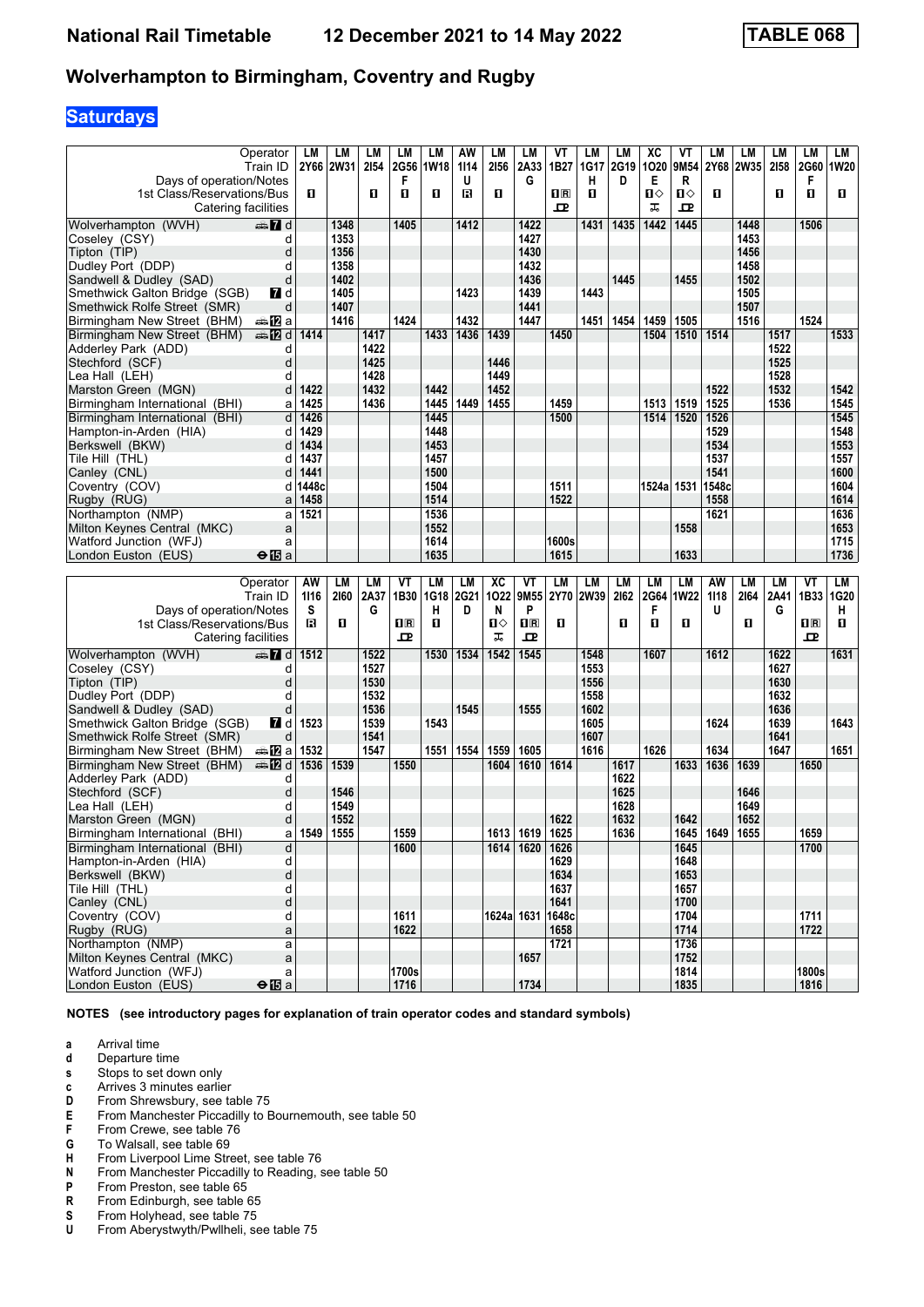# National Rail Timetable 12 December 2021 to 14 May 2022 — TABLE 068

## Wolverhampton to Birmingham, Coventry and Rugby

**Saturdays**

| Operator | | LM | LM | LM | LM | LM | AW | LM | LM | VT | LM | LM | XC | VT | LM | LM | LM | LM | LM |
|---|---|---|---|---|---|---|---|---|---|---|---|---|---|---|---|---|---|---|---|
| Train ID | | 2Y66 | 2W31 | 2I54 | 2G56 | 1W18 | 1I14 | 2I56 | 2A33 | 1B27 | 1G17 | 2G19 | 1O20 | 9M54 | 2Y68 | 2W35 | 2I58 | 2G60 | 1W20 |
| Days of operation/Notes | | | | | F | | U | | G | | H | D | E | R | | | | F | |
| 1st Class/Reservations/Bus | | ■ | | ■ | ■ | ■ | R | ■ | | ■R | ■ | | ■◇ | ■◇ | ■ | | ■ | ■ | ■ |
| Catering facilities | | | | | | | | | | ⊡ | | | ⊼ | ⊡ | | | | | |
| Wolverhampton (WVH) | d | | 1348 | | 1405 | | 1412 | | 1422 | | 1431 | 1435 | 1442 | 1445 | | 1448 | | 1506 | |
| Coseley (CSY) | d | | 1353 | | | | | | 1427 | | | | | | | 1453 | | | |
| Tipton (TIP) | d | | 1356 | | | | | | 1430 | | | | | | | 1456 | | | |
| Dudley Port (DDP) | d | | 1358 | | | | | | 1432 | | | | | | | 1458 | | | |
| Sandwell & Dudley (SAD) | d | | 1402 | | | | | | 1436 | | | 1445 | | 1455 | | 1502 | | | |
| Smethwick Galton Bridge (SGB) | d | | 1405 | | | | 1423 | | 1439 | | 1443 | | | | | 1505 | | | |
| Smethwick Rolfe Street (SMR) | d | | 1407 | | | | | | 1441 | | | | | | | 1507 | | | |
| Birmingham New Street (BHM) | a | | 1416 | | 1424 | | 1432 | | 1447 | | 1451 | 1454 | 1459 | 1505 | | 1516 | | 1524 | |
| Birmingham New Street (BHM) | d | 1414 | | 1417 | | 1433 | 1436 | 1439 | | 1450 | | | 1504 | 1510 | 1514 | | 1517 | | 1533 |
| Adderley Park (ADD) | d | | | 1422 | | | | | | | | | | | | | 1522 | | |
| Stechford (SCF) | d | | | 1425 | | | | 1446 | | | | | | | | | 1525 | | |
| Lea Hall (LEH) | d | | | 1428 | | | | 1449 | | | | | | | | | 1528 | | |
| Marston Green (MGN) | d | 1422 | | 1432 | | 1442 | | 1452 | | | | | | | 1522 | | 1532 | | 1542 |
| Birmingham International (BHI) | a | 1425 | | 1436 | | 1445 | 1449 | 1455 | | 1459 | | | 1513 | 1519 | 1525 | | 1536 | | 1545 |
| Birmingham International (BHI) | d | 1426 | | | | 1445 | | | | 1500 | | | 1514 | 1520 | 1526 | | | | 1545 |
| Hampton-in-Arden (HIA) | d | 1429 | | | | 1448 | | | | | | | | | 1529 | | | | 1548 |
| Berkswell (BKW) | d | 1434 | | | | 1453 | | | | | | | | | 1534 | | | | 1553 |
| Tile Hill (THL) | d | 1437 | | | | 1457 | | | | | | | | | 1537 | | | | 1557 |
| Canley (CNL) | d | 1441 | | | | 1500 | | | | | | | | | 1541 | | | | 1600 |
| Coventry (COV) | d | 1448c | | | | 1504 | | | | 1511 | | | 1524a | 1531 | 1548c | | | | 1604 |
| Rugby (RUG) | a | 1458 | | | | 1514 | | | | 1522 | | | | | 1558 | | | | 1614 |
| Northampton (NMP) | a | 1521 | | | | 1536 | | | | | | | | | 1621 | | | | 1636 |
| Milton Keynes Central (MKC) | a | | | | | 1552 | | | | | | | | 1558 | | | | | 1653 |
| Watford Junction (WFJ) | a | | | | | 1614 | | | | 1600s | | | | | | | | | 1715 |
| London Euston (EUS) | a | | | | | 1635 | | | | 1615 | | | | 1633 | | | | | 1736 |

| Operator | | AW | LM | LM | VT | LM | LM | XC | VT | LM | LM | LM | LM | LM | AW | LM | LM | VT | LM |
|---|---|---|---|---|---|---|---|---|---|---|---|---|---|---|---|---|---|---|---|
| Train ID | | 1I16 | 2I60 | 2A37 | 1B30 | 1G18 | 2G21 | 1O22 | 9M55 | 2Y70 | 2W39 | 2I62 | 2G64 | 1W22 | 1I18 | 2I64 | 2A41 | 1B33 | 1G20 |
| Days of operation/Notes | | S | | G | | H | D | N | P | | | | F | | U | | G | | H |
| 1st Class/Reservations/Bus | | R | ■ | | ■R | ■ | | ■◇ | ■R | ■ | | ■ | ■ | ■ | | ■ | | ■R | ■ |
| Catering facilities | | | | | ⊡ | | | ⊼ | ⊡ | | | | | | | | | ⊡ | |
| Wolverhampton (WVH) | d | 1512 | | 1522 | | 1530 | 1534 | 1542 | 1545 | | 1548 | | 1607 | | 1612 | | 1622 | | 1631 |
| Coseley (CSY) | d | | | 1527 | | | | | | | 1553 | | | | | | 1627 | | |
| Tipton (TIP) | d | | | 1530 | | | | | | | 1556 | | | | | | 1630 | | |
| Dudley Port (DDP) | d | | | 1532 | | | | | | | 1558 | | | | | | 1632 | | |
| Sandwell & Dudley (SAD) | d | | | 1536 | | | 1545 | | 1555 | | 1602 | | | | | | 1636 | | |
| Smethwick Galton Bridge (SGB) | d | 1523 | | 1539 | | 1543 | | | | | 1605 | | | | 1624 | | 1639 | | 1643 |
| Smethwick Rolfe Street (SMR) | d | | | 1541 | | | | | | | 1607 | | | | | | 1641 | | |
| Birmingham New Street (BHM) | a | 1532 | | 1547 | | 1551 | 1554 | 1559 | 1605 | | 1616 | | 1626 | | 1634 | | 1647 | | 1651 |
| Birmingham New Street (BHM) | d | 1536 | 1539 | | 1550 | | | 1604 | 1610 | 1614 | | 1617 | | 1633 | 1636 | 1639 | | 1650 | |
| Adderley Park (ADD) | d | | | | | | | | | | | 1622 | | | | | | | |
| Stechford (SCF) | d | | 1546 | | | | | | | | | 1625 | | | | 1646 | | | |
| Lea Hall (LEH) | d | | 1549 | | | | | | | | | 1628 | | | | 1649 | | | |
| Marston Green (MGN) | d | | 1552 | | | | | | | 1622 | | 1632 | | 1642 | | 1652 | | | |
| Birmingham International (BHI) | a | 1549 | 1555 | | 1559 | | | 1613 | 1619 | 1625 | | 1636 | | 1645 | 1649 | 1655 | | 1659 | |
| Birmingham International (BHI) | d | | | | 1600 | | | 1614 | 1620 | 1626 | | | | 1645 | | | | 1700 | |
| Hampton-in-Arden (HIA) | d | | | | | | | | | 1629 | | | | 1648 | | | | | |
| Berkswell (BKW) | d | | | | | | | | | 1634 | | | | 1653 | | | | | |
| Tile Hill (THL) | d | | | | | | | | | 1637 | | | | 1657 | | | | | |
| Canley (CNL) | d | | | | | | | | | 1641 | | | | 1700 | | | | | |
| Coventry (COV) | d | | | | 1611 | | | 1624a | 1631 | 1648c | | | | 1704 | | | | 1711 | |
| Rugby (RUG) | a | | | | 1622 | | | | | 1658 | | | | 1714 | | | | 1722 | |
| Northampton (NMP) | a | | | | | | | | | 1721 | | | | 1736 | | | | | |
| Milton Keynes Central (MKC) | a | | | | | | | | 1657 | | | | | 1752 | | | | | |
| Watford Junction (WFJ) | a | | | | 1700s | | | | | | | | | 1814 | | | | 1800s | |
| London Euston (EUS) | a | | | | 1716 | | | | 1734 | | | | | 1835 | | | | 1816 | |

**NOTES (see introductory pages for explanation of train operator codes and standard symbols)**

- **a** Arrival time
- **d** Departure time
- **s** Stops to set down only
- **c** Arrives 3 minutes earlier
- **D** From Shrewsbury, see table 75
- **E** From Manchester Piccadilly to Bournemouth, see table 50
- **F** From Crewe, see table 76
- **G** To Walsall, see table 69
- **H** From Liverpool Lime Street, see table 76
- **N** From Manchester Piccadilly to Reading, see table 50
- **P** From Preston, see table 65
- **R** From Edinburgh, see table 65
- **S** From Holyhead, see table 75
- **U** From Aberystwyth/Pwllheli, see table 75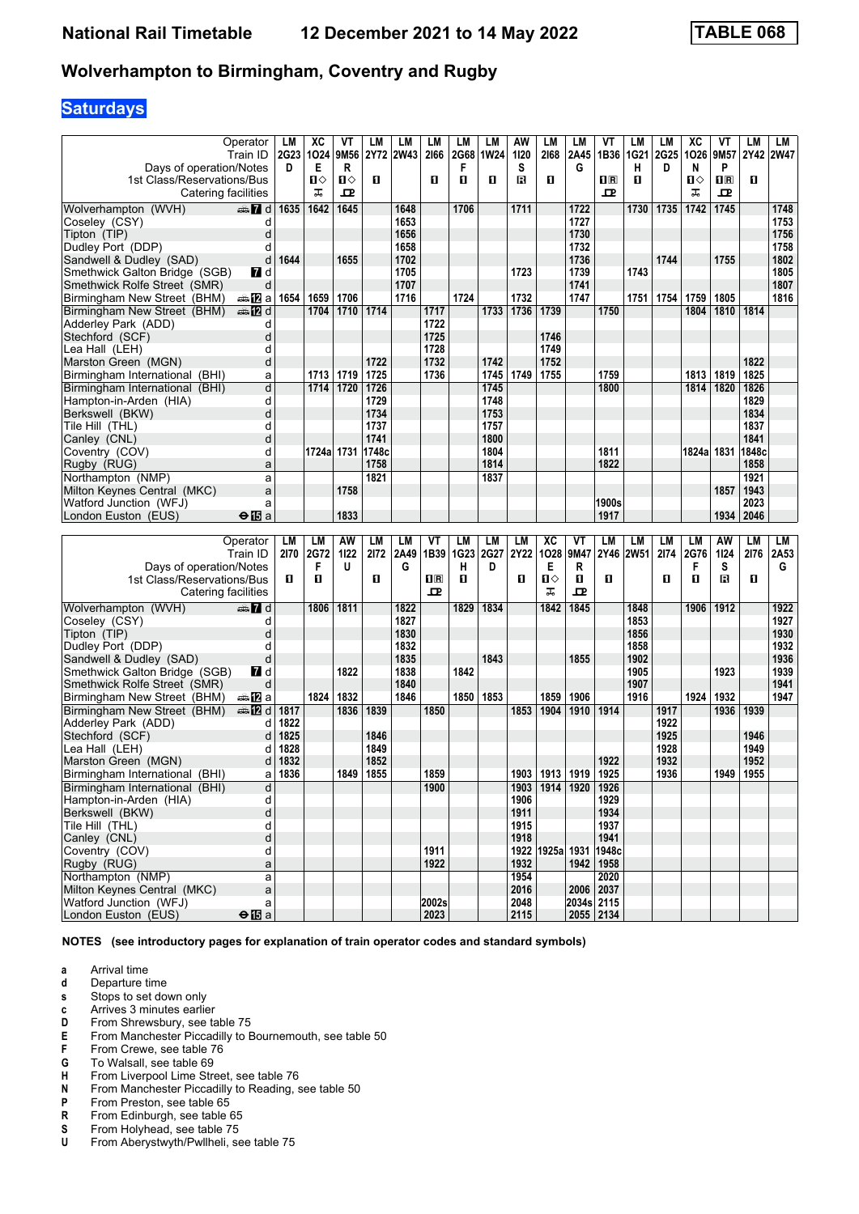# National Rail Timetable — 12 December 2021 to 14 May 2022 — TABLE 068

## Wolverhampton to Birmingham, Coventry and Rugby

### Saturdays

| Operator | LM | XC | VT | LM | LM | LM | LM | LM | AW | LM | LM | VT | LM | LM | XC | VT | LM | LM |
|---|---|---|---|---|---|---|---|---|---|---|---|---|---|---|---|---|---|---|
| Train ID | 2G23 | 1O24 | 9M56 | 2Y72 | 2W43 | 2I66 | 2G68 | 1W24 | 1I20 | 2I68 | 2A45 | 1B36 | 1G21 | 2G25 | 1O26 | 9M57 | 2Y42 | 2W47 |
| Days of operation/Notes | D | E | R | | | | F | | S | | G | | H | D | N | P | | |
| 1st Class/Reservations/Bus | | ■◇ | ■◇ | ■ | | ■ | ■ | ■ | R | ■ | | ■R | ■ | | ■◇ | ■R | ■ | |
| Catering facilities | | Trolley | Buffet | | | | | | | | | Buffet | | | Trolley | Buffet | | |
| Wolverhampton (WVH) d | 1635 | 1642 | 1645 | | 1648 | | 1706 | | 1711 | | 1722 | | 1730 | 1735 | 1742 | 1745 | | 1748 |
| Coseley (CSY) d | | | | | 1653 | | | | | | 1727 | | | | | | | 1753 |
| Tipton (TIP) d | | | | | 1656 | | | | | | 1730 | | | | | | | 1756 |
| Dudley Port (DDP) d | | | | | 1658 | | | | | | 1732 | | | | | | | 1758 |
| Sandwell & Dudley (SAD) d | 1644 | | 1655 | | 1702 | | | | | | 1736 | | | 1744 | | 1755 | | 1802 |
| Smethwick Galton Bridge (SGB) d | | | | | 1705 | | | | 1723 | | 1739 | | 1743 | | | | | 1805 |
| Smethwick Rolfe Street (SMR) d | | | | | 1707 | | | | | | 1741 | | | | | | | 1807 |
| Birmingham New Street (BHM) a | 1654 | 1659 | 1706 | | 1716 | | 1724 | | 1732 | | 1747 | | 1751 | 1754 | 1759 | 1805 | | 1816 |
| Birmingham New Street (BHM) d | | 1704 | 1710 | 1714 | | 1717 | | 1733 | 1736 | 1739 | | 1750 | | | 1804 | 1810 | 1814 | |
| Adderley Park (ADD) d | | | | | | 1722 | | | | | | | | | | | | |
| Stechford (SCF) d | | | | | | 1725 | | | | 1746 | | | | | | | | |
| Lea Hall (LEH) d | | | | | | 1728 | | | | 1749 | | | | | | | | |
| Marston Green (MGN) d | | | | 1722 | | 1732 | | 1742 | | 1752 | | | | | | | 1822 | |
| Birmingham International (BHI) a | | 1713 | 1719 | 1725 | | 1736 | | 1745 | 1749 | 1755 | | 1759 | | | 1813 | 1819 | 1825 | |
| Birmingham International (BHI) d | | 1714 | 1720 | 1726 | | | | 1745 | | | | 1800 | | | 1814 | 1820 | 1826 | |
| Hampton-in-Arden (HIA) d | | | | 1729 | | | | 1748 | | | | | | | | | 1829 | |
| Berkswell (BKW) d | | | | 1734 | | | | 1753 | | | | | | | | | 1834 | |
| Tile Hill (THL) d | | | | 1737 | | | | 1757 | | | | | | | | | 1837 | |
| Canley (CNL) d | | | | 1741 | | | | 1800 | | | | | | | | | 1841 | |
| Coventry (COV) d | | 1724a | 1731 | 1748c | | | | 1804 | | | | 1811 | | | 1824a | 1831 | 1848c | |
| Rugby (RUG) a | | | | 1758 | | | | 1814 | | | | 1822 | | | | | 1858 | |
| Northampton (NMP) a | | | | 1821 | | | | 1837 | | | | | | | | | 1921 | |
| Milton Keynes Central (MKC) a | | | 1758 | | | | | | | | | | | | | 1857 | 1943 | |
| Watford Junction (WFJ) a | | | | | | | | | | | | 1900s | | | | | 2023 | |
| London Euston (EUS) a | | | 1833 | | | | | | | | | 1917 | | | | 1934 | 2046 | |

| Operator | LM | LM | AW | LM | LM | VT | LM | LM | LM | XC | VT | LM | LM | LM | LM | AW | LM | LM |
|---|---|---|---|---|---|---|---|---|---|---|---|---|---|---|---|---|---|---|
| Train ID | 2I70 | 2G72 | 1I22 | 2I72 | 2A49 | 1B39 | 1G23 | 2G27 | 2Y22 | 1O28 | 9M47 | 2Y46 | 2W51 | 2I74 | 2G76 | 1I24 | 2I76 | 2A53 |
| Days of operation/Notes | | F | U | | G | | H | D | | E | R | | | | F | S | | G |
| 1st Class/Reservations/Bus | ■ | ■ | | ■ | | ■R | ■ | | ■ | ■◇ | ■ | ■ | | ■ | ■ | R | ■ | |
| Catering facilities | | | | | | Buffet | | | | Trolley | Buffet | | | | | | | |
| Wolverhampton (WVH) d | | 1806 | 1811 | | 1822 | | 1829 | 1834 | | 1842 | 1845 | | 1848 | | 1906 | 1912 | | 1922 |
| Coseley (CSY) d | | | | | 1827 | | | | | | | | 1853 | | | | | 1927 |
| Tipton (TIP) d | | | | | 1830 | | | | | | | | 1856 | | | | | 1930 |
| Dudley Port (DDP) d | | | | | 1832 | | | | | | | | 1858 | | | | | 1932 |
| Sandwell & Dudley (SAD) d | | | | | 1835 | | | 1843 | | | 1855 | | 1902 | | | | | 1936 |
| Smethwick Galton Bridge (SGB) d | | | 1822 | | 1838 | | 1842 | | | | | | 1905 | | | 1923 | | 1939 |
| Smethwick Rolfe Street (SMR) d | | | | | 1840 | | | | | | | | 1907 | | | | | 1941 |
| Birmingham New Street (BHM) a | | 1824 | 1832 | | 1846 | | 1850 | 1853 | | 1859 | 1906 | | 1916 | | 1924 | 1932 | | 1947 |
| Birmingham New Street (BHM) d | 1817 | | 1836 | 1839 | | 1850 | | | 1853 | 1904 | 1910 | 1914 | | 1917 | | 1936 | 1939 | |
| Adderley Park (ADD) d | 1822 | | | | | | | | | | | | | 1922 | | | | |
| Stechford (SCF) d | 1825 | | | 1846 | | | | | | | | | | 1925 | | | 1946 | |
| Lea Hall (LEH) d | 1828 | | | 1849 | | | | | | | | | | 1928 | | | 1949 | |
| Marston Green (MGN) d | 1832 | | | 1852 | | | | | | | | 1922 | | 1932 | | | 1952 | |
| Birmingham International (BHI) a | 1836 | | 1849 | 1855 | | 1859 | | | 1903 | 1913 | 1919 | 1925 | | 1936 | | 1949 | 1955 | |
| Birmingham International (BHI) d | | | | | | 1900 | | | 1903 | 1914 | 1920 | 1926 | | | | | | |
| Hampton-in-Arden (HIA) d | | | | | | | | | 1906 | | | 1929 | | | | | | |
| Berkswell (BKW) d | | | | | | | | | 1911 | | | 1934 | | | | | | |
| Tile Hill (THL) d | | | | | | | | | 1915 | | | 1937 | | | | | | |
| Canley (CNL) d | | | | | | | | | 1918 | | | 1941 | | | | | | |
| Coventry (COV) d | | | | | | 1911 | | | 1922 | 1925a | 1931 | 1948c | | | | | | |
| Rugby (RUG) a | | | | | | 1922 | | | 1932 | | 1942 | 1958 | | | | | | |
| Northampton (NMP) a | | | | | | | | | 1954 | | | 2020 | | | | | | |
| Milton Keynes Central (MKC) a | | | | | | | | | 2016 | | 2006 | 2037 | | | | | | |
| Watford Junction (WFJ) a | | | | | | 2002s | | | 2048 | | 2034s | 2115 | | | | | | |
| London Euston (EUS) a | | | | | | 2023 | | | 2115 | | 2055 | 2134 | | | | | | |

**NOTES (see introductory pages for explanation of train operator codes and standard symbols)**

- **a** Arrival time
- **d** Departure time
- **s** Stops to set down only
- **c** Arrives 3 minutes earlier
- **D** From Shrewsbury, see table 75
- **E** From Manchester Piccadilly to Bournemouth, see table 50
- **F** From Crewe, see table 76
- **G** To Walsall, see table 69
- **H** From Liverpool Lime Street, see table 76
- **N** From Manchester Piccadilly to Reading, see table 50
- **P** From Preston, see table 65
- **R** From Edinburgh, see table 65
- **S** From Holyhead, see table 75
- **U** From Aberystwyth/Pwllheli, see table 75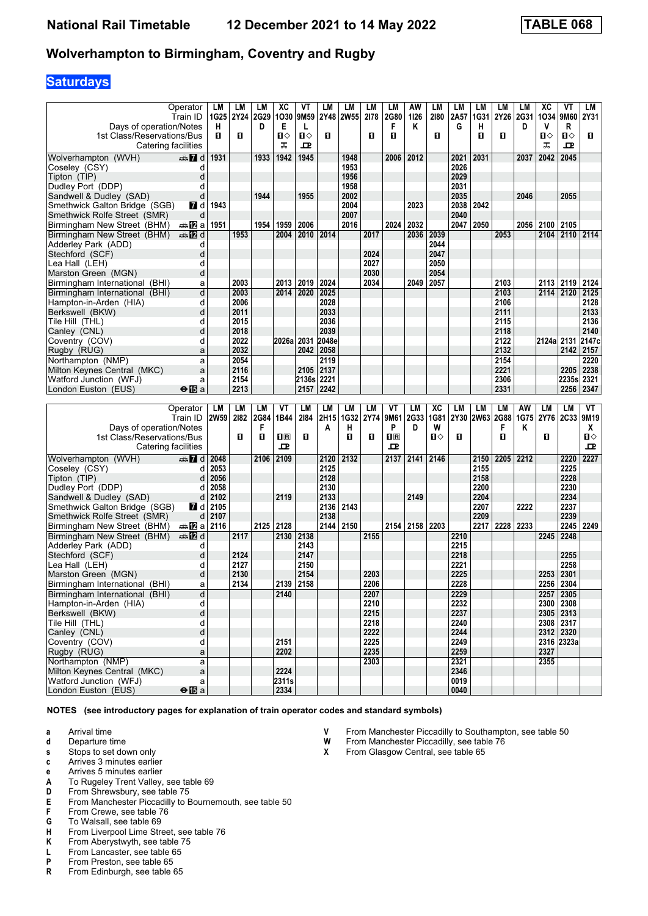**National Rail Timetable** **12 December 2021 to 14 May 2022** **TABLE 068**

## Wolverhampton to Birmingham, Coventry and Rugby

### Saturdays

| Operator | | LM | LM | LM | XC | VT | LM | LM | LM | LM | AW | LM | LM | LM | LM | LM | XC | VT | LM |
|---|---|---|---|---|---|---|---|---|---|---|---|---|---|---|---|---|---|---|---|
| Train ID | | 1G25 | 2Y24 | 2G29 | 1O30 | 9M59 | 2Y48 | 2W55 | 2I78 | 2G80 | 1I26 | 2I80 | 2A57 | 1G31 | 2Y26 | 2G31 | 1O34 | 9M60 | 2Y31 |
| Days of operation/Notes | | H | | D | E | L | | | | F | K | | G | H | | D | V | R | |
| 1st Class/Reservations/Bus | | ■ | ■ | | ■◇ | ■◇ | ■ | | ■ | ■ | | ■ | | ■ | ■ | | ■◇ | ■◇ | ■ |
| Catering facilities | | | | | ✠ | ⊡ | | | | | | | | | | | ✠ | ⊡ | |
| Wolverhampton (WVH) | d | 1931 | | 1933 | 1942 | 1945 | | 1948 | | 2006 | 2012 | | 2021 | 2031 | | 2037 | 2042 | 2045 | |
| Coseley (CSY) | d | | | | | | | 1953 | | | | | 2026 | | | | | | |
| Tipton (TIP) | d | | | | | | | 1956 | | | | | 2029 | | | | | | |
| Dudley Port (DDP) | d | | | | | | | 1958 | | | | | 2031 | | | | | | |
| Sandwell & Dudley (SAD) | d | | | 1944 | | 1955 | | 2002 | | | | | 2035 | | | 2046 | | 2055 | |
| Smethwick Galton Bridge (SGB) | d | 1943 | | | | | | 2004 | | | 2023 | | 2038 | 2042 | | | | | |
| Smethwick Rolfe Street (SMR) | d | | | | | | | 2007 | | | | | 2040 | | | | | | |
| Birmingham New Street (BHM) | a | 1951 | | 1954 | 1959 | 2006 | | 2016 | | 2024 | 2032 | | 2047 | 2050 | | 2056 | 2100 | 2105 | |
| Birmingham New Street (BHM) | d | | 1953 | | 2004 | 2010 | 2014 | | 2017 | | 2036 | 2039 | | | 2053 | | 2104 | 2110 | 2114 |
| Adderley Park (ADD) | d | | | | | | | | | | | 2044 | | | | | | | |
| Stechford (SCF) | d | | | | | | | | 2024 | | | 2047 | | | | | | | |
| Lea Hall (LEH) | d | | | | | | | | 2027 | | | 2050 | | | | | | | |
| Marston Green (MGN) | d | | | | | | | | 2030 | | | 2054 | | | | | | | |
| Birmingham International (BHI) | a | | 2003 | | 2013 | 2019 | 2024 | | 2034 | | 2049 | 2057 | | | 2103 | | 2113 | 2119 | 2124 |
| Birmingham International (BHI) | d | | 2003 | | 2014 | 2020 | 2025 | | | | | | | | 2103 | | 2114 | 2120 | 2125 |
| Hampton-in-Arden (HIA) | d | | 2006 | | | | 2028 | | | | | | | | 2106 | | | | 2128 |
| Berkswell (BKW) | d | | 2011 | | | | 2033 | | | | | | | | 2111 | | | | 2133 |
| Tile Hill (THL) | d | | 2015 | | | | 2036 | | | | | | | | 2115 | | | | 2136 |
| Canley (CNL) | d | | 2018 | | | | 2039 | | | | | | | | 2118 | | | | 2140 |
| Coventry (COV) | d | | 2022 | | 2026a | 2031 | 2048e | | | | | | | | 2122 | | 2124a | 2131 | 2147c |
| Rugby (RUG) | a | | 2032 | | | 2042 | 2058 | | | | | | | | 2132 | | | 2142 | 2157 |
| Northampton (NMP) | a | | 2054 | | | | 2119 | | | | | | | | 2154 | | | | 2220 |
| Milton Keynes Central (MKC) | a | | 2116 | | | 2105 | 2137 | | | | | | | | 2221 | | | 2205 | 2238 |
| Watford Junction (WFJ) | a | | 2154 | | | 2136s | 2221 | | | | | | | | 2306 | | | 2235s | 2321 |
| London Euston (EUS) | a | | 2213 | | | 2157 | 2242 | | | | | | | | 2331 | | | 2256 | 2347 |

| Operator | | LM | LM | LM | VT | LM | LM | LM | LM | VT | LM | XC | LM | LM | LM | AW | LM | LM | VT |
|---|---|---|---|---|---|---|---|---|---|---|---|---|---|---|---|---|---|---|---|
| Train ID | | 2W59 | 2I82 | 2G84 | 1B44 | 2I84 | 2H15 | 1G32 | 2Y74 | 9M61 | 2G33 | 1G81 | 2Y30 | 2W63 | 2G88 | 1G75 | 2Y76 | 2C33 | 9M19 |
| Days of operation/Notes | | | | F | | | A | H | | P | D | W | | | F | K | | | X |
| 1st Class/Reservations/Bus | | | ■ | ■ | ■R | ■ | | ■ | ■ | ■R | | ■◇ | ■ | | ■ | | ■ | | ■◇ |
| Catering facilities | | | | | ⊡ | | | | | ⊡ | | | | | | | | | ⊡ |
| Wolverhampton (WVH) | d | 2048 | | 2106 | 2109 | | 2120 | 2132 | | 2137 | 2141 | 2146 | | 2150 | 2205 | 2212 | | 2220 | 2227 |
| Coseley (CSY) | d | 2053 | | | | | 2125 | | | | | | | 2155 | | | | 2225 | |
| Tipton (TIP) | d | 2056 | | | | | 2128 | | | | | | | 2158 | | | | 2228 | |
| Dudley Port (DDP) | d | 2058 | | | | | 2130 | | | | | | | 2200 | | | | 2230 | |
| Sandwell & Dudley (SAD) | d | 2102 | | | 2119 | | 2133 | | | | 2149 | | | 2204 | | | | 2234 | |
| Smethwick Galton Bridge (SGB) | d | 2105 | | | | | 2136 | 2143 | | | | | | 2207 | | 2222 | | 2237 | |
| Smethwick Rolfe Street (SMR) | d | 2107 | | | | | 2138 | | | | | | | 2209 | | | | 2239 | |
| Birmingham New Street (BHM) | a | 2116 | | 2125 | 2128 | | 2144 | 2150 | | 2154 | 2158 | 2203 | | 2217 | 2228 | 2233 | | 2245 | 2249 |
| Birmingham New Street (BHM) | d | | 2117 | | 2130 | 2138 | | | 2155 | | | | 2210 | | | | 2245 | 2248 | |
| Adderley Park (ADD) | d | | | | | 2143 | | | | | | | 2215 | | | | | | |
| Stechford (SCF) | d | | 2124 | | | 2147 | | | | | | | 2218 | | | | | 2255 | |
| Lea Hall (LEH) | d | | 2127 | | | 2150 | | | | | | | 2221 | | | | | 2258 | |
| Marston Green (MGN) | d | | 2130 | | | 2154 | | | 2203 | | | | 2225 | | | | 2253 | 2301 | |
| Birmingham International (BHI) | a | | 2134 | | 2139 | 2158 | | | 2206 | | | | 2228 | | | | 2256 | 2304 | |
| Birmingham International (BHI) | d | | | | 2140 | | | | 2207 | | | | 2229 | | | | 2257 | 2305 | |
| Hampton-in-Arden (HIA) | d | | | | | | | | 2210 | | | | 2232 | | | | 2300 | 2308 | |
| Berkswell (BKW) | d | | | | | | | | 2215 | | | | 2237 | | | | 2305 | 2313 | |
| Tile Hill (THL) | d | | | | | | | | 2218 | | | | 2240 | | | | 2308 | 2317 | |
| Canley (CNL) | d | | | | | | | | 2222 | | | | 2244 | | | | 2312 | 2320 | |
| Coventry (COV) | d | | | | 2151 | | | | 2225 | | | | 2249 | | | | 2316 | 2323a | |
| Rugby (RUG) | a | | | | 2202 | | | | 2235 | | | | 2259 | | | | 2327 | | |
| Northampton (NMP) | a | | | | | | | | 2303 | | | | 2321 | | | | 2355 | | |
| Milton Keynes Central (MKC) | a | | | | 2224 | | | | | | | | 2346 | | | | | | |
| Watford Junction (WFJ) | a | | | | 2311s | | | | | | | | 0019 | | | | | | |
| London Euston (EUS) | a | | | | 2334 | | | | | | | | 0040 | | | | | | |

**NOTES (see introductory pages for explanation of train operator codes and standard symbols)**

- **a** Arrival time
- **d** Departure time
- **s** Stops to set down only
- **c** Arrives 3 minutes earlier
- **e** Arrives 5 minutes earlier
- **A** To Rugeley Trent Valley, see table 69
- **D** From Shrewsbury, see table 75
- **E** From Manchester Piccadilly to Bournemouth, see table 50
- **F** From Crewe, see table 76
- **G** To Walsall, see table 69
- **H** From Liverpool Lime Street, see table 76
- **K** From Aberystwyth, see table 75
- **L** From Lancaster, see table 65
- **P** From Preston, see table 65
- **R** From Edinburgh, see table 65
- **V** From Manchester Piccadilly to Southampton, see table 50
- **W** From Manchester Piccadilly, see table 76
- **X** From Glasgow Central, see table 65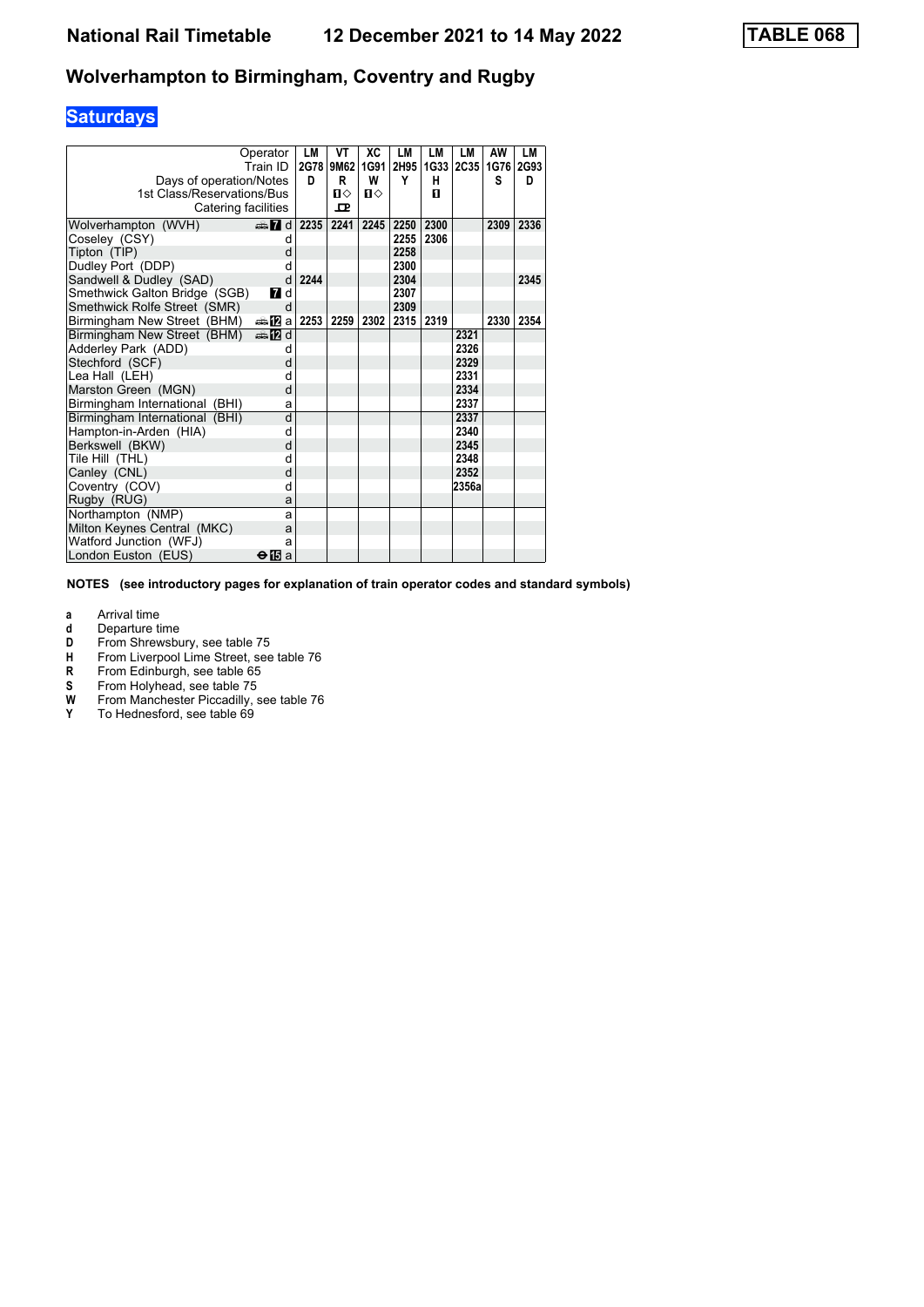# National Rail Timetable    12 December 2021 to 14 May 2022    TABLE 068

## Wolverhampton to Birmingham, Coventry and Rugby

### Saturdays

| Operator | | LM | VT | XC | LM | LM | LM | AW | LM |
|---|---|---|---|---|---|---|---|---|---|
| Train ID | | 2G78 | 9M62 | 1G91 | 2H95 | 1G33 | 2C35 | 1G76 | 2G93 |
| Days of operation/Notes | | D | R | W | Y | H | | S | D |
| 1st Class/Reservations/Bus | | | 1◇ | 1◇ | | 1 | | | |
| Catering facilities | | | ⊡ | | | | | | |
| Wolverhampton (WVH) | 🚌 7 d | 2235 | 2241 | 2245 | 2250 | 2300 | | 2309 | 2336 |
| Coseley (CSY) | d | | | | 2255 | 2306 | | | |
| Tipton (TIP) | d | | | | 2258 | | | | |
| Dudley Port (DDP) | d | | | | 2300 | | | | |
| Sandwell & Dudley (SAD) | d | 2244 | | | 2304 | | | | 2345 |
| Smethwick Galton Bridge (SGB) | 7 d | | | | 2307 | | | | |
| Smethwick Rolfe Street (SMR) | d | | | | 2309 | | | | |
| Birmingham New Street (BHM) | 🚌 12 a | 2253 | 2259 | 2302 | 2315 | 2319 | | 2330 | 2354 |
| Birmingham New Street (BHM) | 🚌 12 d | | | | | | 2321 | | |
| Adderley Park (ADD) | d | | | | | | 2326 | | |
| Stechford (SCF) | d | | | | | | 2329 | | |
| Lea Hall (LEH) | d | | | | | | 2331 | | |
| Marston Green (MGN) | d | | | | | | 2334 | | |
| Birmingham International (BHI) | a | | | | | | 2337 | | |
| Birmingham International (BHI) | d | | | | | | 2337 | | |
| Hampton-in-Arden (HIA) | d | | | | | | 2340 | | |
| Berkswell (BKW) | d | | | | | | 2345 | | |
| Tile Hill (THL) | d | | | | | | 2348 | | |
| Canley (CNL) | d | | | | | | 2352 | | |
| Coventry (COV) | d | | | | | | 2356a | | |
| Rugby (RUG) | a | | | | | | | | |
| Northampton (NMP) | a | | | | | | | | |
| Milton Keynes Central (MKC) | a | | | | | | | | |
| Watford Junction (WFJ) | a | | | | | | | | |
| London Euston (EUS) | ⊖ 15 a | | | | | | | | |

**NOTES (see introductory pages for explanation of train operator codes and standard symbols)**

- **a** Arrival time
- **d** Departure time
- **D** From Shrewsbury, see table 75
- **H** From Liverpool Lime Street, see table 76
- **R** From Edinburgh, see table 65
- **S** From Holyhead, see table 75
- **W** From Manchester Piccadilly, see table 76
- **Y** To Hednesford, see table 69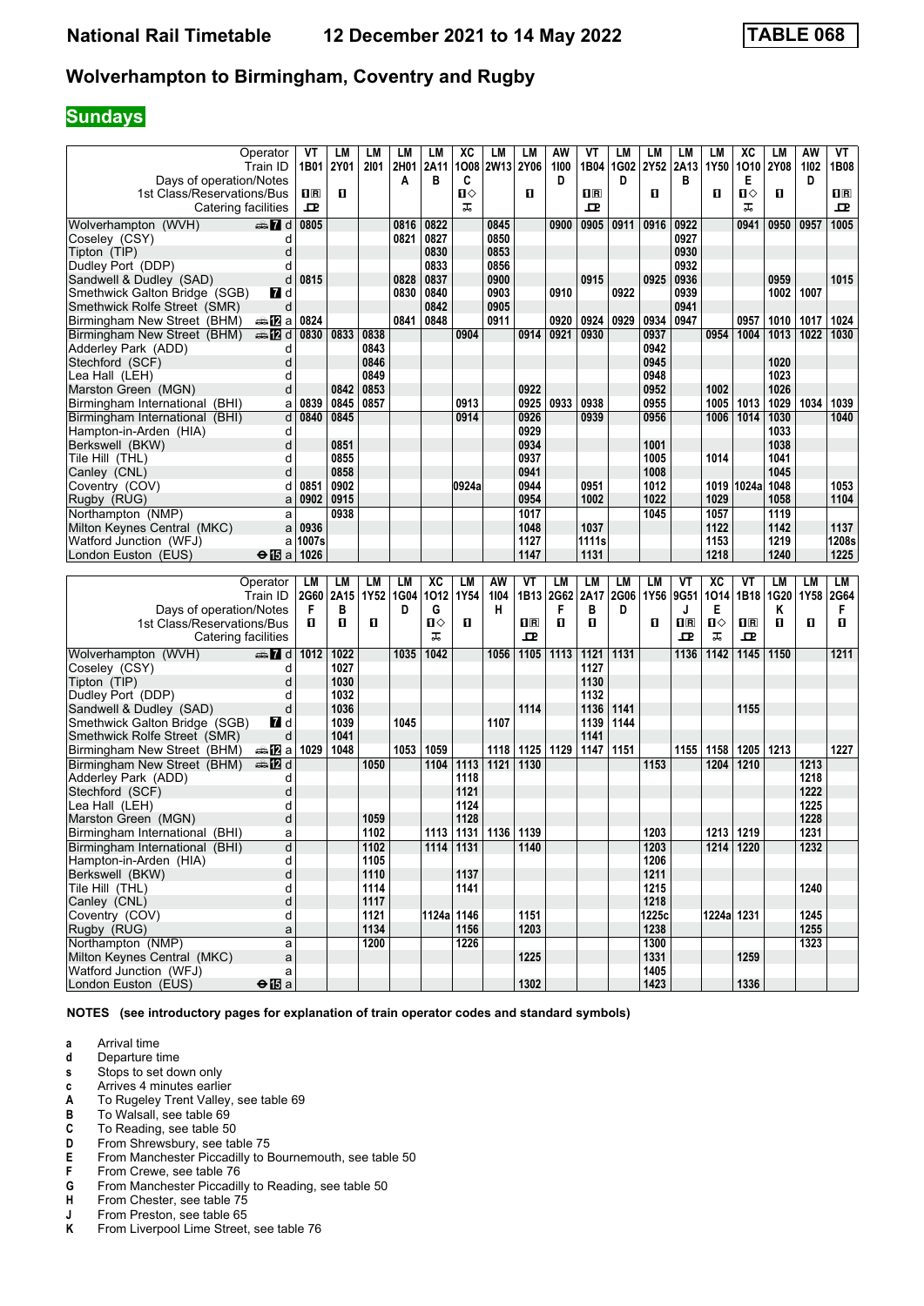# National Rail Timetable — 12 December 2021 to 14 May 2022 — TABLE 068

## Wolverhampton to Birmingham, Coventry and Rugby

### Sundays

| Operator | | VT | LM | LM | LM | LM | XC | LM | LM | AW | VT | LM | LM | LM | LM | XC | LM | AW | VT |
|---|---|---|---|---|---|---|---|---|---|---|---|---|---|---|---|---|---|---|---|
| Train ID | | 1B01 | 2Y01 | 2I01 | 2H01 | 2A11 | 1O08 | 2W13 | 2Y06 | 1I00 | 1B04 | 1G02 | 2Y52 | 2A13 | 1Y50 | 1O10 | 2Y08 | 1I02 | 1B08 |
| Days of operation/Notes | | | | | A | B | C | | | D | | D | | B | | E | | D | |
| 1st Class/Reservations/Bus | | 1R | 1 | | | | 1◇ | | 1 | | 1R | | 1 | | 1 | 1◇ | 1 | | 1R |
| Catering facilities | | ⊡ | | | | | ⊼ | | | | ⊡ | | | | | ⊼ | | | ⊡ |
| Wolverhampton (WVH) | 7 d | 0805 | | | 0816 | 0822 | | 0845 | | 0900 | 0905 | 0911 | 0916 | 0922 | | 0941 | 0950 | 0957 | 1005 |
| Coseley (CSY) | d | | | | 0821 | 0827 | | 0850 | | | | | | 0927 | | | | | |
| Tipton (TIP) | d | | | | | 0830 | | 0853 | | | | | | 0930 | | | | | |
| Dudley Port (DDP) | d | | | | | 0833 | | 0856 | | | | | | 0932 | | | | | |
| Sandwell & Dudley (SAD) | d | 0815 | | | 0828 | 0837 | | 0900 | | | 0915 | | 0925 | 0936 | | | 0959 | | 1015 |
| Smethwick Galton Bridge (SGB) | 7 d | | | | 0830 | 0840 | | 0903 | | 0910 | | 0922 | | 0939 | | | 1002 | 1007 | |
| Smethwick Rolfe Street (SMR) | d | | | | | 0842 | | 0905 | | | | | | 0941 | | | | | |
| Birmingham New Street (BHM) | 12 a | 0824 | | | 0841 | 0848 | | 0911 | | 0920 | 0924 | 0929 | 0934 | 0947 | | 0957 | 1010 | 1017 | 1024 |
| Birmingham New Street (BHM) | 12 d | 0830 | 0833 | 0838 | | | 0904 | | 0914 | 0921 | 0930 | | 0937 | | 0954 | 1004 | 1013 | 1022 | 1030 |
| Adderley Park (ADD) | d | | | 0843 | | | | | | | | | 0942 | | | | | | |
| Stechford (SCF) | d | | | 0846 | | | | | | | | | 0945 | | | | 1020 | | |
| Lea Hall (LEH) | d | | | 0849 | | | | | | | | | 0948 | | | | 1023 | | |
| Marston Green (MGN) | d | | 0842 | 0853 | | | | | 0922 | | | | 0952 | | 1002 | | 1026 | | |
| Birmingham International (BHI) | a | 0839 | 0845 | 0857 | | | 0913 | | 0925 | 0933 | 0938 | | 0955 | | 1005 | 1013 | 1029 | 1034 | 1039 |
| Birmingham International (BHI) | d | 0840 | 0845 | | | | 0914 | | 0926 | | 0939 | | 0956 | | 1006 | 1014 | 1030 | | 1040 |
| Hampton-in-Arden (HIA) | d | | | | | | | | 0929 | | | | | | | | 1033 | | |
| Berkswell (BKW) | d | | 0851 | | | | | | 0934 | | | | 1001 | | | | 1038 | | |
| Tile Hill (THL) | d | | 0855 | | | | | | 0937 | | | | 1005 | | 1014 | | 1041 | | |
| Canley (CNL) | d | | 0858 | | | | | | 0941 | | | | 1008 | | | | 1045 | | |
| Coventry (COV) | d | 0851 | 0902 | | | | 0924a | | 0944 | | 0951 | | 1012 | | 1019 | 1024a | 1048 | | 1053 |
| Rugby (RUG) | a | 0902 | 0915 | | | | | | 0954 | | 1002 | | 1022 | | 1029 | | 1058 | | 1104 |
| Northampton (NMP) | a | | 0938 | | | | | | 1017 | | | | 1045 | | 1057 | | 1119 | | |
| Milton Keynes Central (MKC) | a | 0936 | | | | | | | 1048 | | 1037 | | | | 1122 | | 1142 | | 1137 |
| Watford Junction (WFJ) | a | 1007s | | | | | | | 1127 | | 1111s | | | | 1153 | | 1219 | | 1208s |
| London Euston (EUS) | ⊖15 a | 1026 | | | | | | | 1147 | | 1131 | | | | 1218 | | 1240 | | 1225 |

| Operator | | LM | LM | LM | LM | XC | LM | AW | VT | LM | LM | LM | LM | VT | XC | VT | LM | LM | LM |
|---|---|---|---|---|---|---|---|---|---|---|---|---|---|---|---|---|---|---|---|
| Train ID | | 2G60 | 2A15 | 1Y52 | 1G04 | 1O12 | 1Y54 | 1I04 | 1B13 | 2G62 | 2A17 | 2G06 | 1Y56 | 9G51 | 1O14 | 1B18 | 1G20 | 1Y58 | 2G64 |
| Days of operation/Notes | | F | B | | D | G | | H | | F | B | D | | J | E | | K | | F |
| 1st Class/Reservations/Bus | | 1 | 1 | 1 | | 1◇ | 1 | | 1R | 1 | 1 | | 1 | 1R | 1◇ | 1R | 1 | 1 | 1 |
| Catering facilities | | | | | | ⊼ | | | ⊡ | | | | | ⊡ | ⊼ | ⊡ | | | |
| Wolverhampton (WVH) | 7 d | 1012 | 1022 | | 1035 | 1042 | | 1056 | 1105 | 1113 | 1121 | 1131 | | 1136 | 1142 | 1145 | 1150 | | 1211 |
| Coseley (CSY) | d | | 1027 | | | | | | | | 1127 | | | | | | | | |
| Tipton (TIP) | d | | 1030 | | | | | | | | 1130 | | | | | | | | |
| Dudley Port (DDP) | d | | 1032 | | | | | | | | 1132 | | | | | | | | |
| Sandwell & Dudley (SAD) | d | | 1036 | | | | | | 1114 | | 1136 | 1141 | | | | 1155 | | | |
| Smethwick Galton Bridge (SGB) | 7 d | | 1039 | | 1045 | | | 1107 | | | 1139 | 1144 | | | | | | | |
| Smethwick Rolfe Street (SMR) | d | | 1041 | | | | | | | | 1141 | | | | | | | | |
| Birmingham New Street (BHM) | 12 a | 1029 | 1048 | | 1053 | 1059 | | 1118 | 1125 | 1129 | 1147 | 1151 | | 1155 | 1158 | 1205 | 1213 | | 1227 |
| Birmingham New Street (BHM) | 12 d | | | 1050 | | 1104 | 1113 | 1121 | 1130 | | | | 1153 | | 1204 | 1210 | | 1213 | |
| Adderley Park (ADD) | d | | | | | | 1118 | | | | | | | | | | | 1218 | |
| Stechford (SCF) | d | | | | | | 1121 | | | | | | | | | | | 1222 | |
| Lea Hall (LEH) | d | | | | | | 1124 | | | | | | | | | | | 1225 | |
| Marston Green (MGN) | d | | | 1059 | | | 1128 | | | | | | | | | | | 1228 | |
| Birmingham International (BHI) | a | | | 1102 | | 1113 | 1131 | 1136 | 1139 | | | | 1203 | | 1213 | 1219 | | 1231 | |
| Birmingham International (BHI) | d | | | 1102 | | 1114 | 1131 | | 1140 | | | | 1203 | | 1214 | 1220 | | 1232 | |
| Hampton-in-Arden (HIA) | d | | | 1105 | | | | | | | | | 1206 | | | | | | |
| Berkswell (BKW) | d | | | 1110 | | | 1137 | | | | | | 1211 | | | | | | |
| Tile Hill (THL) | d | | | 1114 | | | 1141 | | | | | | 1215 | | | | | 1240 | |
| Canley (CNL) | d | | | 1117 | | | | | | | | | 1218 | | | | | | |
| Coventry (COV) | d | | | 1121 | | 1124a | 1146 | | 1151 | | | | 1225c | | 1224a | 1231 | | 1245 | |
| Rugby (RUG) | a | | | 1134 | | | 1156 | | 1203 | | | | 1238 | | | | | 1255 | |
| Northampton (NMP) | a | | | 1200 | | | 1226 | | | | | | 1300 | | | | | 1323 | |
| Milton Keynes Central (MKC) | a | | | | | | | | 1225 | | | | 1331 | | | 1259 | | | |
| Watford Junction (WFJ) | a | | | | | | | | | | | | 1405 | | | | | | |
| London Euston (EUS) | ⊖15 a | | | | | | | | 1302 | | | | 1423 | | | 1336 | | | |

**NOTES (see introductory pages for explanation of train operator codes and standard symbols)**

- **a** Arrival time
- **d** Departure time
- **s** Stops to set down only
- **c** Arrives 4 minutes earlier
- **A** To Rugeley Trent Valley, see table 69
- **B** To Walsall, see table 69
- **C** To Reading, see table 50
- **D** From Shrewsbury, see table 75
- **E** From Manchester Piccadilly to Bournemouth, see table 50
- **F** From Crewe, see table 76
- **G** From Manchester Piccadilly to Reading, see table 50
- **H** From Chester, see table 75
- **J** From Preston, see table 65
- **K** From Liverpool Lime Street, see table 76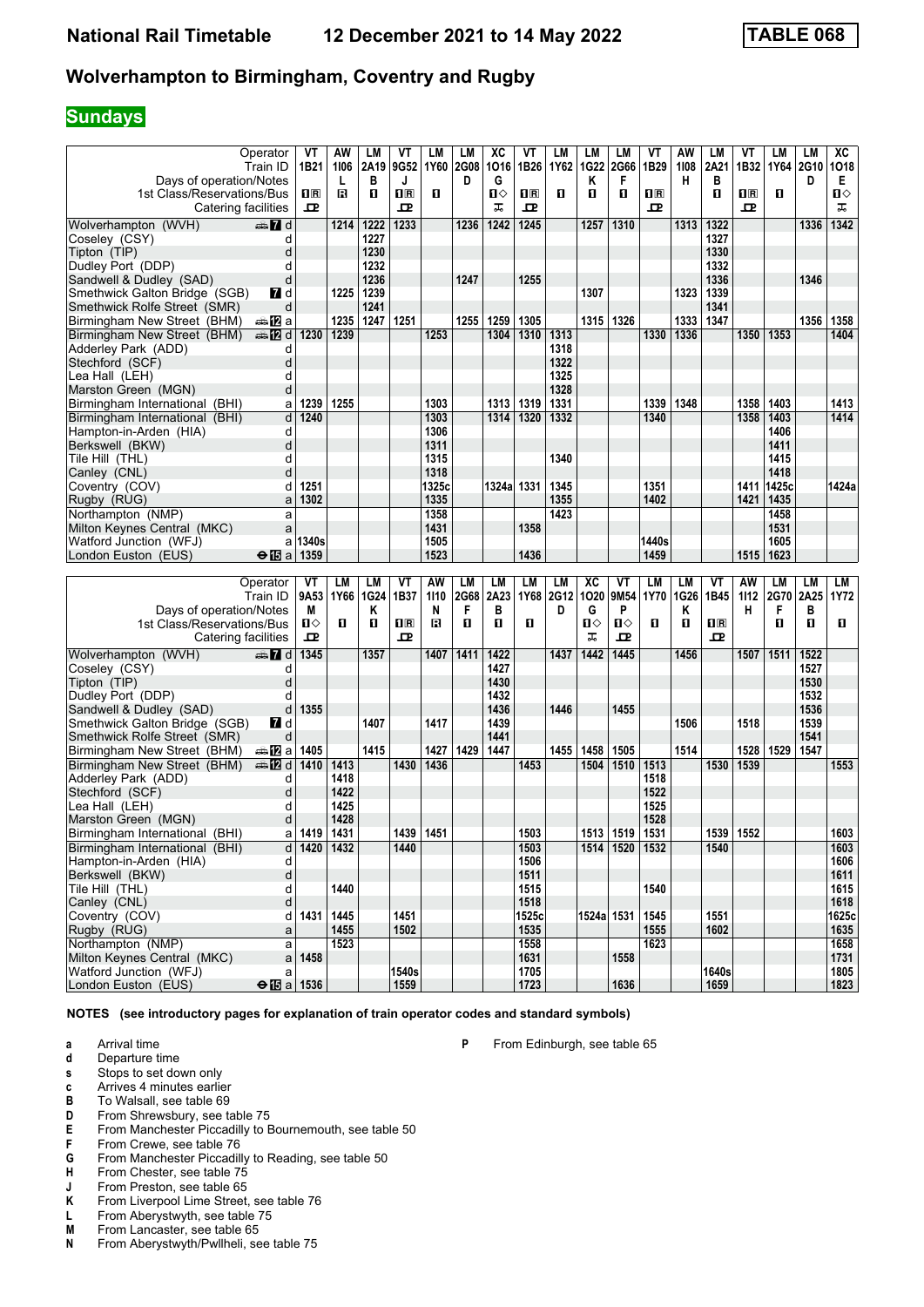# National Rail Timetable 12 December 2021 to 14 May 2022 — TABLE 068

## Wolverhampton to Birmingham, Coventry and Rugby

### Sundays

| Operator | VT | AW | LM | VT | LM | LM | XC | VT | LM | LM | LM | VT | AW | LM | VT | LM | LM | XC |
|---|---|---|---|---|---|---|---|---|---|---|---|---|---|---|---|---|---|---|
| Train ID | 1B21 | 1I06 | 2A19 | 9G52 | 1Y60 | 2G08 | 1O16 | 1B26 | 1Y62 | 1G22 | 2G66 | 1B29 | 1I08 | 2A21 | 1B32 | 1Y64 | 2G10 | 1O18 |
| Days of operation/Notes | | L | B | J | | D | G | | | K | F | | H | B | | | D | E |
| 1st Class/Reservations/Bus | ■R | R | ■ | ■R | ■ | | ■◇ | ■R | ■ | ■ | ■ | ■R | | ■ | ■R | ■ | | ■◇ |
| Catering facilities | P | | | P | | | ☕ | P | | | | P | | | P | | | ☕ |
| Wolverhampton (WVH) d | | 1214 | 1222 | 1233 | | 1236 | 1242 | 1245 | | 1257 | 1310 | | 1313 | 1322 | | | 1336 | 1342 |
| Coseley (CSY) d | | | 1227 | | | | | | | | | | | 1327 | | | | |
| Tipton (TIP) d | | | 1230 | | | | | | | | | | | 1330 | | | | |
| Dudley Port (DDP) d | | | 1232 | | | | | | | | | | | 1332 | | | | |
| Sandwell & Dudley (SAD) d | | | 1236 | | | 1247 | | 1255 | | | | | | 1336 | | | 1346 | |
| Smethwick Galton Bridge (SGB) d | | 1225 | 1239 | | | | | | | 1307 | | | 1323 | 1339 | | | | |
| Smethwick Rolfe Street (SMR) d | | | 1241 | | | | | | | | | | | 1341 | | | | |
| Birmingham New Street (BHM) a | | 1235 | 1247 | 1251 | | 1255 | 1259 | 1305 | | 1315 | 1326 | | 1333 | 1347 | | | 1356 | 1358 |
| Birmingham New Street (BHM) d | 1230 | 1239 | | | 1253 | | 1304 | 1310 | 1313 | | | 1330 | 1336 | | 1350 | 1353 | | 1404 |
| Adderley Park (ADD) d | | | | | | | | | 1318 | | | | | | | | | |
| Stechford (SCF) d | | | | | | | | | 1322 | | | | | | | | | |
| Lea Hall (LEH) d | | | | | | | | | 1325 | | | | | | | | | |
| Marston Green (MGN) d | | | | | | | | | 1328 | | | | | | | | | |
| Birmingham International (BHI) a | 1239 | 1255 | | | 1303 | | 1313 | 1319 | 1331 | | | 1339 | 1348 | | 1358 | 1403 | | 1413 |
| Birmingham International (BHI) d | 1240 | | | | 1303 | | 1314 | 1320 | 1332 | | | 1340 | | | 1358 | 1403 | | 1414 |
| Hampton-in-Arden (HIA) d | | | | | 1306 | | | | | | | | | | | 1406 | | |
| Berkswell (BKW) d | | | | | 1311 | | | | | | | | | | | 1411 | | |
| Tile Hill (THL) d | | | | | 1315 | | | | 1340 | | | | | | | 1415 | | |
| Canley (CNL) d | | | | | 1318 | | | | | | | | | | | 1418 | | |
| Coventry (COV) d | 1251 | | | | 1325c | | 1324a | 1331 | 1345 | | | 1351 | | | 1411 | 1425c | | 1424a |
| Rugby (RUG) a | 1302 | | | | 1335 | | | | 1355 | | | 1402 | | | 1421 | 1435 | | |
| Northampton (NMP) a | | | | | 1358 | | | | 1423 | | | | | | | 1458 | | |
| Milton Keynes Central (MKC) a | | | | | 1431 | | | 1358 | | | | | | | | 1531 | | |
| Watford Junction (WFJ) a | 1340s | | | | 1505 | | | | | | | 1440s | | | | 1605 | | |
| London Euston (EUS) a | 1359 | | | | 1523 | | | 1436 | | | | 1459 | | | 1515 | 1623 | | |

| Operator | VT | LM | LM | VT | AW | LM | LM | LM | LM | XC | VT | LM | LM | VT | AW | LM | LM | LM |
|---|---|---|---|---|---|---|---|---|---|---|---|---|---|---|---|---|---|---|
| Train ID | 9A53 | 1Y66 | 1G24 | 1B37 | 1I10 | 2G68 | 2A23 | 1Y68 | 2G12 | 1O20 | 9M54 | 1Y70 | 1G26 | 1B45 | 1I12 | 2G70 | 2A25 | 1Y72 |
| Days of operation/Notes | M | | K | | N | F | B | | D | G | P | | K | | H | F | B | |
| 1st Class/Reservations/Bus | ■◇ | ■ | ■ | ■R | R | ■ | ■ | ■ | | ■◇ | ■◇ | ■ | ■ | ■R | | ■ | ■ | ■ |
| Catering facilities | P | | | P | | | | | | ☕ | P | | | P | | | | |
| Wolverhampton (WVH) d | 1345 | | 1357 | | 1407 | 1411 | 1422 | | 1437 | 1442 | 1445 | | 1456 | | 1507 | 1511 | 1522 | |
| Coseley (CSY) d | | | | | | | 1427 | | | | | | | | | | 1527 | |
| Tipton (TIP) d | | | | | | | 1430 | | | | | | | | | | 1530 | |
| Dudley Port (DDP) d | | | | | | | 1432 | | | | | | | | | | 1532 | |
| Sandwell & Dudley (SAD) d | 1355 | | | | | | 1436 | | 1446 | | 1455 | | | | | | 1536 | |
| Smethwick Galton Bridge (SGB) d | | | 1407 | | 1417 | | 1439 | | | | | | 1506 | | 1518 | | 1539 | |
| Smethwick Rolfe Street (SMR) d | | | | | | | 1441 | | | | | | | | | | 1541 | |
| Birmingham New Street (BHM) a | 1405 | | 1415 | | 1427 | 1429 | 1447 | | 1455 | 1458 | 1505 | | 1514 | | 1528 | 1529 | 1547 | |
| Birmingham New Street (BHM) d | 1410 | 1413 | | 1430 | 1436 | | | 1453 | | 1504 | 1510 | 1513 | | 1530 | 1539 | | | 1553 |
| Adderley Park (ADD) d | | 1418 | | | | | | | | | | 1518 | | | | | | |
| Stechford (SCF) d | | 1422 | | | | | | | | | | 1522 | | | | | | |
| Lea Hall (LEH) d | | 1425 | | | | | | | | | | 1525 | | | | | | |
| Marston Green (MGN) d | | 1428 | | | | | | | | | | 1528 | | | | | | |
| Birmingham International (BHI) a | 1419 | 1431 | | 1439 | 1451 | | | 1503 | | 1513 | 1519 | 1531 | | 1539 | 1552 | | | 1603 |
| Birmingham International (BHI) d | 1420 | 1432 | | 1440 | | | | 1503 | | 1514 | 1520 | 1532 | | 1540 | | | | 1603 |
| Hampton-in-Arden (HIA) d | | | | | | | | 1506 | | | | | | | | | | 1606 |
| Berkswell (BKW) d | | | | | | | | 1511 | | | | | | | | | | 1611 |
| Tile Hill (THL) d | | 1440 | | | | | | 1515 | | | | 1540 | | | | | | 1615 |
| Canley (CNL) d | | | | | | | | 1518 | | | | | | | | | | 1618 |
| Coventry (COV) d | 1431 | 1445 | | 1451 | | | | 1525c | | 1524a | 1531 | 1545 | | 1551 | | | | 1625c |
| Rugby (RUG) a | | 1455 | | 1502 | | | | 1535 | | | | 1555 | | 1602 | | | | 1635 |
| Northampton (NMP) a | | 1523 | | | | | | 1558 | | | | 1623 | | | | | | 1658 |
| Milton Keynes Central (MKC) a | 1458 | | | | | | | 1631 | | | 1558 | | | | | | | 1731 |
| Watford Junction (WFJ) a | | | | 1540s | | | | 1705 | | | | | | 1640s | | | | 1805 |
| London Euston (EUS) a | 1536 | | | 1559 | | | | 1723 | | | 1636 | | | 1659 | | | | 1823 |

**NOTES (see introductory pages for explanation of train operator codes and standard symbols)**

- **a** Arrival time
- **d** Departure time
- **s** Stops to set down only
- **c** Arrives 4 minutes earlier
- **B** To Walsall, see table 69
- **D** From Shrewsbury, see table 75
- **E** From Manchester Piccadilly to Bournemouth, see table 50
- **F** From Crewe, see table 76
- **G** From Manchester Piccadilly to Reading, see table 50
- **H** From Chester, see table 75
- **J** From Preston, see table 65
- **K** From Liverpool Lime Street, see table 76
- **L** From Aberystwyth, see table 75
- **M** From Lancaster, see table 65
- **N** From Aberystwyth/Pwllheli, see table 75
- **P** From Edinburgh, see table 65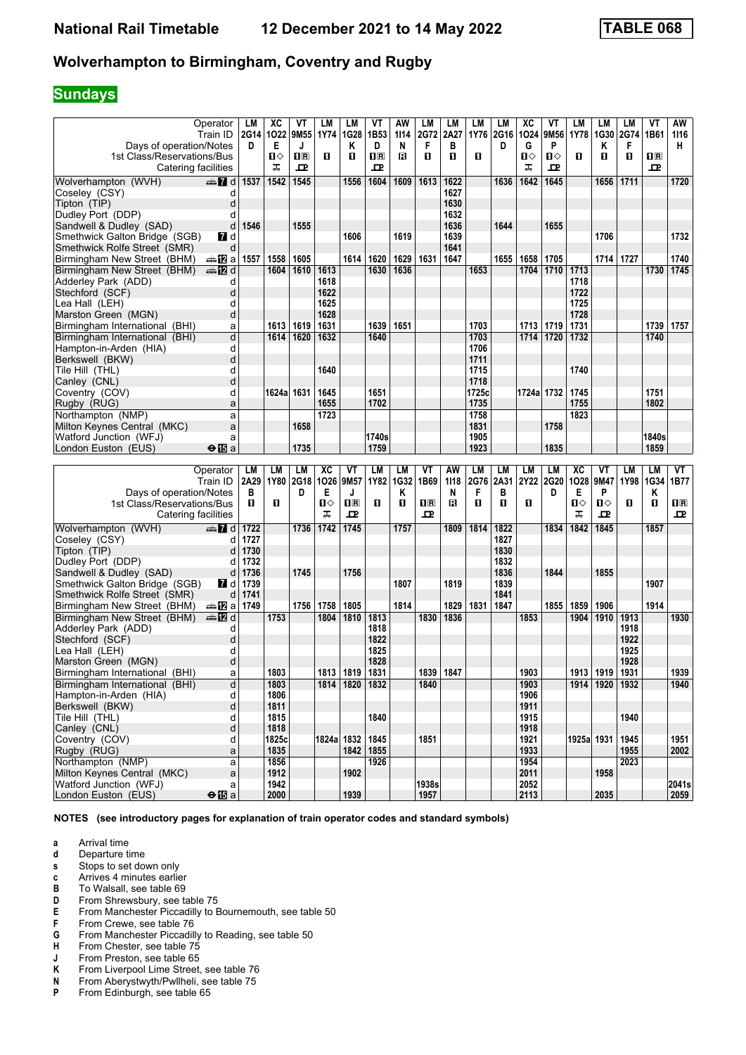# National Rail Timetable — 12 December 2021 to 14 May 2022 — TABLE 068

## Wolverhampton to Birmingham, Coventry and Rugby

**Sundays**

| Operator | | LM | XC | VT | LM | LM | VT | AW | LM | LM | LM | LM | XC | VT | LM | LM | LM | VT | AW |
|---|---|---|---|---|---|---|---|---|---|---|---|---|---|---|---|---|---|---|---|
| Train ID | | 2G14 | 1O22 | 9M55 | 1Y74 | 1G28 | 1B53 | 1I14 | 2G72 | 2A27 | 1Y76 | 2G16 | 1O24 | 9M56 | 1Y78 | 1G30 | 2G74 | 1B61 | 1I16 |
| Days of operation/Notes | | D | E | J | | K | D | N | F | B | | D | G | P | | K | F | | H |
| 1st Class/Reservations/Bus | | 1 | 1◇ | 1R | 1 | 1 | 1R | R | 1 | 1 | 1 | | 1◇ | 1◇ | 1 | 1 | 1 | 1R | |
| Catering facilities | | | | | | | | | | | | | | | | | | | |
| Wolverhampton (WVH) | 7 d | 1537 | 1542 | 1545 | | 1556 | 1604 | 1609 | 1613 | 1622 | | 1636 | 1642 | 1645 | | 1656 | 1711 | | 1720 |
| Coseley (CSY) | d | | | | | | | | | 1627 | | | | | | | | | |
| Tipton (TIP) | d | | | | | | | | | 1630 | | | | | | | | | |
| Dudley Port (DDP) | d | | | | | | | | | 1632 | | | | | | | | | |
| Sandwell & Dudley (SAD) | d | 1546 | | 1555 | | | | | | 1636 | | 1644 | | 1655 | | | | | |
| Smethwick Galton Bridge (SGB) | 7 d | | | | | 1606 | | 1619 | | 1639 | | | | | | 1706 | | | 1732 |
| Smethwick Rolfe Street (SMR) | d | | | | | | | | | 1641 | | | | | | | | | |
| Birmingham New Street (BHM) | 12 a | 1557 | 1558 | 1605 | | 1614 | 1620 | 1629 | 1631 | 1647 | | 1655 | 1658 | 1705 | | 1714 | 1727 | | 1740 |
| Birmingham New Street (BHM) | 12 d | | 1604 | 1610 | 1613 | | 1630 | 1636 | | | 1653 | | 1704 | 1710 | 1713 | | | 1730 | 1745 |
| Adderley Park (ADD) | d | | | | 1618 | | | | | | | | | | 1718 | | | | |
| Stechford (SCF) | d | | | | 1622 | | | | | | | | | | 1722 | | | | |
| Lea Hall (LEH) | d | | | | 1625 | | | | | | | | | | 1725 | | | | |
| Marston Green (MGN) | d | | | | 1628 | | | | | | | | | | 1728 | | | | |
| Birmingham International (BHI) | a | | 1613 | 1619 | 1631 | | 1639 | 1651 | | | 1703 | | 1713 | 1719 | 1731 | | | 1739 | 1757 |
| Birmingham International (BHI) | d | | 1614 | 1620 | 1632 | | 1640 | | | | 1703 | | 1714 | 1720 | 1732 | | | 1740 | |
| Hampton-in-Arden (HIA) | d | | | | | | | | | | 1706 | | | | | | | | |
| Berkswell (BKW) | d | | | | | | | | | | 1711 | | | | | | | | |
| Tile Hill (THL) | d | | | | 1640 | | | | | | 1715 | | | | 1740 | | | | |
| Canley (CNL) | d | | | | | | | | | | 1718 | | | | | | | | |
| Coventry (COV) | d | | 1624a | 1631 | 1645 | | 1651 | | | | 1725c | | 1724a | 1732 | 1745 | | | 1751 | |
| Rugby (RUG) | a | | | | 1655 | | 1702 | | | | 1735 | | | | 1755 | | | 1802 | |
| Northampton (NMP) | a | | | | 1723 | | | | | | 1758 | | | | 1823 | | | | |
| Milton Keynes Central (MKC) | a | | | 1658 | | | | | | | 1831 | | | 1758 | | | | | |
| Watford Junction (WFJ) | a | | | | | | 1740s | | | | 1905 | | | | | | | 1840s | |
| London Euston (EUS) | 15 a | | | 1735 | | | 1759 | | | | 1923 | | | 1835 | | | | 1859 | |

| Operator | | LM | LM | LM | XC | VT | LM | LM | VT | AW | LM | LM | LM | LM | XC | VT | LM | LM | VT |
|---|---|---|---|---|---|---|---|---|---|---|---|---|---|---|---|---|---|---|---|
| Train ID | | 2A29 | 1Y80 | 2G18 | 1O26 | 9M57 | 1Y82 | 1G32 | 1B69 | 1I18 | 2G76 | 2A31 | 2Y22 | 2G20 | 1O28 | 9M47 | 1Y98 | 1G34 | 1B77 |
| Days of operation/Notes | | B | | D | E | J | | K | | N | F | B | | D | E | P | | K | |
| 1st Class/Reservations/Bus | | 1 | 1 | | 1◇ | 1R | 1 | 1 | 1R | R | 1 | 1 | 1 | | 1◇ | 1◇ | 1 | 1 | 1R |
| Catering facilities | | | | | | | | | | | | | | | | | | | |
| Wolverhampton (WVH) | 7 d | 1722 | | 1736 | 1742 | 1745 | | 1757 | | 1809 | 1814 | 1822 | | 1834 | 1842 | 1845 | | 1857 | |
| Coseley (CSY) | d | 1727 | | | | | | | | | | 1827 | | | | | | | |
| Tipton (TIP) | d | 1730 | | | | | | | | | | 1830 | | | | | | | |
| Dudley Port (DDP) | d | 1732 | | | | | | | | | | 1832 | | | | | | | |
| Sandwell & Dudley (SAD) | d | 1736 | | 1745 | | 1756 | | | | | | 1836 | | 1844 | | 1855 | | | |
| Smethwick Galton Bridge (SGB) | 7 d | 1739 | | | | | | 1807 | | 1819 | | 1839 | | | | | | 1907 | |
| Smethwick Rolfe Street (SMR) | d | 1741 | | | | | | | | | | 1841 | | | | | | | |
| Birmingham New Street (BHM) | 12 a | 1749 | | 1756 | 1758 | 1805 | | 1814 | | 1829 | 1831 | 1847 | | 1855 | 1859 | 1906 | | 1914 | |
| Birmingham New Street (BHM) | 12 d | | 1753 | | 1804 | 1810 | 1813 | | 1830 | 1836 | | | 1853 | | 1904 | 1910 | 1913 | | 1930 |
| Adderley Park (ADD) | d | | | | | | 1818 | | | | | | | | | | 1918 | | |
| Stechford (SCF) | d | | | | | | 1822 | | | | | | | | | | 1922 | | |
| Lea Hall (LEH) | d | | | | | | 1825 | | | | | | | | | | 1925 | | |
| Marston Green (MGN) | d | | | | | | 1828 | | | | | | | | | | 1928 | | |
| Birmingham International (BHI) | a | | 1803 | | 1813 | 1819 | 1831 | | 1839 | 1847 | | | 1903 | | 1913 | 1919 | 1931 | | 1939 |
| Birmingham International (BHI) | d | | 1803 | | 1814 | 1820 | 1832 | | 1840 | | | | 1903 | | 1914 | 1920 | 1932 | | 1940 |
| Hampton-in-Arden (HIA) | d | | 1806 | | | | | | | | | | 1906 | | | | | | |
| Berkswell (BKW) | d | | 1811 | | | | | | | | | | 1911 | | | | | | |
| Tile Hill (THL) | d | | 1815 | | | | 1840 | | | | | | 1915 | | | | 1940 | | |
| Canley (CNL) | d | | 1818 | | | | | | | | | | 1918 | | | | | | |
| Coventry (COV) | d | | 1825c | | 1824a | 1832 | 1845 | | 1851 | | | | 1921 | | 1925a | 1931 | 1945 | | 1951 |
| Rugby (RUG) | a | | 1835 | | | 1842 | 1855 | | | | | | 1933 | | | | 1955 | | 2002 |
| Northampton (NMP) | a | | 1856 | | | | 1926 | | | | | | 1954 | | | | 2023 | | |
| Milton Keynes Central (MKC) | a | | 1912 | | | 1902 | | | | | | | 2011 | | | 1958 | | | |
| Watford Junction (WFJ) | a | | 1942 | | | | | | 1938s | | | | 2052 | | | | | | 2041s |
| London Euston (EUS) | 15 a | | 2000 | | | 1939 | | | 1957 | | | | 2113 | | | 2035 | | | 2059 |

**NOTES (see introductory pages for explanation of train operator codes and standard symbols)**

- **a** Arrival time
- **d** Departure time
- **s** Stops to set down only
- **c** Arrives 4 minutes earlier
- **B** To Walsall, see table 69
- **D** From Shrewsbury, see table 75
- **E** From Manchester Piccadilly to Bournemouth, see table 50
- **F** From Crewe, see table 76
- **G** From Manchester Piccadilly to Reading, see table 50
- **H** From Chester, see table 75
- **J** From Preston, see table 65
- **K** From Liverpool Lime Street, see table 76
- **N** From Aberystwyth/Pwllheli, see table 75
- **P** From Edinburgh, see table 65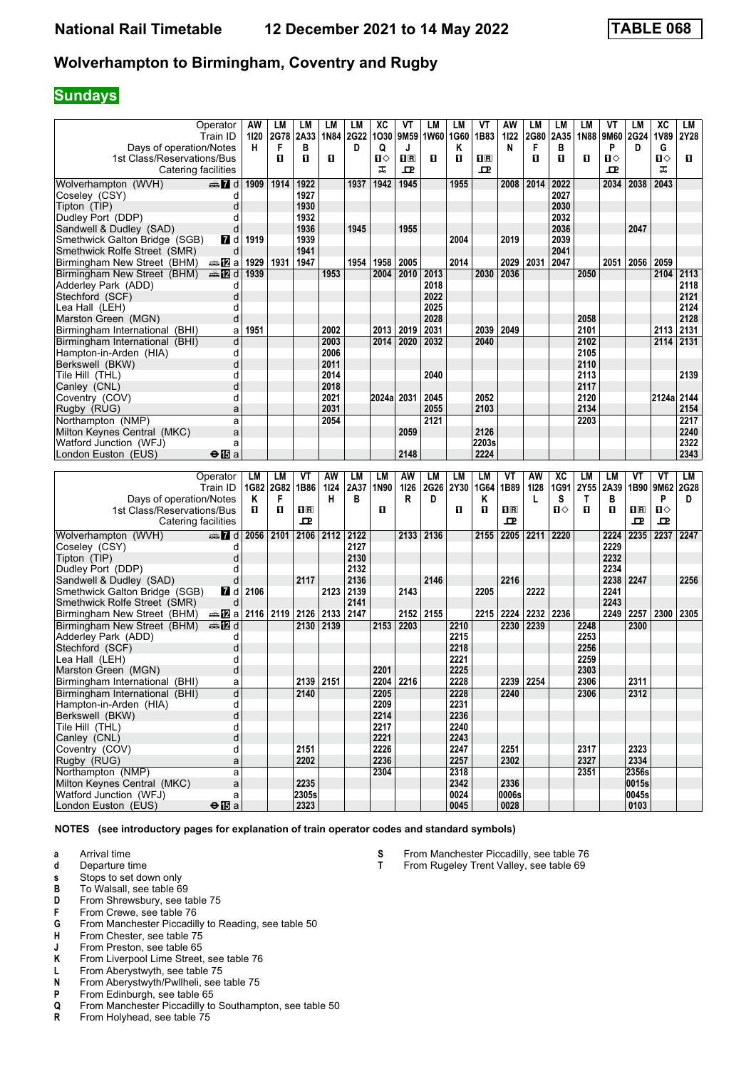**National Rail Timetable    12 December 2021 to 14 May 2022    TABLE 068**

## Wolverhampton to Birmingham, Coventry and Rugby

### Sundays

| Operator | | AW | LM | LM | LM | LM | XC | VT | LM | LM | VT | AW | LM | LM | LM | VT | LM | XC | LM |
|---|---|---|---|---|---|---|---|---|---|---|---|---|---|---|---|---|---|---|---|
| Train ID | | 1I20 | 2G78 | 2A33 | 1N84 | 2G22 | 1O30 | 9M59 | 1W60 | 1G60 | 1B83 | 1I22 | 2G80 | 2A35 | 1N88 | 9M60 | 2G24 | 1V89 | 2Y28 |
| Days of operation/Notes | | H | F | B | | D | Q | J | | K | | N | F | B | | P | D | G | |
| 1st Class/Reservations/Bus | | | 1 | 1 | 1 | | 1◇ | 1R | 1 | 1 | 1R | | 1 | 1 | 1 | 1◇ | | 1◇ | 1 |
| Catering facilities | | | | | | | | | | | | | | | | | | | |
| Wolverhampton (WVH) | d | 1909 | 1914 | 1922 | | 1937 | 1942 | 1945 | | 1955 | | 2008 | 2014 | 2022 | | 2034 | 2038 | 2043 | |
| Coseley (CSY) | d | | | 1927 | | | | | | | | | | 2027 | | | | | |
| Tipton (TIP) | d | | | 1930 | | | | | | | | | | 2030 | | | | | |
| Dudley Port (DDP) | d | | | 1932 | | | | | | | | | | 2032 | | | | | |
| Sandwell & Dudley (SAD) | d | | | 1936 | | 1945 | | 1955 | | | | | | 2036 | | | 2047 | | |
| Smethwick Galton Bridge (SGB) | d | 1919 | | 1939 | | | | | | 2004 | | 2019 | | 2039 | | | | | |
| Smethwick Rolfe Street (SMR) | d | | | 1941 | | | | | | | | | | 2041 | | | | | |
| Birmingham New Street (BHM) | a | 1929 | 1931 | 1947 | | 1954 | 1958 | 2005 | | 2014 | | 2029 | 2031 | 2047 | | 2051 | 2056 | 2059 | |
| Birmingham New Street (BHM) | d | 1939 | | | 1953 | | 2004 | 2010 | 2013 | | 2030 | 2036 | | | 2050 | | | 2104 | 2113 |
| Adderley Park (ADD) | d | | | | | | | | 2018 | | | | | | | | | | 2118 |
| Stechford (SCF) | d | | | | | | | | 2022 | | | | | | | | | | 2121 |
| Lea Hall (LEH) | d | | | | | | | | 2025 | | | | | | | | | | 2124 |
| Marston Green (MGN) | d | | | | | | | | 2028 | | | | | | 2058 | | | | 2128 |
| Birmingham International (BHI) | a | 1951 | | | 2002 | | 2013 | 2019 | 2031 | | 2039 | 2049 | | | 2101 | | | 2113 | 2131 |
| Birmingham International (BHI) | d | | | | 2003 | | 2014 | 2020 | 2032 | | 2040 | | | | 2102 | | | 2114 | 2131 |
| Hampton-in-Arden (HIA) | d | | | | 2006 | | | | | | | | | | 2105 | | | | |
| Berkswell (BKW) | d | | | | 2011 | | | | | | | | | | 2110 | | | | |
| Tile Hill (THL) | d | | | | 2014 | | | | 2040 | | | | | | 2113 | | | | 2139 |
| Canley (CNL) | d | | | | 2018 | | | | | | | | | | 2117 | | | | |
| Coventry (COV) | d | | | | 2021 | | 2024a | 2031 | 2045 | | 2052 | | | | 2120 | | | 2124a | 2144 |
| Rugby (RUG) | a | | | | 2031 | | | | 2055 | | 2103 | | | | 2134 | | | | 2154 |
| Northampton (NMP) | a | | | | 2054 | | | | 2121 | | | | | | 2203 | | | | 2217 |
| Milton Keynes Central (MKC) | a | | | | | | | 2059 | | | 2126 | | | | | | | | 2240 |
| Watford Junction (WFJ) | a | | | | | | | | | | 2203s | | | | | | | | 2322 |
| London Euston (EUS) | a | | | | | | | 2148 | | | 2224 | | | | | | | | 2343 |

| Operator | | LM | LM | VT | AW | LM | LM | AW | LM | LM | LM | VT | AW | XC | LM | LM | VT | VT | LM |
|---|---|---|---|---|---|---|---|---|---|---|---|---|---|---|---|---|---|---|---|
| Train ID | | 1G82 | 2G82 | 1B86 | 1I24 | 2A37 | 1N90 | 1I26 | 2G26 | 2Y30 | 1G64 | 1B89 | 1I28 | 1G91 | 2Y55 | 2A39 | 1B90 | 9M62 | 2G28 |
| Days of operation/Notes | | K | F | | H | B | | R | D | | K | | L | S | T | B | | P | D |
| 1st Class/Reservations/Bus | | 1 | 1 | 1R | | | 1 | | | 1 | 1 | 1R | | 1◇ | 1 | 1 | 1R | 1◇ | |
| Catering facilities | | | | | | | | | | | | | | | | | | | |
| Wolverhampton (WVH) | d | 2056 | 2101 | 2106 | 2112 | 2122 | | 2133 | 2136 | | 2155 | 2205 | 2211 | 2220 | | 2224 | 2235 | 2237 | 2247 |
| Coseley (CSY) | d | | | | | 2127 | | | | | | | | | | 2229 | | | |
| Tipton (TIP) | d | | | | | 2130 | | | | | | | | | | 2232 | | | |
| Dudley Port (DDP) | d | | | | | 2132 | | | | | | | | | | 2234 | | | |
| Sandwell & Dudley (SAD) | d | | | 2117 | | 2136 | | | 2146 | | | 2216 | | | | 2238 | 2247 | | 2256 |
| Smethwick Galton Bridge (SGB) | d | 2106 | | | 2123 | 2139 | | 2143 | | | 2205 | | 2222 | | | 2241 | | | |
| Smethwick Rolfe Street (SMR) | d | | | | | 2141 | | | | | | | | | | 2243 | | | |
| Birmingham New Street (BHM) | a | 2116 | 2119 | 2126 | 2133 | 2147 | | 2152 | 2155 | | 2215 | 2224 | 2232 | 2236 | | 2249 | 2257 | 2300 | 2305 |
| Birmingham New Street (BHM) | d | | | 2130 | 2139 | | 2153 | 2203 | | 2210 | | 2230 | 2239 | | 2248 | | 2300 | | |
| Adderley Park (ADD) | d | | | | | | | | | 2215 | | | | | 2253 | | | | |
| Stechford (SCF) | d | | | | | | | | | 2218 | | | | | 2256 | | | | |
| Lea Hall (LEH) | d | | | | | | | | | 2221 | | | | | 2259 | | | | |
| Marston Green (MGN) | d | | | | | | 2201 | | | 2225 | | | | | 2303 | | | | |
| Birmingham International (BHI) | a | | | 2139 | 2151 | | 2204 | 2216 | | 2228 | | 2239 | 2254 | | 2306 | | 2311 | | |
| Birmingham International (BHI) | d | | | 2140 | | | 2205 | | | 2228 | | 2240 | | | 2306 | | 2312 | | |
| Hampton-in-Arden (HIA) | d | | | | | | 2209 | | | 2231 | | | | | | | | | |
| Berkswell (BKW) | d | | | | | | 2214 | | | 2236 | | | | | | | | | |
| Tile Hill (THL) | d | | | | | | 2217 | | | 2240 | | | | | | | | | |
| Canley (CNL) | d | | | | | | 2221 | | | 2243 | | | | | | | | | |
| Coventry (COV) | d | | | 2151 | | | 2226 | | | 2247 | | 2251 | | | 2317 | | 2323 | | |
| Rugby (RUG) | a | | | 2202 | | | 2236 | | | 2257 | | 2302 | | | 2327 | | 2334 | | |
| Northampton (NMP) | a | | | | | | 2304 | | | 2318 | | | | | 2351 | | 2356s | | |
| Milton Keynes Central (MKC) | a | | | 2235 | | | | | | 2342 | | 2336 | | | | | 0015s | | |
| Watford Junction (WFJ) | a | | | 2305s | | | | | | 0024 | | 0006s | | | | | 0045s | | |
| London Euston (EUS) | a | | | 2323 | | | | | | 0045 | | 0028 | | | | | 0103 | | |

**NOTES (see introductory pages for explanation of train operator codes and standard symbols)**

- **a** Arrival time
- **d** Departure time
- **s** Stops to set down only
- **B** To Walsall, see table 69
- **D** From Shrewsbury, see table 75
- **F** From Crewe, see table 76
- **G** From Manchester Piccadilly to Reading, see table 50
- **H** From Chester, see table 75
- **J** From Preston, see table 65
- **K** From Liverpool Lime Street, see table 76
- **L** From Aberystwyth, see table 75
- **N** From Aberystwyth/Pwllheli, see table 75
- **P** From Edinburgh, see table 65
- **Q** From Manchester Piccadilly to Southampton, see table 50
- **R** From Holyhead, see table 75
- **S** From Manchester Piccadilly, see table 76
- **T** From Rugeley Trent Valley, see table 69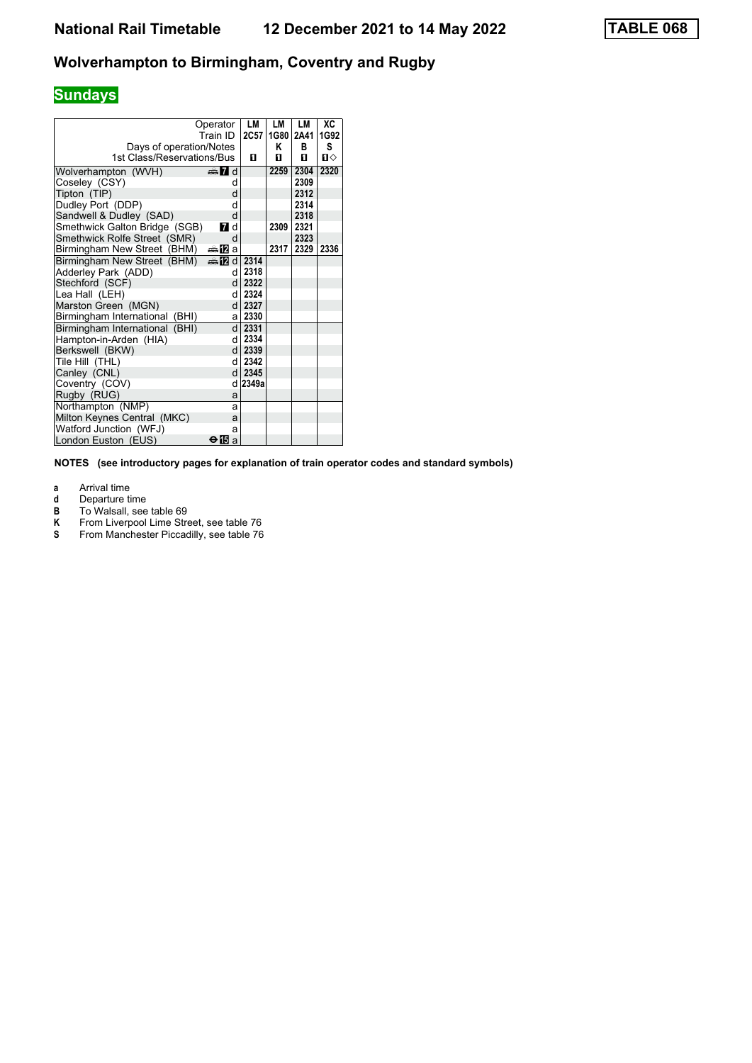# National Rail Timetable 12 December 2021 to 14 May 2022 TABLE 068

## Wolverhampton to Birmingham, Coventry and Rugby

### Sundays

| Operator | | LM | LM | LM | XC |
|---|---|---|---|---|---|
| Train ID | | 2C57 | 1G80 | 2A41 | 1G92 |
| Days of operation/Notes | | | K | B | S |
| 1st Class/Reservations/Bus | | 1 | 1 | 1 | 1◇ |
| Wolverhampton (WVH) | d | | 2259 | 2304 | 2320 |
| Coseley (CSY) | d | | | 2309 | |
| Tipton (TIP) | d | | | 2312 | |
| Dudley Port (DDP) | d | | | 2314 | |
| Sandwell & Dudley (SAD) | d | | | 2318 | |
| Smethwick Galton Bridge (SGB) | d | | 2309 | 2321 | |
| Smethwick Rolfe Street (SMR) | d | | | 2323 | |
| Birmingham New Street (BHM) | a | | 2317 | 2329 | 2336 |
| Birmingham New Street (BHM) | d | 2314 | | | |
| Adderley Park (ADD) | d | 2318 | | | |
| Stechford (SCF) | d | 2322 | | | |
| Lea Hall (LEH) | d | 2324 | | | |
| Marston Green (MGN) | d | 2327 | | | |
| Birmingham International (BHI) | a | 2330 | | | |
| Birmingham International (BHI) | d | 2331 | | | |
| Hampton-in-Arden (HIA) | d | 2334 | | | |
| Berkswell (BKW) | d | 2339 | | | |
| Tile Hill (THL) | d | 2342 | | | |
| Canley (CNL) | d | 2345 | | | |
| Coventry (COV) | d | 2349a | | | |
| Rugby (RUG) | a | | | | |
| Northampton (NMP) | a | | | | |
| Milton Keynes Central (MKC) | a | | | | |
| Watford Junction (WFJ) | a | | | | |
| London Euston (EUS) | a | | | | |

**NOTES (see introductory pages for explanation of train operator codes and standard symbols)**

- **a** Arrival time
- **d** Departure time
- **B** To Walsall, see table 69
- **K** From Liverpool Lime Street, see table 76
- **S** From Manchester Piccadilly, see table 76